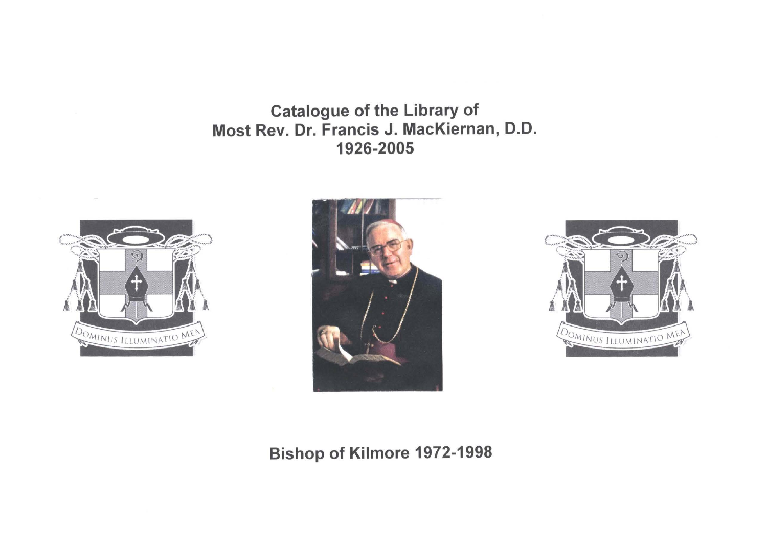# Catalogue of the Library of Most Rev. Dr. Francis J. MacKiernan, D.D. 1926-2005

DOMINUS ILLUMINATIO MEA

DOMINUS ILLUMINATIO MEA

## Bishop of Kilmore 1972-1998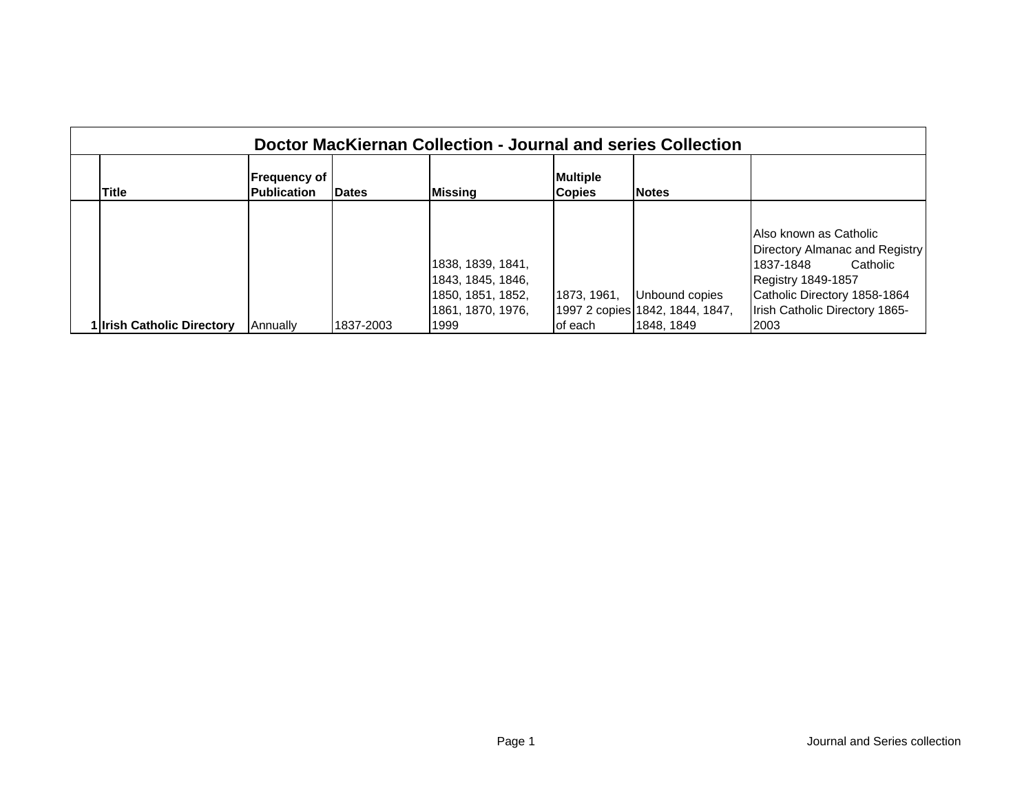| Doctor MacKiernan Collection - Journal and series Collection | | | | | | | |
|---|---|---|---|---|---|---|---|
| | **Title** | **Frequency of Publication** | **Dates** | **Missing** | **Multiple Copies** | **Notes** | |
| **1** | **Irish Catholic Directory** | Annually | 1837-2003 | 1838, 1839, 1841, 1843, 1845, 1846, 1850, 1851, 1852, 1861, 1870, 1976, 1999 | 1873, 1961, 1997 2 copies of each | Unbound copies 1842, 1844, 1847, 1848, 1849 | Also known as Catholic Directory Almanac and Registry 1837-1848 Catholic Registry 1849-1857 Catholic Directory 1858-1864 Irish Catholic Directory 1865-2003 |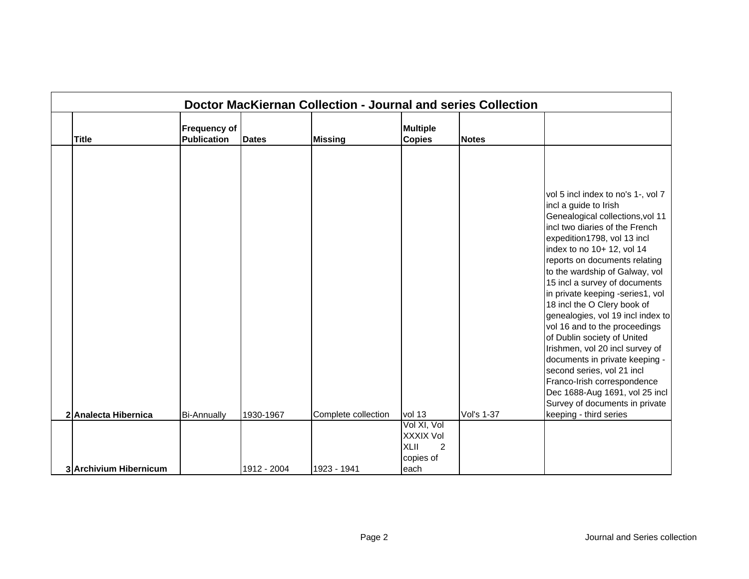| | Doctor MacKiernan Collection - Journal and series Collection | | | | | | |
|---|---|---|---|---|---|---|---|
| | **Title** | **Frequency of Publication** | **Dates** | **Missing** | **Multiple Copies** | **Notes** | |
| **2** | **Analecta Hibernica** | Bi-Annually | 1930-1967 | Complete collection | vol 13 | Vol's 1-37 | vol 5 incl index to no's 1-, vol 7 incl a guide to Irish Genealogical collections,vol 11 incl two diaries of the French expedition1798, vol 13 incl index to no 10+ 12, vol 14 reports on documents relating to the wardship of Galway, vol 15 incl a survey of documents in private keeping -series1, vol 18 incl the O Clery book of genealogies, vol 19 incl index to vol 16 and to the proceedings of Dublin society of United Irishmen, vol 20 incl survey of documents in private keeping - second series, vol 21 incl Franco-Irish correspondence Dec 1688-Aug 1691, vol 25 incl Survey of documents in private keeping - third series |
| **3** | **Archivium Hibernicum** | | 1912 - 2004 | 1923 - 1941 | Vol XI, Vol XXXIX Vol XLII 2 copies of each | | |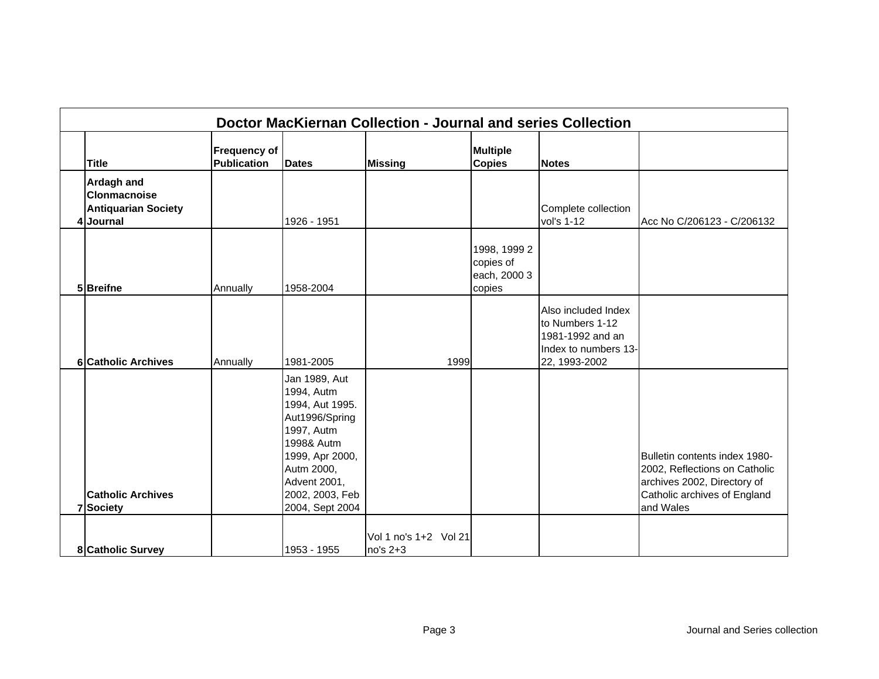| Doctor MacKiernan Collection - Journal and series Collection | | | | | | | |
|---|---|---|---|---|---|---|---|
| | Title | Frequency of Publication | Dates | Missing | Multiple Copies | Notes | |
| 4 | **Ardagh and Clonmacnoise Antiquarian Society Journal** | | 1926 - 1951 | | | Complete collection vol's 1-12 | Acc No C/206123 - C/206132 |
| 5 | **Breifne** | Annually | 1958-2004 | | 1998, 1999 2 copies of each, 2000 3 copies | | |
| 6 | **Catholic Archives** | Annually | 1981-2005 | 1999 | | Also included Index to Numbers 1-12 1981-1992 and an Index to numbers 13-22, 1993-2002 | |
| 7 | **Catholic Archives Society** | | Jan 1989, Aut 1994, Autm 1994, Aut 1995. Aut1996/Spring 1997, Autm 1998& Autm 1999, Apr 2000, Autm 2000, Advent 2001, 2002, 2003, Feb 2004, Sept 2004 | | | | Bulletin contents index 1980-2002, Reflections on Catholic archives 2002, Directory of Catholic archives of England and Wales |
| 8 | **Catholic Survey** | | 1953 - 1955 | Vol 1 no's 1+2 Vol 21 no's 2+3 | | | |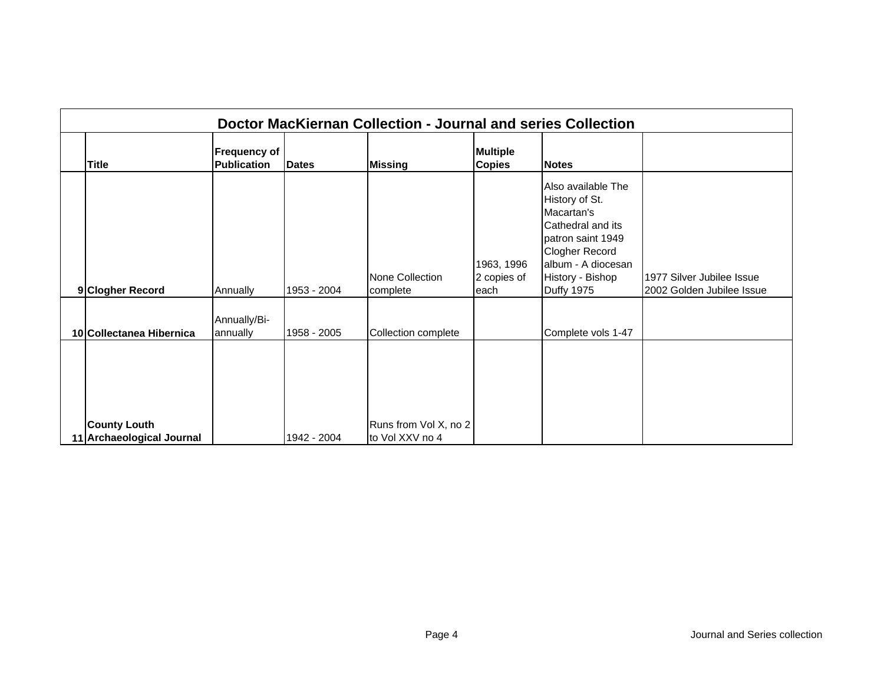| Doctor MacKiernan Collection - Journal and series Collection | | | | | | | |
|---|---|---|---|---|---|---|---|
| | **Title** | **Frequency of Publication** | **Dates** | **Missing** | **Multiple Copies** | **Notes** | |
| **9** | **Clogher Record** | Annually | 1953 - 2004 | None Collection complete | 1963, 1996 2 copies of each | Also available The History of St. Macartan's Cathedral and its patron saint 1949 Clogher Record album - A diocesan History - Bishop Duffy 1975 | 1977 Silver Jubilee Issue 2002 Golden Jubilee Issue |
| **10** | **Collectanea Hibernica** | Annually/Bi-annually | 1958 - 2005 | Collection complete | | Complete vols 1-47 | |
| **11** | **County Louth Archaeological Journal** | | 1942 - 2004 | Runs from Vol X, no 2 to Vol XXV no 4 | | | |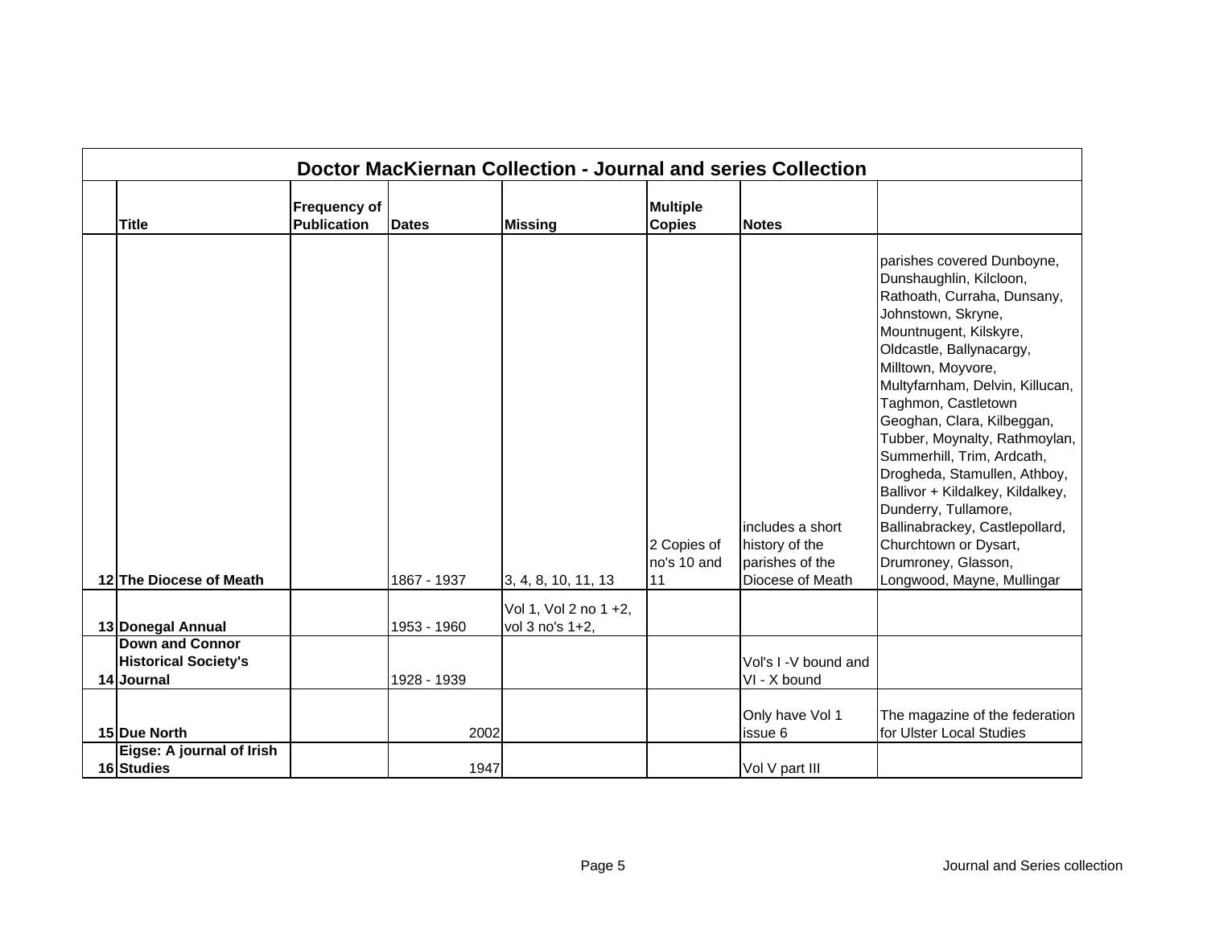## Doctor MacKiernan Collection - Journal and series Collection

| | Title | Frequency of Publication | Dates | Missing | Multiple Copies | Notes | |
|---|---|---|---|---|---|---|---|
| 12 | **The Diocese of Meath** | | 1867 - 1937 | 3, 4, 8, 10, 11, 13 | 2 Copies of no's 10 and 11 | includes a short history of the parishes of the Diocese of Meath | parishes covered Dunboyne, Dunshaughlin, Kilcloon, Rathoath, Curraha, Dunsany, Johnstown, Skryne, Mountnugent, Kilskyre, Oldcastle, Ballynacargy, Milltown, Moyvore, Multyfarnham, Delvin, Killucan, Taghmon, Castletown Geoghan, Clara, Kilbeggan, Tubber, Moynalty, Rathmoylan, Summerhill, Trim, Ardcath, Drogheda, Stamullen, Athboy, Ballivor + Kildalkey, Kildalkey, Dunderry, Tullamore, Ballinabrackey, Castlepollard, Churchtown or Dysart, Drumroney, Glasson, Longwood, Mayne, Mullingar |
| 13 | **Donegal Annual** | | 1953 - 1960 | Vol 1, Vol 2 no 1 +2, vol 3 no's 1+2, | | | |
| 14 | **Down and Connor Historical Society's Journal** | | 1928 - 1939 | | | Vol's I -V bound and VI - X bound | |
| 15 | **Due North** | | 2002 | | | Only have Vol 1 issue 6 | The magazine of the federation for Ulster Local Studies |
| 16 | **Eigse: A journal of Irish Studies** | | 1947 | | | Vol V part III | |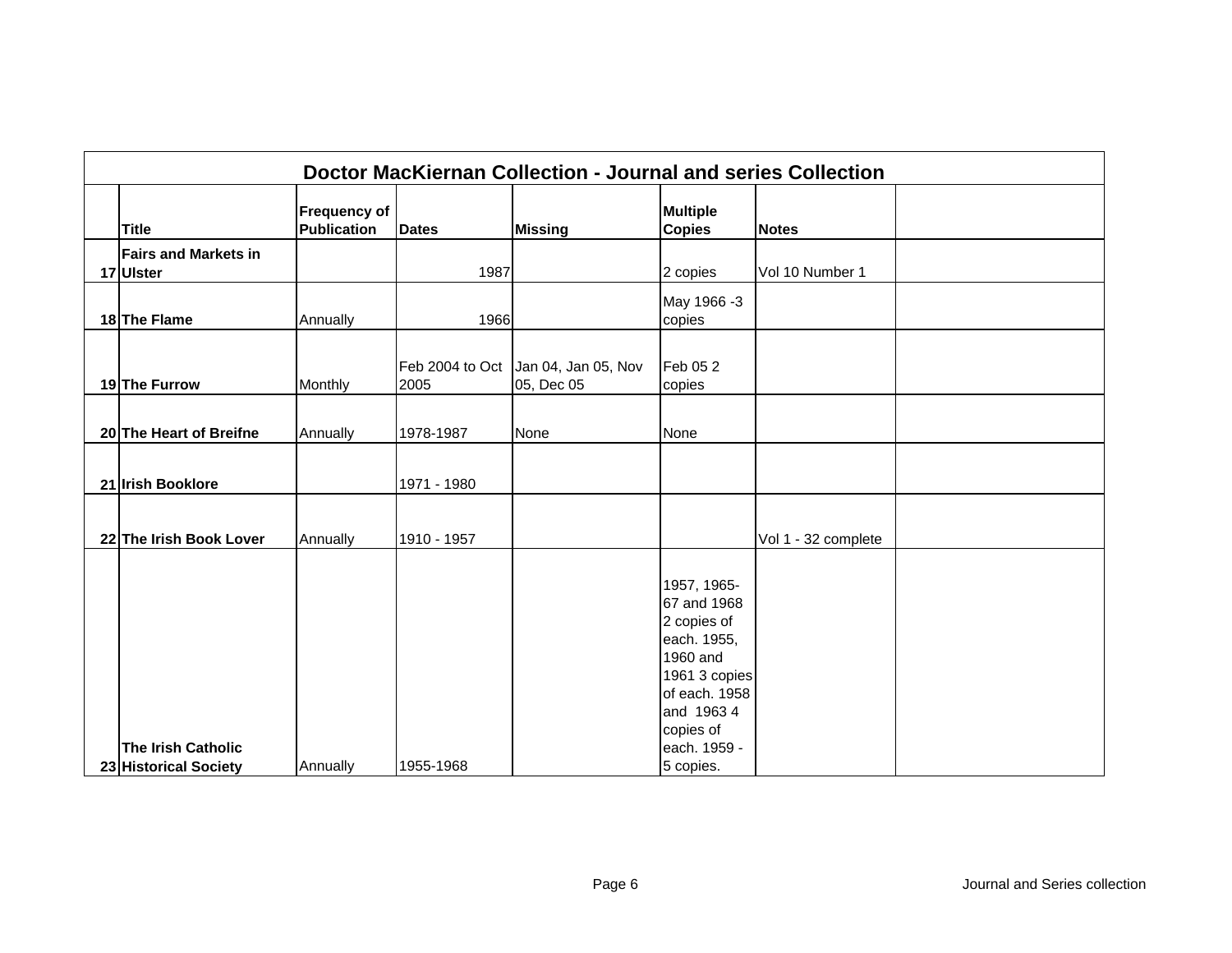| | Doctor MacKiernan Collection - Journal and series Collection | | | | | | |
|---|---|---|---|---|---|---|---|
| | **Title** | **Frequency of Publication** | **Dates** | **Missing** | **Multiple Copies** | **Notes** | |
| 17 | **Fairs and Markets in Ulster** | | 1987 | | 2 copies | Vol 10 Number 1 | |
| 18 | **The Flame** | Annually | 1966 | | May 1966 -3 copies | | |
| 19 | **The Furrow** | Monthly | Feb 2004 to Oct 2005 | Jan 04, Jan 05, Nov 05, Dec 05 | Feb 05 2 copies | | |
| 20 | **The Heart of Breifne** | Annually | 1978-1987 | None | None | | |
| 21 | **Irish Booklore** | | 1971 - 1980 | | | | |
| 22 | **The Irish Book Lover** | Annually | 1910 - 1957 | | | Vol 1 - 32 complete | |
| 23 | **The Irish Catholic Historical Society** | Annually | 1955-1968 | | 1957, 1965-67 and 1968 2 copies of each. 1955, 1960 and 1961 3 copies of each. 1958 and 1963 4 copies of each. 1959 - 5 copies. | | |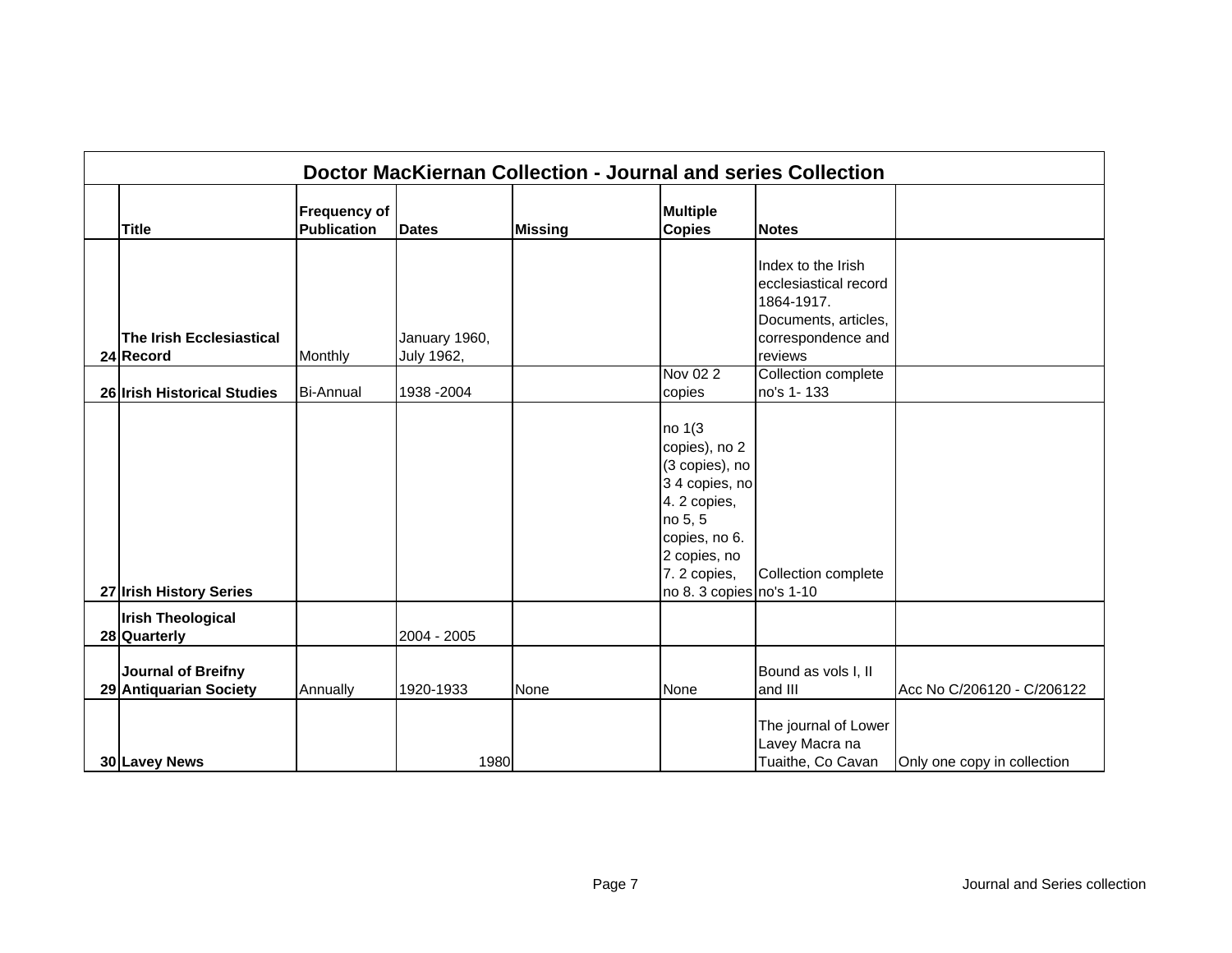| | Doctor MacKiernan Collection - Journal and series Collection | | | | | | |
|---|---|---|---|---|---|---|---|
| | **Title** | **Frequency of Publication** | **Dates** | **Missing** | **Multiple Copies** | **Notes** | |
| **24** | **The Irish Ecclesiastical Record** | Monthly | January 1960, July 1962, | | | Index to the Irish ecclesiastical record 1864-1917. Documents, articles, correspondence and reviews | |
| **26** | **Irish Historical Studies** | Bi-Annual | 1938 -2004 | | Nov 02 2 copies | Collection complete no's 1- 133 | |
| **27** | **Irish History Series** | | | | no 1(3 copies), no 2 (3 copies), no 3 4 copies, no 4. 2 copies, no 5, 5 copies, no 6. 2 copies, no 7. 2 copies, no 8. 3 copies | Collection complete no's 1-10 | |
| **28** | **Irish Theological Quarterly** | | 2004 - 2005 | | | | |
| **29** | **Journal of Breifny Antiquarian Society** | Annually | 1920-1933 | None | None | Bound as vols I, II and III | Acc No C/206120 - C/206122 |
| **30** | **Lavey News** | | 1980 | | | The journal of Lower Lavey Macra na Tuaithe, Co Cavan | Only one copy in collection |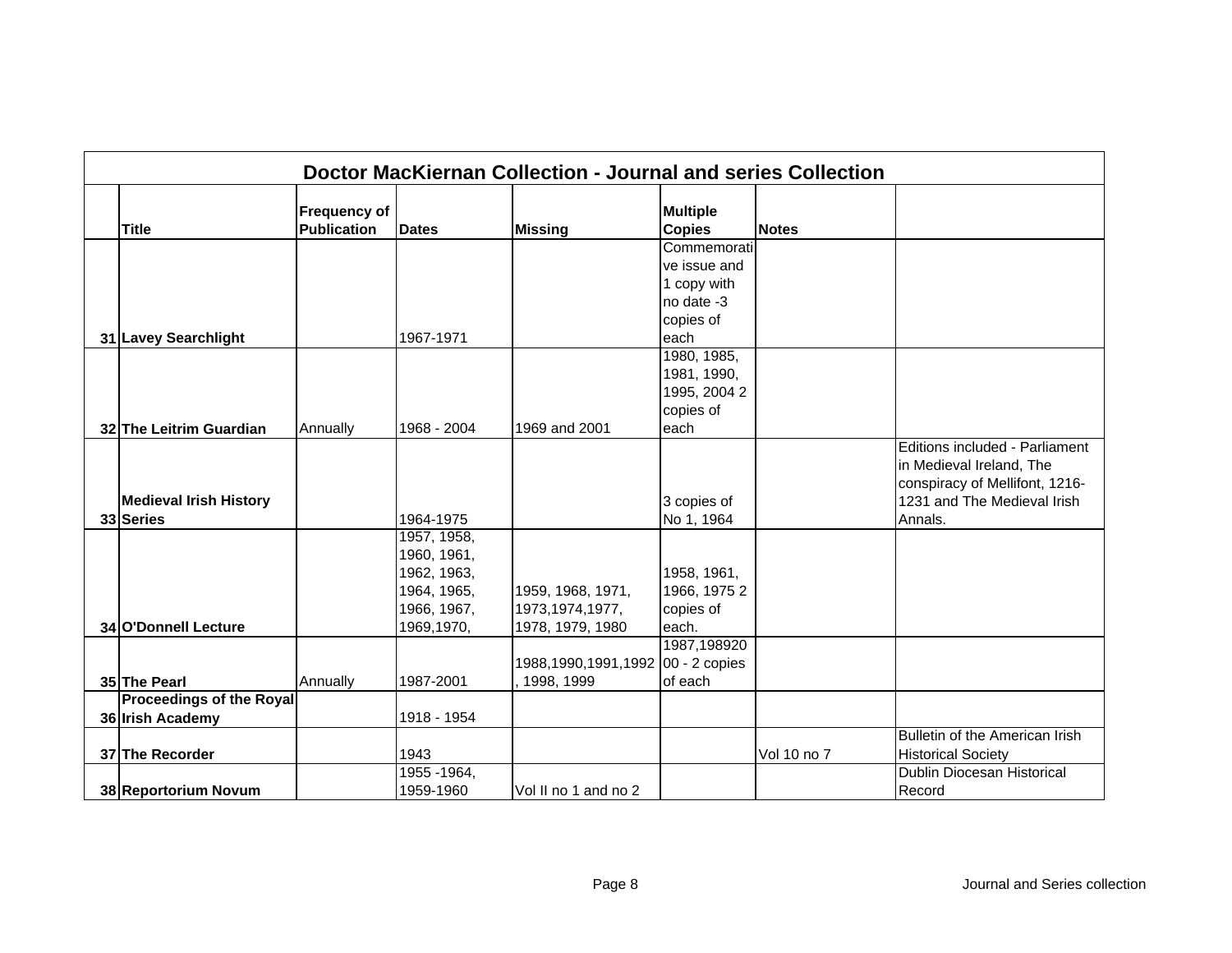| | Doctor MacKiernan Collection - Journal and series Collection | | | | | | |
|---|---|---|---|---|---|---|---|
| | **Title** | **Frequency of Publication** | **Dates** | **Missing** | **Multiple Copies** | **Notes** | |
| **31** | **Lavey Searchlight** | | 1967-1971 | | Commemorative issue and 1 copy with no date -3 copies of each | | |
| **32** | **The Leitrim Guardian** | Annually | 1968 - 2004 | 1969 and 2001 | 1980, 1985, 1981, 1990, 1995, 2004 2 copies of each | | |
| **33** | **Medieval Irish History Series** | | 1964-1975 | | 3 copies of No 1, 1964 | | Editions included - Parliament in Medieval Ireland, The conspiracy of Mellifont, 1216-1231 and The Medieval Irish Annals. |
| **34** | **O'Donnell Lecture** | | 1957, 1958, 1960, 1961, 1962, 1963, 1964, 1965, 1966, 1967, 1969,1970, | 1959, 1968, 1971, 1973,1974,1977, 1978, 1979, 1980 | 1958, 1961, 1966, 1975 2 copies of each. | | |
| **35** | **The Pearl** | Annually | 1987-2001 | 1988,1990,1991,1992, 1998, 1999 | 1987,19892000 - 2 copies of each | | |
| **36** | **Proceedings of the Royal Irish Academy** | | 1918 - 1954 | | | | |
| **37** | **The Recorder** | | 1943 | | | Vol 10 no 7 | Bulletin of the American Irish Historical Society |
| **38** | **Reportorium Novum** | | 1955 -1964, 1959-1960 | Vol II no 1 and no 2 | | | Dublin Diocesan Historical Record |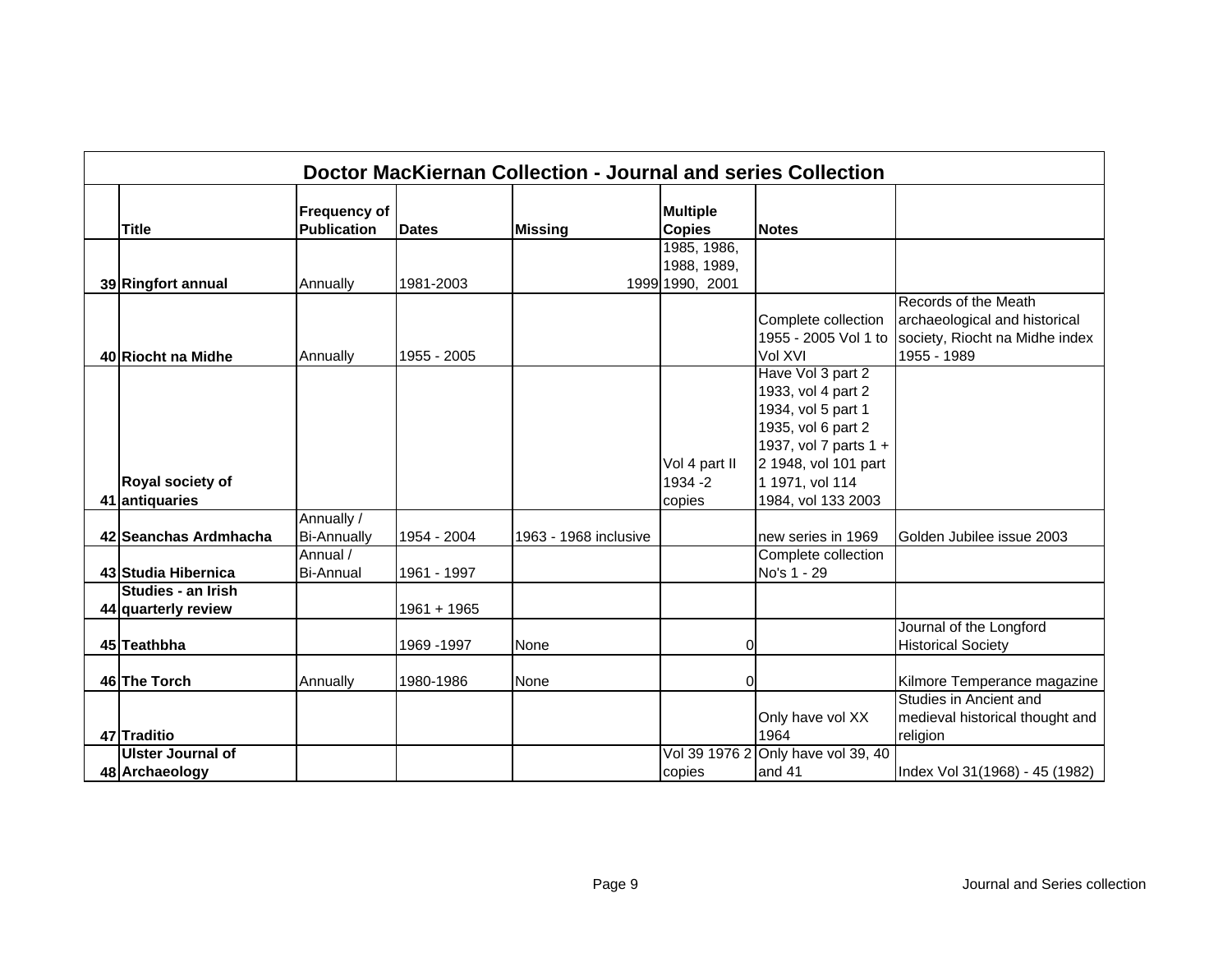| | Doctor MacKiernan Collection - Journal and series Collection | | | | | | |
|---|---|---|---|---|---|---|---|
| | **Title** | **Frequency of Publication** | **Dates** | **Missing** | **Multiple Copies** | **Notes** | |
| 39 | **Ringfort annual** | Annually | 1981-2003 | 1999 | 1985, 1986, 1988, 1989, 1990, 2001 | | |
| 40 | **Riocht na Midhe** | Annually | 1955 - 2005 | | | Complete collection 1955 - 2005 Vol 1 to Vol XVI | Records of the Meath archaeological and historical society, Riocht na Midhe index 1955 - 1989 |
| 41 | **Royal society of antiquaries** | | | | Vol 4 part II 1934 -2 copies | Have Vol 3 part 2 1933, vol 4 part 2 1934, vol 5 part 1 1935, vol 6 part 2 1937, vol 7 parts 1 + 2 1948, vol 101 part 1 1971, vol 114 1984, vol 133 2003 | |
| 42 | **Seanchas Ardmhacha** | Annually / Bi-Annually | 1954 - 2004 | 1963 - 1968 inclusive | | new series in 1969 | Golden Jubilee issue 2003 |
| 43 | **Studia Hibernica** | Annual / Bi-Annual | 1961 - 1997 | | | Complete collection No's 1 - 29 | |
| 44 | **Studies - an Irish quarterly review** | | 1961 + 1965 | | | | |
| 45 | **Teathbha** | | 1969 -1997 | None | 0 | | Journal of the Longford Historical Society |
| 46 | **The Torch** | Annually | 1980-1986 | None | 0 | | Kilmore Temperance magazine |
| 47 | **Traditio** | | | | | Only have vol XX 1964 | Studies in Ancient and medieval historical thought and religion |
| 48 | **Ulster Journal of Archaeology** | | | | Vol 39 1976 2 copies | Only have vol 39, 40 and 41 | Index Vol 31(1968) - 45 (1982) |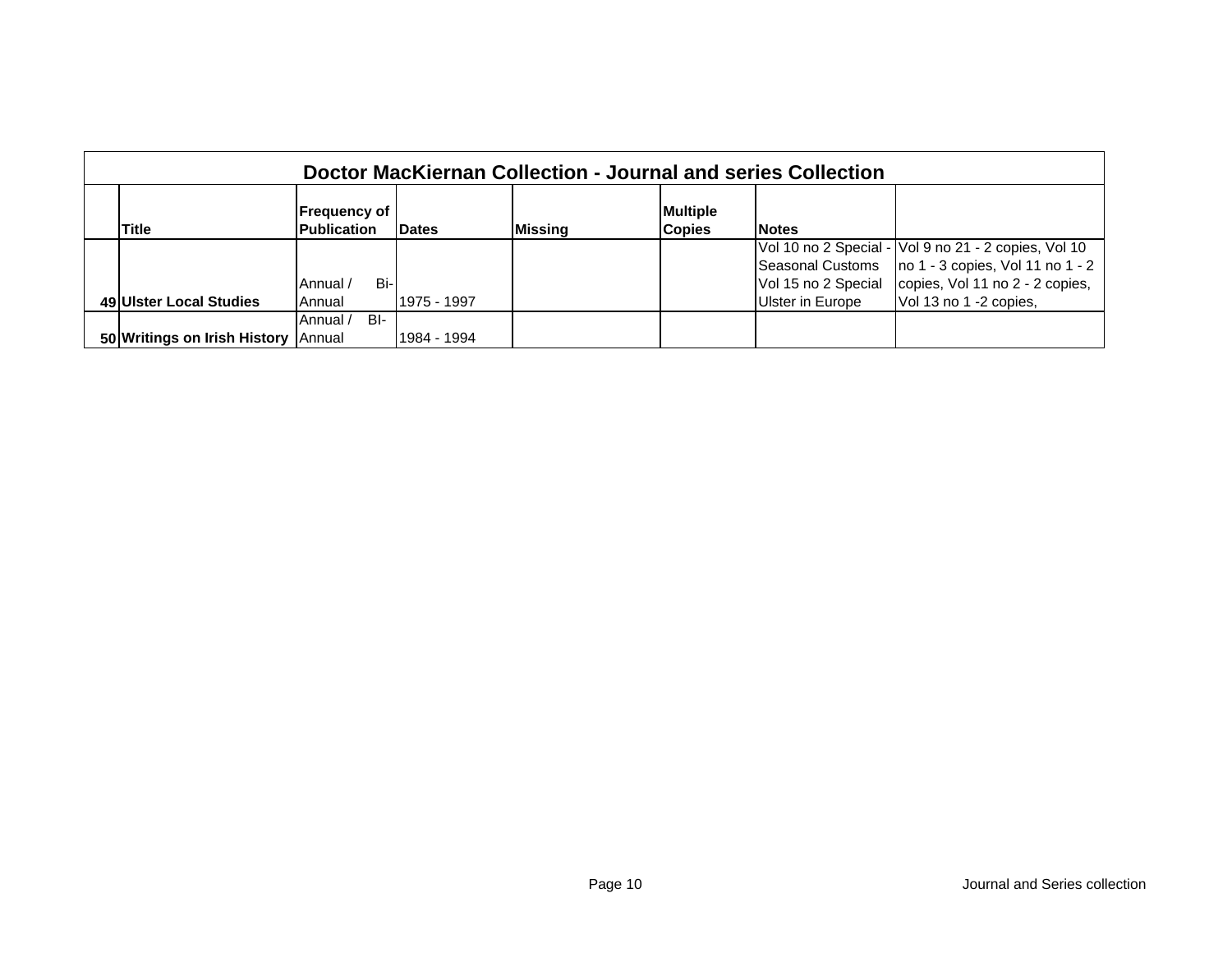| Doctor MacKiernan Collection - Journal and series Collection | | | | | | | |
|---|---|---|---|---|---|---|---|
| | **Title** | **Frequency of Publication** | **Dates** | **Missing** | **Multiple Copies** | **Notes** | |
| **49** | **Ulster Local Studies** | Annual / Bi-Annual | 1975 - 1997 | | | Vol 10 no 2 Special - Seasonal Customs Vol 15 no 2 Special Ulster in Europe | Vol 9 no 21 - 2 copies, Vol 10 no 1 - 3 copies, Vol 11 no 1 - 2 copies, Vol 11 no 2 - 2 copies, Vol 13 no 1 -2 copies, |
| **50** | **Writings on Irish History** | Annual / BI-Annual | 1984 - 1994 | | | | |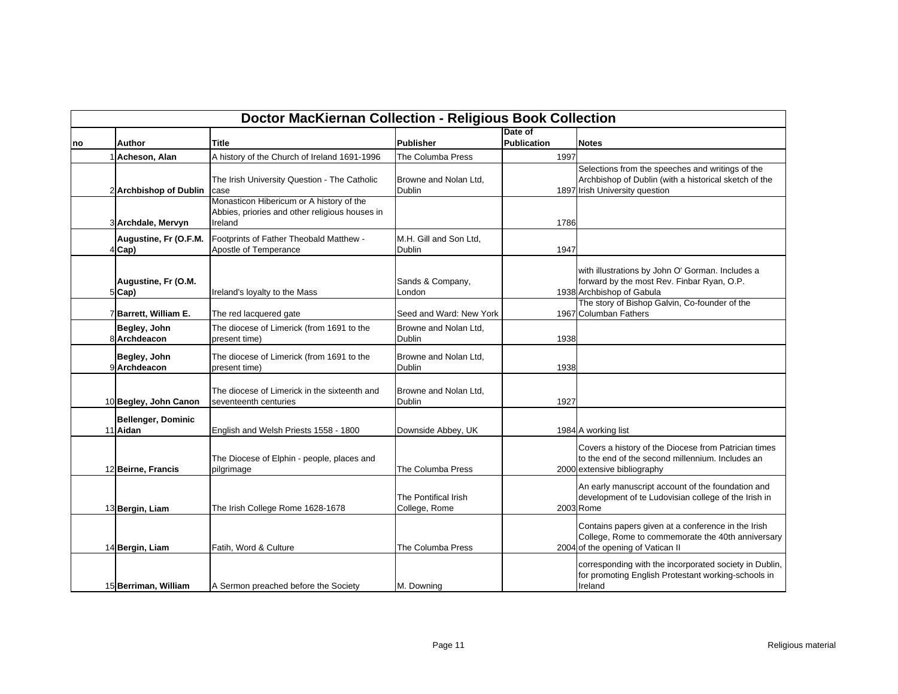| Doctor MacKiernan Collection - Religious Book Collection | | | | | |
|---|---|---|---|---|---|
| no | Author | Title | Publisher | Date of Publication | Notes |
| 1 | **Acheson, Alan** | A history of the Church of Ireland 1691-1996 | The Columba Press | 1997 | |
| 2 | **Archbishop of Dublin** | The Irish University Question - The Catholic case | Browne and Nolan Ltd, Dublin | 1897 | Selections from the speeches and writings of the Archbishop of Dublin (with a historical sketch of the Irish University question |
| 3 | **Archdale, Mervyn** | Monasticon Hibericum or A history of the Abbies, priories and other religious houses in Ireland | | 1786 | |
| 4 | **Augustine, Fr (O.F.M. Cap)** | Footprints of Father Theobald Matthew - Apostle of Temperance | M.H. Gill and Son Ltd, Dublin | 1947 | |
| 5 | **Augustine, Fr (O.M. Cap)** | Ireland's loyalty to the Mass | Sands & Company, London | 1938 | with illustrations by John O' Gorman. Includes a forward by the most Rev. Finbar Ryan, O.P. Archbishop of Gabula |
| 7 | **Barrett, William E.** | The red lacquered gate | Seed and Ward: New York | 1967 | The story of Bishop Galvin, Co-founder of the Columban Fathers |
| 8 | **Begley, John Archdeacon** | The diocese of Limerick (from 1691 to the present time) | Browne and Nolan Ltd, Dublin | 1938 | |
| 9 | **Begley, John Archdeacon** | The diocese of Limerick (from 1691 to the present time) | Browne and Nolan Ltd, Dublin | 1938 | |
| 10 | **Begley, John Canon** | The diocese of Limerick in the sixteenth and seventeenth centuries | Browne and Nolan Ltd, Dublin | 1927 | |
| 11 | **Bellenger, Dominic Aidan** | English and Welsh Priests 1558 - 1800 | Downside Abbey, UK | 1984 | A working list |
| 12 | **Beirne, Francis** | The Diocese of Elphin - people, places and pilgrimage | The Columba Press | 2000 | Covers a history of the Diocese from Patrician times to the end of the second millennium. Includes an extensive bibliography |
| 13 | **Bergin, Liam** | The Irish College Rome 1628-1678 | The Pontifical Irish College, Rome | 2003 | An early manuscript account of the foundation and development of te Ludovisian college of the Irish in Rome |
| 14 | **Bergin, Liam** | Fatih, Word & Culture | The Columba Press | 2004 | Contains papers given at a conference in the Irish College, Rome to commemorate the 40th anniversary of the opening of Vatican II |
| 15 | **Berriman, William** | A Sermon preached before the Society | M. Downing | | corresponding with the incorporated society in Dublin, for promoting English Protestant working-schools in Ireland |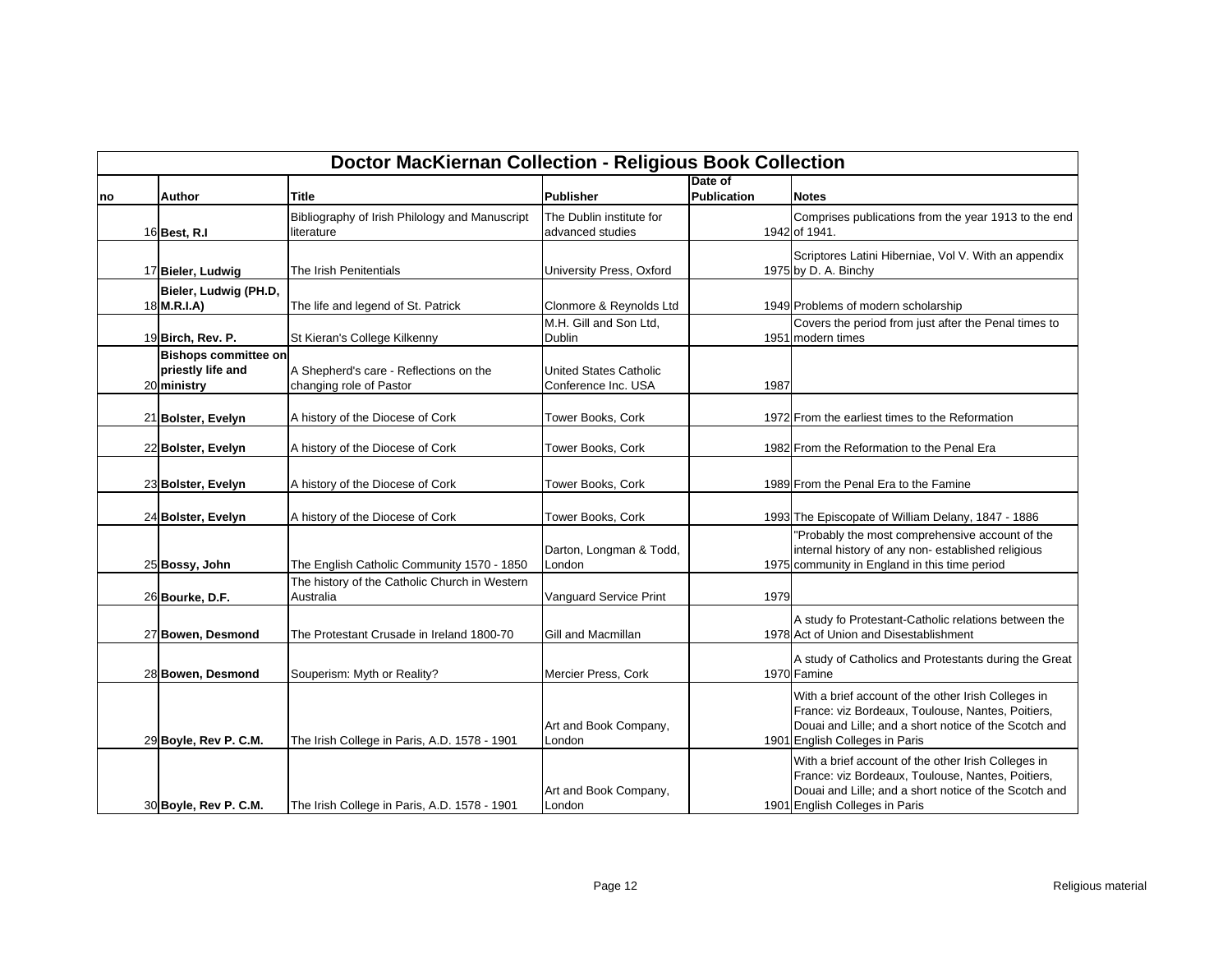# Doctor MacKiernan Collection - Religious Book Collection

| no | Author | Title | Publisher | Date of Publication | Notes |
|---|---|---|---|---|---|
| 16 | **Best, R.I** | Bibliography of Irish Philology and Manuscript literature | The Dublin institute for advanced studies | 1942 | Comprises publications from the year 1913 to the end of 1941. |
| 17 | **Bieler, Ludwig** | The Irish Penitentials | University Press, Oxford | 1975 | Scriptores Latini Hiberniae, Vol V. With an appendix by D. A. Binchy |
| 18 | **Bieler, Ludwig (PH.D, M.R.I.A)** | The life and legend of St. Patrick | Clonmore & Reynolds Ltd | 1949 | Problems of modern scholarship |
| 19 | **Birch, Rev. P.** | St Kieran's College Kilkenny | M.H. Gill and Son Ltd, Dublin | 1951 | Covers the period from just after the Penal times to modern times |
| 20 | **Bishops committee on priestly life and ministry** | A Shepherd's care - Reflections on the changing role of Pastor | United States Catholic Conference Inc. USA | 1987 | |
| 21 | **Bolster, Evelyn** | A history of the Diocese of Cork | Tower Books, Cork | 1972 | From the earliest times to the Reformation |
| 22 | **Bolster, Evelyn** | A history of the Diocese of Cork | Tower Books, Cork | 1982 | From the Reformation to the Penal Era |
| 23 | **Bolster, Evelyn** | A history of the Diocese of Cork | Tower Books, Cork | 1989 | From the Penal Era to the Famine |
| 24 | **Bolster, Evelyn** | A history of the Diocese of Cork | Tower Books, Cork | 1993 | The Episcopate of William Delany, 1847 - 1886 |
| 25 | **Bossy, John** | The English Catholic Community 1570 - 1850 | Darton, Longman & Todd, London | 1975 | "Probably the most comprehensive account of the internal history of any non- established religious community in England in this time period |
| 26 | **Bourke, D.F.** | The history of the Catholic Church in Western Australia | Vanguard Service Print | 1979 | |
| 27 | **Bowen, Desmond** | The Protestant Crusade in Ireland 1800-70 | Gill and Macmillan | 1978 | A study fo Protestant-Catholic relations between the Act of Union and Disestablishment |
| 28 | **Bowen, Desmond** | Souperism: Myth or Reality? | Mercier Press, Cork | 1970 | A study of Catholics and Protestants during the Great Famine |
| 29 | **Boyle, Rev P. C.M.** | The Irish College in Paris, A.D. 1578 - 1901 | Art and Book Company, London | 1901 | With a brief account of the other Irish Colleges in France: viz Bordeaux, Toulouse, Nantes, Poitiers, Douai and Lille; and a short notice of the Scotch and English Colleges in Paris |
| 30 | **Boyle, Rev P. C.M.** | The Irish College in Paris, A.D. 1578 - 1901 | Art and Book Company, London | 1901 | With a brief account of the other Irish Colleges in France: viz Bordeaux, Toulouse, Nantes, Poitiers, Douai and Lille; and a short notice of the Scotch and English Colleges in Paris |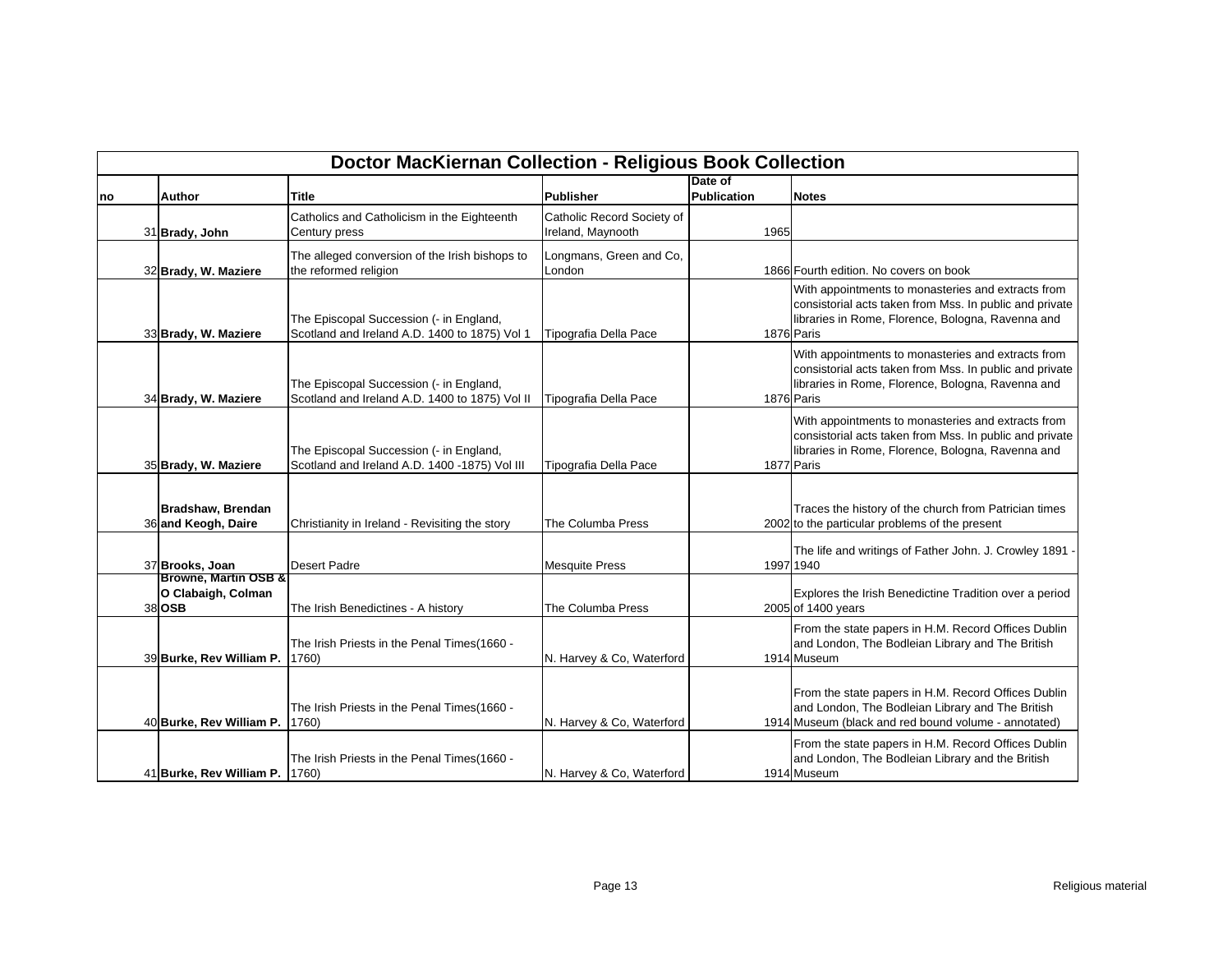| Doctor MacKiernan Collection - Religious Book Collection | | | | | |
|---|---|---|---|---|---|
| **no** | **Author** | **Title** | **Publisher** | **Date of Publication** | **Notes** |
| 31 | **Brady, John** | Catholics and Catholicism in the Eighteenth Century press | Catholic Record Society of Ireland, Maynooth | 1965 | |
| 32 | **Brady, W. Maziere** | The alleged conversion of the Irish bishops to the reformed religion | Longmans, Green and Co, London | 1866 | Fourth edition. No covers on book |
| 33 | **Brady, W. Maziere** | The Episcopal Succession (- in England, Scotland and Ireland A.D. 1400 to 1875) Vol 1 | Tipografia Della Pace | 1876 | With appointments to monasteries and extracts from consistorial acts taken from Mss. In public and private libraries in Rome, Florence, Bologna, Ravenna and Paris |
| 34 | **Brady, W. Maziere** | The Episcopal Succession (- in England, Scotland and Ireland A.D. 1400 to 1875) Vol II | Tipografia Della Pace | 1876 | With appointments to monasteries and extracts from consistorial acts taken from Mss. In public and private libraries in Rome, Florence, Bologna, Ravenna and Paris |
| 35 | **Brady, W. Maziere** | The Episcopal Succession (- in England, Scotland and Ireland A.D. 1400 -1875) Vol III | Tipografia Della Pace | 1877 | With appointments to monasteries and extracts from consistorial acts taken from Mss. In public and private libraries in Rome, Florence, Bologna, Ravenna and Paris |
| 36 | **Bradshaw, Brendan and Keogh, Daire** | Christianity in Ireland - Revisiting the story | The Columba Press | 2002 | Traces the history of the church from Patrician times to the particular problems of the present |
| 37 | **Brooks, Joan** | Desert Padre | Mesquite Press | 1997 | The life and writings of Father John. J. Crowley 1891 - 1940 |
| 38 | **Browne, Martin OSB & O Clabaigh, Colman OSB** | The Irish Benedictines - A history | The Columba Press | 2005 | Explores the Irish Benedictine Tradition over a period of 1400 years |
| 39 | **Burke, Rev William P.** | The Irish Priests in the Penal Times(1660 - 1760) | N. Harvey & Co, Waterford | 1914 | From the state papers in H.M. Record Offices Dublin and London, The Bodleian Library and The British Museum |
| 40 | **Burke, Rev William P.** | The Irish Priests in the Penal Times(1660 - 1760) | N. Harvey & Co, Waterford | 1914 | From the state papers in H.M. Record Offices Dublin and London, The Bodleian Library and The British Museum (black and red bound volume - annotated) |
| 41 | **Burke, Rev William P.** | The Irish Priests in the Penal Times(1660 - 1760) | N. Harvey & Co, Waterford | 1914 | From the state papers in H.M. Record Offices Dublin and London, The Bodleian Library and the British Museum |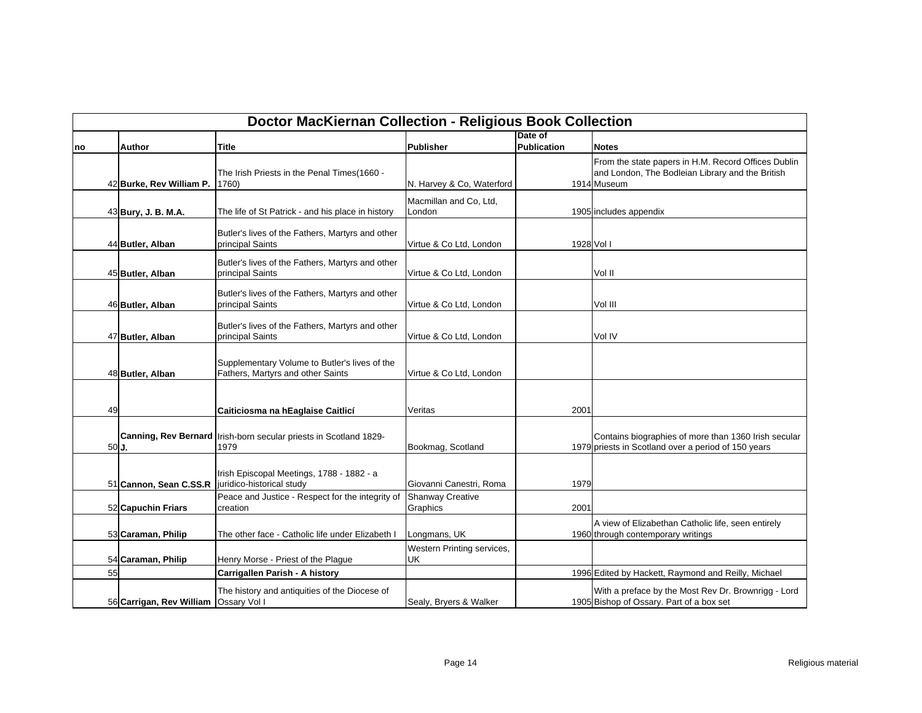| Doctor MacKiernan Collection - Religious Book Collection | | | | | |
|---|---|---|---|---|---|
| no | Author | Title | Publisher | Date of Publication | Notes |
| 42 | **Burke, Rev William P.** | The Irish Priests in the Penal Times(1660 - 1760) | N. Harvey & Co, Waterford | 1914 | From the state papers in H.M. Record Offices Dublin and London, The Bodleian Library and the British Museum |
| 43 | **Bury, J. B. M.A.** | The life of St Patrick - and his place in history | Macmillan and Co, Ltd, London | 1905 | includes appendix |
| 44 | **Butler, Alban** | Butler's lives of the Fathers, Martyrs and other principal Saints | Virtue & Co Ltd, London | 1928 | Vol I |
| 45 | **Butler, Alban** | Butler's lives of the Fathers, Martyrs and other principal Saints | Virtue & Co Ltd, London | | Vol II |
| 46 | **Butler, Alban** | Butler's lives of the Fathers, Martyrs and other principal Saints | Virtue & Co Ltd, London | | Vol III |
| 47 | **Butler, Alban** | Butler's lives of the Fathers, Martyrs and other principal Saints | Virtue & Co Ltd, London | | Vol IV |
| 48 | **Butler, Alban** | Supplementary Volume to Butler's lives of the Fathers, Martyrs and other Saints | Virtue & Co Ltd, London | | |
| 49 | | **Caiticiosma na hEaglaise Caitlicí** | Veritas | 2001 | |
| 50 | **Canning, Rev Bernard J.** | Irish-born secular priests in Scotland 1829-1979 | Bookmag, Scotland | 1979 | Contains biographies of more than 1360 Irish secular priests in Scotland over a period of 150 years |
| 51 | **Cannon, Sean C.SS.R** | Irish Episcopal Meetings, 1788 - 1882 - a juridico-historical study | Giovanni Canestri, Roma | 1979 | |
| 52 | **Capuchin Friars** | Peace and Justice - Respect for the integrity of creation | Shanway Creative Graphics | 2001 | |
| 53 | **Caraman, Philip** | The other face - Catholic life under Elizabeth I | Longmans, UK | 1960 | A view of Elizabethan Catholic life, seen entirely through contemporary writings |
| 54 | **Caraman, Philip** | Henry Morse - Priest of the Plague | Western Printing services, UK | | |
| 55 | | **Carrigallen Parish - A history** | | 1996 | Edited by Hackett, Raymond and Reilly, Michael |
| 56 | **Carrigan, Rev William** | The history and antiquities of the Diocese of Ossary Vol I | Sealy, Bryers & Walker | 1905 | With a preface by the Most Rev Dr. Brownrigg - Lord Bishop of Ossary. Part of a box set |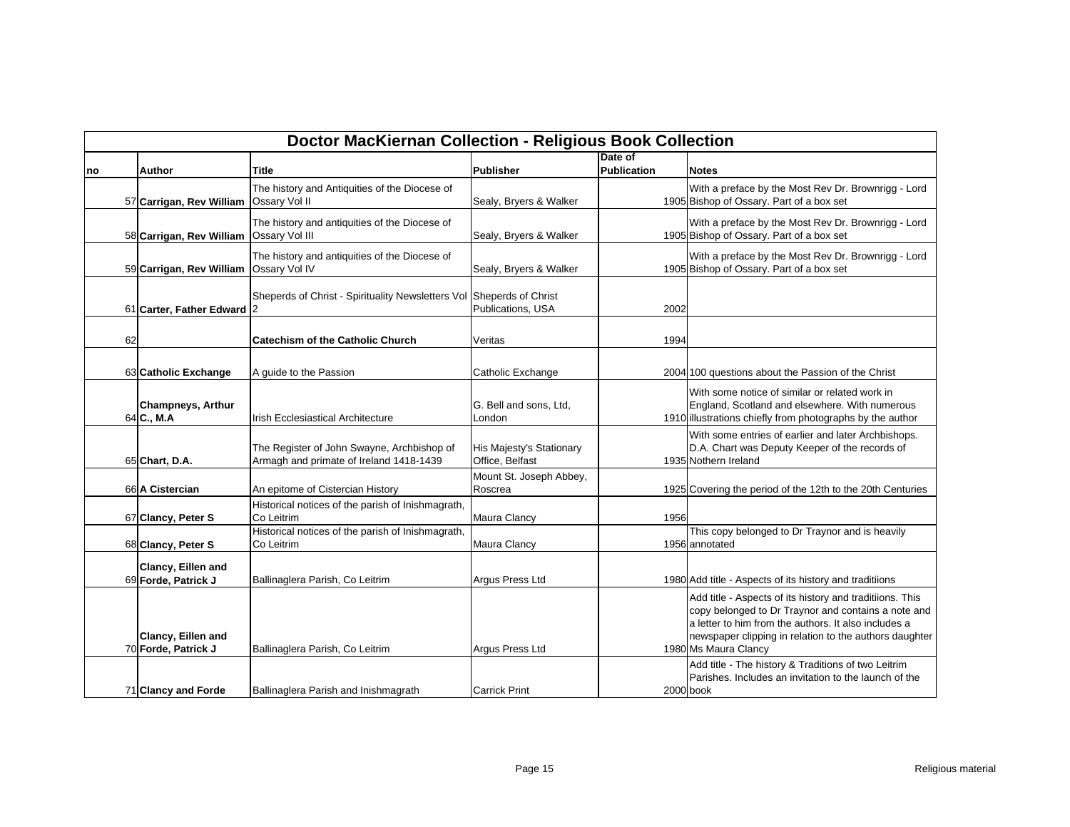| no | Author | Title | Publisher | Date of Publication | Notes |
|---|---|---|---|---|---|
| 57 | **Carrigan, Rev William** | The history and Antiquities of the Diocese of Ossary Vol II | Sealy, Bryers & Walker | 1905 | With a preface by the Most Rev Dr. Brownrigg - Lord Bishop of Ossary. Part of a box set |
| 58 | **Carrigan, Rev William** | The history and antiquities of the Diocese of Ossary Vol III | Sealy, Bryers & Walker | 1905 | With a preface by the Most Rev Dr. Brownrigg - Lord Bishop of Ossary. Part of a box set |
| 59 | **Carrigan, Rev William** | The history and antiquities of the Diocese of Ossary Vol IV | Sealy, Bryers & Walker | 1905 | With a preface by the Most Rev Dr. Brownrigg - Lord Bishop of Ossary. Part of a box set |
| 61 | **Carter, Father Edward** | Sheperds of Christ - Spirituality Newsletters Vol 2 | Sheperds of Christ Publications, USA | 2002 | |
| 62 | | **Catechism of the Catholic Church** | Veritas | 1994 | |
| 63 | **Catholic Exchange** | A guide to the Passion | Catholic Exchange | 2004 | 100 questions about the Passion of the Christ |
| 64 | **Champneys, Arthur C., M.A** | Irish Ecclesiastical Architecture | G. Bell and sons, Ltd, London | 1910 | With some notice of similar or related work in England, Scotland and elsewhere. With numerous illustrations chiefly from photographs by the author |
| 65 | **Chart, D.A.** | The Register of John Swayne, Archbishop of Armagh and primate of Ireland 1418-1439 | His Majesty's Stationary Office, Belfast | 1935 | With some entries of earlier and later Archbishops. D.A. Chart was Deputy Keeper of the records of Nothern Ireland |
| 66 | **A Cistercian** | An epitome of Cistercian History | Mount St. Joseph Abbey, Roscrea | 1925 | Covering the period of the 12th to the 20th Centuries |
| 67 | **Clancy, Peter S** | Historical notices of the parish of Inishmagrath, Co Leitrim | Maura Clancy | 1956 | |
| 68 | **Clancy, Peter S** | Historical notices of the parish of Inishmagrath, Co Leitrim | Maura Clancy | 1956 | This copy belonged to Dr Traynor and is heavily annotated |
| 69 | **Clancy, Eillen and Forde, Patrick J** | Ballinaglera Parish, Co Leitrim | Argus Press Ltd | 1980 | Add title - Aspects of its history and traditiions |
| 70 | **Clancy, Eillen and Forde, Patrick J** | Ballinaglera Parish, Co Leitrim | Argus Press Ltd | 1980 | Add title - Aspects of its history and traditiions. This copy belonged to Dr Traynor and contains a note and a letter to him from the authors. It also includes a newspaper clipping in relation to the authors daughter Ms Maura Clancy |
| 71 | **Clancy and Forde** | Ballinaglera Parish and Inishmagrath | Carrick Print | 2000 | Add title - The history & Traditions of two Leitrim Parishes. Includes an invitation to the launch of the book |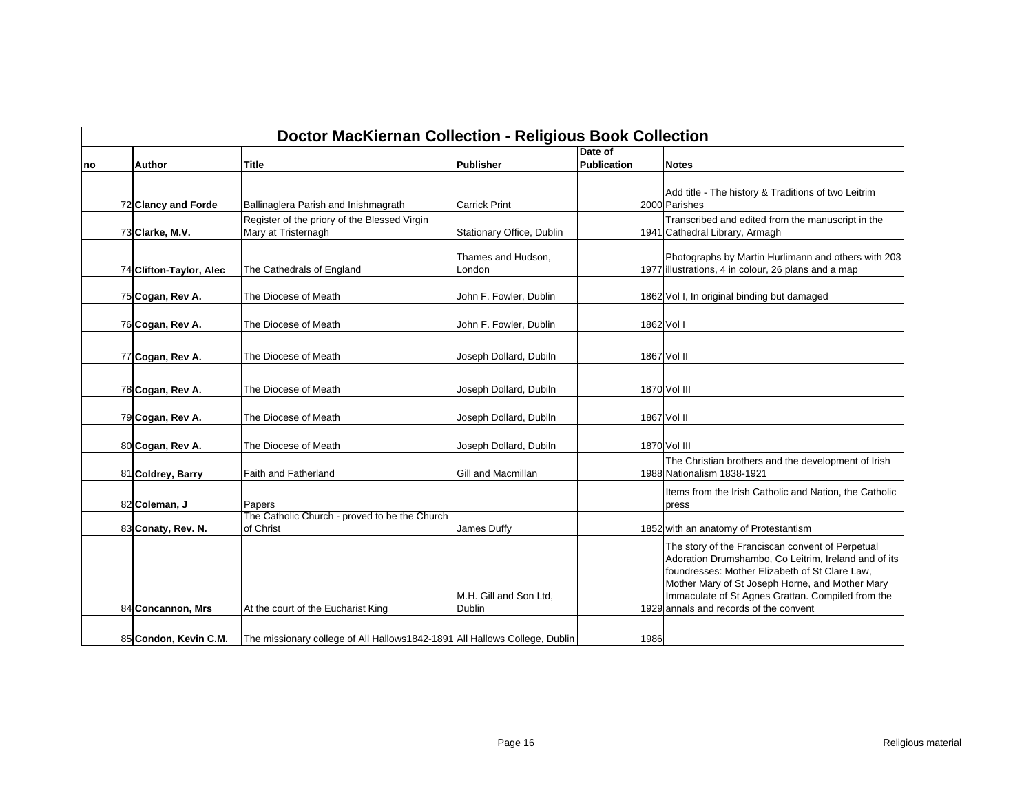# Doctor MacKiernan Collection - Religious Book Collection

| no | Author | Title | Publisher | Date of Publication | Notes |
|---|---|---|---|---|---|
| 72 | **Clancy and Forde** | Ballinaglera Parish and Inishmagrath | Carrick Print | 2000 | Add title - The history & Traditions of two Leitrim Parishes |
| 73 | **Clarke, M.V.** | Register of the priory of the Blessed Virgin Mary at Tristernagh | Stationary Office, Dublin | 1941 | Transcribed and edited from the manuscript in the Cathedral Library, Armagh |
| 74 | **Clifton-Taylor, Alec** | The Cathedrals of England | Thames and Hudson, London | 1977 | Photographs by Martin Hurlimann and others with 203 illustrations, 4 in colour, 26 plans and a map |
| 75 | **Cogan, Rev A.** | The Diocese of Meath | John F. Fowler, Dublin | 1862 | Vol I, In original binding but damaged |
| 76 | **Cogan, Rev A.** | The Diocese of Meath | John F. Fowler, Dublin | 1862 | Vol I |
| 77 | **Cogan, Rev A.** | The Diocese of Meath | Joseph Dollard, Dubiln | 1867 | Vol II |
| 78 | **Cogan, Rev A.** | The Diocese of Meath | Joseph Dollard, Dubiln | 1870 | Vol III |
| 79 | **Cogan, Rev A.** | The Diocese of Meath | Joseph Dollard, Dubiln | 1867 | Vol II |
| 80 | **Cogan, Rev A.** | The Diocese of Meath | Joseph Dollard, Dubiln | 1870 | Vol III |
| 81 | **Coldrey, Barry** | Faith and Fatherland | Gill and Macmillan | 1988 | The Christian brothers and the development of Irish Nationalism 1838-1921 |
| 82 | **Coleman, J** | Papers | | | Items from the Irish Catholic and Nation, the Catholic press |
| 83 | **Conaty, Rev. N.** | The Catholic Church - proved to be the Church of Christ | James Duffy | 1852 | with an anatomy of Protestantism |
| 84 | **Concannon, Mrs** | At the court of the Eucharist King | M.H. Gill and Son Ltd, Dublin | 1929 | The story of the Franciscan convent of Perpetual Adoration Drumshambo, Co Leitrim, Ireland and of its foundresses: Mother Elizabeth of St Clare Law, Mother Mary of St Joseph Horne, and Mother Mary Immaculate of St Agnes Grattan. Compiled from the annals and records of the convent |
| 85 | **Condon, Kevin C.M.** | The missionary college of All Hallows1842-1891 | All Hallows College, Dublin | 1986 | |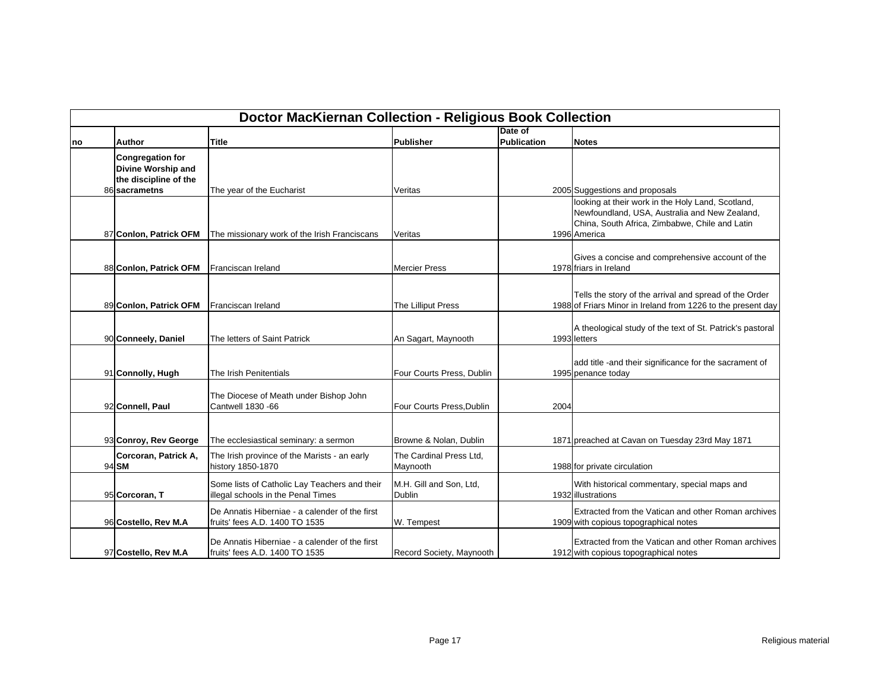| Doctor MacKiernan Collection - Religious Book Collection | | | | | |
|---|---|---|---|---|---|
| no | Author | Title | Publisher | Date of Publication | Notes |
| 86 | **Congregation for Divine Worship and the discipline of the sacrametns** | The year of the Eucharist | Veritas | 2005 | Suggestions and proposals |
| 87 | **Conlon, Patrick OFM** | The missionary work of the Irish Franciscans | Veritas | 1996 | looking at their work in the Holy Land, Scotland, Newfoundland, USA, Australia and New Zealand, China, South Africa, Zimbabwe, Chile and Latin America |
| 88 | **Conlon, Patrick OFM** | Franciscan Ireland | Mercier Press | 1978 | Gives a concise and comprehensive account of the friars in Ireland |
| 89 | **Conlon, Patrick OFM** | Franciscan Ireland | The Lilliput Press | 1988 | Tells the story of the arrival and spread of the Order of Friars Minor in Ireland from 1226 to the present day |
| 90 | **Conneely, Daniel** | The letters of Saint Patrick | An Sagart, Maynooth | 1993 | A theological study of the text of St. Patrick's pastoral letters |
| 91 | **Connolly, Hugh** | The Irish Penitentials | Four Courts Press, Dublin | 1995 | add title -and their significance for the sacrament of penance today |
| 92 | **Connell, Paul** | The Diocese of Meath under Bishop John Cantwell 1830 -66 | Four Courts Press,Dublin | 2004 | |
| 93 | **Conroy, Rev George** | The ecclesiastical seminary: a sermon | Browne & Nolan, Dublin | 1871 | preached at Cavan on Tuesday 23rd May 1871 |
| 94 | **Corcoran, Patrick A, SM** | The Irish province of the Marists - an early history 1850-1870 | The Cardinal Press Ltd, Maynooth | 1988 | for private circulation |
| 95 | **Corcoran, T** | Some lists of Catholic Lay Teachers and their illegal schools in the Penal Times | M.H. Gill and Son, Ltd, Dublin | 1932 | With historical commentary, special maps and illustrations |
| 96 | **Costello, Rev M.A** | De Annatis Hiberniae - a calender of the first fruits' fees A.D. 1400 TO 1535 | W. Tempest | 1909 | Extracted from the Vatican and other Roman archives with copious topographical notes |
| 97 | **Costello, Rev M.A** | De Annatis Hiberniae - a calender of the first fruits' fees A.D. 1400 TO 1535 | Record Society, Maynooth | 1912 | Extracted from the Vatican and other Roman archives with copious topographical notes |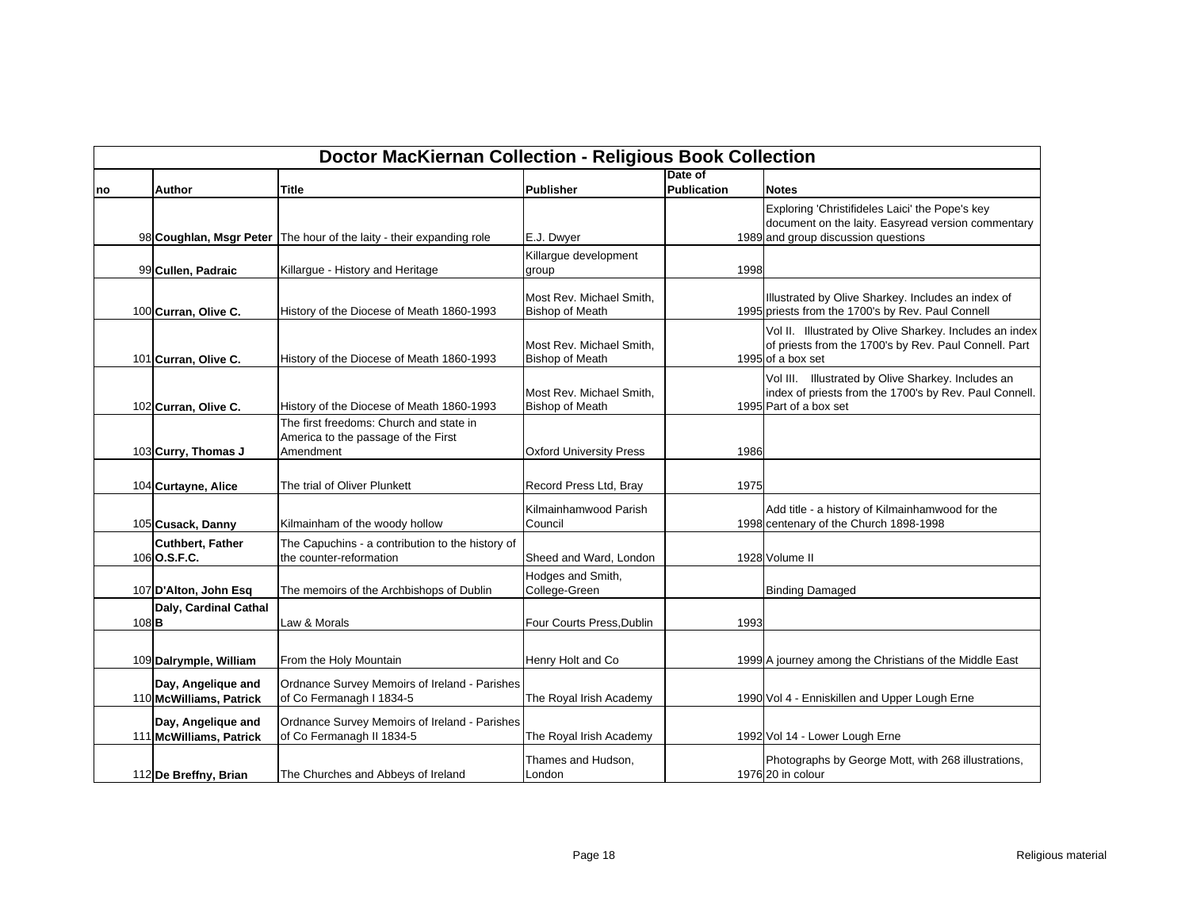| Doctor MacKiernan Collection - Religious Book Collection | | | | | |
|---|---|---|---|---|---|
| **no** | **Author** | **Title** | **Publisher** | **Date of Publication** | **Notes** |
| 98 | **Coughlan, Msgr Peter** | The hour of the laity - their expanding role | E.J. Dwyer | 1989 | Exploring 'Christifideles Laici' the Pope's key document on the laity. Easyread version commentary and group discussion questions |
| 99 | **Cullen, Padraic** | Killargue - History and Heritage | Killargue development group | 1998 | |
| 100 | **Curran, Olive C.** | History of the Diocese of Meath 1860-1993 | Most Rev. Michael Smith, Bishop of Meath | 1995 | Illustrated by Olive Sharkey. Includes an index of priests from the 1700's by Rev. Paul Connell |
| 101 | **Curran, Olive C.** | History of the Diocese of Meath 1860-1993 | Most Rev. Michael Smith, Bishop of Meath | 1995 | Vol II. Illustrated by Olive Sharkey. Includes an index of priests from the 1700's by Rev. Paul Connell. Part of a box set |
| 102 | **Curran, Olive C.** | History of the Diocese of Meath 1860-1993 | Most Rev. Michael Smith, Bishop of Meath | 1995 | Vol III. Illustrated by Olive Sharkey. Includes an index of priests from the 1700's by Rev. Paul Connell. Part of a box set |
| 103 | **Curry, Thomas J** | The first freedoms: Church and state in America to the passage of the First Amendment | Oxford University Press | 1986 | |
| 104 | **Curtayne, Alice** | The trial of Oliver Plunkett | Record Press Ltd, Bray | 1975 | |
| 105 | **Cusack, Danny** | Kilmainham of the woody hollow | Kilmainhamwood Parish Council | 1998 | Add title - a history of Kilmainhamwood for the centenary of the Church 1898-1998 |
| 106 | **Cuthbert, Father O.S.F.C.** | The Capuchins - a contribution to the history of the counter-reformation | Sheed and Ward, London | 1928 | Volume II |
| 107 | **D'Alton, John Esq** | The memoirs of the Archbishops of Dublin | Hodges and Smith, College-Green | | Binding Damaged |
| 108 | **Daly, Cardinal Cathal B** | Law & Morals | Four Courts Press,Dublin | 1993 | |
| 109 | **Dalrymple, William** | From the Holy Mountain | Henry Holt and Co | 1999 | A journey among the Christians of the Middle East |
| 110 | **Day, Angelique and McWilliams, Patrick** | Ordnance Survey Memoirs of Ireland - Parishes of Co Fermanagh I 1834-5 | The Royal Irish Academy | 1990 | Vol 4 - Enniskillen and Upper Lough Erne |
| 111 | **Day, Angelique and McWilliams, Patrick** | Ordnance Survey Memoirs of Ireland - Parishes of Co Fermanagh II 1834-5 | The Royal Irish Academy | 1992 | Vol 14 - Lower Lough Erne |
| 112 | **De Breffny, Brian** | The Churches and Abbeys of Ireland | Thames and Hudson, London | 1976 | Photographs by George Mott, with 268 illustrations, 20 in colour |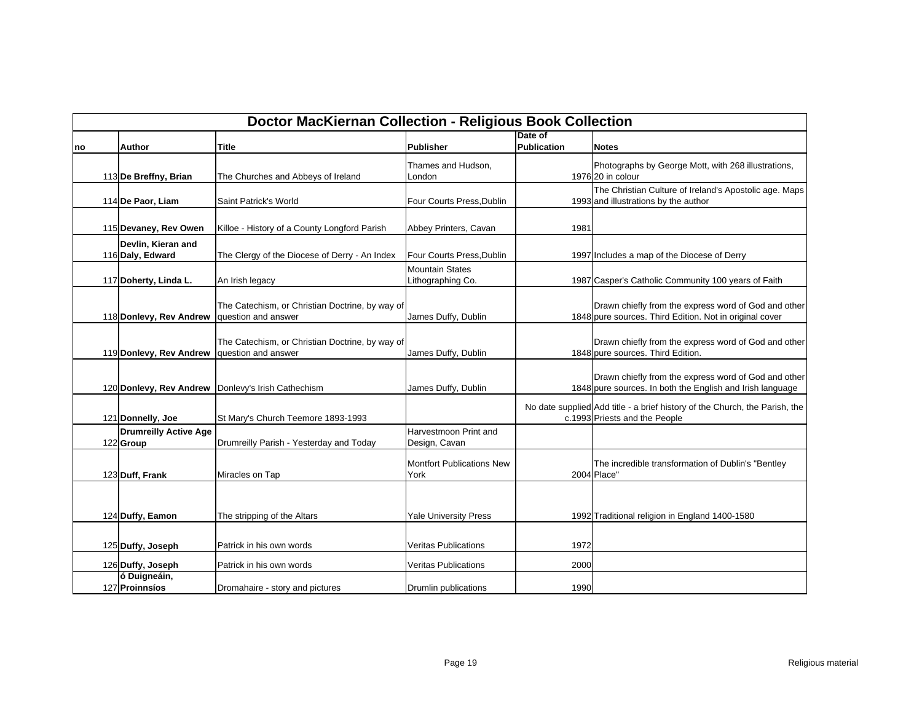# Doctor MacKiernan Collection - Religious Book Collection

| no | Author | Title | Publisher | Date of Publication | Notes |
|---|---|---|---|---|---|
| 113 | **De Breffny, Brian** | The Churches and Abbeys of Ireland | Thames and Hudson, London | 1976 | Photographs by George Mott, with 268 illustrations, 20 in colour |
| 114 | **De Paor, Liam** | Saint Patrick's World | Four Courts Press,Dublin | 1993 | The Christian Culture of Ireland's Apostolic age. Maps and illustrations by the author |
| 115 | **Devaney, Rev Owen** | Killoe - History of a County Longford Parish | Abbey Printers, Cavan | 1981 | |
| 116 | **Devlin, Kieran and Daly, Edward** | The Clergy of the Diocese of Derry - An Index | Four Courts Press,Dublin | 1997 | Includes a map of the Diocese of Derry |
| 117 | **Doherty, Linda L.** | An Irish legacy | Mountain States Lithographing Co. | 1987 | Casper's Catholic Community 100 years of Faith |
| 118 | **Donlevy, Rev Andrew** | The Catechism, or Christian Doctrine, by way of question and answer | James Duffy, Dublin | 1848 | Drawn chiefly from the express word of God and other pure sources. Third Edition. Not in original cover |
| 119 | **Donlevy, Rev Andrew** | The Catechism, or Christian Doctrine, by way of question and answer | James Duffy, Dublin | 1848 | Drawn chiefly from the express word of God and other pure sources. Third Edition. |
| 120 | **Donlevy, Rev Andrew** | Donlevy's Irish Cathechism | James Duffy, Dublin | 1848 | Drawn chiefly from the express word of God and other pure sources. In both the English and Irish language |
| 121 | **Donnelly, Joe** | St Mary's Church Teemore 1893-1993 | | No date supplied c.1993 | Add title - a brief history of the Church, the Parish, the Priests and the People |
| 122 | **Drumreilly Active Age Group** | Drumreilly Parish - Yesterday and Today | Harvestmoon Print and Design, Cavan | | |
| 123 | **Duff, Frank** | Miracles on Tap | Montfort Publications New York | 2004 | The incredible transformation of Dublin's "Bentley Place" |
| 124 | **Duffy, Eamon** | The stripping of the Altars | Yale University Press | 1992 | Traditional religion in England 1400-1580 |
| 125 | **Duffy, Joseph** | Patrick in his own words | Veritas Publications | 1972 | |
| 126 | **Duffy, Joseph** | Patrick in his own words | Veritas Publications | 2000 | |
| 127 | **ó Duigneáin, Proinnsíos** | Dromahaire - story and pictures | Drumlin publications | 1990 | |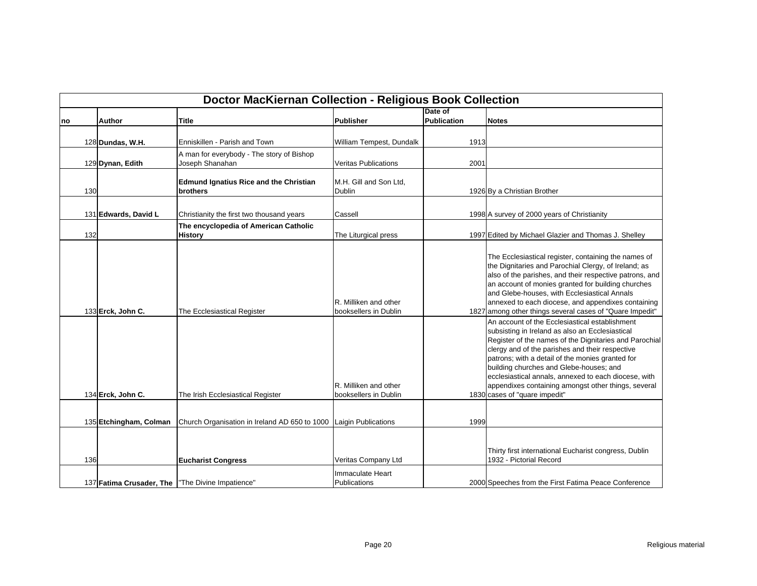# Doctor MacKiernan Collection - Religious Book Collection

| no | Author | Title | Publisher | Date of Publication | Notes |
|---|---|---|---|---|---|
| 128 | **Dundas, W.H.** | Enniskillen - Parish and Town | William Tempest, Dundalk | 1913 | |
| 129 | **Dynan, Edith** | A man for everybody - The story of Bishop Joseph Shanahan | Veritas Publications | 2001 | |
| 130 | | **Edmund Ignatius Rice and the Christian brothers** | M.H. Gill and Son Ltd, Dublin | 1926 | By a Christian Brother |
| 131 | **Edwards, David L** | Christianity the first two thousand years | Cassell | 1998 | A survey of 2000 years of Christianity |
| 132 | | **The encyclopedia of American Catholic History** | The Liturgical press | 1997 | Edited by Michael Glazier and Thomas J. Shelley |
| 133 | **Erck, John C.** | The Ecclesiastical Register | R. Milliken and other booksellers in Dublin | 1827 | The Ecclesiastical register, containing the names of the Dignitaries and Parochial Clergy, of Ireland; as also of the parishes, and their respective patrons, and an account of monies granted for building churches and Glebe-houses, with Ecclesiastical Annals annexed to each diocese, and appendixes containing among other things several cases of "Quare Impedit" |
| 134 | **Erck, John C.** | The Irish Ecclesiastical Register | R. Milliken and other booksellers in Dublin | 1830 | An account of the Ecclesiastical establishment subsisting in Ireland as also an Ecclesiastical Register of the names of the Dignitaries and Parochial clergy and of the parishes and their respective patrons; with a detail of the monies granted for building churches and Glebe-houses; and ecclesiastical annals, annexed to each diocese, with appendixes containing amongst other things, several cases of "quare impedit" |
| 135 | **Etchingham, Colman** | Church Organisation in Ireland AD 650 to 1000 | Laigin Publications | 1999 | |
| 136 | | **Eucharist Congress** | Veritas Company Ltd | | Thirty first international Eucharist congress, Dublin 1932 - Pictorial Record |
| 137 | **Fatima Crusader, The** | "The Divine Impatience" | Immaculate Heart Publications | 2000 | Speeches from the First Fatima Peace Conference |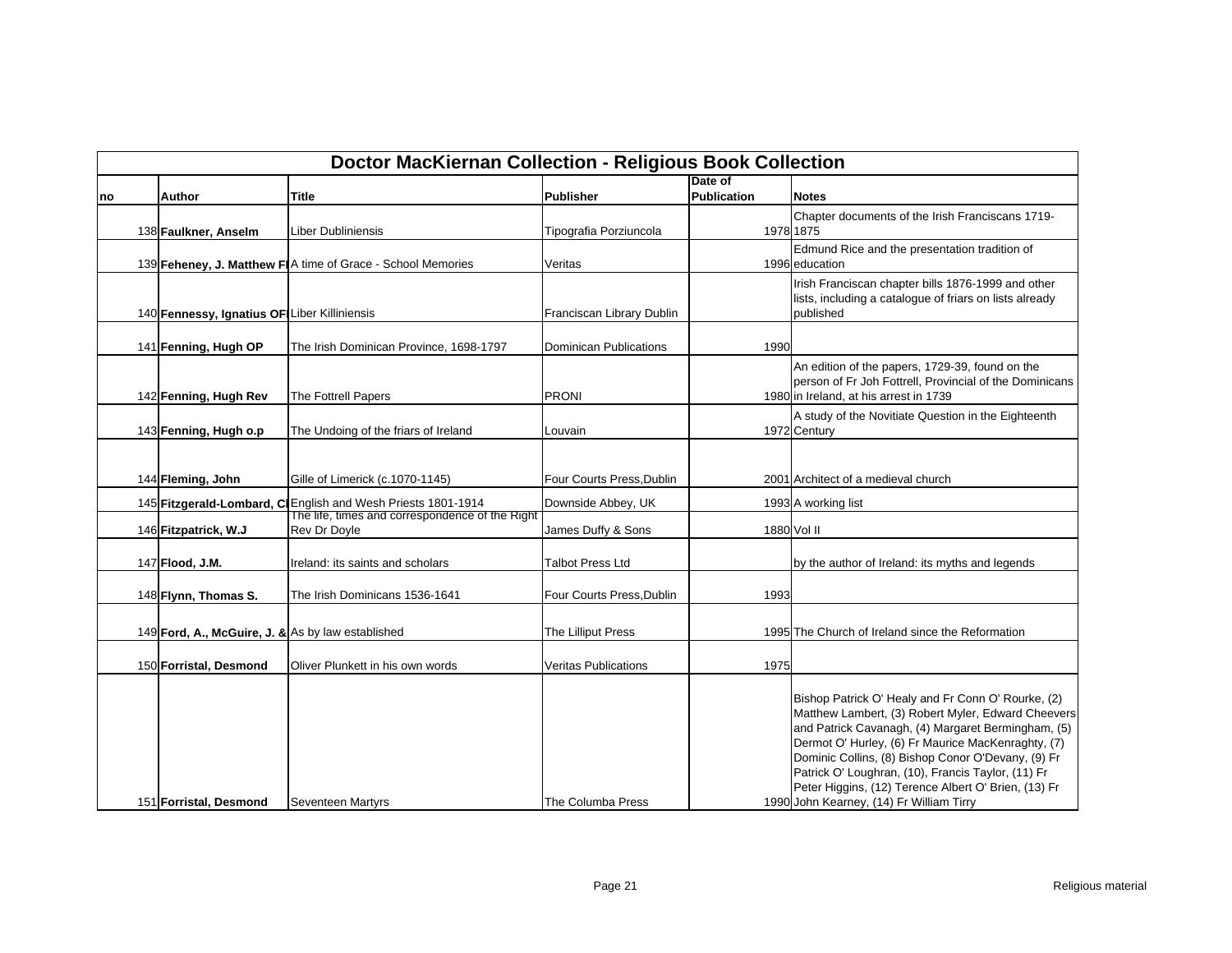| Doctor MacKiernan Collection - Religious Book Collection | | | | | |
|---|---|---|---|---|---|
| **no** | **Author** | **Title** | **Publisher** | **Date of Publication** | **Notes** |
| 138 | **Faulkner, Anselm** | Liber Dubliniensis | Tipografia Porziuncola | 1978 | Chapter documents of the Irish Franciscans 1719-1875 |
| 139 | **Feheney, J. Matthew F** | A time of Grace - School Memories | Veritas | 1996 | Edmund Rice and the presentation tradition of education |
| 140 | **Fennessy, Ignatius OF** | Liber Killiniensis | Franciscan Library Dublin | | Irish Franciscan chapter bills 1876-1999 and other lists, including a catalogue of friars on lists already published |
| 141 | **Fenning, Hugh OP** | The Irish Dominican Province, 1698-1797 | Dominican Publications | 1990 | |
| 142 | **Fenning, Hugh Rev** | The Fottrell Papers | PRONI | 1980 | An edition of the papers, 1729-39, found on the person of Fr Joh Fottrell, Provincial of the Dominicans in Ireland, at his arrest in 1739 |
| 143 | **Fenning, Hugh o.p** | The Undoing of the friars of Ireland | Louvain | 1972 | A study of the Novitiate Question in the Eighteenth Century |
| 144 | **Fleming, John** | Gille of Limerick (c.1070-1145) | Four Courts Press,Dublin | 2001 | Architect of a medieval church |
| 145 | **Fitzgerald-Lombard, C** | English and Wesh Priests 1801-1914 | Downside Abbey, UK | 1993 | A working list |
| 146 | **Fitzpatrick, W.J** | The life, times and correspondence of the Right Rev Dr Doyle | James Duffy & Sons | 1880 | Vol II |
| 147 | **Flood, J.M.** | Ireland: its saints and scholars | Talbot Press Ltd | | by the author of Ireland: its myths and legends |
| 148 | **Flynn, Thomas S.** | The Irish Dominicans 1536-1641 | Four Courts Press,Dublin | 1993 | |
| 149 | **Ford, A., McGuire, J. &** | As by law established | The Lilliput Press | 1995 | The Church of Ireland since the Reformation |
| 150 | **Forristal, Desmond** | Oliver Plunkett in his own words | Veritas Publications | 1975 | |
| 151 | **Forristal, Desmond** | Seventeen Martyrs | The Columba Press | 1990 | Bishop Patrick O' Healy and Fr Conn O' Rourke, (2) Matthew Lambert, (3) Robert Myler, Edward Cheevers and Patrick Cavanagh, (4) Margaret Bermingham, (5) Dermot O' Hurley, (6) Fr Maurice MacKenraghty, (7) Dominic Collins, (8) Bishop Conor O'Devany, (9) Fr Patrick O' Loughran, (10), Francis Taylor, (11) Fr Peter Higgins, (12) Terence Albert O' Brien, (13) Fr John Kearney, (14) Fr William Tirry |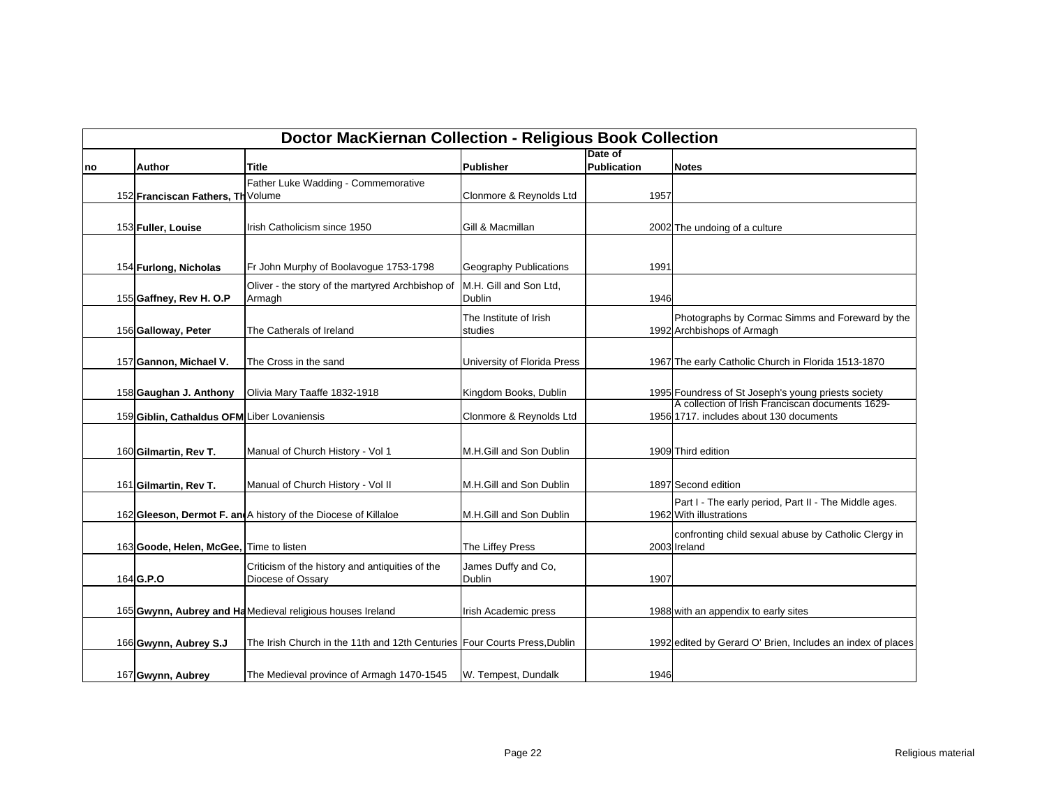# Doctor MacKiernan Collection - Religious Book Collection

| no | Author | Title | Publisher | Date of Publication | Notes |
|---|---|---|---|---|---|
| 152 | **Franciscan Fathers, Th** | Father Luke Wadding - Commemorative Volume | Clonmore & Reynolds Ltd | 1957 | |
| 153 | **Fuller, Louise** | Irish Catholicism since 1950 | Gill & Macmillan | 2002 | The undoing of a culture |
| 154 | **Furlong, Nicholas** | Fr John Murphy of Boolavogue 1753-1798 | Geography Publications | 1991 | |
| 155 | **Gaffney, Rev H. O.P** | Oliver - the story of the martyred Archbishop of Armagh | M.H. Gill and Son Ltd, Dublin | 1946 | |
| 156 | **Galloway, Peter** | The Catherals of Ireland | The Institute of Irish studies | 1992 | Photographs by Cormac Simms and Foreward by the Archbishops of Armagh |
| 157 | **Gannon, Michael V.** | The Cross in the sand | University of Florida Press | 1967 | The early Catholic Church in Florida 1513-1870 |
| 158 | **Gaughan J. Anthony** | Olivia Mary Taaffe 1832-1918 | Kingdom Books, Dublin | 1995 | Foundress of St Joseph's young priests society |
| 159 | **Giblin, Cathaldus OFM** | Liber Lovaniensis | Clonmore & Reynolds Ltd | 1956 | A collection of Irish Franciscan documents 1629-1717. includes about 130 documents |
| 160 | **Gilmartin, Rev T.** | Manual of Church History - Vol 1 | M.H.Gill and Son Dublin | 1909 | Third edition |
| 161 | **Gilmartin, Rev T.** | Manual of Church History - Vol II | M.H.Gill and Son Dublin | 1897 | Second edition |
| 162 | **Gleeson, Dermot F. and** | A history of the Diocese of Killaloe | M.H.Gill and Son Dublin | 1962 | Part I - The early period, Part II - The Middle ages. With illustrations |
| 163 | **Goode, Helen, McGee,** | Time to listen | The Liffey Press | 2003 | confronting child sexual abuse by Catholic Clergy in Ireland |
| 164 | **G.P.O** | Criticism of the history and antiquities of the Diocese of Ossary | James Duffy and Co, Dublin | 1907 | |
| 165 | **Gwynn, Aubrey and Ha** | Medieval religious houses Ireland | Irish Academic press | 1988 | with an appendix to early sites |
| 166 | **Gwynn, Aubrey S.J** | The Irish Church in the 11th and 12th Centuries | Four Courts Press,Dublin | 1992 | edited by Gerard O' Brien, Includes an index of places |
| 167 | **Gwynn, Aubrey** | The Medieval province of Armagh 1470-1545 | W. Tempest, Dundalk | 1946 | |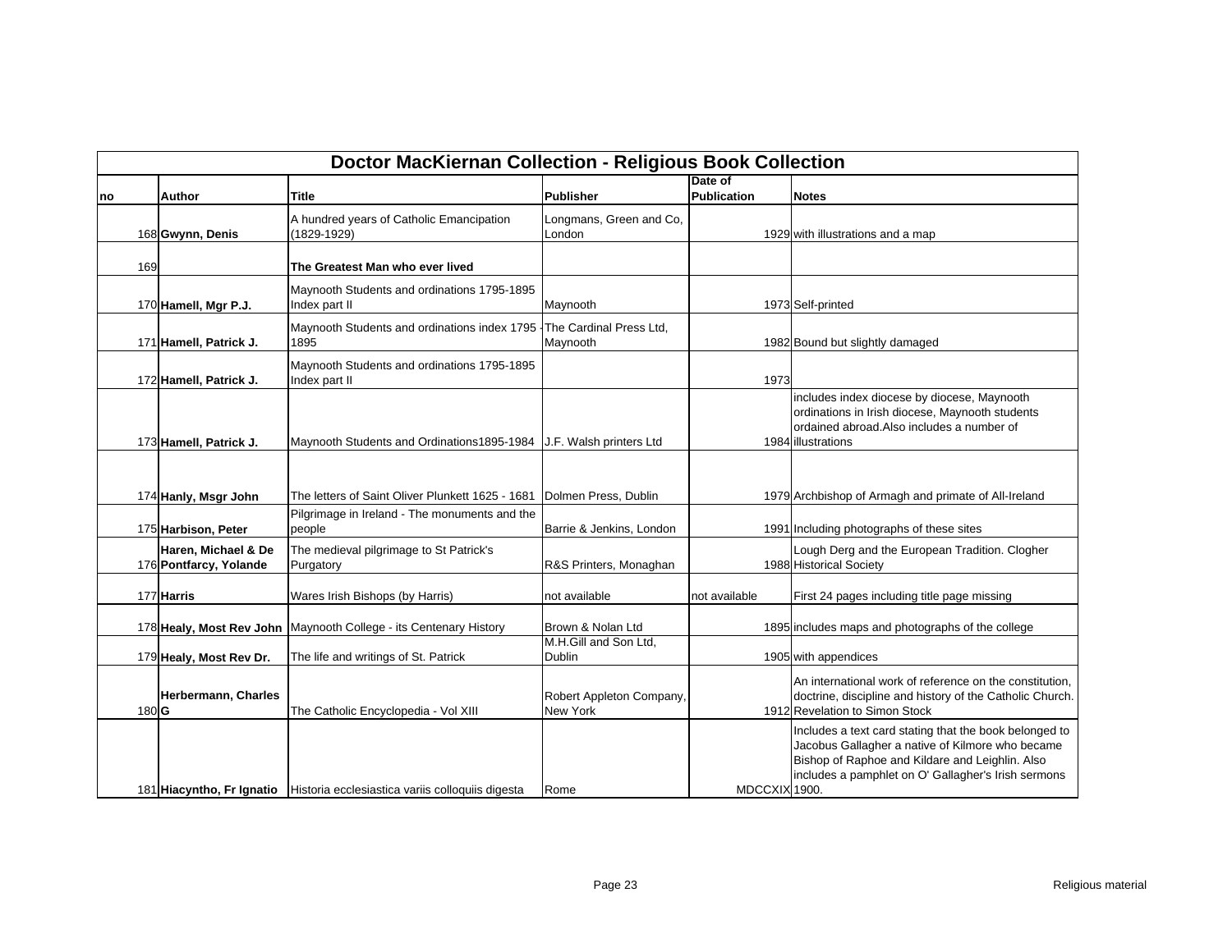## Doctor MacKiernan Collection - Religious Book Collection

| no | Author | Title | Publisher | Date of Publication | Notes |
|---|---|---|---|---|---|
| 168 | **Gwynn, Denis** | A hundred years of Catholic Emancipation (1829-1929) | Longmans, Green and Co, London | 1929 | with illustrations and a map |
| 169 | | **The Greatest Man who ever lived** | | | |
| 170 | **Hamell, Mgr P.J.** | Maynooth Students and ordinations 1795-1895 Index part II | Maynooth | 1973 | Self-printed |
| 171 | **Hamell, Patrick J.** | Maynooth Students and ordinations index 1795 - 1895 | The Cardinal Press Ltd, Maynooth | 1982 | Bound but slightly damaged |
| 172 | **Hamell, Patrick J.** | Maynooth Students and ordinations 1795-1895 Index part II | | 1973 | |
| 173 | **Hamell, Patrick J.** | Maynooth Students and Ordinations1895-1984 | J.F. Walsh printers Ltd | 1984 | includes index diocese by diocese, Maynooth ordinations in Irish diocese, Maynooth students ordained abroad.Also includes a number of illustrations |
| 174 | **Hanly, Msgr John** | The letters of Saint Oliver Plunkett 1625 - 1681 | Dolmen Press, Dublin | 1979 | Archbishop of Armagh and primate of All-Ireland |
| 175 | **Harbison, Peter** | Pilgrimage in Ireland - The monuments and the people | Barrie & Jenkins, London | 1991 | Including photographs of these sites |
| 176 | **Haren, Michael & De Pontfarcy, Yolande** | The medieval pilgrimage to St Patrick's Purgatory | R&S Printers, Monaghan | 1988 | Lough Derg and the European Tradition. Clogher Historical Society |
| 177 | **Harris** | Wares Irish Bishops (by Harris) | not available | not available | First 24 pages including title page missing |
| 178 | **Healy, Most Rev John** | Maynooth College - its Centenary History | Brown & Nolan Ltd | 1895 | includes maps and photographs of the college |
| 179 | **Healy, Most Rev Dr.** | The life and writings of St. Patrick | M.H.Gill and Son Ltd, Dublin | 1905 | with appendices |
| 180 | **Herbermann, Charles G** | The Catholic Encyclopedia - Vol XIII | Robert Appleton Company, New York | 1912 | An international work of reference on the constitution, doctrine, discipline and history of the Catholic Church. Revelation to Simon Stock |
| 181 | **Hiacyntho, Fr Ignatio** | Historia ecclesiastica variis colloquiis digesta | Rome | MDCCXIX | Includes a text card stating that the book belonged to Jacobus Gallagher a native of Kilmore who became Bishop of Raphoe and Kildare and Leighlin. Also includes a pamphlet on O' Gallagher's Irish sermons 1900. |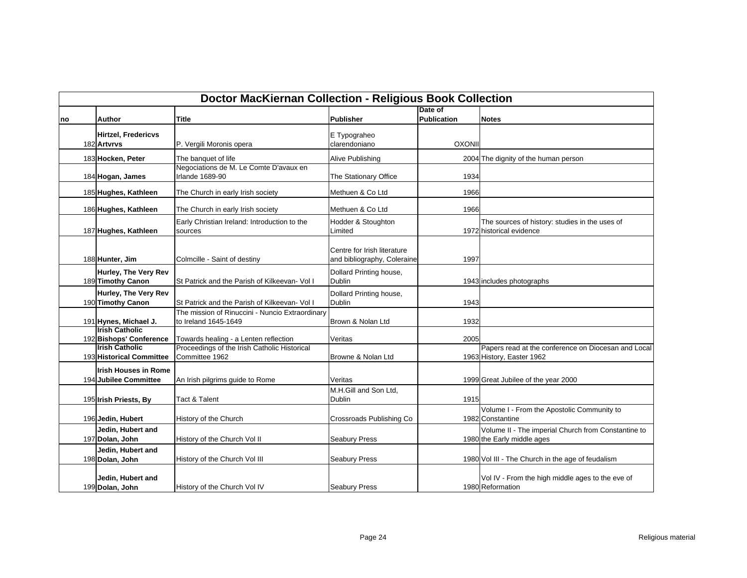| Doctor MacKiernan Collection - Religious Book Collection | | | | | |
|---|---|---|---|---|---|
| no | Author | Title | Publisher | Date of Publication | Notes |
| 182 | **Hirtzel, Fredericvs Artvrvs** | P. Vergili Moronis opera | E Typograheo clarendoniano | OXONII | |
| 183 | **Hocken, Peter** | The banquet of life | Alive Publishing | 2004 | The dignity of the human person |
| 184 | **Hogan, James** | Negociations de M. Le Comte D'avaux en Irlande 1689-90 | The Stationary Office | 1934 | |
| 185 | **Hughes, Kathleen** | The Church in early Irish society | Methuen & Co Ltd | 1966 | |
| 186 | **Hughes, Kathleen** | The Church in early Irish society | Methuen & Co Ltd | 1966 | |
| 187 | **Hughes, Kathleen** | Early Christian Ireland: Introduction to the sources | Hodder & Stoughton Limited | 1972 | The sources of history: studies in the uses of historical evidence |
| 188 | **Hunter, Jim** | Colmcille - Saint of destiny | Centre for Irish literature and bibliography, Coleraine | 1997 | |
| 189 | **Hurley, The Very Rev Timothy Canon** | St Patrick and the Parish of Kilkeevan- Vol I | Dollard Printing house, Dublin | 1943 | includes photographs |
| 190 | **Hurley, The Very Rev Timothy Canon** | St Patrick and the Parish of Kilkeevan- Vol I | Dollard Printing house, Dublin | 1943 | |
| 191 | **Hynes, Michael J.** | The mission of Rinuccini - Nuncio Extraordinary to Ireland 1645-1649 | Brown & Nolan Ltd | 1932 | |
| 192 | **Irish Catholic Bishops' Conference** | Towards healing - a Lenten reflection | Veritas | 2005 | |
| 193 | **Irish Catholic Historical Committee** | Proceedings of the Irish Catholic Historical Committee 1962 | Browne & Nolan Ltd | 1963 | Papers read at the conference on Diocesan and Local History, Easter 1962 |
| 194 | **Irish Houses in Rome Jubilee Committee** | An Irish pilgrims guide to Rome | Veritas | 1999 | Great Jubilee of the year 2000 |
| 195 | **Irish Priests, By** | Tact & Talent | M.H.Gill and Son Ltd, Dublin | 1915 | |
| 196 | **Jedin, Hubert** | History of the Church | Crossroads Publishing Co | 1982 | Volume I - From the Apostolic Community to Constantine |
| 197 | **Jedin, Hubert and Dolan, John** | History of the Church Vol II | Seabury Press | 1980 | Volume II - The imperial Church from Constantine to the Early middle ages |
| 198 | **Jedin, Hubert and Dolan, John** | History of the Church Vol III | Seabury Press | 1980 | Vol III - The Church in the age of feudalism |
| 199 | **Jedin, Hubert and Dolan, John** | History of the Church Vol IV | Seabury Press | 1980 | Vol IV - From the high middle ages to the eve of Reformation |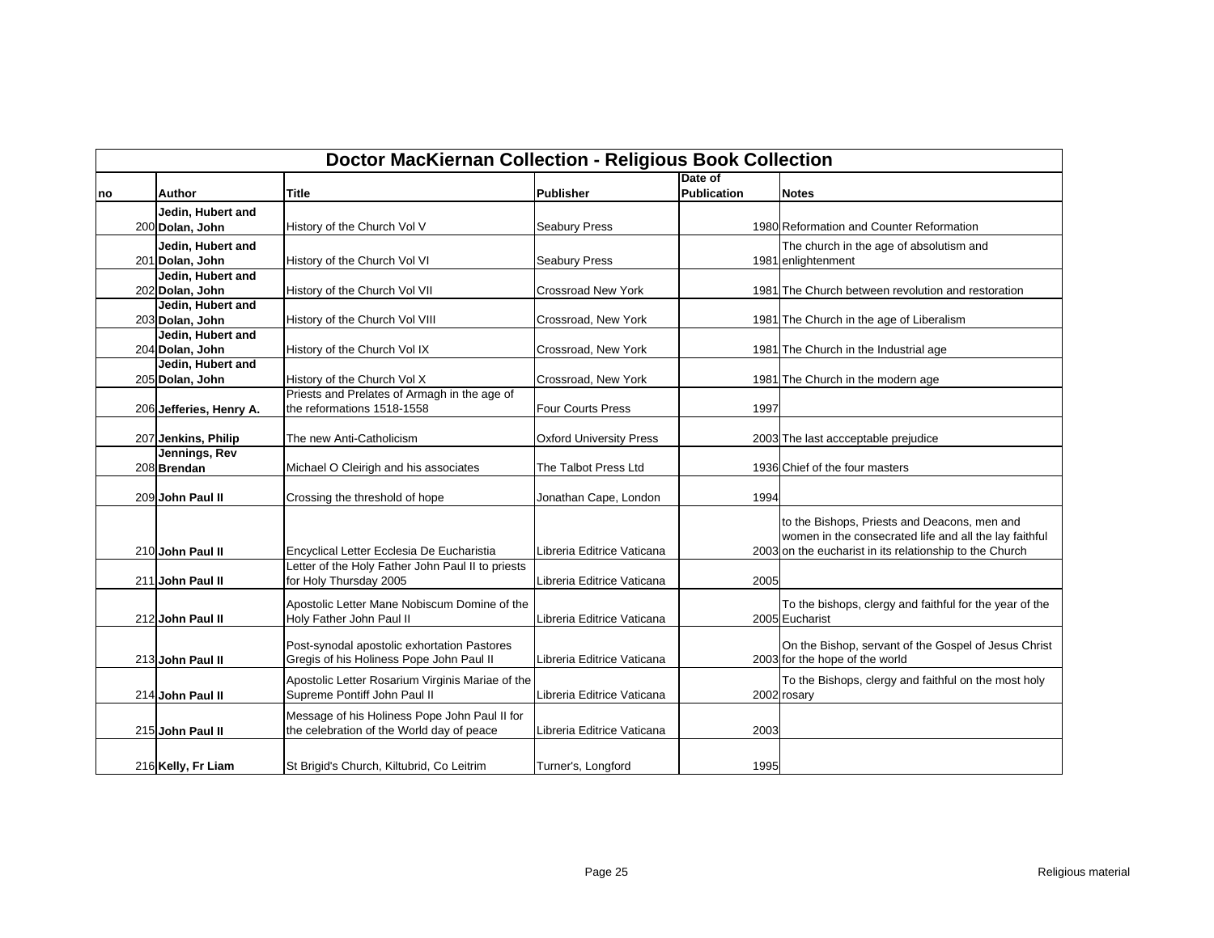| Doctor MacKiernan Collection - Religious Book Collection | | | | | |
|---|---|---|---|---|---|
| **no** | **Author** | **Title** | **Publisher** | **Date of Publication** | **Notes** |
| 200 | **Jedin, Hubert and Dolan, John** | History of the Church Vol V | Seabury Press | 1980 | Reformation and Counter Reformation |
| 201 | **Jedin, Hubert and Dolan, John** | History of the Church Vol VI | Seabury Press | 1981 | The church in the age of absolutism and enlightenment |
| 202 | **Jedin, Hubert and Dolan, John** | History of the Church Vol VII | Crossroad New York | 1981 | The Church between revolution and restoration |
| 203 | **Jedin, Hubert and Dolan, John** | History of the Church Vol VIII | Crossroad, New York | 1981 | The Church in the age of Liberalism |
| 204 | **Jedin, Hubert and Dolan, John** | History of the Church Vol IX | Crossroad, New York | 1981 | The Church in the Industrial age |
| 205 | **Jedin, Hubert and Dolan, John** | History of the Church Vol X | Crossroad, New York | 1981 | The Church in the modern age |
| 206 | **Jefferies, Henry A.** | Priests and Prelates of Armagh in the age of the reformations 1518-1558 | Four Courts Press | 1997 | |
| 207 | **Jenkins, Philip** | The new Anti-Catholicism | Oxford University Press | 2003 | The last accceptable prejudice |
| 208 | **Jennings, Rev Brendan** | Michael O Cleirigh and his associates | The Talbot Press Ltd | 1936 | Chief of the four masters |
| 209 | **John Paul II** | Crossing the threshold of hope | Jonathan Cape, London | 1994 | |
| 210 | **John Paul II** | Encyclical Letter Ecclesia De Eucharistia | Libreria Editrice Vaticana | 2003 | to the Bishops, Priests and Deacons, men and women in the consecrated life and all the lay faithful on the eucharist in its relationship to the Church |
| 211 | **John Paul II** | Letter of the Holy Father John Paul II to priests for Holy Thursday 2005 | Libreria Editrice Vaticana | 2005 | |
| 212 | **John Paul II** | Apostolic Letter Mane Nobiscum Domine of the Holy Father John Paul II | Libreria Editrice Vaticana | 2005 | To the bishops, clergy and faithful for the year of the Eucharist |
| 213 | **John Paul II** | Post-synodal apostolic exhortation Pastores Gregis of his Holiness Pope John Paul II | Libreria Editrice Vaticana | 2003 | On the Bishop, servant of the Gospel of Jesus Christ for the hope of the world |
| 214 | **John Paul II** | Apostolic Letter Rosarium Virginis Mariae of the Supreme Pontiff John Paul II | Libreria Editrice Vaticana | 2002 | To the Bishops, clergy and faithful on the most holy rosary |
| 215 | **John Paul II** | Message of his Holiness Pope John Paul II for the celebration of the World day of peace | Libreria Editrice Vaticana | 2003 | |
| 216 | **Kelly, Fr Liam** | St Brigid's Church, Kiltubrid, Co Leitrim | Turner's, Longford | 1995 | |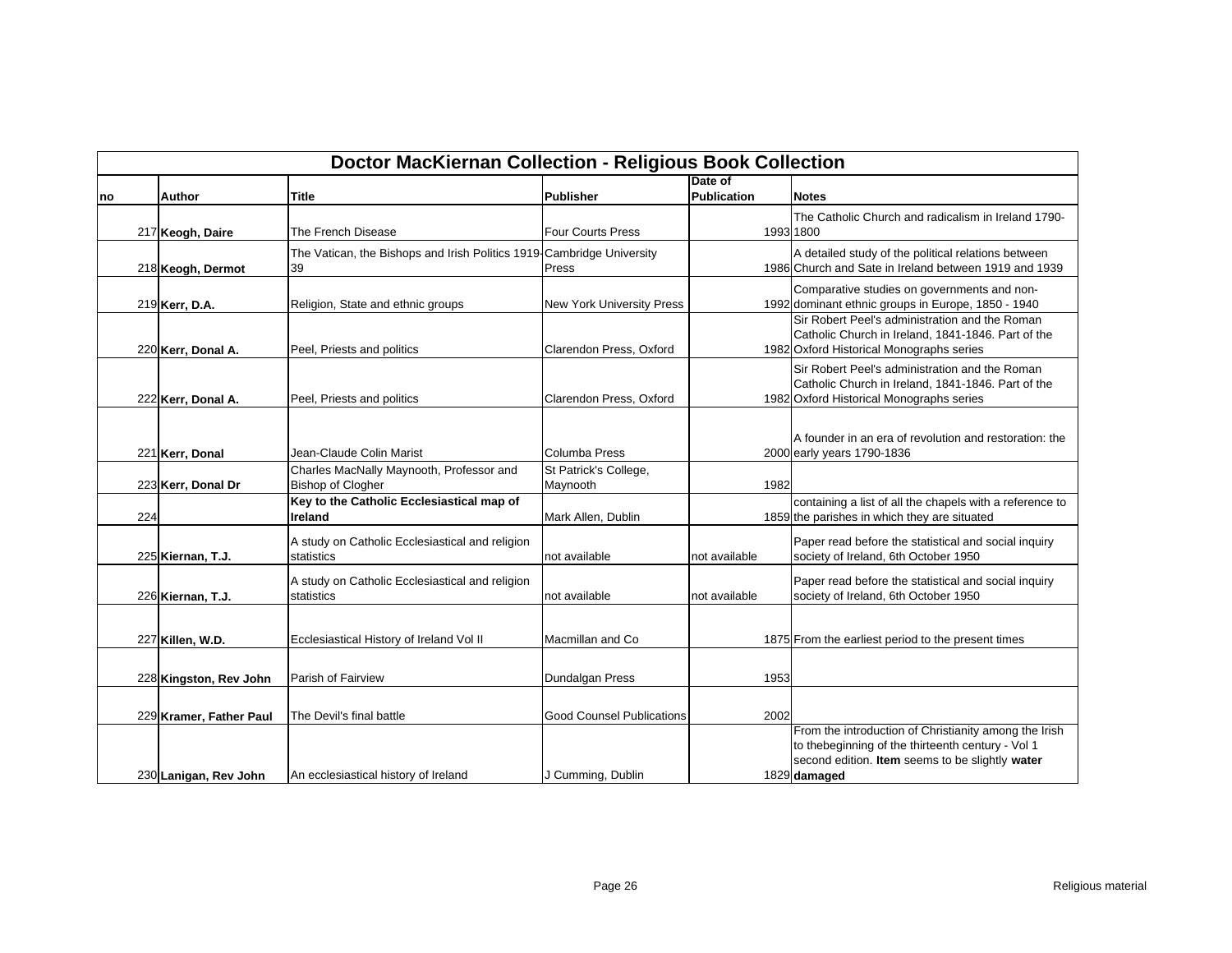# Doctor MacKiernan Collection - Religious Book Collection

| no | Author | Title | Publisher | Date of Publication | Notes |
|---|---|---|---|---|---|
| 217 | **Keogh, Daire** | The French Disease | Four Courts Press | 1993 | The Catholic Church and radicalism in Ireland 1790-1800 |
| 218 | **Keogh, Dermot** | The Vatican, the Bishops and Irish Politics 1919-39 | Cambridge University Press | 1986 | A detailed study of the political relations between Church and Sate in Ireland between 1919 and 1939 |
| 219 | **Kerr, D.A.** | Religion, State and ethnic groups | New York University Press | 1992 | Comparative studies on governments and non-dominant ethnic groups in Europe, 1850 - 1940 |
| 220 | **Kerr, Donal A.** | Peel, Priests and politics | Clarendon Press, Oxford | 1982 | Sir Robert Peel's administration and the Roman Catholic Church in Ireland, 1841-1846. Part of the Oxford Historical Monographs series |
| 222 | **Kerr, Donal A.** | Peel, Priests and politics | Clarendon Press, Oxford | 1982 | Sir Robert Peel's administration and the Roman Catholic Church in Ireland, 1841-1846. Part of the Oxford Historical Monographs series |
| 221 | **Kerr, Donal** | Jean-Claude Colin Marist | Columba Press | 2000 | A founder in an era of revolution and restoration: the early years 1790-1836 |
| 223 | **Kerr, Donal Dr** | Charles MacNally Maynooth, Professor and Bishop of Clogher | St Patrick's College, Maynooth | 1982 | |
| 224 | | **Key to the Catholic Ecclesiastical map of Ireland** | Mark Allen, Dublin | 1859 | containing a list of all the chapels with a reference to the parishes in which they are situated |
| 225 | **Kiernan, T.J.** | A study on Catholic Ecclesiastical and religion statistics | not available | not available | Paper read before the statistical and social inquiry society of Ireland, 6th October 1950 |
| 226 | **Kiernan, T.J.** | A study on Catholic Ecclesiastical and religion statistics | not available | not available | Paper read before the statistical and social inquiry society of Ireland, 6th October 1950 |
| 227 | **Killen, W.D.** | Ecclesiastical History of Ireland Vol II | Macmillan and Co | 1875 | From the earliest period to the present times |
| 228 | **Kingston, Rev John** | Parish of Fairview | Dundalgan Press | 1953 | |
| 229 | **Kramer, Father Paul** | The Devil's final battle | Good Counsel Publications | 2002 | |
| 230 | **Lanigan, Rev John** | An ecclesiastical history of Ireland | J Cumming, Dublin | 1829 | From the introduction of Christianity among the Irish to thebeginning of the thirteenth century - Vol 1 second edition. **Item** seems to be slightly **water damaged** |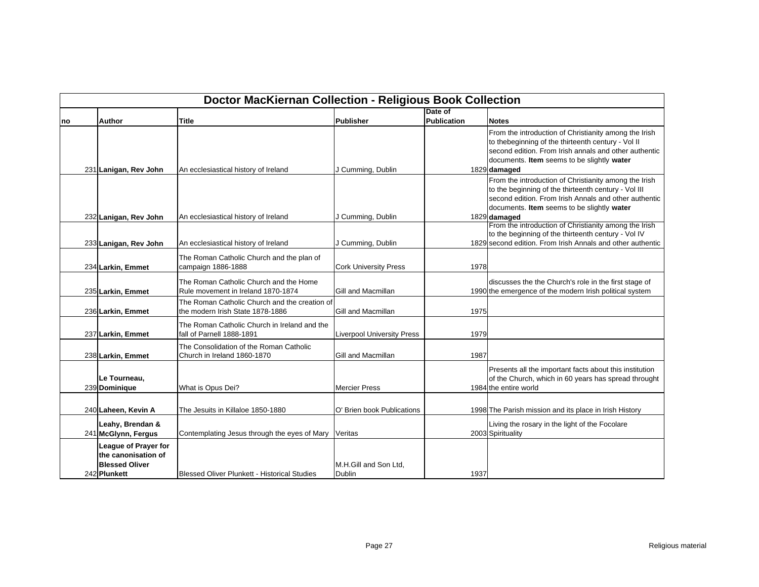| Doctor MacKiernan Collection - Religious Book Collection | | | | | |
|---|---|---|---|---|---|
| no | Author | Title | Publisher | Date of Publication | Notes |
| 231 | **Lanigan, Rev John** | An ecclesiastical history of Ireland | J Cumming, Dublin | 1829 | From the introduction of Christianity among the Irish to thebeginning of the thirteenth century - Vol II second edition. From Irish annals and other authentic documents. **Item** seems to be slightly **water damaged** |
| 232 | **Lanigan, Rev John** | An ecclesiastical history of Ireland | J Cumming, Dublin | 1829 | From the introduction of Christianity among the Irish to the beginning of the thirteenth century - Vol III second edition. From Irish Annals and other authentic documents. **Item** seems to be slightly **water damaged** |
| 233 | **Lanigan, Rev John** | An ecclesiastical history of Ireland | J Cumming, Dublin | 1829 | From the introduction of Christianity among the Irish to the beginning of the thirteenth century - Vol IV second edition. From Irish Annals and other authentic |
| 234 | **Larkin, Emmet** | The Roman Catholic Church and the plan of campaign 1886-1888 | Cork University Press | 1978 | |
| 235 | **Larkin, Emmet** | The Roman Catholic Church and the Home Rule movement in Ireland 1870-1874 | Gill and Macmillan | 1990 | discusses the the Church's role in the first stage of the emergence of the modern Irish political system |
| 236 | **Larkin, Emmet** | The Roman Catholic Church and the creation of the modern Irish State 1878-1886 | Gill and Macmillan | 1975 | |
| 237 | **Larkin, Emmet** | The Roman Catholic Church in Ireland and the fall of Parnell 1888-1891 | Liverpool University Press | 1979 | |
| 238 | **Larkin, Emmet** | The Consolidation of the Roman Catholic Church in Ireland 1860-1870 | Gill and Macmillan | 1987 | |
| 239 | **Le Tourneau, Dominique** | What is Opus Dei? | Mercier Press | 1984 | Presents all the important facts about this institution of the Church, which in 60 years has spread throught the entire world |
| 240 | **Laheen, Kevin A** | The Jesuits in Killaloe 1850-1880 | O' Brien book Publications | 1998 | The Parish mission and its place in Irish History |
| 241 | **Leahy, Brendan & McGlynn, Fergus** | Contemplating Jesus through the eyes of Mary | Veritas | 2003 | Living the rosary in the light of the Focolare Spirituality |
| 242 | **League of Prayer for the canonisation of Blessed Oliver Plunkett** | Blessed Oliver Plunkett - Historical Studies | M.H.Gill and Son Ltd, Dublin | 1937 | |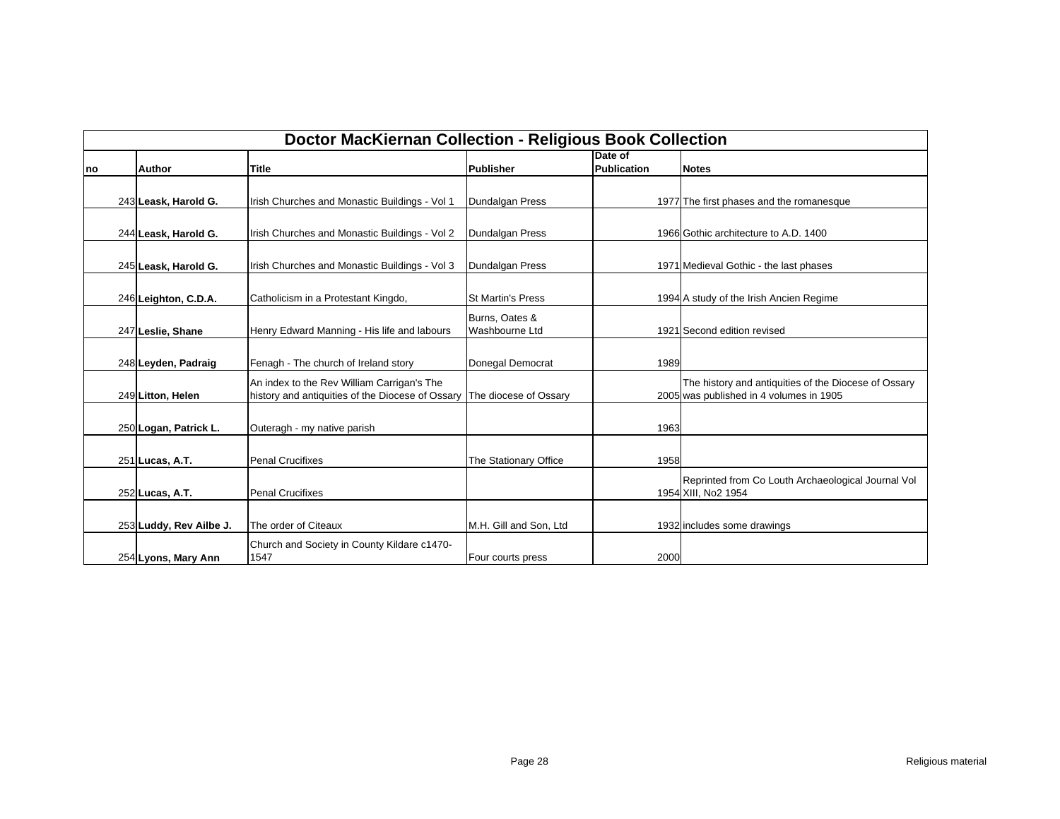| Doctor MacKiernan Collection - Religious Book Collection | | | | | |
|---|---|---|---|---|---|
| no | Author | Title | Publisher | Date of Publication | Notes |
| 243 | **Leask, Harold G.** | Irish Churches and Monastic Buildings - Vol 1 | Dundalgan Press | 1977 | The first phases and the romanesque |
| 244 | **Leask, Harold G.** | Irish Churches and Monastic Buildings - Vol 2 | Dundalgan Press | 1966 | Gothic architecture to A.D. 1400 |
| 245 | **Leask, Harold G.** | Irish Churches and Monastic Buildings - Vol 3 | Dundalgan Press | 1971 | Medieval Gothic - the last phases |
| 246 | **Leighton, C.D.A.** | Catholicism in a Protestant Kingdo, | St Martin's Press | 1994 | A study of the Irish Ancien Regime |
| 247 | **Leslie, Shane** | Henry Edward Manning - His life and labours | Burns, Oates & Washbourne Ltd | 1921 | Second edition revised |
| 248 | **Leyden, Padraig** | Fenagh - The church of Ireland story | Donegal Democrat | 1989 | |
| 249 | **Litton, Helen** | An index to the Rev William Carrigan's The history and antiquities of the Diocese of Ossary | The diocese of Ossary | 2005 | The history and antiquities of the Diocese of Ossary was published in 4 volumes in 1905 |
| 250 | **Logan, Patrick L.** | Outeragh - my native parish | | 1963 | |
| 251 | **Lucas, A.T.** | Penal Crucifixes | The Stationary Office | 1958 | |
| 252 | **Lucas, A.T.** | Penal Crucifixes | | 1954 | Reprinted from Co Louth Archaeological Journal Vol XIII, No2 1954 |
| 253 | **Luddy, Rev Ailbe J.** | The order of Citeaux | M.H. Gill and Son, Ltd | 1932 | includes some drawings |
| 254 | **Lyons, Mary Ann** | Church and Society in County Kildare c1470-1547 | Four courts press | 2000 | |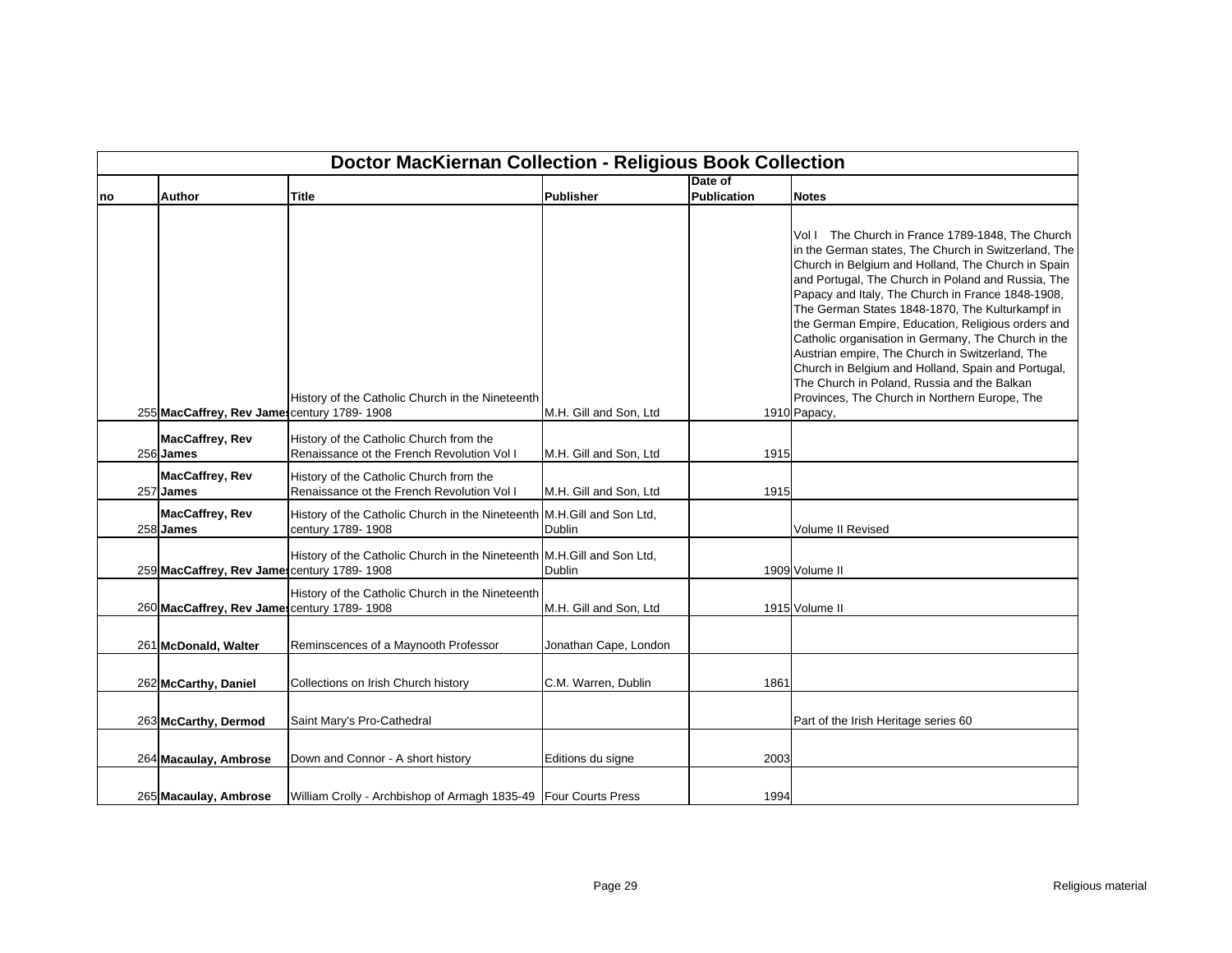| Doctor MacKiernan Collection - Religious Book Collection | | | | | |
|---|---|---|---|---|---|
| no | Author | Title | Publisher | Date of Publication | Notes |
| 255 | MacCaffrey, Rev James | History of the Catholic Church in the Nineteenth century 1789- 1908 | M.H. Gill and Son, Ltd | 1910 | Vol I The Church in France 1789-1848, The Church in the German states, The Church in Switzerland, The Church in Belgium and Holland, The Church in Spain and Portugal, The Church in Poland and Russia, The Papacy and Italy, The Church in France 1848-1908, The German States 1848-1870, The Kulturkampf in the German Empire, Education, Religious orders and Catholic organisation in Germany, The Church in the Austrian empire, The Church in Switzerland, The Church in Belgium and Holland, Spain and Portugal, The Church in Poland, Russia and the Balkan Provinces, The Church in Northern Europe, The Papacy, |
| 256 | MacCaffrey, Rev James | History of the Catholic Church from the Renaissance ot the French Revolution Vol I | M.H. Gill and Son, Ltd | 1915 | |
| 257 | MacCaffrey, Rev James | History of the Catholic Church from the Renaissance ot the French Revolution Vol I | M.H. Gill and Son, Ltd | 1915 | |
| 258 | MacCaffrey, Rev James | History of the Catholic Church in the Nineteenth century 1789- 1908 | M.H.Gill and Son Ltd, Dublin | | Volume II Revised |
| 259 | MacCaffrey, Rev James | History of the Catholic Church in the Nineteenth century 1789- 1908 | M.H.Gill and Son Ltd, Dublin | 1909 | Volume II |
| 260 | MacCaffrey, Rev James | History of the Catholic Church in the Nineteenth century 1789- 1908 | M.H. Gill and Son, Ltd | 1915 | Volume II |
| 261 | McDonald, Walter | Reminscences of a Maynooth Professor | Jonathan Cape, London | | |
| 262 | McCarthy, Daniel | Collections on Irish Church history | C.M. Warren, Dublin | 1861 | |
| 263 | McCarthy, Dermod | Saint Mary's Pro-Cathedral | | | Part of the Irish Heritage series 60 |
| 264 | Macaulay, Ambrose | Down and Connor - A short history | Editions du signe | 2003 | |
| 265 | Macaulay, Ambrose | William Crolly - Archbishop of Armagh 1835-49 | Four Courts Press | 1994 | |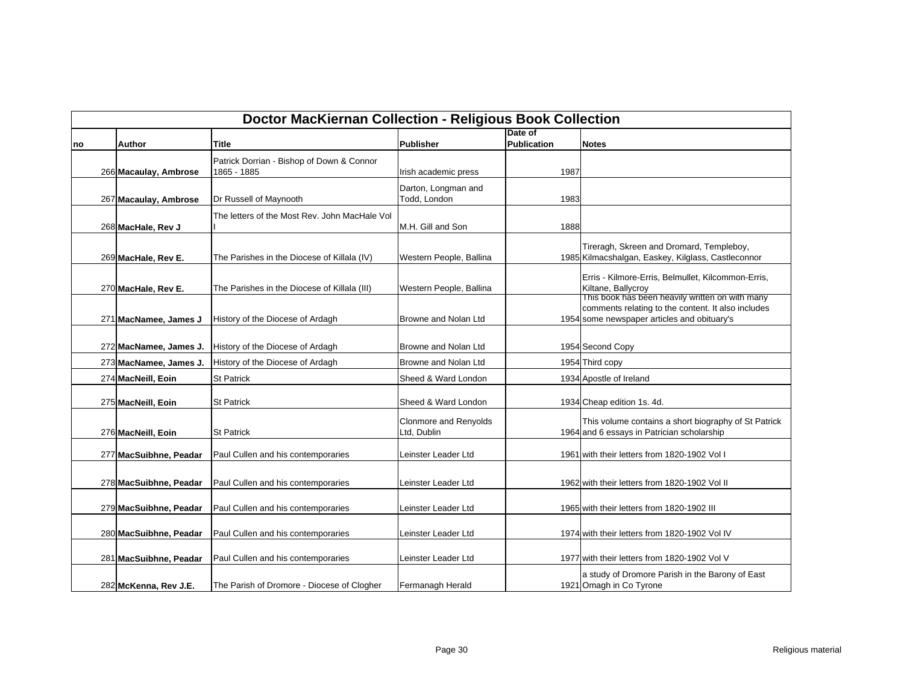# Doctor MacKiernan Collection - Religious Book Collection

| no | Author | Title | Publisher | Date of Publication | Notes |
|---|---|---|---|---|---|
| 266 | **Macaulay, Ambrose** | Patrick Dorrian - Bishop of Down & Connor 1865 - 1885 | Irish academic press | 1987 | |
| 267 | **Macaulay, Ambrose** | Dr Russell of Maynooth | Darton, Longman and Todd, London | 1983 | |
| 268 | **MacHale, Rev J** | The letters of the Most Rev. John MacHale Vol I | M.H. Gill and Son | 1888 | |
| 269 | **MacHale, Rev E.** | The Parishes in the Diocese of Killala (IV) | Western People, Ballina | 1985 | Tireragh, Skreen and Dromard, Templeboy, Kilmacshalgan, Easkey, Kilglass, Castleconnor |
| 270 | **MacHale, Rev E.** | The Parishes in the Diocese of Killala (III) | Western People, Ballina | | Erris - Kilmore-Erris, Belmullet, Kilcommon-Erris, Kiltane, Ballycroy |
| 271 | **MacNamee, James J** | History of the Diocese of Ardagh | Browne and Nolan Ltd | 1954 | This book has been heavily written on with many comments relating to the content. It also includes some newspaper articles and obituary's |
| 272 | **MacNamee, James J.** | History of the Diocese of Ardagh | Browne and Nolan Ltd | 1954 | Second Copy |
| 273 | **MacNamee, James J.** | History of the Diocese of Ardagh | Browne and Nolan Ltd | 1954 | Third copy |
| 274 | **MacNeill, Eoin** | St Patrick | Sheed & Ward London | 1934 | Apostle of Ireland |
| 275 | **MacNeill, Eoin** | St Patrick | Sheed & Ward London | 1934 | Cheap edition 1s. 4d. |
| 276 | **MacNeill, Eoin** | St Patrick | Clonmore and Renyolds Ltd, Dublin | 1964 | This volume contains a short biography of St Patrick and 6 essays in Patrician scholarship |
| 277 | **MacSuibhne, Peadar** | Paul Cullen and his contemporaries | Leinster Leader Ltd | 1961 | with their letters from 1820-1902 Vol I |
| 278 | **MacSuibhne, Peadar** | Paul Cullen and his contemporaries | Leinster Leader Ltd | 1962 | with their letters from 1820-1902 Vol II |
| 279 | **MacSuibhne, Peadar** | Paul Cullen and his contemporaries | Leinster Leader Ltd | 1965 | with their letters from 1820-1902 III |
| 280 | **MacSuibhne, Peadar** | Paul Cullen and his contemporaries | Leinster Leader Ltd | 1974 | with their letters from 1820-1902 Vol IV |
| 281 | **MacSuibhne, Peadar** | Paul Cullen and his contemporaries | Leinster Leader Ltd | 1977 | with their letters from 1820-1902 Vol V |
| 282 | **McKenna, Rev J.E.** | The Parish of Dromore - Diocese of Clogher | Fermanagh Herald | 1921 | a study of Dromore Parish in the Barony of East Omagh in Co Tyrone |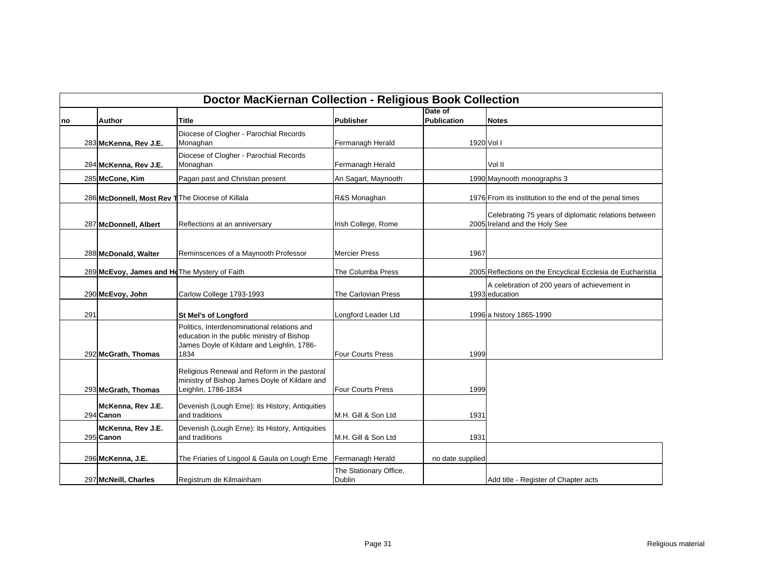| Doctor MacKiernan Collection - Religious Book Collection | | | | | |
|---|---|---|---|---|---|
| no | Author | Title | Publisher | Date of Publication | Notes |
| 283 | **McKenna, Rev J.E.** | Diocese of Clogher - Parochial Records Monaghan | Fermanagh Herald | 1920 | Vol I |
| 284 | **McKenna, Rev J.E.** | Diocese of Clogher - Parochial Records Monaghan | Fermanagh Herald | | Vol II |
| 285 | **McCone, Kim** | Pagan past and Christian present | An Sagart, Maynooth | 1990 | Maynooth monographs 3 |
| 286 | **McDonnell, Most Rev T** | The Diocese of Killala | R&S Monaghan | 1976 | From its institution to the end of the penal times |
| 287 | **McDonnell, Albert** | Reflections at an anniversary | Irish College, Rome | 2005 | Celebrating 75 years of diplomatic relations between Ireland and the Holy See |
| 288 | **McDonald, Walter** | Reminscences of a Maynooth Professor | Mercier Press | 1967 | |
| 289 | **McEvoy, James and Ho** | The Mystery of Faith | The Columba Press | 2005 | Reflections on the Encyclical Ecclesia de Eucharistia |
| 290 | **McEvoy, John** | Carlow College 1793-1993 | The Carlovian Press | 1993 | A celebration of 200 years of achievement in education |
| 291 | | **St Mel's of Longford** | Longford Leader Ltd | 1996 | a history 1865-1990 |
| 292 | **McGrath, Thomas** | Politics, Interdenominational relations and education in the public ministry of Bishop James Doyle of Kildare and Leighlin, 1786-1834 | Four Courts Press | 1999 | |
| 293 | **McGrath, Thomas** | Religious Renewal and Reform in the pastoral ministry of Bishop James Doyle of Kildare and Leighlin, 1786-1834 | Four Courts Press | 1999 | |
| 294 | **McKenna, Rev J.E. Canon** | Devenish (Lough Erne): its History, Antiquities and traditions | M.H. Gill & Son Ltd | 1931 | |
| 295 | **McKenna, Rev J.E. Canon** | Devenish (Lough Erne): its History, Antiquities and traditions | M.H. Gill & Son Ltd | 1931 | |
| 296 | **McKenna, J.E.** | The Friaries of Lisgool & Gaula on Lough Erne | Fermanagh Herald | no date supplied | |
| 297 | **McNeill, Charles** | Registrum de Kilmainham | The Stationary Office, Dublin | | Add title - Register of Chapter acts |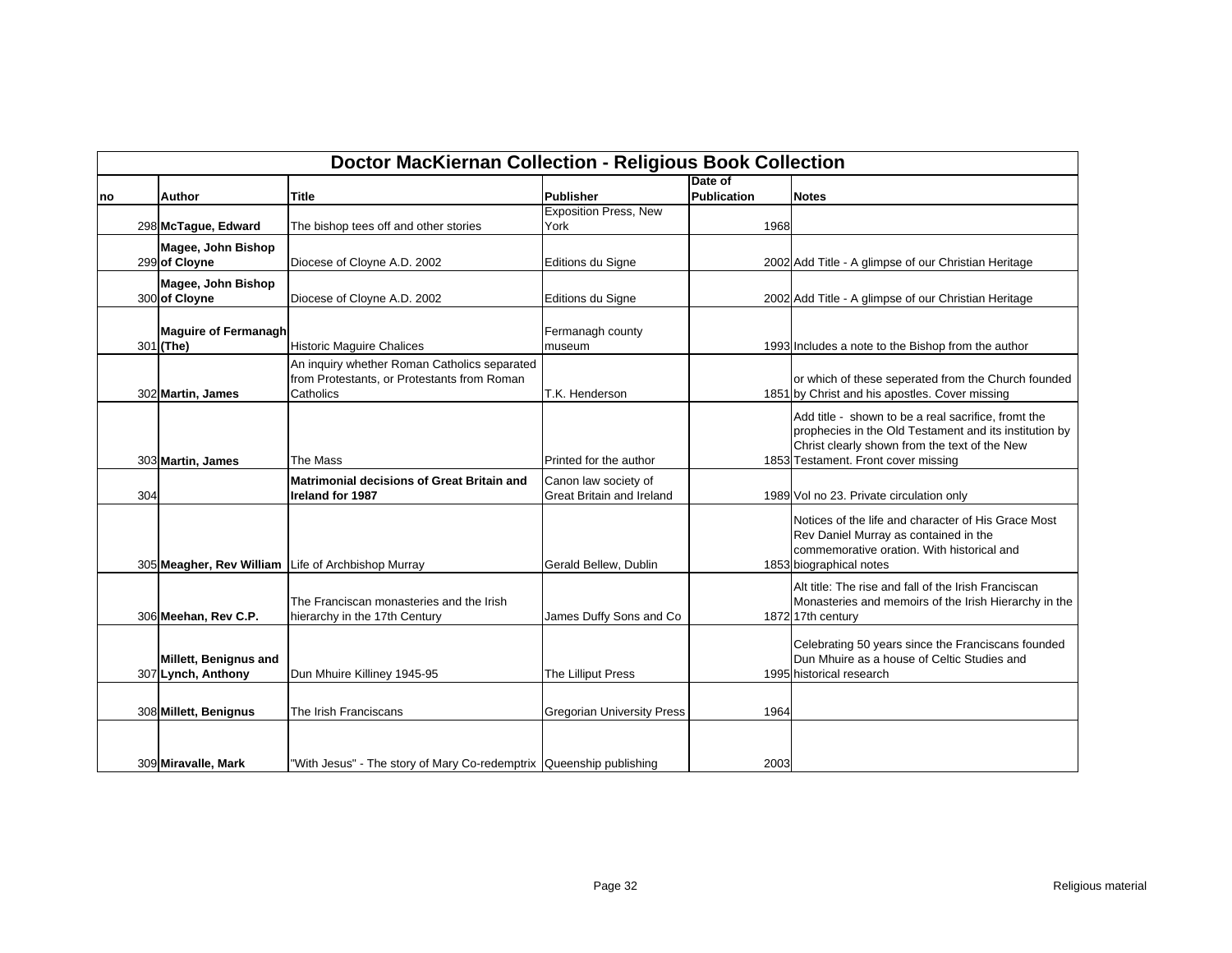| Doctor MacKiernan Collection - Religious Book Collection | | | | | |
|---|---|---|---|---|---|
| no | Author | Title | Publisher | Date of Publication | Notes |
| 298 | **McTague, Edward** | The bishop tees off and other stories | Exposition Press, New York | 1968 | |
| 299 | **Magee, John Bishop of Cloyne** | Diocese of Cloyne A.D. 2002 | Editions du Signe | 2002 | Add Title - A glimpse of our Christian Heritage |
| 300 | **Magee, John Bishop of Cloyne** | Diocese of Cloyne A.D. 2002 | Editions du Signe | 2002 | Add Title - A glimpse of our Christian Heritage |
| 301 | **Maguire of Fermanagh (The)** | Historic Maguire Chalices | Fermanagh county museum | 1993 | Includes a note to the Bishop from the author |
| 302 | **Martin, James** | An inquiry whether Roman Catholics separated from Protestants, or Protestants from Roman Catholics | T.K. Henderson | 1851 | or which of these seperated from the Church founded by Christ and his apostles. Cover missing |
| 303 | **Martin, James** | The Mass | Printed for the author | 1853 | Add title - shown to be a real sacrifice, fromt the prophecies in the Old Testament and its institution by Christ clearly shown from the text of the New Testament. Front cover missing |
| 304 | | **Matrimonial decisions of Great Britain and Ireland for 1987** | Canon law society of Great Britain and Ireland | 1989 | Vol no 23. Private circulation only |
| 305 | **Meagher, Rev William** | Life of Archbishop Murray | Gerald Bellew, Dublin | 1853 | Notices of the life and character of His Grace Most Rev Daniel Murray as contained in the commemorative oration. With historical and biographical notes |
| 306 | **Meehan, Rev C.P.** | The Franciscan monasteries and the Irish hierarchy in the 17th Century | James Duffy Sons and Co | 1872 | Alt title: The rise and fall of the Irish Franciscan Monasteries and memoirs of the Irish Hierarchy in the 17th century |
| 307 | **Millett, Benignus and Lynch, Anthony** | Dun Mhuire Killiney 1945-95 | The Lilliput Press | 1995 | Celebrating 50 years since the Franciscans founded Dun Mhuire as a house of Celtic Studies and historical research |
| 308 | **Millett, Benignus** | The Irish Franciscans | Gregorian University Press | 1964 | |
| 309 | **Miravalle, Mark** | "With Jesus" - The story of Mary Co-redemptrix | Queenship publishing | 2003 | |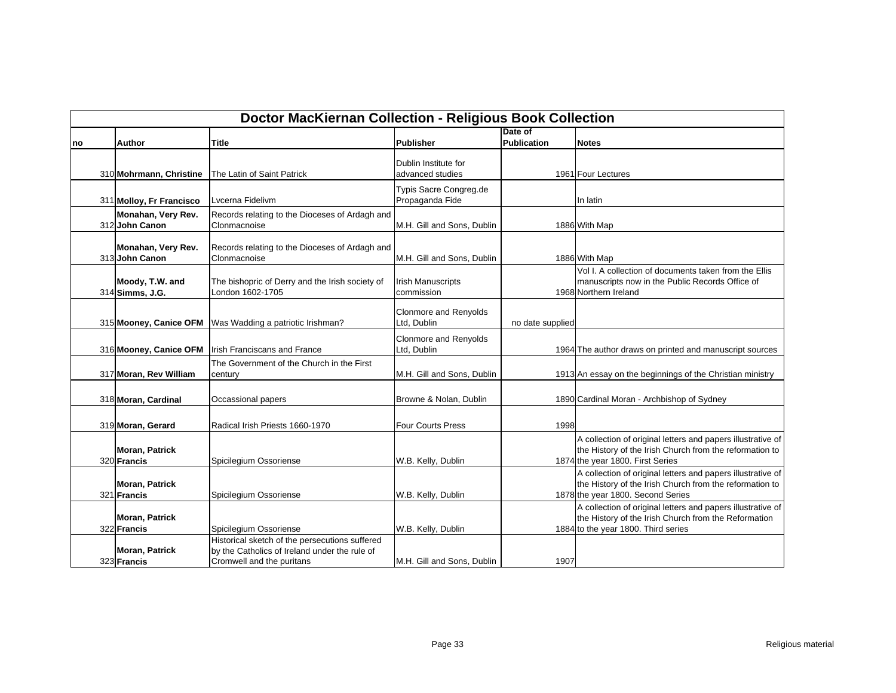| Doctor MacKiernan Collection - Religious Book Collection | | | | | |
|---|---|---|---|---|---|
| no | Author | Title | Publisher | Date of Publication | Notes |
| 310 | **Mohrmann, Christine** | The Latin of Saint Patrick | Dublin Institute for advanced studies | 1961 | Four Lectures |
| 311 | **Molloy, Fr Francisco** | Lvcerna Fidelivm | Typis Sacre Congreg.de Propaganda Fide | | In latin |
| 312 | **Monahan, Very Rev. John Canon** | Records relating to the Dioceses of Ardagh and Clonmacnoise | M.H. Gill and Sons, Dublin | 1886 | With Map |
| 313 | **Monahan, Very Rev. John Canon** | Records relating to the Dioceses of Ardagh and Clonmacnoise | M.H. Gill and Sons, Dublin | 1886 | With Map |
| 314 | **Moody, T.W. and Simms, J.G.** | The bishopric of Derry and the Irish society of London 1602-1705 | Irish Manuscripts commission | 1968 | Vol I. A collection of documents taken from the Ellis manuscripts now in the Public Records Office of Northern Ireland |
| 315 | **Mooney, Canice OFM** | Was Wadding a patriotic Irishman? | Clonmore and Renyolds Ltd, Dublin | no date supplied | |
| 316 | **Mooney, Canice OFM** | Irish Franciscans and France | Clonmore and Renyolds Ltd, Dublin | 1964 | The author draws on printed and manuscript sources |
| 317 | **Moran, Rev William** | The Government of the Church in the First century | M.H. Gill and Sons, Dublin | 1913 | An essay on the beginnings of the Christian ministry |
| 318 | **Moran, Cardinal** | Occassional papers | Browne & Nolan, Dublin | 1890 | Cardinal Moran - Archbishop of Sydney |
| 319 | **Moran, Gerard** | Radical Irish Priests 1660-1970 | Four Courts Press | 1998 | |
| 320 | **Moran, Patrick Francis** | Spicilegium Ossoriense | W.B. Kelly, Dublin | 1874 | A collection of original letters and papers illustrative of the History of the Irish Church from the reformation to the year 1800. First Series |
| 321 | **Moran, Patrick Francis** | Spicilegium Ossoriense | W.B. Kelly, Dublin | 1878 | A collection of original letters and papers illustrative of the History of the Irish Church from the reformation to the year 1800. Second Series |
| 322 | **Moran, Patrick Francis** | Spicilegium Ossoriense | W.B. Kelly, Dublin | 1884 | A collection of original letters and papers illustrative of the History of the Irish Church from the Reformation to the year 1800. Third series |
| 323 | **Moran, Patrick Francis** | Historical sketch of the persecutions suffered by the Catholics of Ireland under the rule of Cromwell and the puritans | M.H. Gill and Sons, Dublin | 1907 | |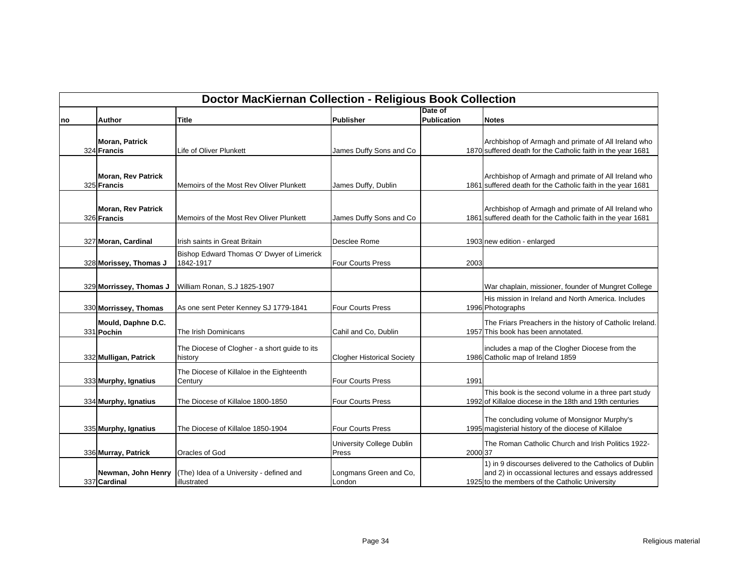| Doctor MacKiernan Collection - Religious Book Collection | | | | | |
|---|---|---|---|---|---|
| no | Author | Title | Publisher | Date of Publication | Notes |
| 324 | **Moran, Patrick Francis** | Life of Oliver Plunkett | James Duffy Sons and Co | 1870 | Archbishop of Armagh and primate of All Ireland who suffered death for the Catholic faith in the year 1681 |
| 325 | **Moran, Rev Patrick Francis** | Memoirs of the Most Rev Oliver Plunkett | James Duffy, Dublin | 1861 | Archbishop of Armagh and primate of All Ireland who suffered death for the Catholic faith in the year 1681 |
| 326 | **Moran, Rev Patrick Francis** | Memoirs of the Most Rev Oliver Plunkett | James Duffy Sons and Co | 1861 | Archbishop of Armagh and primate of All Ireland who suffered death for the Catholic faith in the year 1681 |
| 327 | **Moran, Cardinal** | Irish saints in Great Britain | Desclee Rome | 1903 | new edition - enlarged |
| 328 | **Morissey, Thomas J** | Bishop Edward Thomas O' Dwyer of Limerick 1842-1917 | Four Courts Press | 2003 | |
| 329 | **Morrissey, Thomas J** | William Ronan, S.J 1825-1907 | | | War chaplain, missioner, founder of Mungret College |
| 330 | **Morrissey, Thomas** | As one sent Peter Kenney SJ 1779-1841 | Four Courts Press | 1996 | His mission in Ireland and North America. Includes Photographs |
| 331 | **Mould, Daphne D.C. Pochin** | The Irish Dominicans | Cahil and Co, Dublin | 1957 | The Friars Preachers in the history of Catholic Ireland. This book has been annotated. |
| 332 | **Mulligan, Patrick** | The Diocese of Clogher - a short guide to its history | Clogher Historical Society | 1986 | includes a map of the Clogher Diocese from the Catholic map of Ireland 1859 |
| 333 | **Murphy, Ignatius** | The Diocese of Killaloe in the Eighteenth Century | Four Courts Press | 1991 | |
| 334 | **Murphy, Ignatius** | The Diocese of Killaloe 1800-1850 | Four Courts Press | 1992 | This book is the second volume in a three part study of Killaloe diocese in the 18th and 19th centuries |
| 335 | **Murphy, Ignatius** | The Diocese of Killaloe 1850-1904 | Four Courts Press | 1995 | The concluding volume of Monsignor Murphy's magisterial history of the diocese of Killaloe |
| 336 | **Murray, Patrick** | Oracles of God | University College Dublin Press | 2000 | The Roman Catholic Church and Irish Politics 1922-37 |
| 337 | **Newman, John Henry Cardinal** | (The) Idea of a University - defined and illustrated | Longmans Green and Co, London | 1925 | 1) in 9 discourses delivered to the Catholics of Dublin and 2) in occassional lectures and essays addressed to the members of the Catholic University |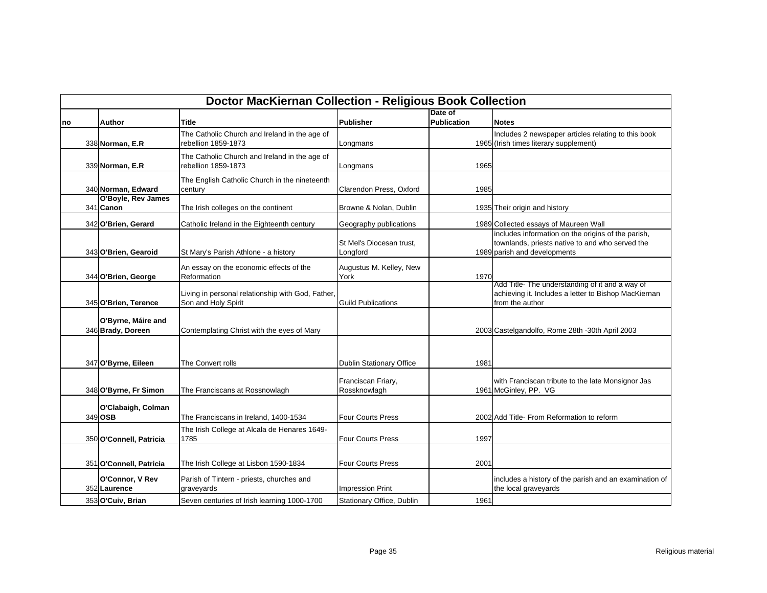| Doctor MacKiernan Collection - Religious Book Collection | | | | | |
|---|---|---|---|---|---|
| no | Author | Title | Publisher | Date of Publication | Notes |
| 338 | **Norman, E.R** | The Catholic Church and Ireland in the age of rebellion 1859-1873 | Longmans | 1965 | Includes 2 newspaper articles relating to this book (Irish times literary supplement) |
| 339 | **Norman, E.R** | The Catholic Church and Ireland in the age of rebellion 1859-1873 | Longmans | 1965 | |
| 340 | **Norman, Edward** | The English Catholic Church in the nineteenth century | Clarendon Press, Oxford | 1985 | |
| 341 | **O'Boyle, Rev James Canon** | The Irish colleges on the continent | Browne & Nolan, Dublin | 1935 | Their origin and history |
| 342 | **O'Brien, Gerard** | Catholic Ireland in the Eighteenth century | Geography publications | 1989 | Collected essays of Maureen Wall |
| 343 | **O'Brien, Gearoid** | St Mary's Parish Athlone - a history | St Mel's Diocesan trust, Longford | 1989 | includes information on the origins of the parish, townlands, priests native to and who served the parish and developments |
| 344 | **O'Brien, George** | An essay on the economic effects of the Reformation | Augustus M. Kelley, New York | 1970 | |
| 345 | **O'Brien, Terence** | Living in personal relationship with God, Father, Son and Holy Spirit | Guild Publications | | Add Title- The understanding of it and a way of achieving it. Includes a letter to Bishop MacKiernan from the author |
| 346 | **O'Byrne, Máire and Brady, Doreen** | Contemplating Christ with the eyes of Mary | | 2003 | Castelgandolfo, Rome 28th -30th April 2003 |
| 347 | **O'Byrne, Eileen** | The Convert rolls | Dublin Stationary Office | 1981 | |
| 348 | **O'Byrne, Fr Simon** | The Franciscans at Rossnowlagh | Franciscan Friary, Rossknowlagh | 1961 | with Franciscan tribute to the late Monsignor Jas McGinley, PP. VG |
| 349 | **O'Clabaigh, Colman OSB** | The Franciscans in Ireland, 1400-1534 | Four Courts Press | 2002 | Add Title- From Reformation to reform |
| 350 | **O'Connell, Patricia** | The Irish College at Alcala de Henares 1649-1785 | Four Courts Press | 1997 | |
| 351 | **O'Connell, Patricia** | The Irish College at Lisbon 1590-1834 | Four Courts Press | 2001 | |
| 352 | **O'Connor, V Rev Laurence** | Parish of Tintern - priests, churches and graveyards | Impression Print | | includes a history of the parish and an examination of the local graveyards |
| 353 | **O'Cuiv, Brian** | Seven centuries of Irish learning 1000-1700 | Stationary Office, Dublin | 1961 | |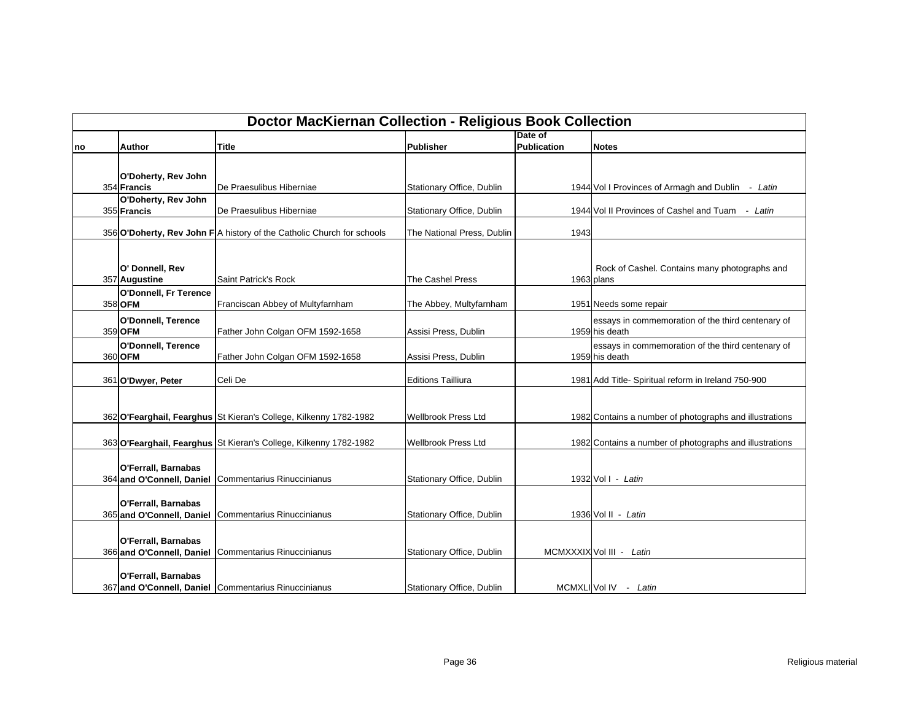| Doctor MacKiernan Collection - Religious Book Collection | | | | | |
|---|---|---|---|---|---|
| no | Author | Title | Publisher | Date of Publication | Notes |
| 354 | **O'Doherty, Rev John Francis** | De Praesulibus Hiberniae | Stationary Office, Dublin | 1944 | Vol I Provinces of Armagh and Dublin - *Latin* |
| 355 | **O'Doherty, Rev John Francis** | De Praesulibus Hiberniae | Stationary Office, Dublin | 1944 | Vol II Provinces of Cashel and Tuam - *Latin* |
| 356 | **O'Doherty, Rev John F** | A history of the Catholic Church for schools | The National Press, Dublin | 1943 | |
| 357 | **O' Donnell, Rev Augustine** | Saint Patrick's Rock | The Cashel Press | 1963 | Rock of Cashel. Contains many photographs and plans |
| 358 | **O'Donnell, Fr Terence OFM** | Franciscan Abbey of Multyfarnham | The Abbey, Multyfarnham | 1951 | Needs some repair |
| 359 | **O'Donnell, Terence OFM** | Father John Colgan OFM 1592-1658 | Assisi Press, Dublin | 1959 | essays in commemoration of the third centenary of his death |
| 360 | **O'Donnell, Terence OFM** | Father John Colgan OFM 1592-1658 | Assisi Press, Dublin | 1959 | essays in commemoration of the third centenary of his death |
| 361 | **O'Dwyer, Peter** | Celi De | Editions Tailliura | 1981 | Add Title- Spiritual reform in Ireland 750-900 |
| 362 | **O'Fearghail, Fearghus** | St Kieran's College, Kilkenny 1782-1982 | Wellbrook Press Ltd | 1982 | Contains a number of photographs and illustrations |
| 363 | **O'Fearghail, Fearghus** | St Kieran's College, Kilkenny 1782-1982 | Wellbrook Press Ltd | 1982 | Contains a number of photographs and illustrations |
| 364 | **O'Ferrall, Barnabas and O'Connell, Daniel** | Commentarius Rinuccinianus | Stationary Office, Dublin | 1932 | Vol I - *Latin* |
| 365 | **O'Ferrall, Barnabas and O'Connell, Daniel** | Commentarius Rinuccinianus | Stationary Office, Dublin | 1936 | Vol II - *Latin* |
| 366 | **O'Ferrall, Barnabas and O'Connell, Daniel** | Commentarius Rinuccinianus | Stationary Office, Dublin | MCMXXXIX | Vol III - *Latin* |
| 367 | **O'Ferrall, Barnabas and O'Connell, Daniel** | Commentarius Rinuccinianus | Stationary Office, Dublin | MCMXLI | Vol IV - *Latin* |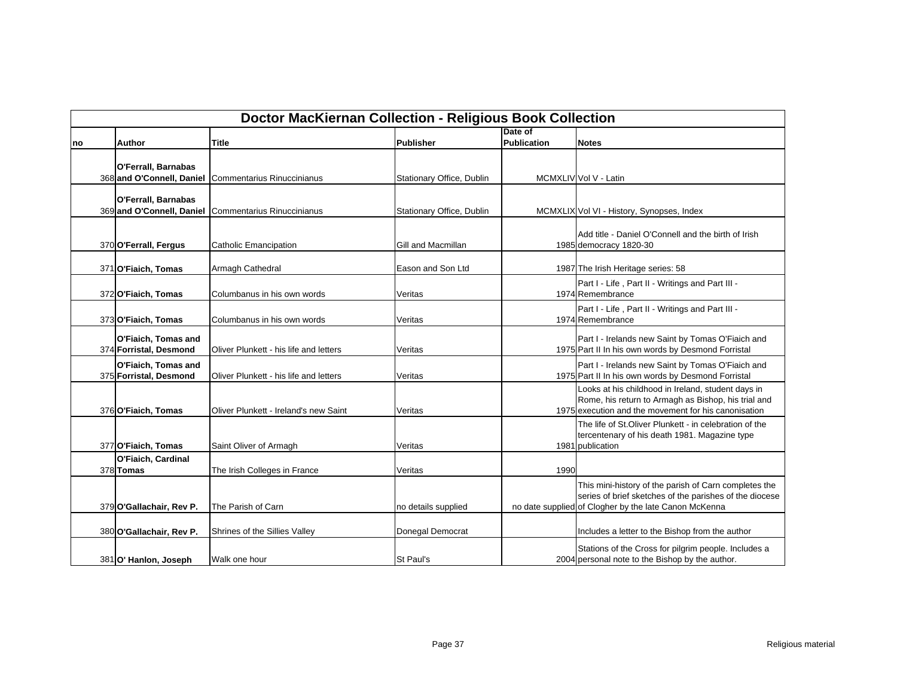| Doctor MacKiernan Collection - Religious Book Collection | | | | | |
|---|---|---|---|---|---|
| **no** | **Author** | **Title** | **Publisher** | **Date of Publication** | **Notes** |
| 368 | **O'Ferrall, Barnabas and O'Connell, Daniel** | Commentarius Rinuccinianus | Stationary Office, Dublin | MCMXLIV | Vol V - Latin |
| 369 | **O'Ferrall, Barnabas and O'Connell, Daniel** | Commentarius Rinuccinianus | Stationary Office, Dublin | MCMXLIX | Vol VI - History, Synopses, Index |
| 370 | **O'Ferrall, Fergus** | Catholic Emancipation | Gill and Macmillan | 1985 | Add title - Daniel O'Connell and the birth of Irish democracy 1820-30 |
| 371 | **O'Fiaich, Tomas** | Armagh Cathedral | Eason and Son Ltd | 1987 | The Irish Heritage series: 58 |
| 372 | **O'Fiaich, Tomas** | Columbanus in his own words | Veritas | 1974 | Part I - Life , Part II - Writings and Part III - Remembrance |
| 373 | **O'Fiaich, Tomas** | Columbanus in his own words | Veritas | 1974 | Part I - Life , Part II - Writings and Part III - Remembrance |
| 374 | **O'Fiaich, Tomas and Forristal, Desmond** | Oliver Plunkett - his life and letters | Veritas | 1975 | Part I - Irelands new Saint by Tomas O'Fiaich and Part II In his own words by Desmond Forristal |
| 375 | **O'Fiaich, Tomas and Forristal, Desmond** | Oliver Plunkett - his life and letters | Veritas | 1975 | Part I - Irelands new Saint by Tomas O'Fiaich and Part II In his own words by Desmond Forristal |
| 376 | **O'Fiaich, Tomas** | Oliver Plunkett - Ireland's new Saint | Veritas | 1975 | Looks at his childhood in Ireland, student days in Rome, his return to Armagh as Bishop, his trial and execution and the movement for his canonisation |
| 377 | **O'Fiaich, Tomas** | Saint Oliver of Armagh | Veritas | 1981 | The life of St.Oliver Plunkett - in celebration of the tercentenary of his death 1981. Magazine type publication |
| 378 | **O'Fiaich, Cardinal Tomas** | The Irish Colleges in France | Veritas | 1990 | |
| 379 | **O'Gallachair, Rev P.** | The Parish of Carn | no details supplied | no date supplied | This mini-history of the parish of Carn completes the series of brief sketches of the parishes of the diocese of Clogher by the late Canon McKenna |
| 380 | **O'Gallachair, Rev P.** | Shrines of the Sillies Valley | Donegal Democrat | | Includes a letter to the Bishop from the author |
| 381 | **O' Hanlon, Joseph** | Walk one hour | St Paul's | 2004 | Stations of the Cross for pilgrim people. Includes a personal note to the Bishop by the author. |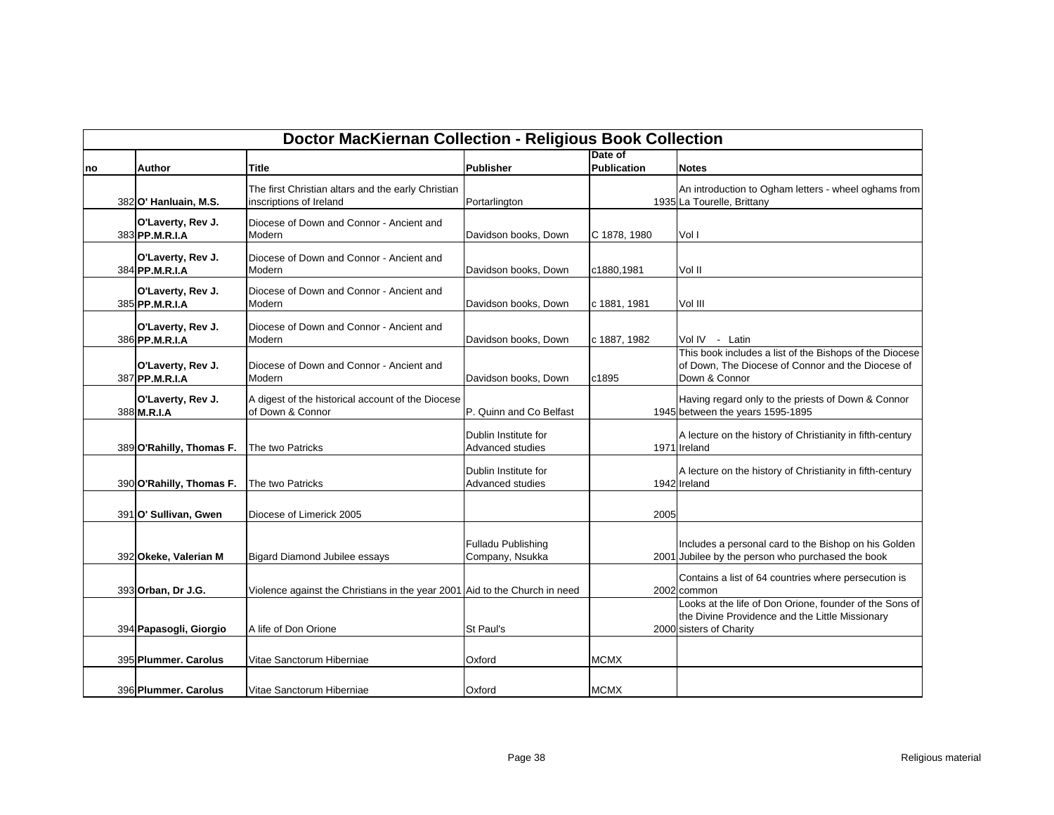| Doctor MacKiernan Collection - Religious Book Collection | | | | | |
|---|---|---|---|---|---|
| no | Author | Title | Publisher | Date of Publication | Notes |
| 382 | **O' Hanluain, M.S.** | The first Christian altars and the early Christian inscriptions of Ireland | Portarlington | 1935 | An introduction to Ogham letters - wheel oghams from La Tourelle, Brittany |
| 383 | **O'Laverty, Rev J. PP.M.R.I.A** | Diocese of Down and Connor - Ancient and Modern | Davidson books, Down | C 1878, 1980 | Vol I |
| 384 | **O'Laverty, Rev J. PP.M.R.I.A** | Diocese of Down and Connor - Ancient and Modern | Davidson books, Down | c1880,1981 | Vol II |
| 385 | **O'Laverty, Rev J. PP.M.R.I.A** | Diocese of Down and Connor - Ancient and Modern | Davidson books, Down | c 1881, 1981 | Vol III |
| 386 | **O'Laverty, Rev J. PP.M.R.I.A** | Diocese of Down and Connor - Ancient and Modern | Davidson books, Down | c 1887, 1982 | Vol IV - Latin |
| 387 | **O'Laverty, Rev J. PP.M.R.I.A** | Diocese of Down and Connor - Ancient and Modern | Davidson books, Down | c1895 | This book includes a list of the Bishops of the Diocese of Down, The Diocese of Connor and the Diocese of Down & Connor |
| 388 | **O'Laverty, Rev J. M.R.I.A** | A digest of the historical account of the Diocese of Down & Connor | P. Quinn and Co Belfast | 1945 | Having regard only to the priests of Down & Connor between the years 1595-1895 |
| 389 | **O'Rahilly, Thomas F.** | The two Patricks | Dublin Institute for Advanced studies | 1971 | A lecture on the history of Christianity in fifth-century Ireland |
| 390 | **O'Rahilly, Thomas F.** | The two Patricks | Dublin Institute for Advanced studies | 1942 | A lecture on the history of Christianity in fifth-century Ireland |
| 391 | **O' Sullivan, Gwen** | Diocese of Limerick 2005 | | 2005 | |
| 392 | **Okeke, Valerian M** | Bigard Diamond Jubilee essays | Fulladu Publishing Company, Nsukka | 2001 | Includes a personal card to the Bishop on his Golden Jubilee by the person who purchased the book |
| 393 | **Orban, Dr J.G.** | Violence against the Christians in the year 2001 | Aid to the Church in need | 2002 | Contains a list of 64 countries where persecution is common |
| 394 | **Papasogli, Giorgio** | A life of Don Orione | St Paul's | 2000 | Looks at the life of Don Orione, founder of the Sons of the Divine Providence and the Little Missionary sisters of Charity |
| 395 | **Plummer. Carolus** | Vitae Sanctorum Hiberniae | Oxford | MCMX | |
| 396 | **Plummer. Carolus** | Vitae Sanctorum Hiberniae | Oxford | MCMX | |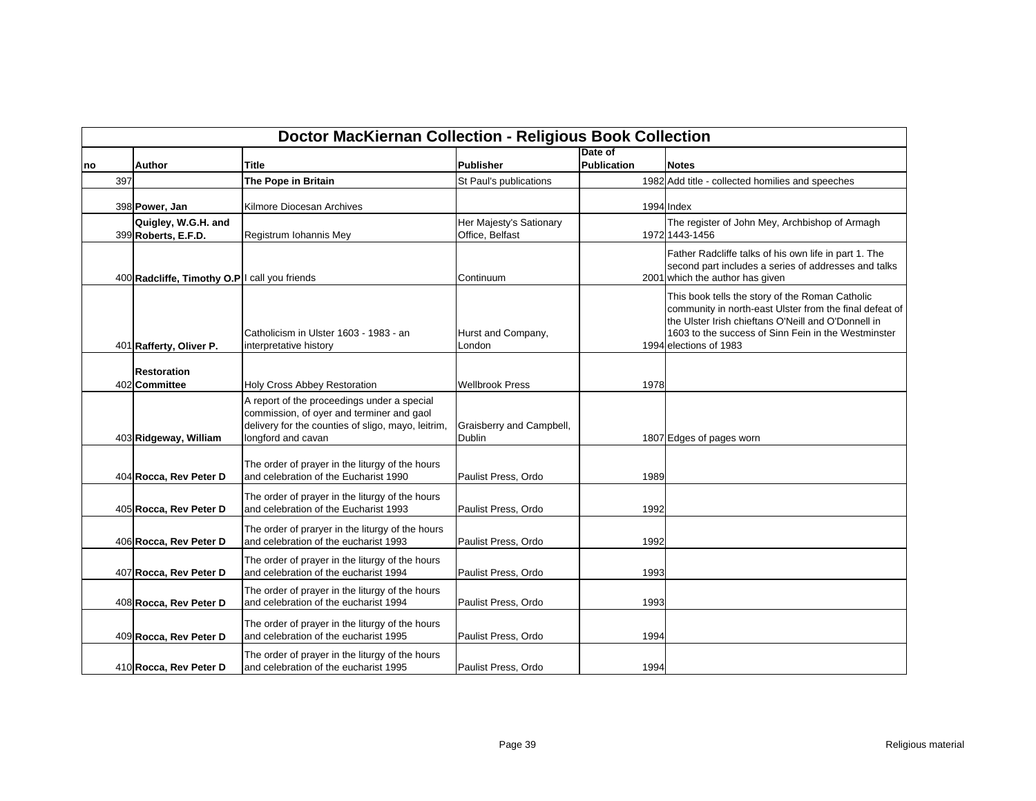| Doctor MacKiernan Collection - Religious Book Collection | | | | | |
|---|---|---|---|---|---|
| no | Author | Title | Publisher | Date of Publication | Notes |
| 397 | | **The Pope in Britain** | St Paul's publications | 1982 | Add title - collected homilies and speeches |
| 398 | **Power, Jan** | Kilmore Diocesan Archives | | 1994 | Index |
| 399 | **Quigley, W.G.H. and Roberts, E.F.D.** | Registrum Iohannis Mey | Her Majesty's Sationary Office, Belfast | 1972 | The register of John Mey, Archbishop of Armagh 1443-1456 |
| 400 | **Radcliffe, Timothy O.P** | I call you friends | Continuum | 2001 | Father Radcliffe talks of his own life in part 1. The second part includes a series of addresses and talks which the author has given |
| 401 | **Rafferty, Oliver P.** | Catholicism in Ulster 1603 - 1983 - an interpretative history | Hurst and Company, London | 1994 | This book tells the story of the Roman Catholic community in north-east Ulster from the final defeat of the Ulster Irish chieftans O'Neill and O'Donnell in 1603 to the success of Sinn Fein in the Westminster elections of 1983 |
| 402 | **Restoration Committee** | Holy Cross Abbey Restoration | Wellbrook Press | 1978 | |
| 403 | **Ridgeway, William** | A report of the proceedings under a special commission, of oyer and terminer and gaol delivery for the counties of sligo, mayo, leitrim, longford and cavan | Graisberry and Campbell, Dublin | 1807 | Edges of pages worn |
| 404 | **Rocca, Rev Peter D** | The order of prayer in the liturgy of the hours and celebration of the Eucharist 1990 | Paulist Press, Ordo | 1989 | |
| 405 | **Rocca, Rev Peter D** | The order of prayer in the liturgy of the hours and celebration of the Eucharist 1993 | Paulist Press, Ordo | 1992 | |
| 406 | **Rocca, Rev Peter D** | The order of praryer in the liturgy of the hours and celebration of the eucharist 1993 | Paulist Press, Ordo | 1992 | |
| 407 | **Rocca, Rev Peter D** | The order of prayer in the liturgy of the hours and celebration of the eucharist 1994 | Paulist Press, Ordo | 1993 | |
| 408 | **Rocca, Rev Peter D** | The order of prayer in the liturgy of the hours and celebration of the eucharist 1994 | Paulist Press, Ordo | 1993 | |
| 409 | **Rocca, Rev Peter D** | The order of prayer in the liturgy of the hours and celebration of the eucharist 1995 | Paulist Press, Ordo | 1994 | |
| 410 | **Rocca, Rev Peter D** | The order of prayer in the liturgy of the hours and celebration of the eucharist 1995 | Paulist Press, Ordo | 1994 | |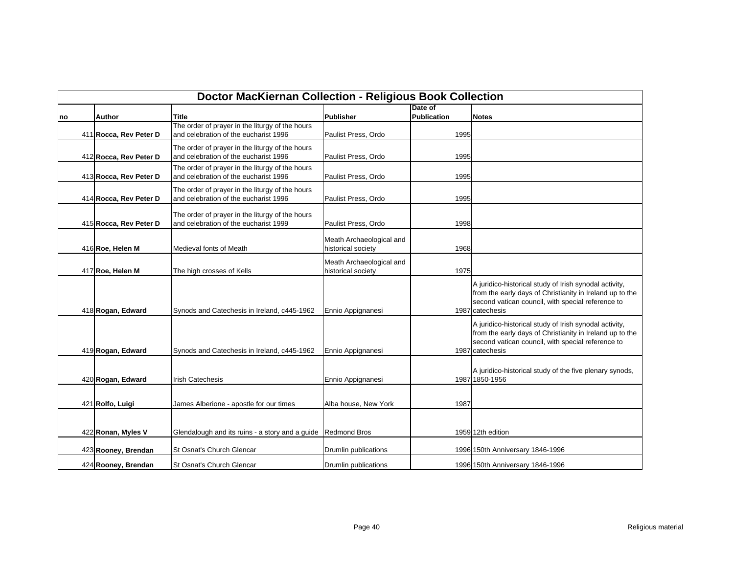## Doctor MacKiernan Collection - Religious Book Collection

| no | Author | Title | Publisher | Date of Publication | Notes |
|---|---|---|---|---|---|
| 411 | **Rocca, Rev Peter D** | The order of prayer in the liturgy of the hours and celebration of the eucharist 1996 | Paulist Press, Ordo | 1995 | |
| 412 | **Rocca, Rev Peter D** | The order of prayer in the liturgy of the hours and celebration of the eucharist 1996 | Paulist Press, Ordo | 1995 | |
| 413 | **Rocca, Rev Peter D** | The order of prayer in the liturgy of the hours and celebration of the eucharist 1996 | Paulist Press, Ordo | 1995 | |
| 414 | **Rocca, Rev Peter D** | The order of prayer in the liturgy of the hours and celebration of the eucharist 1996 | Paulist Press, Ordo | 1995 | |
| 415 | **Rocca, Rev Peter D** | The order of prayer in the liturgy of the hours and celebration of the eucharist 1999 | Paulist Press, Ordo | 1998 | |
| 416 | **Roe, Helen M** | Medieval fonts of Meath | Meath Archaeological and historical society | 1968 | |
| 417 | **Roe, Helen M** | The high crosses of Kells | Meath Archaeological and historical society | 1975 | |
| 418 | **Rogan, Edward** | Synods and Catechesis in Ireland, c445-1962 | Ennio Appignanesi | 1987 | A juridico-historical study of Irish synodal activity, from the early days of Christianity in Ireland up to the second vatican council, with special reference to catechesis |
| 419 | **Rogan, Edward** | Synods and Catechesis in Ireland, c445-1962 | Ennio Appignanesi | 1987 | A juridico-historical study of Irish synodal activity, from the early days of Christianity in Ireland up to the second vatican council, with special reference to catechesis |
| 420 | **Rogan, Edward** | Irish Catechesis | Ennio Appignanesi | 1987 | A juridico-historical study of the five plenary synods, 1850-1956 |
| 421 | **Rolfo, Luigi** | James Alberione - apostle for our times | Alba house, New York | 1987 | |
| 422 | **Ronan, Myles V** | Glendalough and its ruins - a story and a guide | Redmond Bros | 1959 | 12th edition |
| 423 | **Rooney, Brendan** | St Osnat's Church Glencar | Drumlin publications | 1996 | 150th Anniversary 1846-1996 |
| 424 | **Rooney, Brendan** | St Osnat's Church Glencar | Drumlin publications | 1996 | 150th Anniversary 1846-1996 |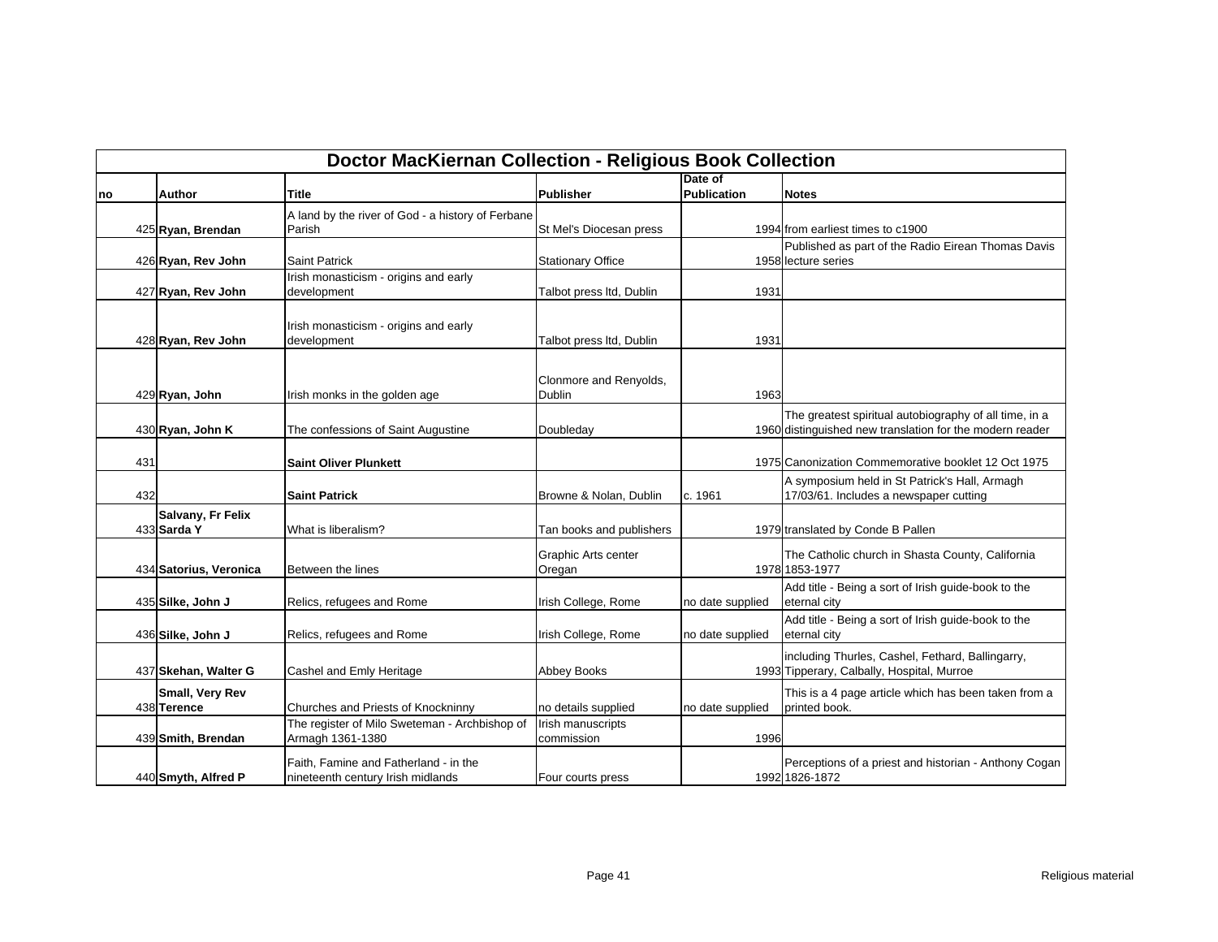| Doctor MacKiernan Collection - Religious Book Collection | | | | | |
|---|---|---|---|---|---|
| no | Author | Title | Publisher | Date of Publication | Notes |
| 425 | **Ryan, Brendan** | A land by the river of God - a history of Ferbane Parish | St Mel's Diocesan press | 1994 | from earliest times to c1900 |
| 426 | **Ryan, Rev John** | Saint Patrick | Stationary Office | 1958 | Published as part of the Radio Eirean Thomas Davis lecture series |
| 427 | **Ryan, Rev John** | Irish monasticism - origins and early development | Talbot press ltd, Dublin | 1931 | |
| 428 | **Ryan, Rev John** | Irish monasticism - origins and early development | Talbot press ltd, Dublin | 1931 | |
| 429 | **Ryan, John** | Irish monks in the golden age | Clonmore and Renyolds, Dublin | 1963 | |
| 430 | **Ryan, John K** | The confessions of Saint Augustine | Doubleday | 1960 | The greatest spiritual autobiography of all time, in a distinguished new translation for the modern reader |
| 431 | | **Saint Oliver Plunkett** | | 1975 | Canonization Commemorative booklet 12 Oct 1975 |
| 432 | | **Saint Patrick** | Browne & Nolan, Dublin | c. 1961 | A symposium held in St Patrick's Hall, Armagh 17/03/61. Includes a newspaper cutting |
| 433 | **Salvany, Fr Felix Sarda Y** | What is liberalism? | Tan books and publishers | 1979 | translated by Conde B Pallen |
| 434 | **Satorius, Veronica** | Between the lines | Graphic Arts center Oregan | 1978 | The Catholic church in Shasta County, California 1853-1977 |
| 435 | **Silke, John J** | Relics, refugees and Rome | Irish College, Rome | no date supplied | Add title - Being a sort of Irish guide-book to the eternal city |
| 436 | **Silke, John J** | Relics, refugees and Rome | Irish College, Rome | no date supplied | Add title - Being a sort of Irish guide-book to the eternal city |
| 437 | **Skehan, Walter G** | Cashel and Emly Heritage | Abbey Books | 1993 | including Thurles, Cashel, Fethard, Ballingarry, Tipperary, Calbally, Hospital, Murroe |
| 438 | **Small, Very Rev Terence** | Churches and Priests of Knockninny | no details supplied | no date supplied | This is a 4 page article which has been taken from a printed book. |
| 439 | **Smith, Brendan** | The register of Milo Sweteman - Archbishop of Armagh 1361-1380 | Irish manuscripts commission | 1996 | |
| 440 | **Smyth, Alfred P** | Faith, Famine and Fatherland - in the nineteenth century Irish midlands | Four courts press | 1992 | Perceptions of a priest and historian - Anthony Cogan 1826-1872 |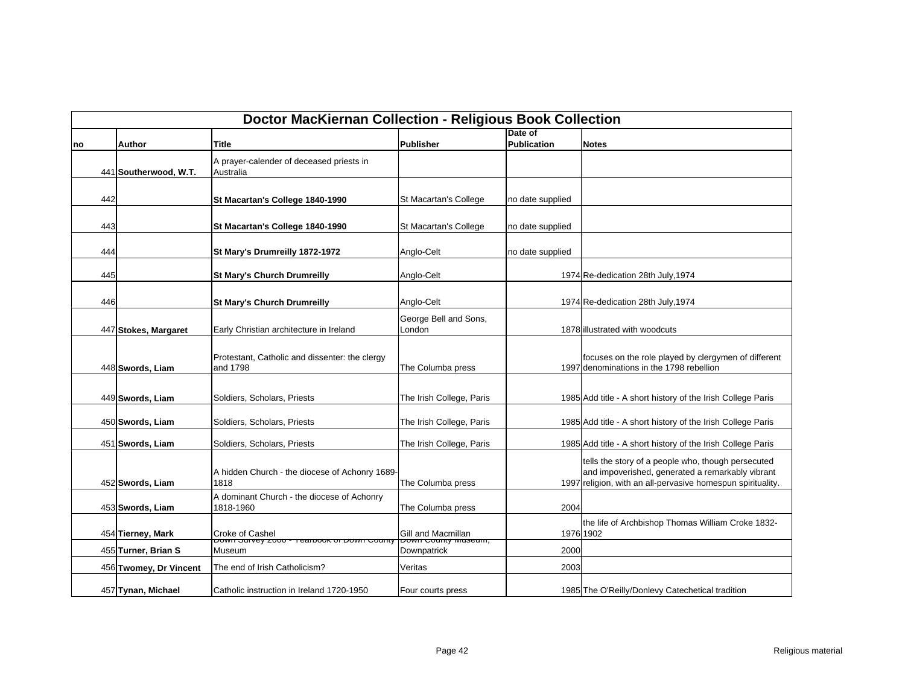| Doctor MacKiernan Collection - Religious Book Collection | | | | | |
|---|---|---|---|---|---|
| **no** | **Author** | **Title** | **Publisher** | **Date of Publication** | **Notes** |
| 441 | **Southerwood, W.T.** | A prayer-calender of deceased priests in Australia | | | |
| 442 | | **St Macartan's College 1840-1990** | St Macartan's College | no date supplied | |
| 443 | | **St Macartan's College 1840-1990** | St Macartan's College | no date supplied | |
| 444 | | **St Mary's Drumreilly 1872-1972** | Anglo-Celt | no date supplied | |
| 445 | | **St Mary's Church Drumreilly** | Anglo-Celt | 1974 | Re-dedication 28th July,1974 |
| 446 | | **St Mary's Church Drumreilly** | Anglo-Celt | 1974 | Re-dedication 28th July,1974 |
| 447 | **Stokes, Margaret** | Early Christian architecture in Ireland | George Bell and Sons, London | 1878 | illustrated with woodcuts |
| 448 | **Swords, Liam** | Protestant, Catholic and dissenter: the clergy and 1798 | The Columba press | 1997 | focuses on the role played by clergymen of different denominations in the 1798 rebellion |
| 449 | **Swords, Liam** | Soldiers, Scholars, Priests | The Irish College, Paris | 1985 | Add title - A short history of the Irish College Paris |
| 450 | **Swords, Liam** | Soldiers, Scholars, Priests | The Irish College, Paris | 1985 | Add title - A short history of the Irish College Paris |
| 451 | **Swords, Liam** | Soldiers, Scholars, Priests | The Irish College, Paris | 1985 | Add title - A short history of the Irish College Paris |
| 452 | **Swords, Liam** | A hidden Church - the diocese of Achonry 1689-1818 | The Columba press | 1997 | tells the story of a people who, though persecuted and impoverished, generated a remarkably vibrant religion, with an all-pervasive homespun spirituality. |
| 453 | **Swords, Liam** | A dominant Church - the diocese of Achonry 1818-1960 | The Columba press | 2004 | |
| 454 | **Tierney, Mark** | Croke of Cashel | Gill and Macmillan | 1976 | the life of Archbishop Thomas William Croke 1832-1902 |
| 455 | **Turner, Brian S** | Down Survey 2000 - Yearbook of Down County Museum | Down County Museum, Downpatrick | 2000 | |
| 456 | **Twomey, Dr Vincent** | The end of Irish Catholicism? | Veritas | 2003 | |
| 457 | **Tynan, Michael** | Catholic instruction in Ireland 1720-1950 | Four courts press | 1985 | The O'Reilly/Donlevy Catechetical tradition |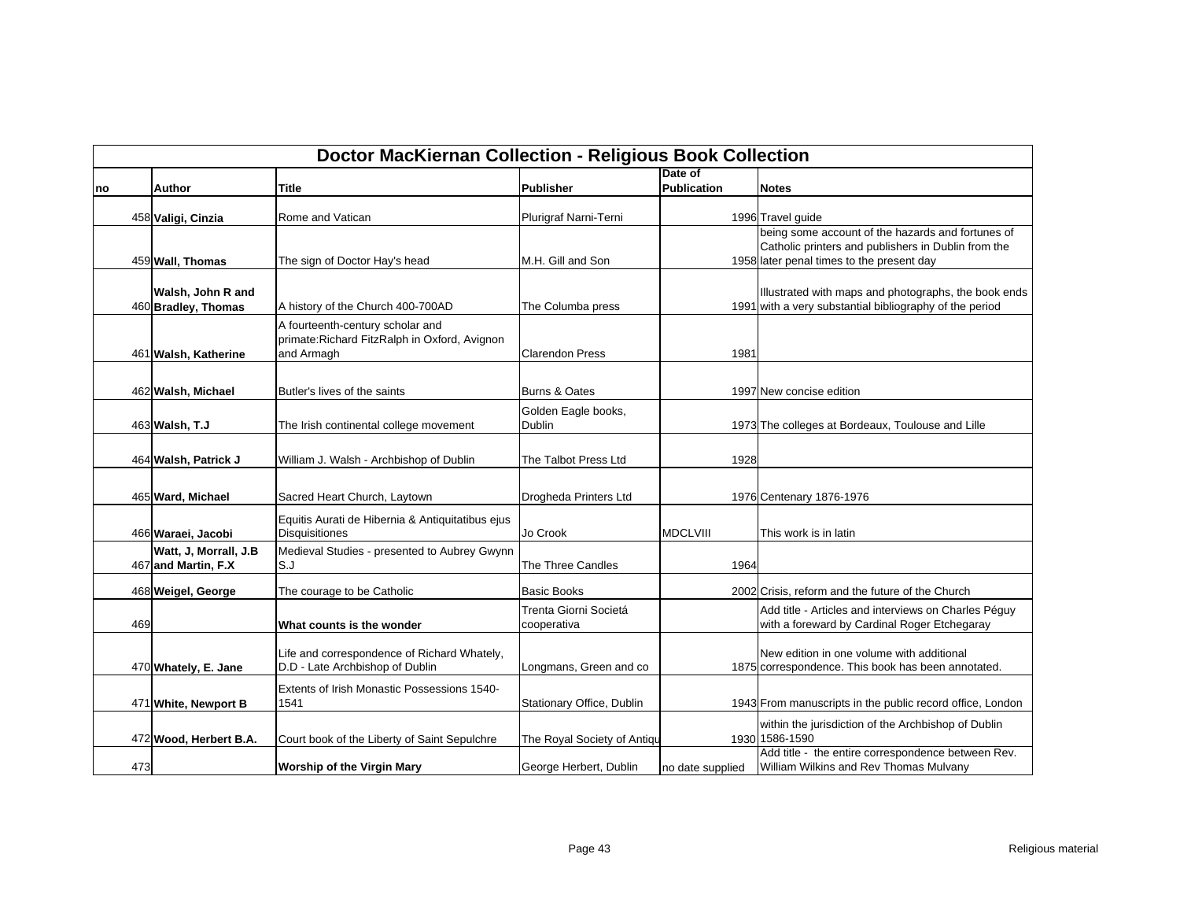# Doctor MacKiernan Collection - Religious Book Collection

| no | Author | Title | Publisher | Date of Publication | Notes |
|---|---|---|---|---|---|
| 458 | **Valigi, Cinzia** | Rome and Vatican | Plurigraf Narni-Terni | 1996 | Travel guide |
| 459 | **Wall, Thomas** | The sign of Doctor Hay's head | M.H. Gill and Son | 1958 | being some account of the hazards and fortunes of Catholic printers and publishers in Dublin from the later penal times to the present day |
| 460 | **Walsh, John R and Bradley, Thomas** | A history of the Church 400-700AD | The Columba press | 1991 | Illustrated with maps and photographs, the book ends with a very substantial bibliography of the period |
| 461 | **Walsh, Katherine** | A fourteenth-century scholar and primate:Richard FitzRalph in Oxford, Avignon and Armagh | Clarendon Press | 1981 | |
| 462 | **Walsh, Michael** | Butler's lives of the saints | Burns & Oates | 1997 | New concise edition |
| 463 | **Walsh, T.J** | The Irish continental college movement | Golden Eagle books, Dublin | 1973 | The colleges at Bordeaux, Toulouse and Lille |
| 464 | **Walsh, Patrick J** | William J. Walsh - Archbishop of Dublin | The Talbot Press Ltd | 1928 | |
| 465 | **Ward, Michael** | Sacred Heart Church, Laytown | Drogheda Printers Ltd | 1976 | Centenary 1876-1976 |
| 466 | **Waraei, Jacobi** | Equitis Aurati de Hibernia & Antiquitatibus ejus Disquisitiones | Jo Crook | MDCLVIII | This work is in latin |
| 467 | **Watt, J, Morrall, J.B and Martin, F.X** | Medieval Studies - presented to Aubrey Gwynn S.J | The Three Candles | 1964 | |
| 468 | **Weigel, George** | The courage to be Catholic | Basic Books | 2002 | Crisis, reform and the future of the Church |
| 469 | | **What counts is the wonder** | Trenta Giorni Societá cooperativa | | Add title - Articles and interviews on Charles Péguy with a foreward by Cardinal Roger Etchegaray |
| 470 | **Whately, E. Jane** | Life and correspondence of Richard Whately, D.D - Late Archbishop of Dublin | Longmans, Green and co | 1875 | New edition in one volume with additional correspondence. This book has been annotated. |
| 471 | **White, Newport B** | Extents of Irish Monastic Possessions 1540-1541 | Stationary Office, Dublin | 1943 | From manuscripts in the public record office, London |
| 472 | **Wood, Herbert B.A.** | Court book of the Liberty of Saint Sepulchre | The Royal Society of Antiqu | 1930 | within the jurisdiction of the Archbishop of Dublin 1586-1590 |
| 473 | | **Worship of the Virgin Mary** | George Herbert, Dublin | no date supplied | Add title - the entire correspondence between Rev. William Wilkins and Rev Thomas Mulvany |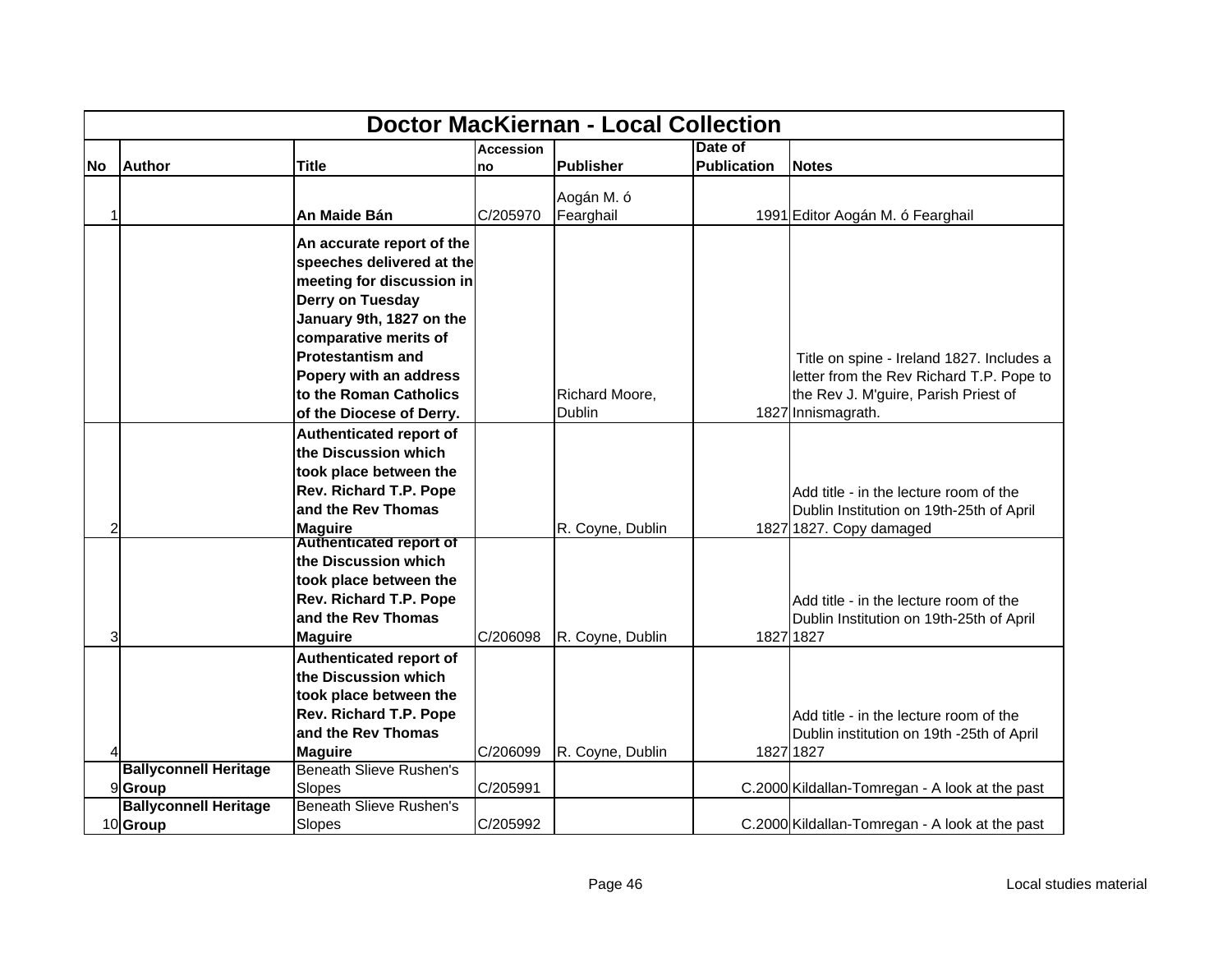| Doctor MacKiernan - Local Collection | | | | | | |
|---|---|---|---|---|---|---|
| **No** | **Author** | **Title** | **Accession no** | **Publisher** | **Date of Publication** | **Notes** |
| 1 | | **An Maide Bán** | C/205970 | Aogán M. ó Fearghail | 1991 | Editor Aogán M. ó Fearghail |
| | | **An accurate report of the speeches delivered at the meeting for discussion in Derry on Tuesday January 9th, 1827 on the comparative merits of Protestantism and Popery with an address to the Roman Catholics of the Diocese of Derry.** | | Richard Moore, Dublin | 1827 | Title on spine - Ireland 1827. Includes a letter from the Rev Richard T.P. Pope to the Rev J. M'guire, Parish Priest of Innismagrath. |
| 2 | | **Authenticated report of the Discussion which took place between the Rev. Richard T.P. Pope and the Rev Thomas Maguire** | | R. Coyne, Dublin | 1827 | Add title - in the lecture room of the Dublin Institution on 19th-25th of April 1827. Copy damaged |
| 3 | | **Authenticated report of the Discussion which took place between the Rev. Richard T.P. Pope and the Rev Thomas Maguire** | C/206098 | R. Coyne, Dublin | 1827 | Add title - in the lecture room of the Dublin Institution on 19th-25th of April 1827 |
| 4 | | **Authenticated report of the Discussion which took place between the Rev. Richard T.P. Pope and the Rev Thomas Maguire** | C/206099 | R. Coyne, Dublin | 1827 | Add title - in the lecture room of the Dublin institution on 19th -25th of April 1827 |
| 9 | **Ballyconnell Heritage Group** | Beneath Slieve Rushen's Slopes | C/205991 | | C.2000 | Kildallan-Tomregan - A look at the past |
| 10 | **Ballyconnell Heritage Group** | Beneath Slieve Rushen's Slopes | C/205992 | | C.2000 | Kildallan-Tomregan - A look at the past |

Local studies material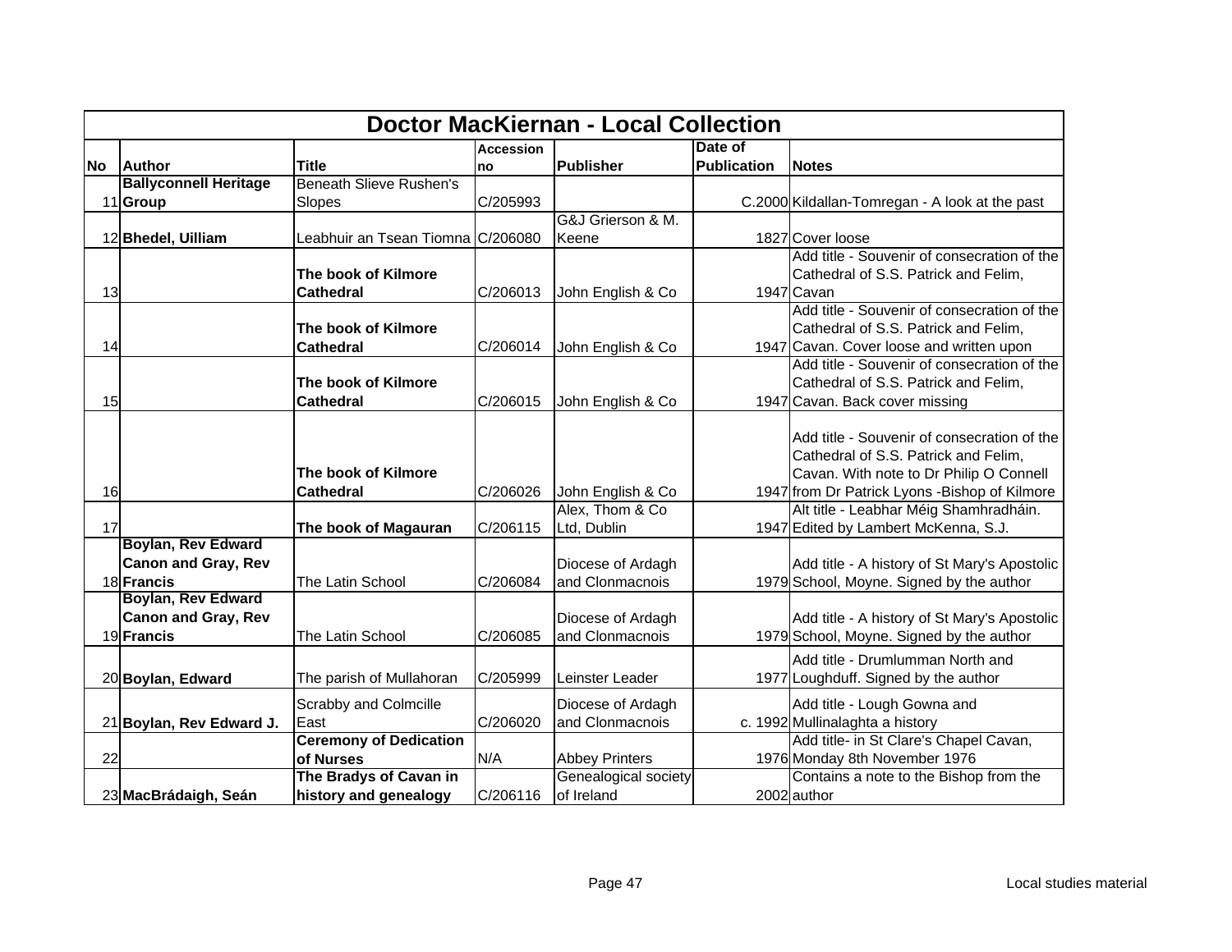| Doctor MacKiernan - Local Collection | | | | | | |
|---|---|---|---|---|---|---|
| **No** | **Author** | **Title** | **Accession no** | **Publisher** | **Date of Publication** | **Notes** |
| 11 | **Ballyconnell Heritage Group** | Beneath Slieve Rushen's Slopes | C/205993 | | C.2000 | Kildallan-Tomregan - A look at the past |
| 12 | **Bhedel, Uilliam** | Leabhuir an Tsean Tiomna | C/206080 | G&J Grierson & M. Keene | 1827 | Cover loose |
| 13 | | **The book of Kilmore Cathedral** | C/206013 | John English & Co | 1947 | Add title - Souvenir of consecration of the Cathedral of S.S. Patrick and Felim, Cavan |
| 14 | | **The book of Kilmore Cathedral** | C/206014 | John English & Co | 1947 | Add title - Souvenir of consecration of the Cathedral of S.S. Patrick and Felim, Cavan. Cover loose and written upon |
| 15 | | **The book of Kilmore Cathedral** | C/206015 | John English & Co | 1947 | Add title - Souvenir of consecration of the Cathedral of S.S. Patrick and Felim, Cavan. Back cover missing |
| 16 | | **The book of Kilmore Cathedral** | C/206026 | John English & Co | 1947 | Add title - Souvenir of consecration of the Cathedral of S.S. Patrick and Felim, Cavan. With note to Dr Philip O Connell from Dr Patrick Lyons -Bishop of Kilmore |
| 17 | | **The book of Magauran** | C/206115 | Alex, Thom & Co Ltd, Dublin | 1947 | Alt title - Leabhar Méig Shamhradháin. Edited by Lambert McKenna, S.J. |
| 18 | **Boylan, Rev Edward Canon and Gray, Rev Francis** | The Latin School | C/206084 | Diocese of Ardagh and Clonmacnois | 1979 | Add title - A history of St Mary's Apostolic School, Moyne. Signed by the author |
| 19 | **Boylan, Rev Edward Canon and Gray, Rev Francis** | The Latin School | C/206085 | Diocese of Ardagh and Clonmacnois | 1979 | Add title - A history of St Mary's Apostolic School, Moyne. Signed by the author |
| 20 | **Boylan, Edward** | The parish of Mullahoran | C/205999 | Leinster Leader | 1977 | Add title - Drumlumman North and Loughduff. Signed by the author |
| 21 | **Boylan, Rev Edward J.** | Scrabby and Colmcille East | C/206020 | Diocese of Ardagh and Clonmacnois | c. 1992 | Add title - Lough Gowna and Mullinalaghta a history |
| 22 | | **Ceremony of Dedication of Nurses** | N/A | Abbey Printers | 1976 | Add title- in St Clare's Chapel Cavan, Monday 8th November 1976 |
| 23 | **MacBrádaigh, Seán** | **The Bradys of Cavan in history and genealogy** | C/206116 | Genealogical society of Ireland | 2002 | Contains a note to the Bishop from the author |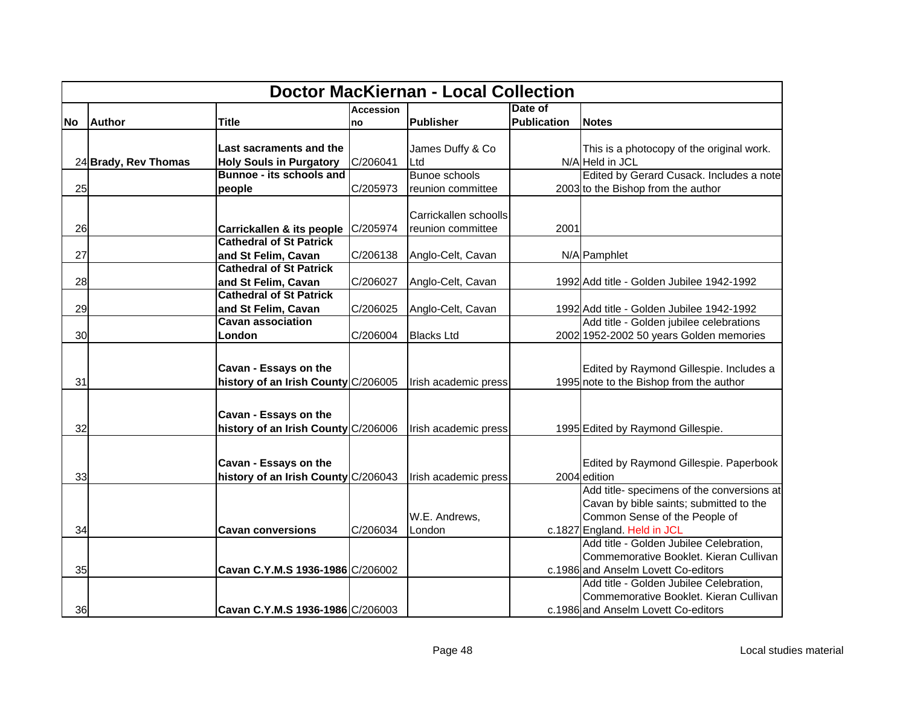# Doctor MacKiernan - Local Collection

| No | Author | Title | Accession no | Publisher | Date of Publication | Notes |
|---|---|---|---|---|---|---|
| 24 | **Brady, Rev Thomas** | **Last sacraments and the Holy Souls in Purgatory** | C/206041 | James Duffy & Co Ltd | N/A | This is a photocopy of the original work. Held in JCL |
| 25 | | **Bunnoe - its schools and people** | C/205973 | Bunoe schools reunion committee | 2003 | Edited by Gerard Cusack. Includes a note to the Bishop from the author |
| 26 | | **Carrickallen & its people** | C/205974 | Carrickallen schoolls reunion committee | 2001 | |
| 27 | | **Cathedral of St Patrick and St Felim, Cavan** | C/206138 | Anglo-Celt, Cavan | N/A | Pamphlet |
| 28 | | **Cathedral of St Patrick and St Felim, Cavan** | C/206027 | Anglo-Celt, Cavan | 1992 | Add title - Golden Jubilee 1942-1992 |
| 29 | | **Cathedral of St Patrick and St Felim, Cavan** | C/206025 | Anglo-Celt, Cavan | 1992 | Add title - Golden Jubilee 1942-1992 |
| 30 | | **Cavan association London** | C/206004 | Blacks Ltd | 2002 | Add title - Golden jubilee celebrations 1952-2002 50 years Golden memories |
| 31 | | **Cavan - Essays on the history of an Irish County** | C/206005 | Irish academic press | 1995 | Edited by Raymond Gillespie. Includes a note to the Bishop from the author |
| 32 | | **Cavan - Essays on the history of an Irish County** | C/206006 | Irish academic press | 1995 | Edited by Raymond Gillespie. |
| 33 | | **Cavan - Essays on the history of an Irish County** | C/206043 | Irish academic press | 2004 | Edited by Raymond Gillespie. Paperbook edition |
| 34 | | **Cavan conversions** | C/206034 | W.E. Andrews, London | c.1827 | Add title- specimens of the conversions at Cavan by bible saints; submitted to the Common Sense of the People of England. Held in JCL |
| 35 | | **Cavan C.Y.M.S 1936-1986** | C/206002 | | c.1986 | Add title - Golden Jubilee Celebration, Commemorative Booklet. Kieran Cullivan and Anselm Lovett Co-editors |
| 36 | | **Cavan C.Y.M.S 1936-1986** | C/206003 | | c.1986 | Add title - Golden Jubilee Celebration, Commemorative Booklet. Kieran Cullivan and Anselm Lovett Co-editors |

Local studies material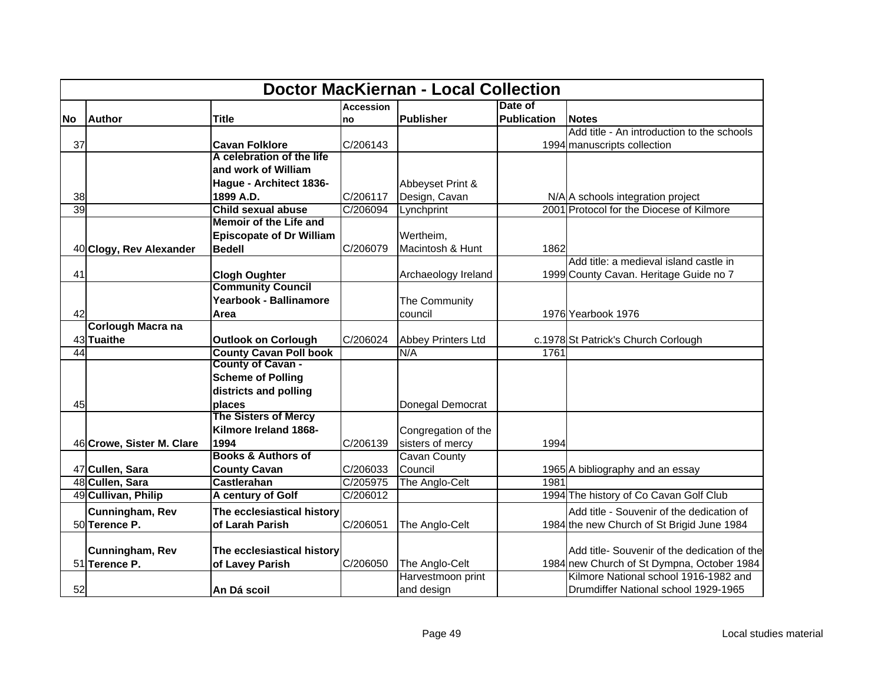| Doctor MacKiernan - Local Collection | | | | | | |
|---|---|---|---|---|---|---|
| **No** | **Author** | **Title** | **Accession no** | **Publisher** | **Date of Publication** | **Notes** |
| 37 | | **Cavan Folklore** | C/206143 | | 1994 | Add title - An introduction to the schools manuscripts collection |
| 38 | | **A celebration of the life and work of William Hague - Architect 1836-1899 A.D.** | C/206117 | Abbeyset Print & Design, Cavan | N/A | A schools integration project |
| 39 | | **Child sexual abuse** | C/206094 | Lynchprint | 2001 | Protocol for the Diocese of Kilmore |
| 40 | **Clogy, Rev Alexander** | **Memoir of the Life and Episcopate of Dr William Bedell** | C/206079 | Wertheim, Macintosh & Hunt | 1862 | |
| 41 | | **Clogh Oughter** | | Archaeology Ireland | 1999 | Add title: a medieval island castle in County Cavan. Heritage Guide no 7 |
| 42 | | **Community Council Yearbook - Ballinamore Area** | | The Community council | 1976 | Yearbook 1976 |
| 43 | **Corlough Macra na Tuaithe** | **Outlook on Corlough** | C/206024 | Abbey Printers Ltd | c.1978 | St Patrick's Church Corlough |
| 44 | | **County Cavan Poll book** | | N/A | 1761 | |
| 45 | | **County of Cavan - Scheme of Polling districts and polling places** | | Donegal Democrat | | |
| 46 | **Crowe, Sister M. Clare** | **The Sisters of Mercy Kilmore Ireland 1868-1994** | C/206139 | Congregation of the sisters of mercy | 1994 | |
| 47 | **Cullen, Sara** | **Books & Authors of County Cavan** | C/206033 | Cavan County Council | 1965 | A bibliography and an essay |
| 48 | **Cullen, Sara** | **Castlerahan** | C/205975 | The Anglo-Celt | 1981 | |
| 49 | **Cullivan, Philip** | **A century of Golf** | C/206012 | | 1994 | The history of Co Cavan Golf Club |
| 50 | **Cunningham, Rev Terence P.** | **The ecclesiastical history of Larah Parish** | C/206051 | The Anglo-Celt | 1984 | Add title - Souvenir of the dedication of the new Church of St Brigid June 1984 |
| 51 | **Cunningham, Rev Terence P.** | **The ecclesiastical history of Lavey Parish** | C/206050 | The Anglo-Celt | 1984 | Add title- Souvenir of the dedication of the new Church of St Dympna, October 1984 |
| 52 | | **An Dá scoil** | | Harvestmoon print and design | | Kilmore National school 1916-1982 and Drumdiffer National school 1929-1965 |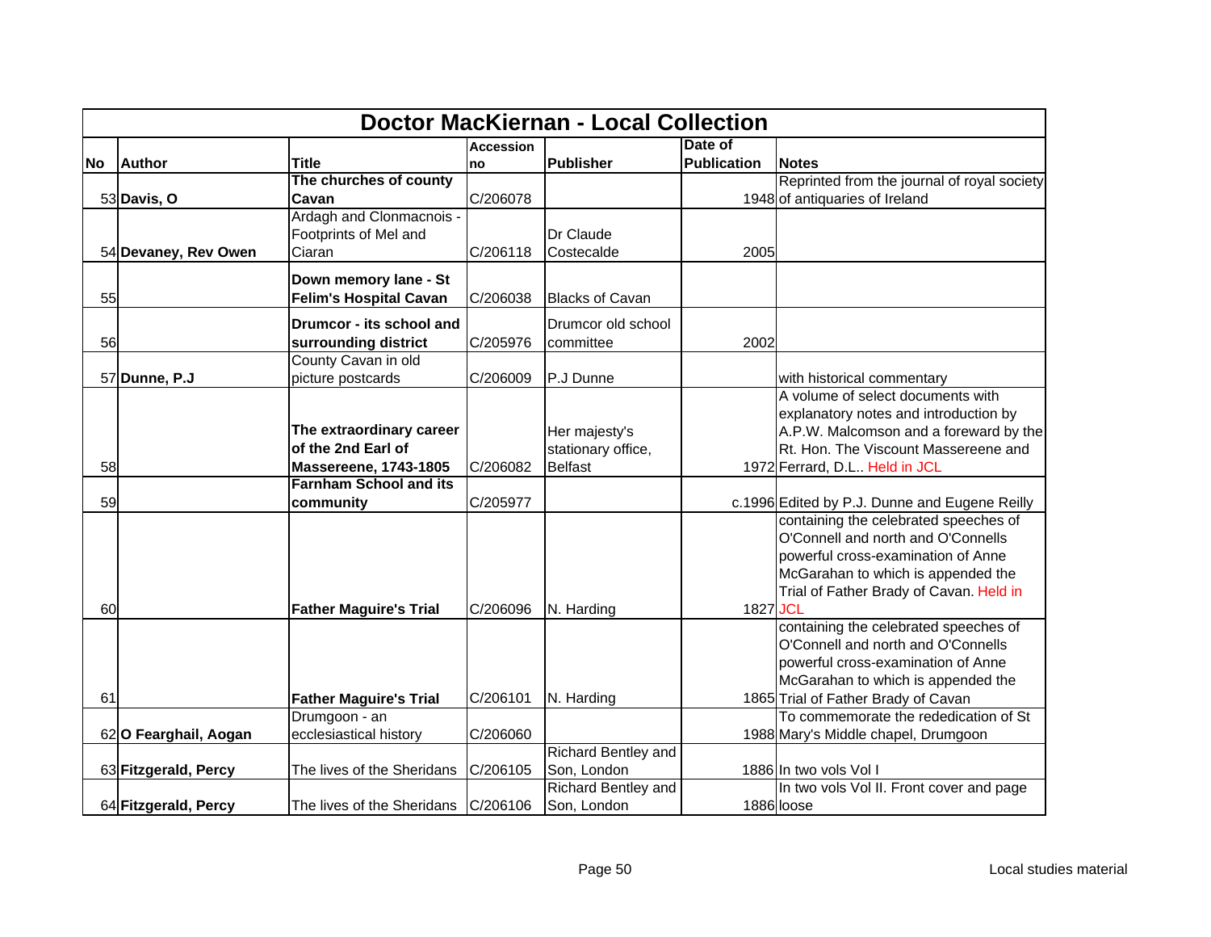| Doctor MacKiernan - Local Collection | | | | | | |
|---|---|---|---|---|---|---|
| **No** | **Author** | **Title** | **Accession no** | **Publisher** | **Date of Publication** | **Notes** |
| 53 | **Davis, O** | **The churches of county Cavan** | C/206078 | | 1948 | Reprinted from the journal of royal society of antiquaries of Ireland |
| 54 | **Devaney, Rev Owen** | Ardagh and Clonmacnois - Footprints of Mel and Ciaran | C/206118 | Dr Claude Costecalde | 2005 | |
| 55 | | **Down memory lane - St Felim's Hospital Cavan** | C/206038 | Blacks of Cavan | | |
| 56 | | **Drumcor - its school and surrounding district** | C/205976 | Drumcor old school committee | 2002 | |
| 57 | **Dunne, P.J** | County Cavan in old picture postcards | C/206009 | P.J Dunne | | with historical commentary |
| 58 | | **The extraordinary career of the 2nd Earl of Massereene, 1743-1805** | C/206082 | Her majesty's stationary office, Belfast | 1972 | A volume of select documents with explanatory notes and introduction by A.P.W. Malcomson and a foreward by the Rt. Hon. The Viscount Massereene and Ferrard, D.L.. Held in JCL |
| 59 | | **Farnham School and its community** | C/205977 | | c.1996 | Edited by P.J. Dunne and Eugene Reilly |
| 60 | | **Father Maguire's Trial** | C/206096 | N. Harding | 1827 | containing the celebrated speeches of O'Connell and north and O'Connells powerful cross-examination of Anne McGarahan to which is appended the Trial of Father Brady of Cavan. Held in JCL |
| 61 | | **Father Maguire's Trial** | C/206101 | N. Harding | 1865 | containing the celebrated speeches of O'Connell and north and O'Connells powerful cross-examination of Anne McGarahan to which is appended the Trial of Father Brady of Cavan |
| 62 | **O Fearghail, Aogan** | Drumgoon - an ecclesiastical history | C/206060 | | 1988 | To commemorate the rededication of St Mary's Middle chapel, Drumgoon |
| 63 | **Fitzgerald, Percy** | The lives of the Sheridans | C/206105 | Richard Bentley and Son, London | 1886 | In two vols Vol I |
| 64 | **Fitzgerald, Percy** | The lives of the Sheridans | C/206106 | Richard Bentley and Son, London | 1886 | In two vols Vol II. Front cover and page loose |

Local studies material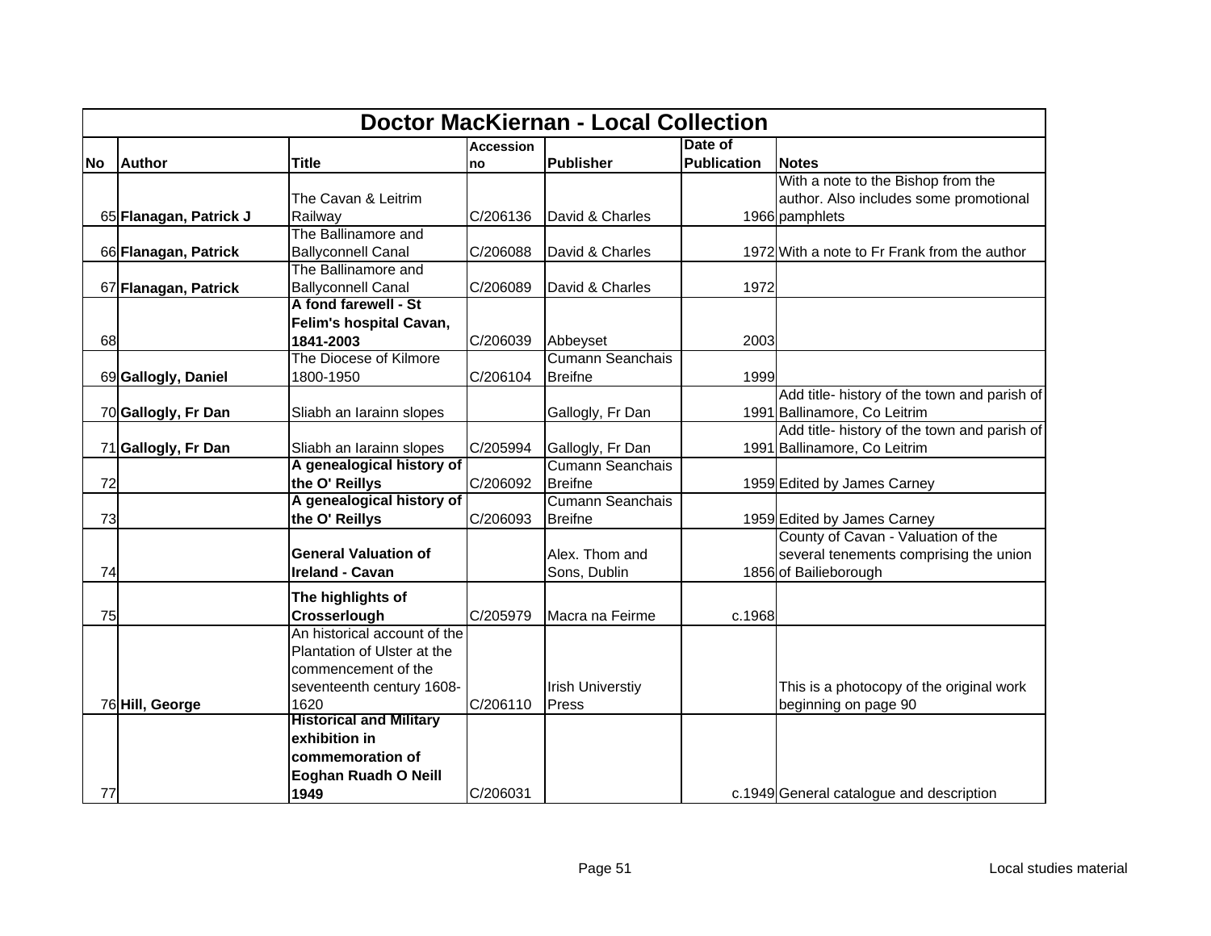| Doctor MacKiernan - Local Collection | | | | | | |
|---|---|---|---|---|---|---|
| **No** | **Author** | **Title** | **Accession no** | **Publisher** | **Date of Publication** | **Notes** |
| 65 | **Flanagan, Patrick J** | The Cavan & Leitrim Railway | C/206136 | David & Charles | 1966 | With a note to the Bishop from the author. Also includes some promotional pamphlets |
| 66 | **Flanagan, Patrick** | The Ballinamore and Ballyconnell Canal | C/206088 | David & Charles | 1972 | With a note to Fr Frank from the author |
| 67 | **Flanagan, Patrick** | The Ballinamore and Ballyconnell Canal | C/206089 | David & Charles | 1972 | |
| 68 | | **A fond farewell - St Felim's hospital Cavan, 1841-2003** | C/206039 | Abbeyset | 2003 | |
| 69 | **Gallogly, Daniel** | The Diocese of Kilmore 1800-1950 | C/206104 | Cumann Seanchais Breifne | 1999 | |
| 70 | **Gallogly, Fr Dan** | Sliabh an Iarainn slopes | | Gallogly, Fr Dan | 1991 | Add title- history of the town and parish of Ballinamore, Co Leitrim |
| 71 | **Gallogly, Fr Dan** | Sliabh an Iarainn slopes | C/205994 | Gallogly, Fr Dan | 1991 | Add title- history of the town and parish of Ballinamore, Co Leitrim |
| 72 | | **A genealogical history of the O' Reillys** | C/206092 | Cumann Seanchais Breifne | 1959 | Edited by James Carney |
| 73 | | **A genealogical history of the O' Reillys** | C/206093 | Cumann Seanchais Breifne | 1959 | Edited by James Carney |
| 74 | | **General Valuation of Ireland - Cavan** | | Alex. Thom and Sons, Dublin | 1856 | County of Cavan - Valuation of the several tenements comprising the union of Bailieborough |
| 75 | | **The highlights of Crosserlough** | C/205979 | Macra na Feirme | c.1968 | |
| 76 | **Hill, George** | An historical account of the Plantation of Ulster at the commencement of the seventeenth century 1608-1620 | C/206110 | Irish Universtiy Press | | This is a photocopy of the original work beginning on page 90 |
| 77 | | **Historical and Military exhibition in commemoration of Eoghan Ruadh O Neill 1949** | C/206031 | | c.1949 | General catalogue and description |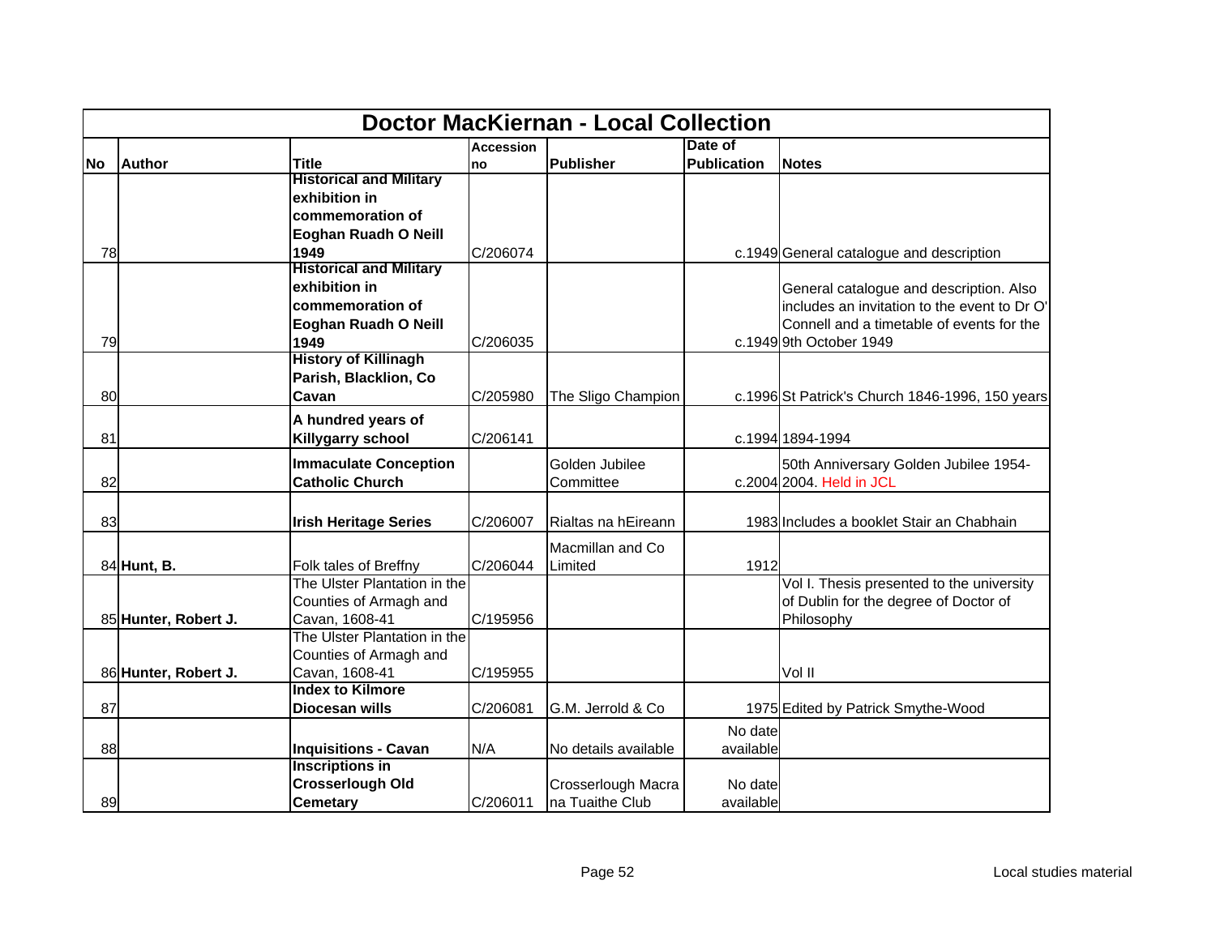## Doctor MacKiernan - Local Collection

| No | Author | Title | Accession no | Publisher | Date of Publication | Notes |
|---|---|---|---|---|---|---|
| 78 | | **Historical and Military exhibition in commemoration of Eoghan Ruadh O Neill 1949** | C/206074 | | c.1949 | General catalogue and description |
| 79 | | **Historical and Military exhibition in commemoration of Eoghan Ruadh O Neill 1949** | C/206035 | | c.1949 | General catalogue and description. Also includes an invitation to the event to Dr O' Connell and a timetable of events for the 9th October 1949 |
| 80 | | **History of Killinagh Parish, Blacklion, Co Cavan** | C/205980 | The Sligo Champion | c.1996 | St Patrick's Church 1846-1996, 150 years |
| 81 | | **A hundred years of Killygarry school** | C/206141 | | c.1994 | 1894-1994 |
| 82 | | **Immaculate Conception Catholic Church** | | Golden Jubilee Committee | c.2004 | 50th Anniversary Golden Jubilee 1954-2004. Held in JCL |
| 83 | | **Irish Heritage Series** | C/206007 | Rialtas na hEireann | 1983 | Includes a booklet Stair an Chabhain |
| 84 | **Hunt, B.** | Folk tales of Breffny | C/206044 | Macmillan and Co Limited | 1912 | |
| 85 | **Hunter, Robert J.** | The Ulster Plantation in the Counties of Armagh and Cavan, 1608-41 | C/195956 | | | Vol I. Thesis presented to the university of Dublin for the degree of Doctor of Philosophy |
| 86 | **Hunter, Robert J.** | The Ulster Plantation in the Counties of Armagh and Cavan, 1608-41 | C/195955 | | | Vol II |
| 87 | | **Index to Kilmore Diocesan wills** | C/206081 | G.M. Jerrold & Co | 1975 | Edited by Patrick Smythe-Wood |
| 88 | | **Inquisitions - Cavan** | N/A | No details available | No date available | |
| 89 | | **Inscriptions in Crosserlough Old Cemetary** | C/206011 | Crosserlough Macra na Tuaithe Club | No date available | |

Local studies material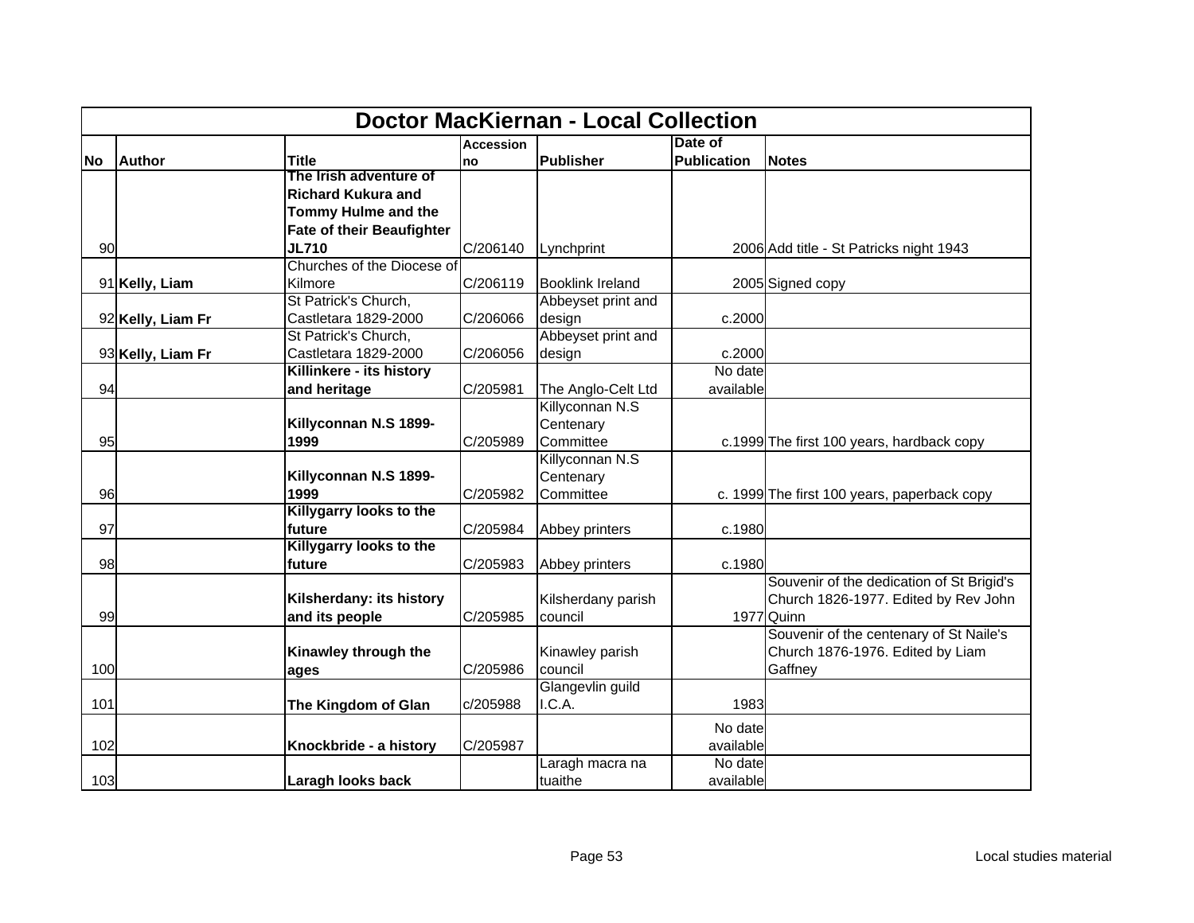| Doctor MacKiernan - Local Collection | | | | | | |
|---|---|---|---|---|---|---|
| **No** | **Author** | **Title** | **Accession no** | **Publisher** | **Date of Publication** | **Notes** |
| 90 | | **The Irish adventure of Richard Kukura and Tommy Hulme and the Fate of their Beaufighter JL710** | C/206140 | Lynchprint | 2006 | Add title - St Patricks night 1943 |
| 91 | **Kelly, Liam** | Churches of the Diocese of Kilmore | C/206119 | Booklink Ireland | 2005 | Signed copy |
| 92 | **Kelly, Liam Fr** | St Patrick's Church, Castletara 1829-2000 | C/206066 | Abbeyset print and design | c.2000 | |
| 93 | **Kelly, Liam Fr** | St Patrick's Church, Castletara 1829-2000 | C/206056 | Abbeyset print and design | c.2000 | |
| 94 | | **Killinkere - its history and heritage** | C/205981 | The Anglo-Celt Ltd | No date available | |
| 95 | | **Killyconnan N.S 1899-1999** | C/205989 | Killyconnan N.S Centenary Committee | c.1999 | The first 100 years, hardback copy |
| 96 | | **Killyconnan N.S 1899-1999** | C/205982 | Killyconnan N.S Centenary Committee | c. 1999 | The first 100 years, paperback copy |
| 97 | | **Killygarry looks to the future** | C/205984 | Abbey printers | c.1980 | |
| 98 | | **Killygarry looks to the future** | C/205983 | Abbey printers | c.1980 | |
| 99 | | **Kilsherdany: its history and its people** | C/205985 | Kilsherdany parish council | 1977 | Souvenir of the dedication of St Brigid's Church 1826-1977. Edited by Rev John Quinn |
| 100 | | **Kinawley through the ages** | C/205986 | Kinawley parish council | | Souvenir of the centenary of St Naile's Church 1876-1976. Edited by Liam Gaffney |
| 101 | | **The Kingdom of Glan** | c/205988 | Glangevlin guild I.C.A. | 1983 | |
| 102 | | **Knockbride - a history** | C/205987 | | No date available | |
| 103 | | **Laragh looks back** | | Laragh macra na tuaithe | No date available | |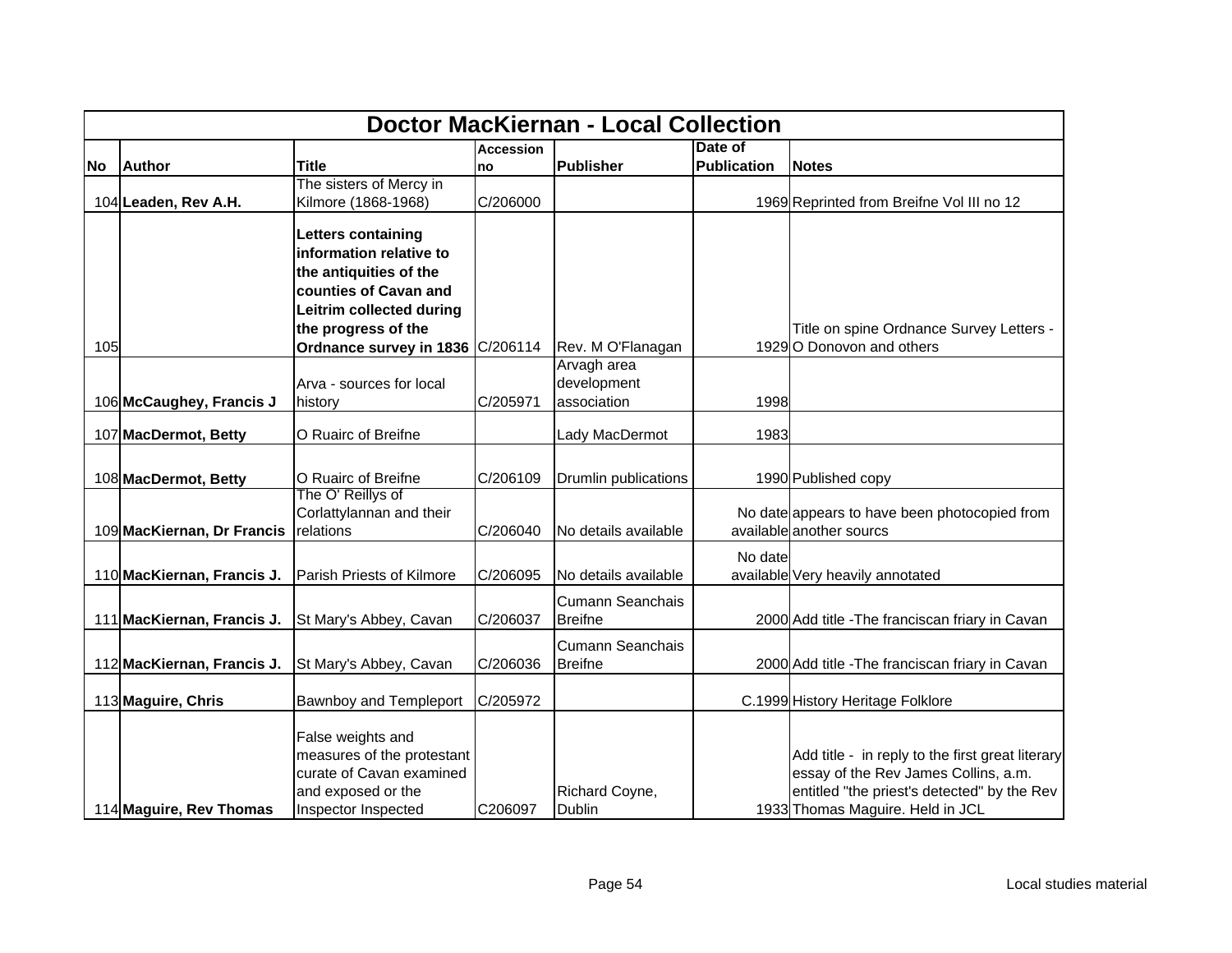| Doctor MacKiernan - Local Collection | | | | | | |
|---|---|---|---|---|---|---|
| **No** | **Author** | **Title** | **Accession no** | **Publisher** | **Date of Publication** | **Notes** |
| 104 | **Leaden, Rev A.H.** | The sisters of Mercy in Kilmore (1868-1968) | C/206000 | | 1969 | Reprinted from Breifne Vol III no 12 |
| 105 | | **Letters containing information relative to the antiquities of the counties of Cavan and Leitrim collected during the progress of the Ordnance survey in 1836** | C/206114 | Rev. M O'Flanagan | 1929 | Title on spine Ordnance Survey Letters - O Donovon and others |
| 106 | **McCaughey, Francis J** | Arva - sources for local history | C/205971 | Arvagh area development association | 1998 | |
| 107 | **MacDermot, Betty** | O Ruairc of Breifne | | Lady MacDermot | 1983 | |
| 108 | **MacDermot, Betty** | O Ruairc of Breifne | C/206109 | Drumlin publications | 1990 | Published copy |
| 109 | **MacKiernan, Dr Francis** | The O' Reillys of Corlattylannan and their relations | C/206040 | No details available | No date available | appears to have been photocopied from another sourcs |
| 110 | **MacKiernan, Francis J.** | Parish Priests of Kilmore | C/206095 | No details available | No date available | Very heavily annotated |
| 111 | **MacKiernan, Francis J.** | St Mary's Abbey, Cavan | C/206037 | Cumann Seanchais Breifne | 2000 | Add title -The franciscan friary in Cavan |
| 112 | **MacKiernan, Francis J.** | St Mary's Abbey, Cavan | C/206036 | Cumann Seanchais Breifne | 2000 | Add title -The franciscan friary in Cavan |
| 113 | **Maguire, Chris** | Bawnboy and Templeport | C/205972 | | C.1999 | History Heritage Folklore |
| 114 | **Maguire, Rev Thomas** | False weights and measures of the protestant curate of Cavan examined and exposed or the Inspector Inspected | C206097 | Richard Coyne, Dublin | 1933 | Add title - in reply to the first great literary essay of the Rev James Collins, a.m. entitled "the priest's detected" by the Rev Thomas Maguire. Held in JCL |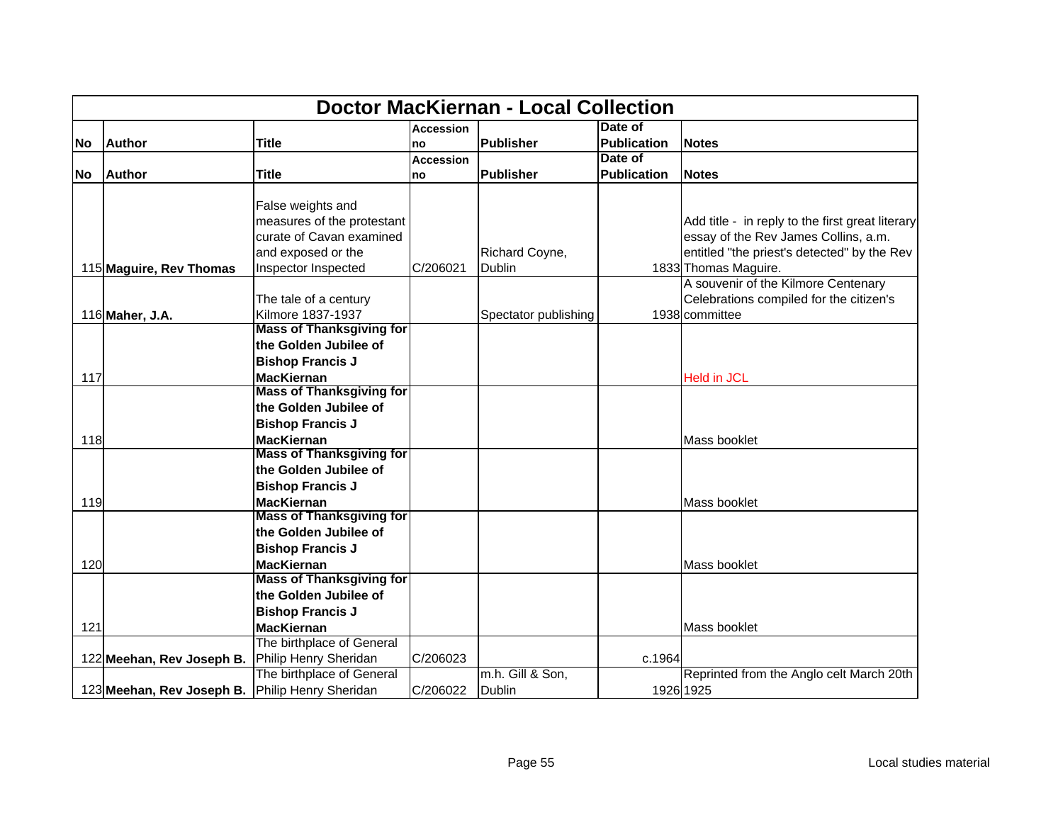| Doctor MacKiernan - Local Collection | | | | | | |
|---|---|---|---|---|---|---|
| No | Author | Title | Accession no | Publisher | Date of Publication | Notes |
| No | Author | Title | Accession no | Publisher | Date of Publication | Notes |
| 115 | **Maguire, Rev Thomas** | False weights and measures of the protestant curate of Cavan examined and exposed or the Inspector Inspected | C/206021 | Richard Coyne, Dublin | 1833 | Add title - in reply to the first great literary essay of the Rev James Collins, a.m. entitled "the priest's detected" by the Rev Thomas Maguire. |
| 116 | **Maher, J.A.** | The tale of a century Kilmore 1837-1937 | | Spectator publishing | 1938 | A souvenir of the Kilmore Centenary Celebrations compiled for the citizen's committee |
| 117 | | **Mass of Thanksgiving for the Golden Jubilee of Bishop Francis J MacKiernan** | | | | Held in JCL |
| 118 | | **Mass of Thanksgiving for the Golden Jubilee of Bishop Francis J MacKiernan** | | | | Mass booklet |
| 119 | | **Mass of Thanksgiving for the Golden Jubilee of Bishop Francis J MacKiernan** | | | | Mass booklet |
| 120 | | **Mass of Thanksgiving for the Golden Jubilee of Bishop Francis J MacKiernan** | | | | Mass booklet |
| 121 | | **Mass of Thanksgiving for the Golden Jubilee of Bishop Francis J MacKiernan** | | | | Mass booklet |
| 122 | **Meehan, Rev Joseph B.** | The birthplace of General Philip Henry Sheridan | C/206023 | | c.1964 | |
| 123 | **Meehan, Rev Joseph B.** | The birthplace of General Philip Henry Sheridan | C/206022 | m.h. Gill & Son, Dublin | 1926 | Reprinted from the Anglo celt March 20th 1925 |

Local studies material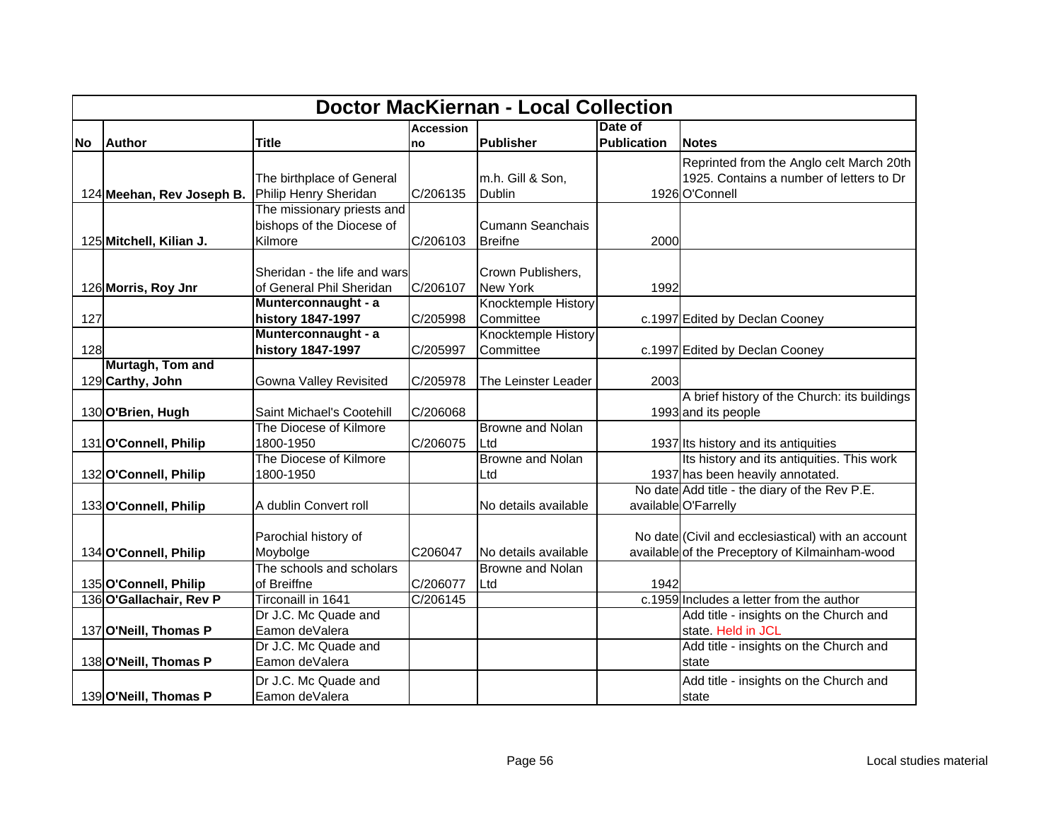| Doctor MacKiernan - Local Collection | | | | | | |
|---|---|---|---|---|---|---|
| **No** | **Author** | **Title** | **Accession no** | **Publisher** | **Date of Publication** | **Notes** |
| 124 | **Meehan, Rev Joseph B.** | The birthplace of General Philip Henry Sheridan | C/206135 | m.h. Gill & Son, Dublin | 1926 | Reprinted from the Anglo celt March 20th 1925. Contains a number of letters to Dr O'Connell |
| 125 | **Mitchell, Kilian J.** | The missionary priests and bishops of the Diocese of Kilmore | C/206103 | Cumann Seanchais Breifne | 2000 | |
| 126 | **Morris, Roy Jnr** | Sheridan - the life and wars of General Phil Sheridan | C/206107 | Crown Publishers, New York | 1992 | |
| 127 | | **Munterconnaught - a history 1847-1997** | C/205998 | Knocktemple History Committee | c.1997 | Edited by Declan Cooney |
| 128 | | **Munterconnaught - a history 1847-1997** | C/205997 | Knocktemple History Committee | c.1997 | Edited by Declan Cooney |
| 129 | **Murtagh, Tom and Carthy, John** | Gowna Valley Revisited | C/205978 | The Leinster Leader | 2003 | |
| 130 | **O'Brien, Hugh** | Saint Michael's Cootehill | C/206068 | | 1993 | A brief history of the Church: its buildings and its people |
| 131 | **O'Connell, Philip** | The Diocese of Kilmore 1800-1950 | C/206075 | Browne and Nolan Ltd | 1937 | Its history and its antiquities |
| 132 | **O'Connell, Philip** | The Diocese of Kilmore 1800-1950 | | Browne and Nolan Ltd | 1937 | Its history and its antiquities. This work has been heavily annotated. |
| 133 | **O'Connell, Philip** | A dublin Convert roll | | No details available | No date available | Add title - the diary of the Rev P.E. O'Farrelly |
| 134 | **O'Connell, Philip** | Parochial history of Moybolge | C206047 | No details available | No date available | (Civil and ecclesiastical) with an account of the Preceptory of Kilmainham-wood |
| 135 | **O'Connell, Philip** | The schools and scholars of Breiffne | C/206077 | Browne and Nolan Ltd | 1942 | |
| 136 | **O'Gallachair, Rev P** | Tirconaill in 1641 | C/206145 | | c.1959 | Includes a letter from the author |
| 137 | **O'Neill, Thomas P** | Dr J.C. Mc Quade and Eamon deValera | | | | Add title - insights on the Church and state. Held in JCL |
| 138 | **O'Neill, Thomas P** | Dr J.C. Mc Quade and Eamon deValera | | | | Add title - insights on the Church and state |
| 139 | **O'Neill, Thomas P** | Dr J.C. Mc Quade and Eamon deValera | | | | Add title - insights on the Church and state |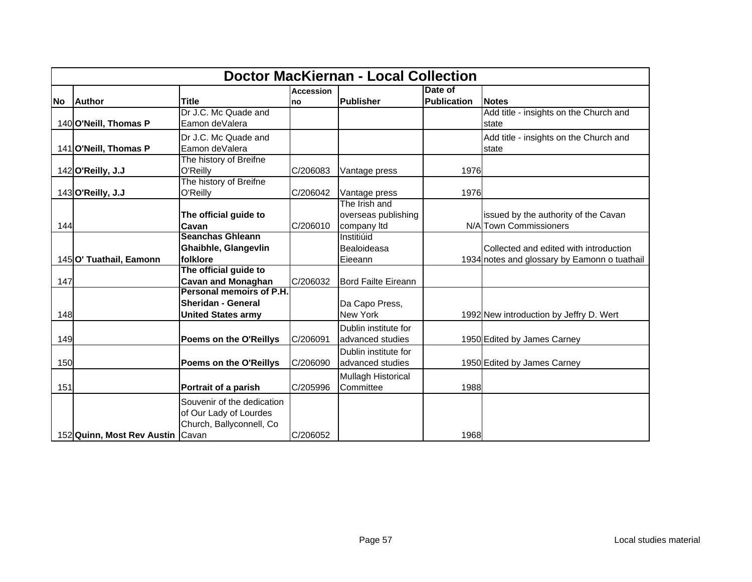| Doctor MacKiernan - Local Collection | | | | | | |
|---|---|---|---|---|---|---|
| **No** | **Author** | **Title** | **Accession no** | **Publisher** | **Date of Publication** | **Notes** |
| 140 | **O'Neill, Thomas P** | Dr J.C. Mc Quade and Eamon deValera | | | | Add title - insights on the Church and state |
| 141 | **O'Neill, Thomas P** | Dr J.C. Mc Quade and Eamon deValera | | | | Add title - insights on the Church and state |
| 142 | **O'Reilly, J.J** | The history of Breifne O'Reilly | C/206083 | Vantage press | 1976 | |
| 143 | **O'Reilly, J.J** | The history of Breifne O'Reilly | C/206042 | Vantage press | 1976 | |
| 144 | | **The official guide to Cavan** | C/206010 | The Irish and overseas publishing company ltd | N/A | issued by the authority of the Cavan Town Commissioners |
| 145 | **O' Tuathail, Eamonn** | **Seanchas Ghleann Ghaibhle, Glangevlin folklore** | | Institiúid Bealoideasa Eieeann | 1934 | Collected and edited with introduction notes and glossary by Eamonn o tuathail |
| 147 | | **The official guide to Cavan and Monaghan** | C/206032 | Bord Failte Eireann | | |
| 148 | | **Personal memoirs of P.H. Sheridan - General United States army** | | Da Capo Press, New York | 1992 | New introduction by Jeffry D. Wert |
| 149 | | **Poems on the O'Reillys** | C/206091 | Dublin institute for advanced studies | 1950 | Edited by James Carney |
| 150 | | **Poems on the O'Reillys** | C/206090 | Dublin institute for advanced studies | 1950 | Edited by James Carney |
| 151 | | **Portrait of a parish** | C/205996 | Mullagh Historical Committee | 1988 | |
| 152 | **Quinn, Most Rev Austin** | Souvenir of the dedication of Our Lady of Lourdes Church, Ballyconnell, Co Cavan | C/206052 | | 1968 | |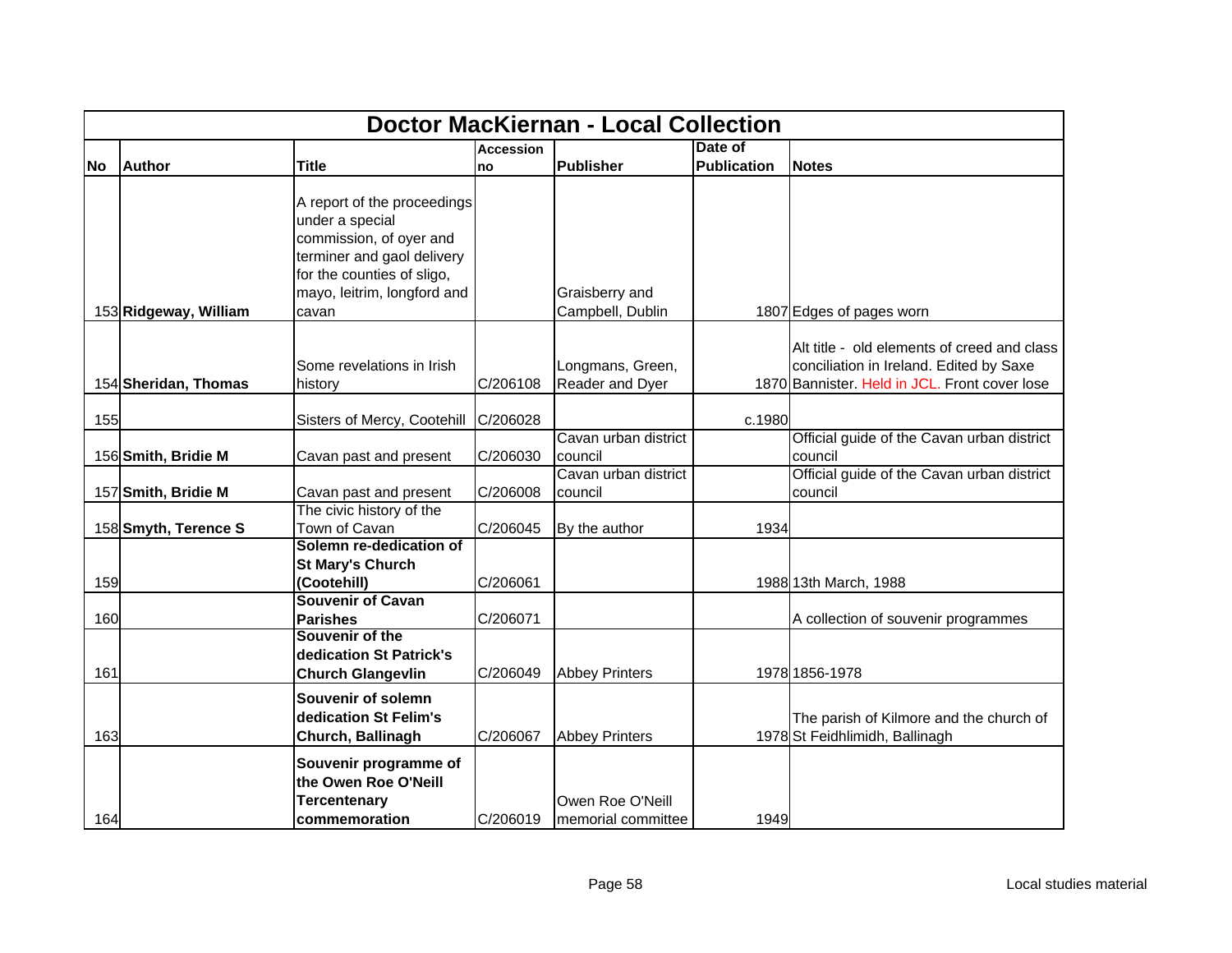| Doctor MacKiernan - Local Collection | | | | | | |
|---|---|---|---|---|---|---|
| **No** | **Author** | **Title** | **Accession no** | **Publisher** | **Date of Publication** | **Notes** |
| 153 | **Ridgeway, William** | A report of the proceedings under a special commission, of oyer and terminer and gaol delivery for the counties of sligo, mayo, leitrim, longford and cavan | | Graisberry and Campbell, Dublin | 1807 | Edges of pages worn |
| 154 | **Sheridan, Thomas** | Some revelations in Irish history | C/206108 | Longmans, Green, Reader and Dyer | 1870 | Alt title - old elements of creed and class conciliation in Ireland. Edited by Saxe Bannister. Held in JCL. Front cover lose |
| 155 | | Sisters of Mercy, Cootehill | C/206028 | | c.1980 | |
| 156 | **Smith, Bridie M** | Cavan past and present | C/206030 | Cavan urban district council | | Official guide of the Cavan urban district council |
| 157 | **Smith, Bridie M** | Cavan past and present | C/206008 | Cavan urban district council | | Official guide of the Cavan urban district council |
| 158 | **Smyth, Terence S** | The civic history of the Town of Cavan | C/206045 | By the author | 1934 | |
| 159 | | **Solemn re-dedication of St Mary's Church (Cootehill)** | C/206061 | | 1988 | 13th March, 1988 |
| 160 | | **Souvenir of Cavan Parishes** | C/206071 | | | A collection of souvenir programmes |
| 161 | | **Souvenir of the dedication St Patrick's Church Glangevlin** | C/206049 | Abbey Printers | 1978 | 1856-1978 |
| 163 | | **Souvenir of solemn dedication St Felim's Church, Ballinagh** | C/206067 | Abbey Printers | 1978 | The parish of Kilmore and the church of St Feidhlimidh, Ballinagh |
| 164 | | **Souvenir programme of the Owen Roe O'Neill Tercentenary commemoration** | C/206019 | Owen Roe O'Neill memorial committee | 1949 | |

Local studies material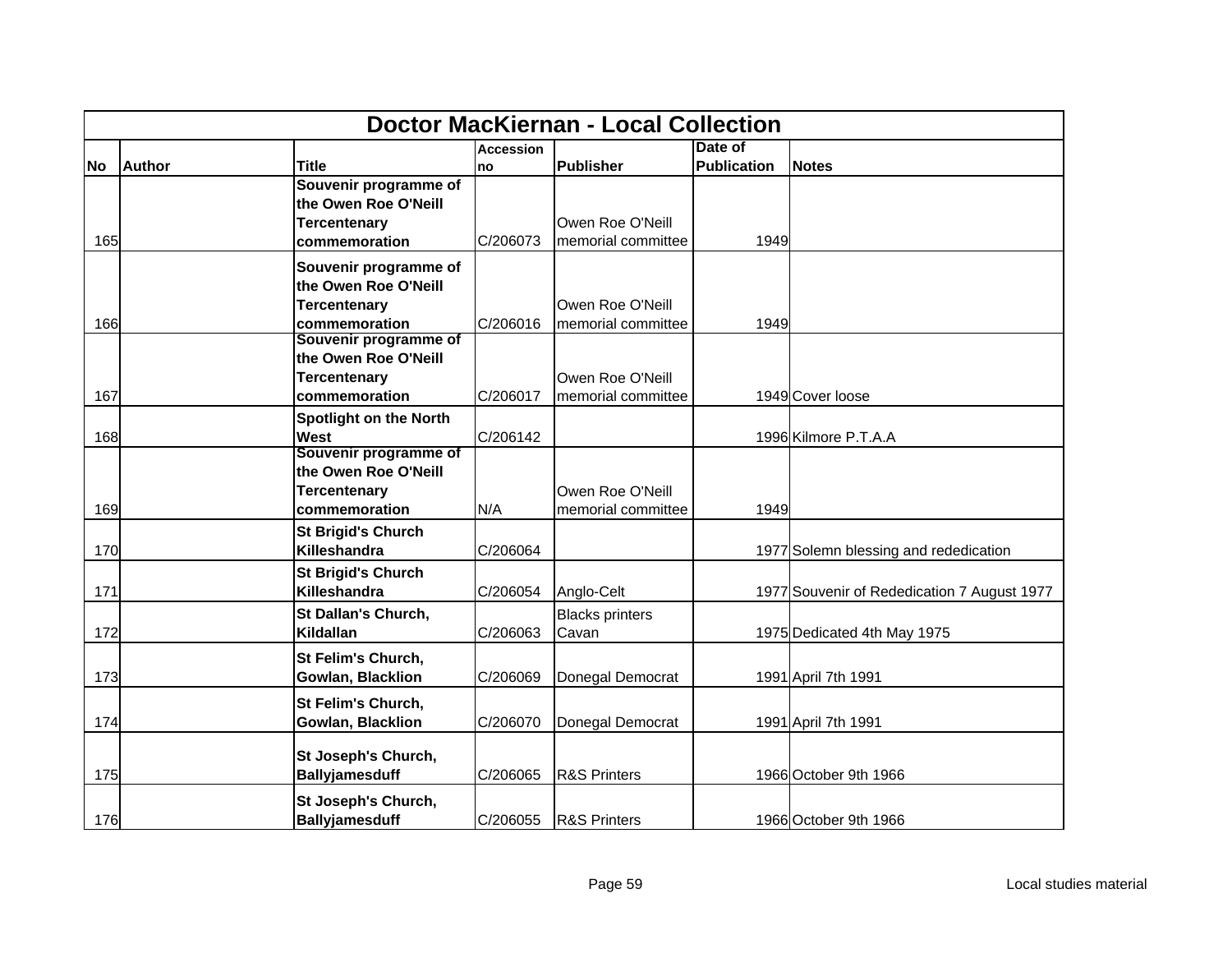| Doctor MacKiernan - Local Collection | | | | | | |
|---|---|---|---|---|---|---|
| No | Author | Title | Accession no | Publisher | Date of Publication | Notes |
| 165 | | **Souvenir programme of the Owen Roe O'Neill Tercentenary commemoration** | C/206073 | Owen Roe O'Neill memorial committee | 1949 | |
| 166 | | **Souvenir programme of the Owen Roe O'Neill Tercentenary commemoration** | C/206016 | Owen Roe O'Neill memorial committee | 1949 | |
| 167 | | **Souvenir programme of the Owen Roe O'Neill Tercentenary commemoration** | C/206017 | Owen Roe O'Neill memorial committee | 1949 | Cover loose |
| 168 | | **Spotlight on the North West** | C/206142 | | 1996 | Kilmore P.T.A.A |
| 169 | | **Souvenir programme of the Owen Roe O'Neill Tercentenary commemoration** | N/A | Owen Roe O'Neill memorial committee | 1949 | |
| 170 | | **St Brigid's Church Killeshandra** | C/206064 | | 1977 | Solemn blessing and rededication |
| 171 | | **St Brigid's Church Killeshandra** | C/206054 | Anglo-Celt | 1977 | Souvenir of Rededication 7 August 1977 |
| 172 | | **St Dallan's Church, Kildallan** | C/206063 | Blacks printers Cavan | 1975 | Dedicated 4th May 1975 |
| 173 | | **St Felim's Church, Gowlan, Blacklion** | C/206069 | Donegal Democrat | 1991 | April 7th 1991 |
| 174 | | **St Felim's Church, Gowlan, Blacklion** | C/206070 | Donegal Democrat | 1991 | April 7th 1991 |
| 175 | | **St Joseph's Church, Ballyjamesduff** | C/206065 | R&S Printers | 1966 | October 9th 1966 |
| 176 | | **St Joseph's Church, Ballyjamesduff** | C/206055 | R&S Printers | 1966 | October 9th 1966 |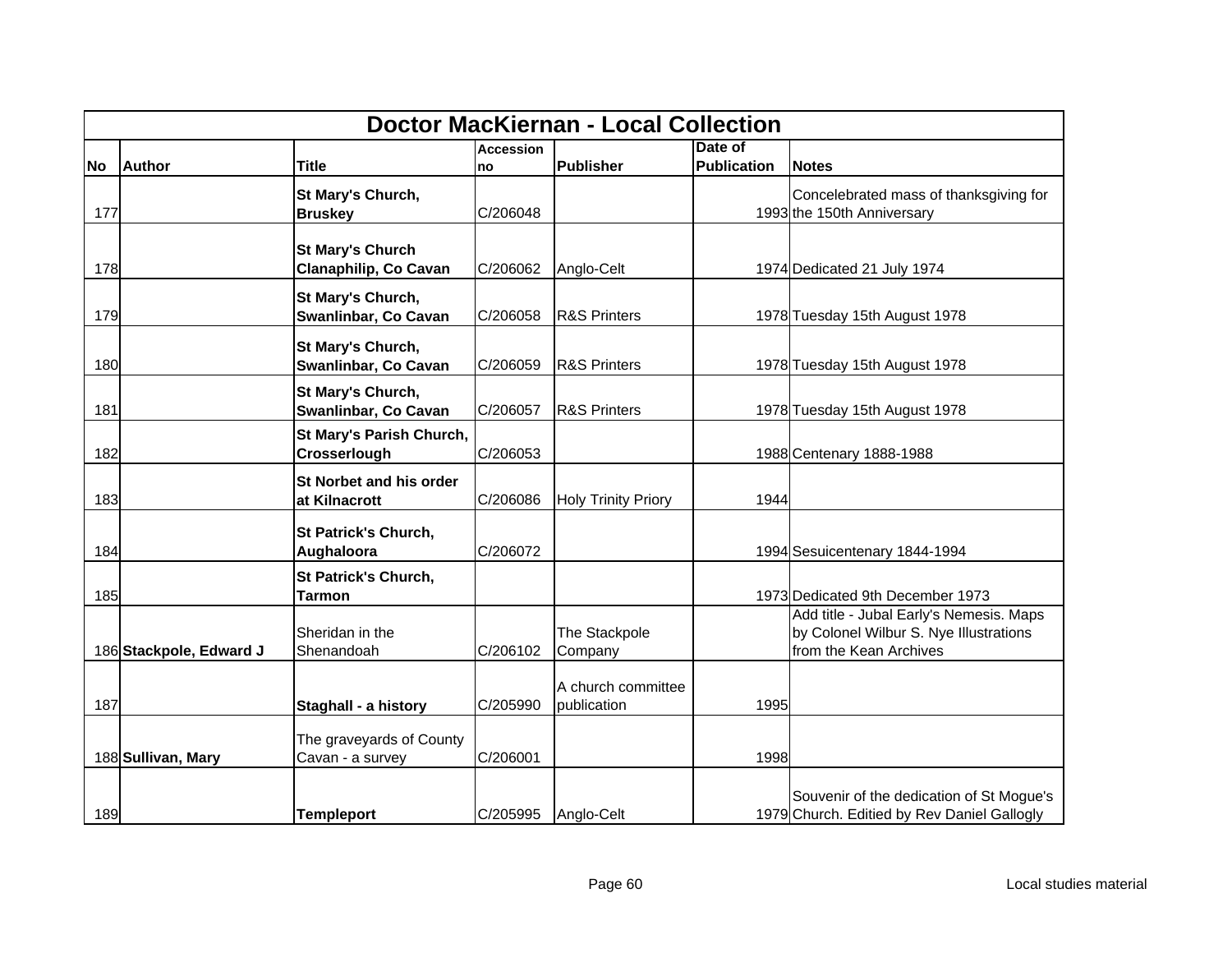| Doctor MacKiernan - Local Collection | | | | | | |
|---|---|---|---|---|---|---|
| No | Author | Title | Accession no | Publisher | Date of Publication | Notes |
| 177 | | **St Mary's Church, Bruskey** | C/206048 | | 1993 | Concelebrated mass of thanksgiving for the 150th Anniversary |
| 178 | | **St Mary's Church Clanaphilip, Co Cavan** | C/206062 | Anglo-Celt | 1974 | Dedicated 21 July 1974 |
| 179 | | **St Mary's Church, Swanlinbar, Co Cavan** | C/206058 | R&S Printers | 1978 | Tuesday 15th August 1978 |
| 180 | | **St Mary's Church, Swanlinbar, Co Cavan** | C/206059 | R&S Printers | 1978 | Tuesday 15th August 1978 |
| 181 | | **St Mary's Church, Swanlinbar, Co Cavan** | C/206057 | R&S Printers | 1978 | Tuesday 15th August 1978 |
| 182 | | **St Mary's Parish Church, Crosserlough** | C/206053 | | 1988 | Centenary 1888-1988 |
| 183 | | **St Norbet and his order at Kilnacrott** | C/206086 | Holy Trinity Priory | 1944 | |
| 184 | | **St Patrick's Church, Aughaloora** | C/206072 | | 1994 | Sesuicentenary 1844-1994 |
| 185 | | **St Patrick's Church, Tarmon** | | | 1973 | Dedicated 9th December 1973 |
| 186 | **Stackpole, Edward J** | Sheridan in the Shenandoah | C/206102 | The Stackpole Company | | Add title - Jubal Early's Nemesis. Maps by Colonel Wilbur S. Nye Illustrations from the Kean Archives |
| 187 | | **Staghall - a history** | C/205990 | A church committee publication | 1995 | |
| 188 | **Sullivan, Mary** | The graveyards of County Cavan - a survey | C/206001 | | 1998 | |
| 189 | | **Templeport** | C/205995 | Anglo-Celt | 1979 | Souvenir of the dedication of St Mogue's Church. Editied by Rev Daniel Gallogly |

Local studies material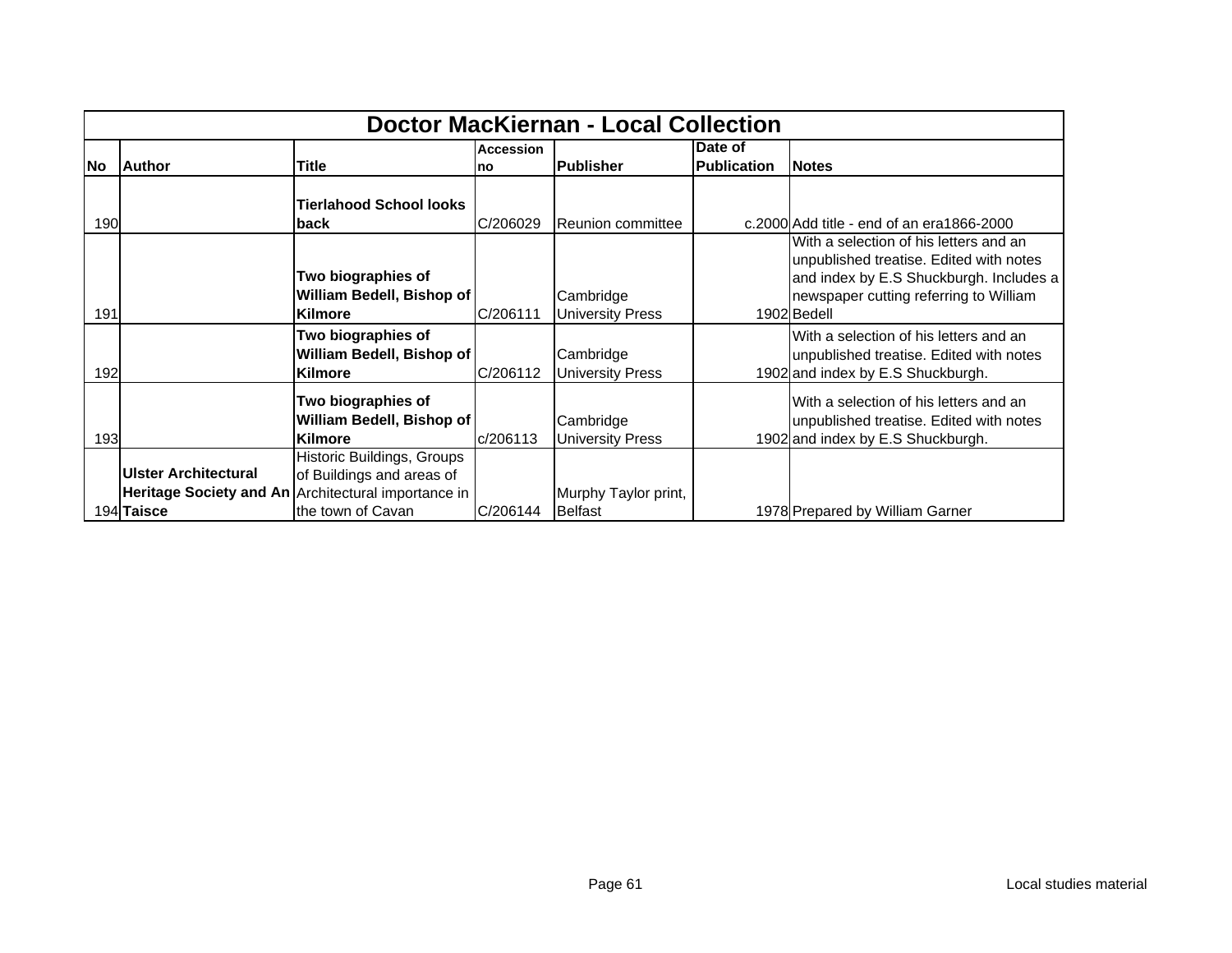# Doctor MacKiernan - Local Collection

| No | Author | Title | Accession no | Publisher | Date of Publication | Notes |
|---|---|---|---|---|---|---|
| 190 | | **Tierlahood School looks back** | C/206029 | Reunion committee | c.2000 | Add title - end of an era1866-2000 |
| 191 | | **Two biographies of William Bedell, Bishop of Kilmore** | C/206111 | Cambridge University Press | 1902 | With a selection of his letters and an unpublished treatise. Edited with notes and index by E.S Shuckburgh. Includes a newspaper cutting referring to William Bedell |
| 192 | | **Two biographies of William Bedell, Bishop of Kilmore** | C/206112 | Cambridge University Press | 1902 | With a selection of his letters and an unpublished treatise. Edited with notes and index by E.S Shuckburgh. |
| 193 | | **Two biographies of William Bedell, Bishop of Kilmore** | c/206113 | Cambridge University Press | 1902 | With a selection of his letters and an unpublished treatise. Edited with notes and index by E.S Shuckburgh. |
| 194 | **Ulster Architectural Heritage Society and An Taisce** | Historic Buildings, Groups of Buildings and areas of Architectural importance in the town of Cavan | C/206144 | Murphy Taylor print, Belfast | 1978 | Prepared by William Garner |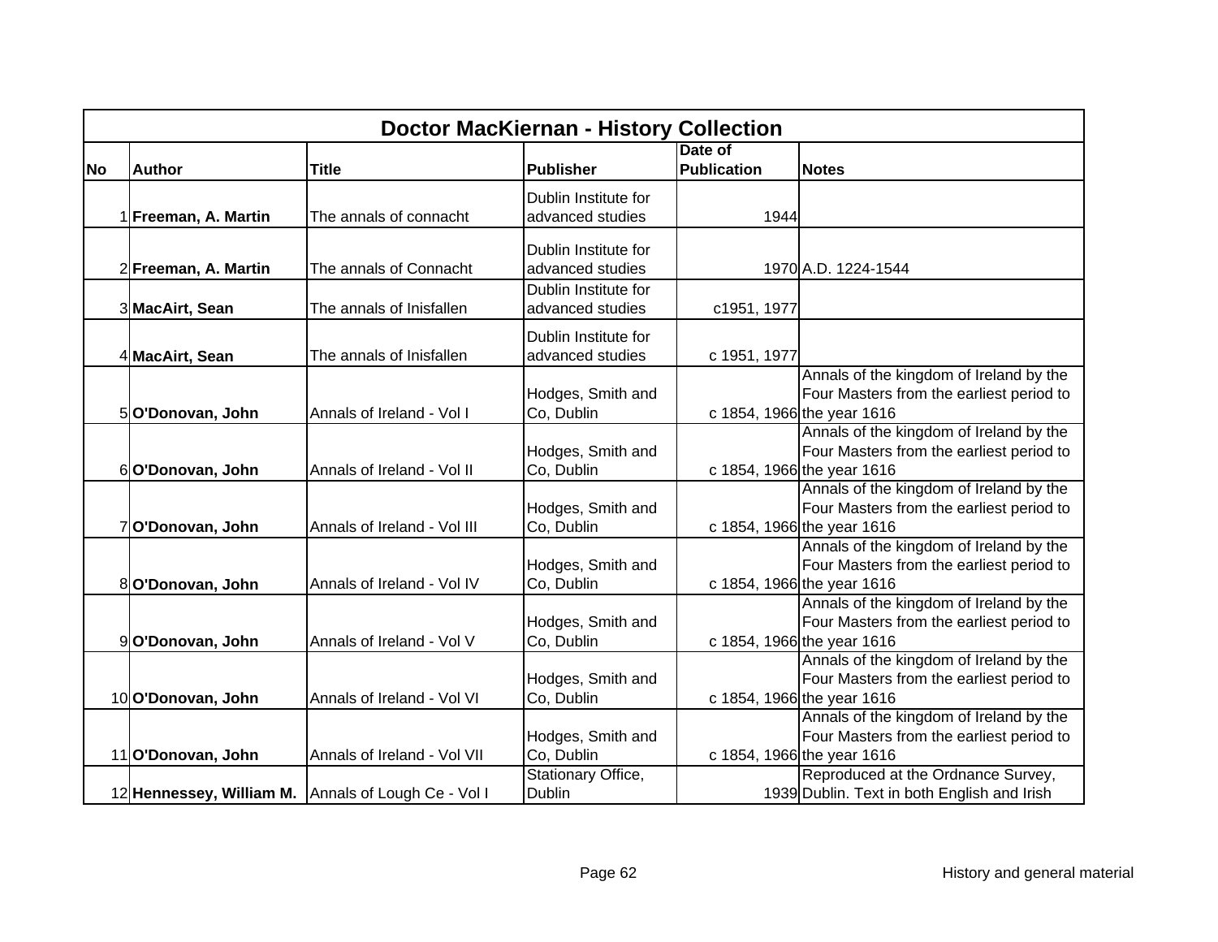| Doctor MacKiernan - History Collection | | | | | |
|---|---|---|---|---|---|
| **No** | **Author** | **Title** | **Publisher** | **Date of Publication** | **Notes** |
| 1 | **Freeman, A. Martin** | The annals of connacht | Dublin Institute for advanced studies | 1944 | |
| 2 | **Freeman, A. Martin** | The annals of Connacht | Dublin Institute for advanced studies | 1970 | A.D. 1224-1544 |
| 3 | **MacAirt, Sean** | The annals of Inisfallen | Dublin Institute for advanced studies | c1951, 1977 | |
| 4 | **MacAirt, Sean** | The annals of Inisfallen | Dublin Institute for advanced studies | c 1951, 1977 | |
| 5 | **O'Donovan, John** | Annals of Ireland - Vol I | Hodges, Smith and Co, Dublin | c 1854, 1966 | Annals of the kingdom of Ireland by the Four Masters from the earliest period to the year 1616 |
| 6 | **O'Donovan, John** | Annals of Ireland - Vol II | Hodges, Smith and Co, Dublin | c 1854, 1966 | Annals of the kingdom of Ireland by the Four Masters from the earliest period to the year 1616 |
| 7 | **O'Donovan, John** | Annals of Ireland - Vol III | Hodges, Smith and Co, Dublin | c 1854, 1966 | Annals of the kingdom of Ireland by the Four Masters from the earliest period to the year 1616 |
| 8 | **O'Donovan, John** | Annals of Ireland - Vol IV | Hodges, Smith and Co, Dublin | c 1854, 1966 | Annals of the kingdom of Ireland by the Four Masters from the earliest period to the year 1616 |
| 9 | **O'Donovan, John** | Annals of Ireland - Vol V | Hodges, Smith and Co, Dublin | c 1854, 1966 | Annals of the kingdom of Ireland by the Four Masters from the earliest period to the year 1616 |
| 10 | **O'Donovan, John** | Annals of Ireland - Vol VI | Hodges, Smith and Co, Dublin | c 1854, 1966 | Annals of the kingdom of Ireland by the Four Masters from the earliest period to the year 1616 |
| 11 | **O'Donovan, John** | Annals of Ireland - Vol VII | Hodges, Smith and Co, Dublin | c 1854, 1966 | Annals of the kingdom of Ireland by the Four Masters from the earliest period to the year 1616 |
| 12 | **Hennessey, William M.** | Annals of Lough Ce - Vol I | Stationary Office, Dublin | 1939 | Reproduced at the Ordnance Survey, Dublin. Text in both English and Irish |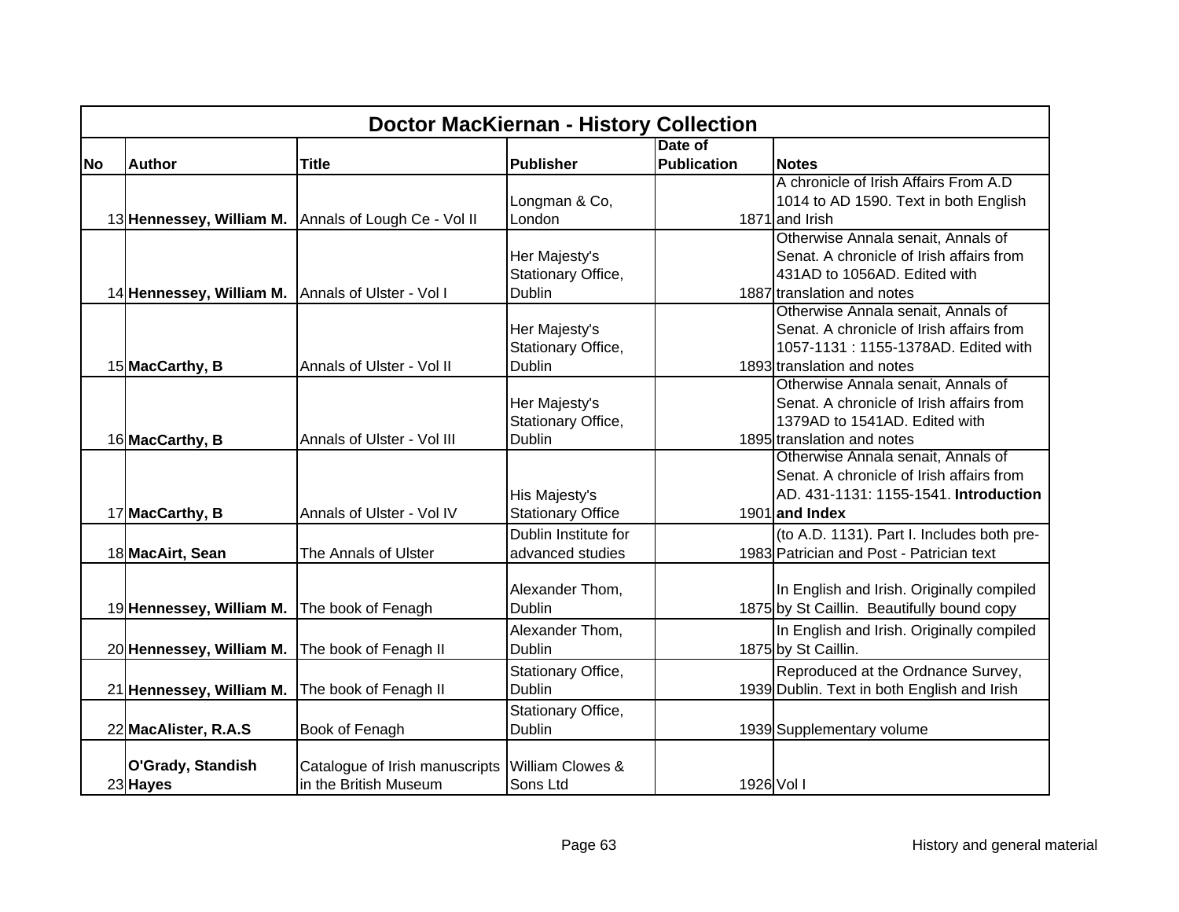## Doctor MacKiernan - History Collection

| No | Author | Title | Publisher | Date of Publication | Notes |
|---|---|---|---|---|---|
| 13 | **Hennessey, William M.** | Annals of Lough Ce - Vol II | Longman & Co, London | 1871 | A chronicle of Irish Affairs From A.D 1014 to AD 1590. Text in both English and Irish |
| 14 | **Hennessey, William M.** | Annals of Ulster - Vol I | Her Majesty's Stationary Office, Dublin | 1887 | Otherwise Annala senait, Annals of Senat. A chronicle of Irish affairs from 431AD to 1056AD. Edited with translation and notes |
| 15 | **MacCarthy, B** | Annals of Ulster - Vol II | Her Majesty's Stationary Office, Dublin | 1893 | Otherwise Annala senait, Annals of Senat. A chronicle of Irish affairs from 1057-1131 : 1155-1378AD. Edited with translation and notes |
| 16 | **MacCarthy, B** | Annals of Ulster - Vol III | Her Majesty's Stationary Office, Dublin | 1895 | Otherwise Annala senait, Annals of Senat. A chronicle of Irish affairs from 1379AD to 1541AD. Edited with translation and notes |
| 17 | **MacCarthy, B** | Annals of Ulster - Vol IV | His Majesty's Stationary Office | 1901 | Otherwise Annala senait, Annals of Senat. A chronicle of Irish affairs from AD. 431-1131: 1155-1541. **Introduction and Index** |
| 18 | **MacAirt, Sean** | The Annals of Ulster | Dublin Institute for advanced studies | 1983 | (to A.D. 1131). Part I. Includes both pre-Patrician and Post - Patrician text |
| 19 | **Hennessey, William M.** | The book of Fenagh | Alexander Thom, Dublin | 1875 | In English and Irish. Originally compiled by St Caillin. Beautifully bound copy |
| 20 | **Hennessey, William M.** | The book of Fenagh II | Alexander Thom, Dublin | 1875 | In English and Irish. Originally compiled by St Caillin. |
| 21 | **Hennessey, William M.** | The book of Fenagh II | Stationary Office, Dublin | 1939 | Reproduced at the Ordnance Survey, Dublin. Text in both English and Irish |
| 22 | **MacAlister, R.A.S** | Book of Fenagh | Stationary Office, Dublin | 1939 | Supplementary volume |
| 23 | **O'Grady, Standish Hayes** | Catalogue of Irish manuscripts in the British Museum | William Clowes & Sons Ltd | 1926 | Vol I |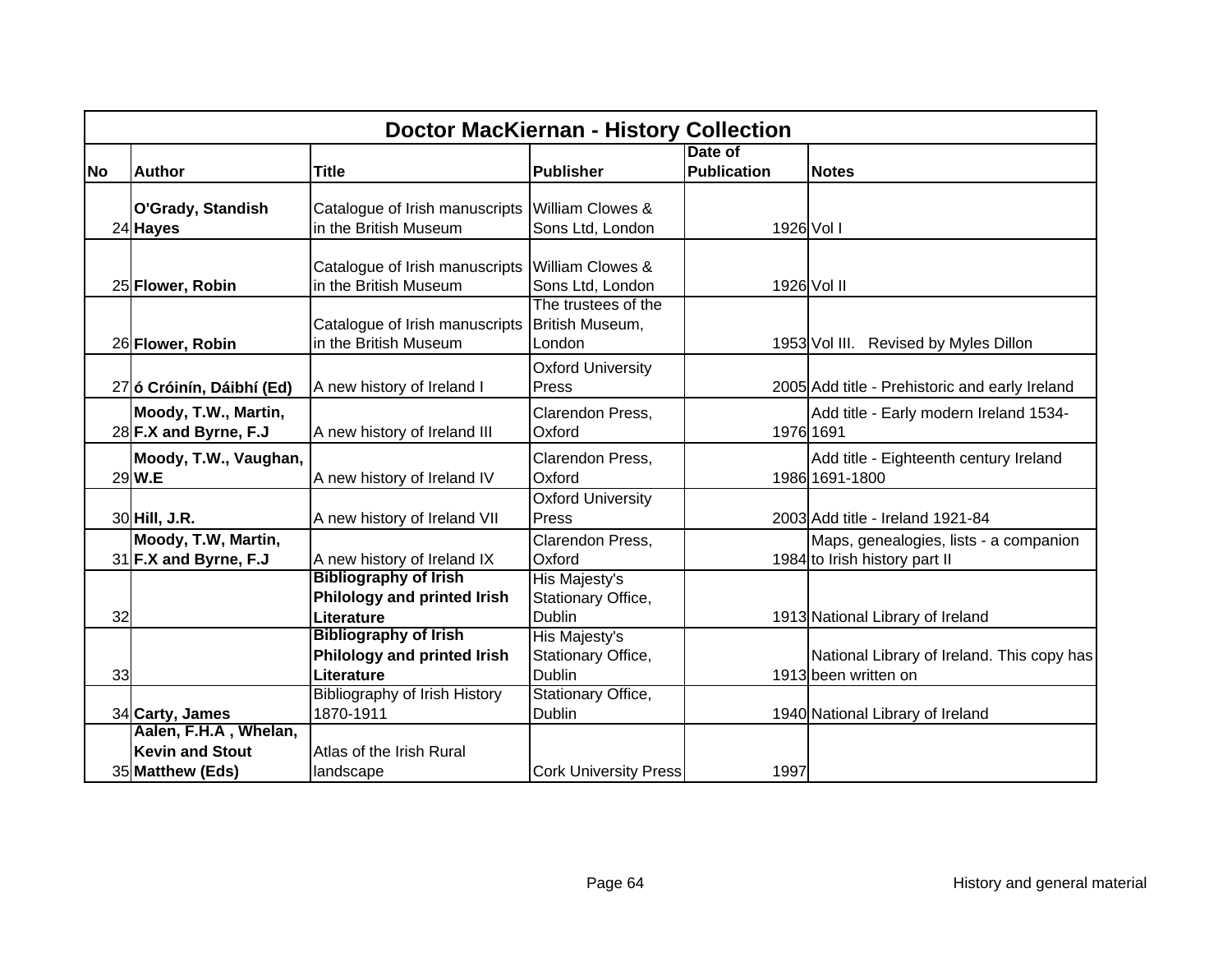| Doctor MacKiernan - History Collection | | | | | |
|---|---|---|---|---|---|
| **No** | **Author** | **Title** | **Publisher** | **Date of Publication** | **Notes** |
| 24 | **O'Grady, Standish Hayes** | Catalogue of Irish manuscripts in the British Museum | William Clowes & Sons Ltd, London | 1926 | Vol I |
| 25 | **Flower, Robin** | Catalogue of Irish manuscripts in the British Museum | William Clowes & Sons Ltd, London | 1926 | Vol II |
| 26 | **Flower, Robin** | Catalogue of Irish manuscripts in the British Museum | The trustees of the British Museum, London | 1953 | Vol III. Revised by Myles Dillon |
| 27 | **ó Cróinín, Dáibhí (Ed)** | A new history of Ireland I | Oxford University Press | 2005 | Add title - Prehistoric and early Ireland |
| 28 | **Moody, T.W., Martin, F.X and Byrne, F.J** | A new history of Ireland III | Clarendon Press, Oxford | 1976 | Add title - Early modern Ireland 1534-1691 |
| 29 | **Moody, T.W., Vaughan, W.E** | A new history of Ireland IV | Clarendon Press, Oxford | 1986 | Add title - Eighteenth century Ireland 1691-1800 |
| 30 | **Hill, J.R.** | A new history of Ireland VII | Oxford University Press | 2003 | Add title - Ireland 1921-84 |
| 31 | **Moody, T.W, Martin, F.X and Byrne, F.J** | A new history of Ireland IX | Clarendon Press, Oxford | 1984 | Maps, genealogies, lists - a companion to Irish history part II |
| 32 | | **Bibliography of Irish Philology and printed Irish Literature** | His Majesty's Stationary Office, Dublin | 1913 | National Library of Ireland |
| 33 | | **Bibliography of Irish Philology and printed Irish Literature** | His Majesty's Stationary Office, Dublin | 1913 | National Library of Ireland. This copy has been written on |
| 34 | **Carty, James** | Bibliography of Irish History 1870-1911 | Stationary Office, Dublin | 1940 | National Library of Ireland |
| 35 | **Aalen, F.H.A , Whelan, Kevin and Stout Matthew (Eds)** | Atlas of the Irish Rural landscape | Cork University Press | 1997 | |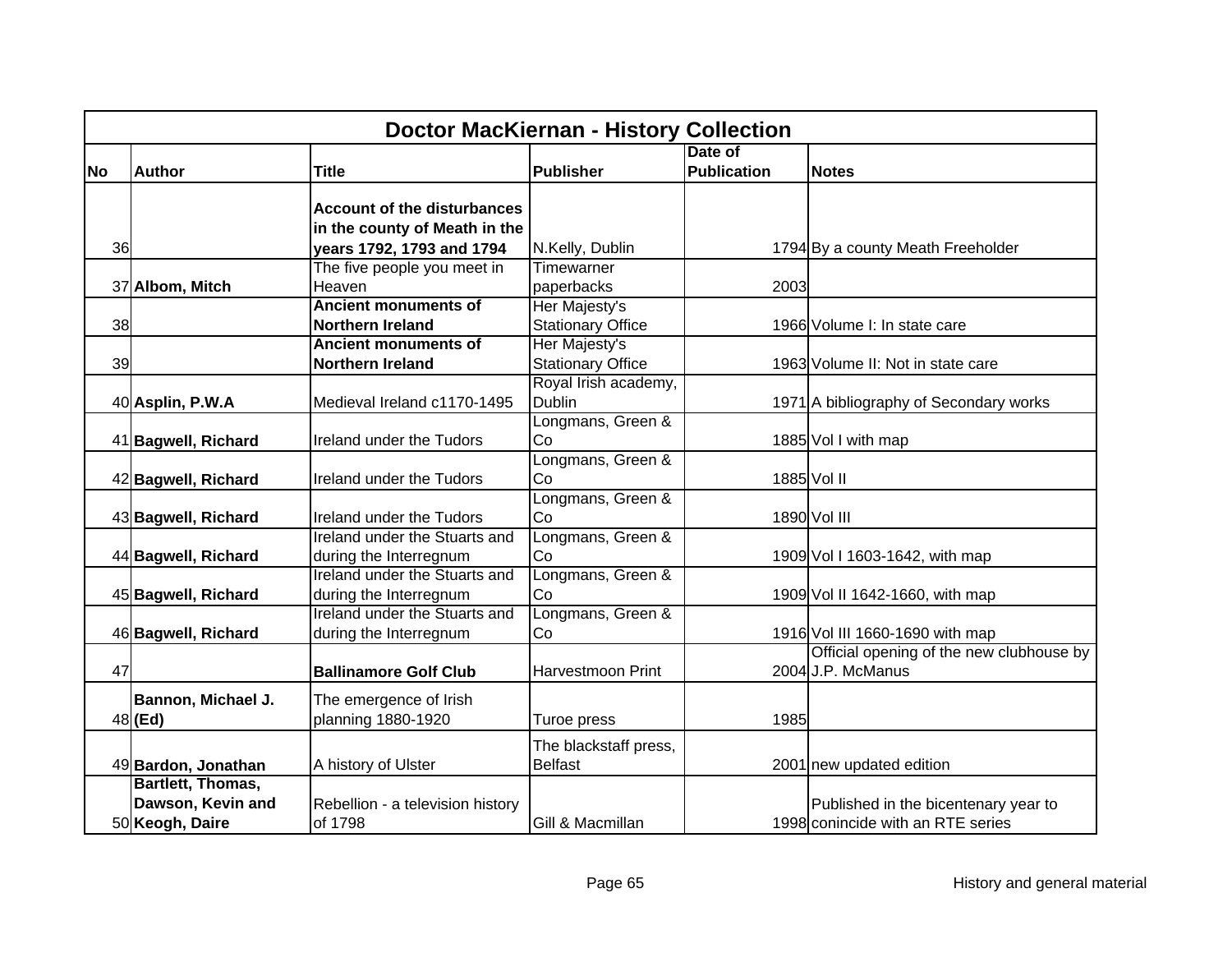# Doctor MacKiernan - History Collection

| No | Author | Title | Publisher | Date of Publication | Notes |
|---|---|---|---|---|---|
| 36 | | **Account of the disturbances in the county of Meath in the years 1792, 1793 and 1794** | N.Kelly, Dublin | 1794 | By a county Meath Freeholder |
| 37 | **Albom, Mitch** | The five people you meet in Heaven | Timewarner paperbacks | 2003 | |
| 38 | | **Ancient monuments of Northern Ireland** | Her Majesty's Stationary Office | 1966 | Volume I: In state care |
| 39 | | **Ancient monuments of Northern Ireland** | Her Majesty's Stationary Office | 1963 | Volume II: Not in state care |
| 40 | **Asplin, P.W.A** | Medieval Ireland c1170-1495 | Royal Irish academy, Dublin | 1971 | A bibliography of Secondary works |
| 41 | **Bagwell, Richard** | Ireland under the Tudors | Longmans, Green & Co | 1885 | Vol I with map |
| 42 | **Bagwell, Richard** | Ireland under the Tudors | Longmans, Green & Co | 1885 | Vol II |
| 43 | **Bagwell, Richard** | Ireland under the Tudors | Longmans, Green & Co | 1890 | Vol III |
| 44 | **Bagwell, Richard** | Ireland under the Stuarts and during the Interregnum | Longmans, Green & Co | 1909 | Vol I 1603-1642, with map |
| 45 | **Bagwell, Richard** | Ireland under the Stuarts and during the Interregnum | Longmans, Green & Co | 1909 | Vol II 1642-1660, with map |
| 46 | **Bagwell, Richard** | Ireland under the Stuarts and during the Interregnum | Longmans, Green & Co | 1916 | Vol III 1660-1690 with map |
| 47 | | **Ballinamore Golf Club** | Harvestmoon Print | 2004 | Official opening of the new clubhouse by J.P. McManus |
| 48 | **Bannon, Michael J. (Ed)** | The emergence of Irish planning 1880-1920 | Turoe press | 1985 | |
| 49 | **Bardon, Jonathan** | A history of Ulster | The blackstaff press, Belfast | 2001 | new updated edition |
| 50 | **Bartlett, Thomas, Dawson, Kevin and Keogh, Daire** | Rebellion - a television history of 1798 | Gill & Macmillan | 1998 | Published in the bicentenary year to conincide with an RTE series |

History and general material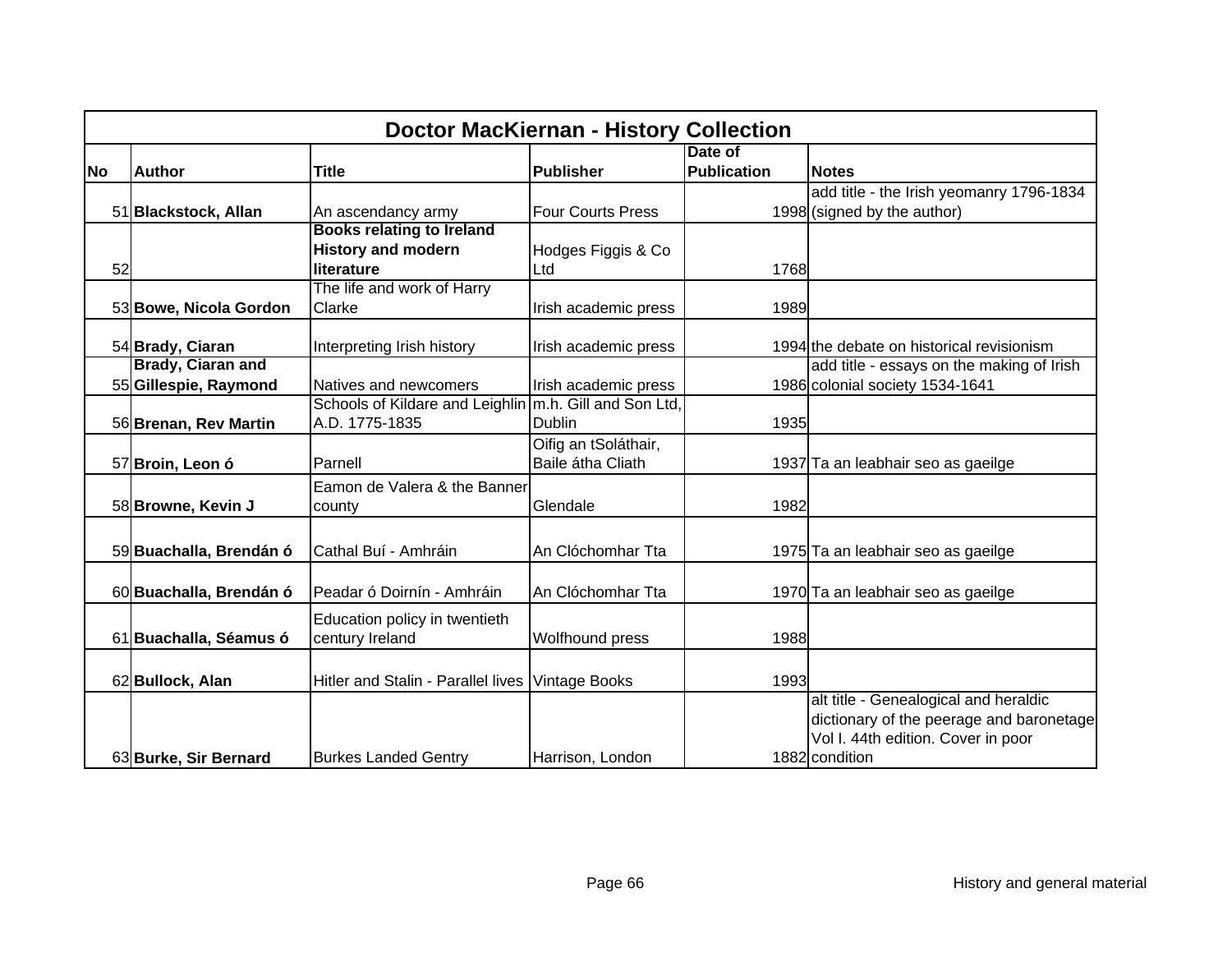| Doctor MacKiernan - History Collection | | | | | |
|---|---|---|---|---|---|
| No | Author | Title | Publisher | Date of Publication | Notes |
| 51 | **Blackstock, Allan** | An ascendancy army | Four Courts Press | 1998 | add title - the Irish yeomanry 1796-1834 (signed by the author) |
| 52 | | **Books relating to Ireland History and modern literature** | Hodges Figgis & Co Ltd | 1768 | |
| 53 | **Bowe, Nicola Gordon** | The life and work of Harry Clarke | Irish academic press | 1989 | |
| 54 | **Brady, Ciaran** | Interpreting Irish history | Irish academic press | 1994 | the debate on historical revisionism |
| 55 | **Brady, Ciaran and Gillespie, Raymond** | Natives and newcomers | Irish academic press | 1986 | add title - essays on the making of Irish colonial society 1534-1641 |
| 56 | **Brenan, Rev Martin** | Schools of Kildare and Leighlin A.D. 1775-1835 | m.h. Gill and Son Ltd, Dublin | 1935 | |
| 57 | **Broin, Leon ó** | Parnell | Oifig an tSoláthair, Baile átha Cliath | 1937 | Ta an leabhair seo as gaeilge |
| 58 | **Browne, Kevin J** | Eamon de Valera & the Banner county | Glendale | 1982 | |
| 59 | **Buachalla, Brendán ó** | Cathal Buí - Amhráin | An Clóchomhar Tta | 1975 | Ta an leabhair seo as gaeilge |
| 60 | **Buachalla, Brendán ó** | Peadar ó Doirnín - Amhráin | An Clóchomhar Tta | 1970 | Ta an leabhair seo as gaeilge |
| 61 | **Buachalla, Séamus ó** | Education policy in twentieth century Ireland | Wolfhound press | 1988 | |
| 62 | **Bullock, Alan** | Hitler and Stalin - Parallel lives | Vintage Books | 1993 | |
| 63 | **Burke, Sir Bernard** | Burkes Landed Gentry | Harrison, London | 1882 | alt title - Genealogical and heraldic dictionary of the peerage and baronetage Vol I. 44th edition. Cover in poor condition |

History and general material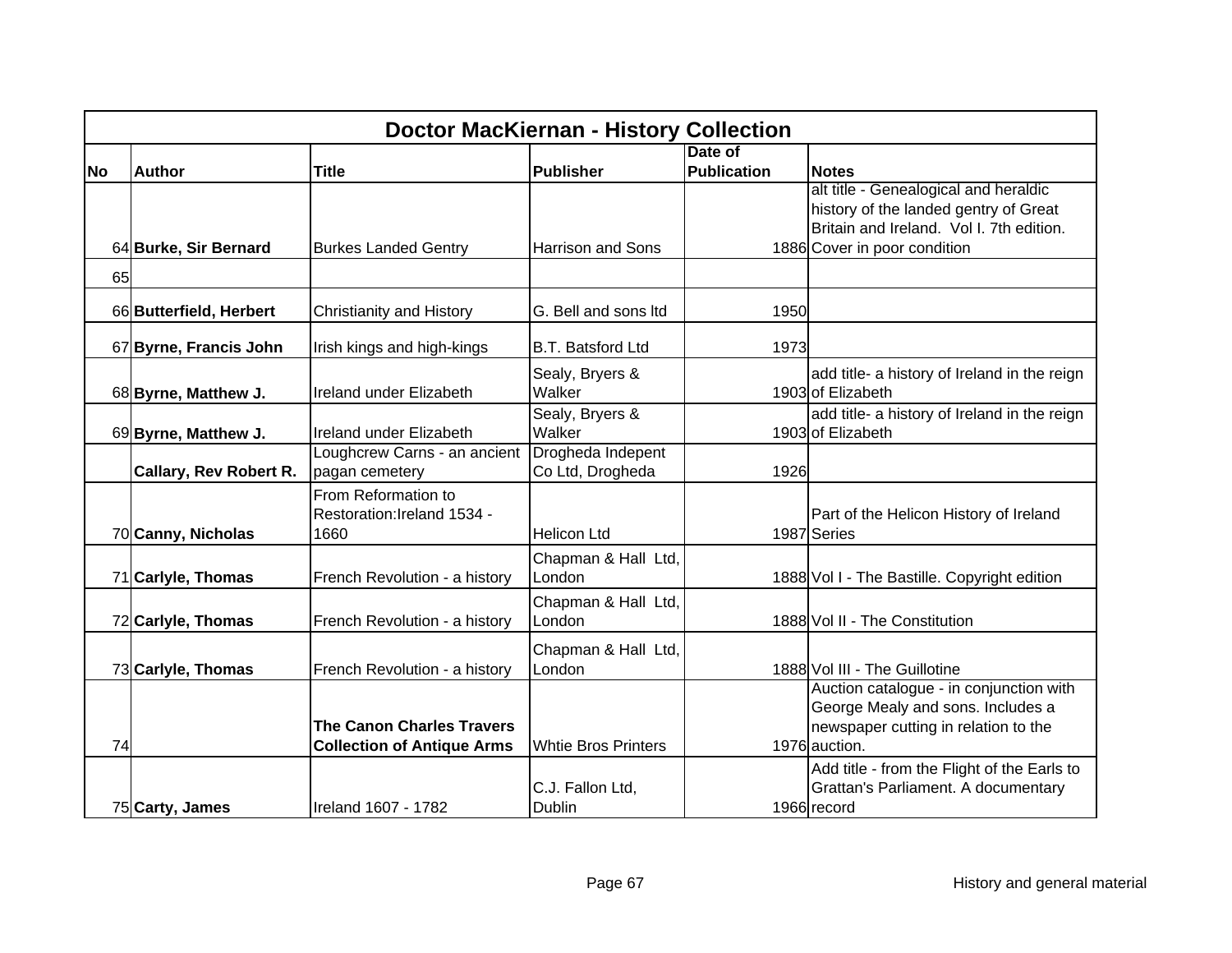| Doctor MacKiernan - History Collection | | | | | |
|---|---|---|---|---|---|
| **No** | **Author** | **Title** | **Publisher** | **Date of Publication** | **Notes** |
| 64 | **Burke, Sir Bernard** | Burkes Landed Gentry | Harrison and Sons | 1886 | alt title - Genealogical and heraldic history of the landed gentry of Great Britain and Ireland. Vol I. 7th edition. Cover in poor condition |
| 65 | | | | | |
| 66 | **Butterfield, Herbert** | Christianity and History | G. Bell and sons ltd | 1950 | |
| 67 | **Byrne, Francis John** | Irish kings and high-kings | B.T. Batsford Ltd | 1973 | |
| 68 | **Byrne, Matthew J.** | Ireland under Elizabeth | Sealy, Bryers & Walker | 1903 | add title- a history of Ireland in the reign of Elizabeth |
| 69 | **Byrne, Matthew J.** | Ireland under Elizabeth | Sealy, Bryers & Walker | 1903 | add title- a history of Ireland in the reign of Elizabeth |
| | **Callary, Rev Robert R.** | Loughcrew Carns - an ancient pagan cemetery | Drogheda Indepent Co Ltd, Drogheda | 1926 | |
| 70 | **Canny, Nicholas** | From Reformation to Restoration:Ireland 1534 - 1660 | Helicon Ltd | 1987 | Part of the Helicon History of Ireland Series |
| 71 | **Carlyle, Thomas** | French Revolution - a history | Chapman & Hall Ltd, London | 1888 | Vol I - The Bastille. Copyright edition |
| 72 | **Carlyle, Thomas** | French Revolution - a history | Chapman & Hall Ltd, London | 1888 | Vol II - The Constitution |
| 73 | **Carlyle, Thomas** | French Revolution - a history | Chapman & Hall Ltd, London | 1888 | Vol III - The Guillotine |
| 74 | | **The Canon Charles Travers Collection of Antique Arms** | Whtie Bros Printers | 1976 | Auction catalogue - in conjunction with George Mealy and sons. Includes a newspaper cutting in relation to the auction. |
| 75 | **Carty, James** | Ireland 1607 - 1782 | C.J. Fallon Ltd, Dublin | 1966 | Add title - from the Flight of the Earls to Grattan's Parliament. A documentary record |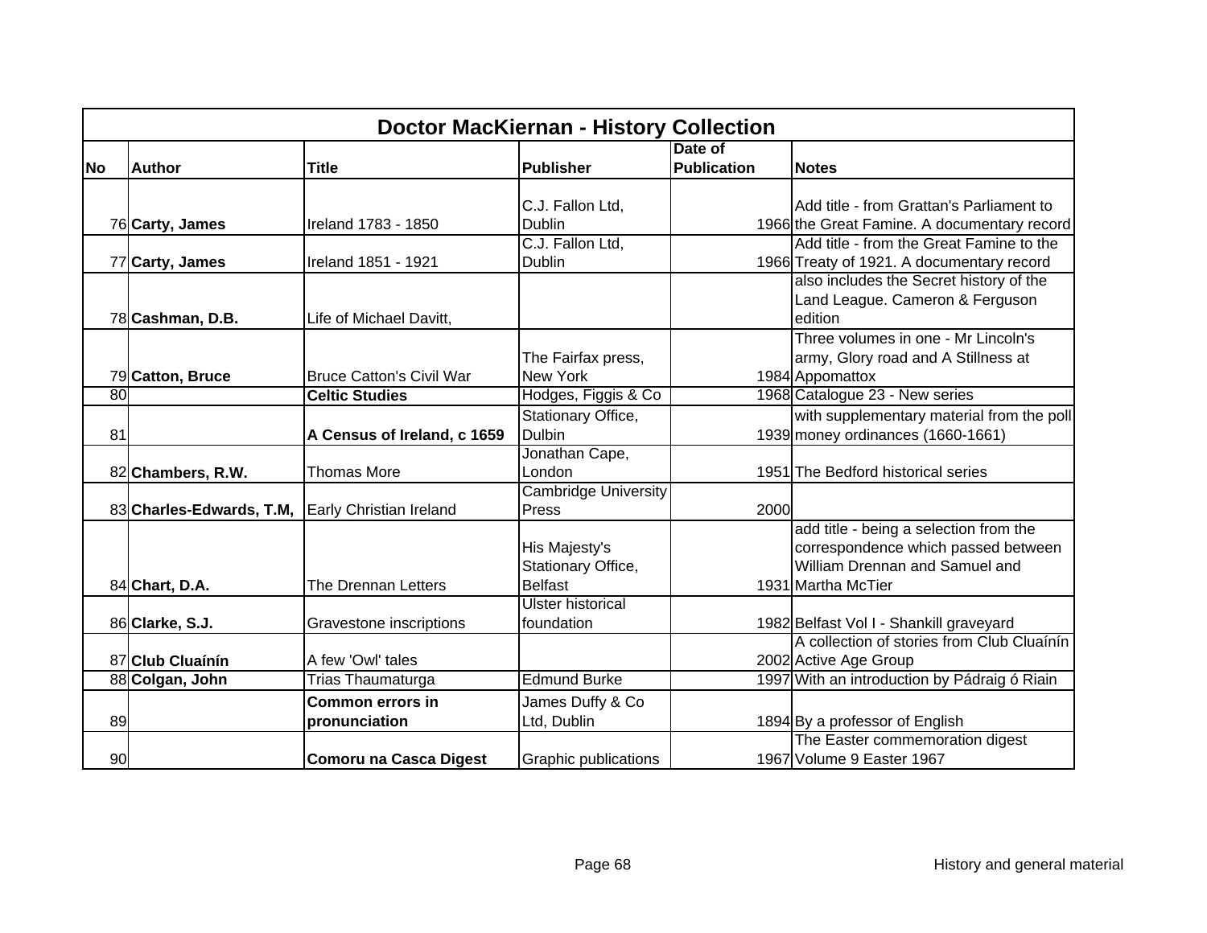| Doctor MacKiernan - History Collection | | | | | |
|---|---|---|---|---|---|
| **No** | **Author** | **Title** | **Publisher** | **Date of Publication** | **Notes** |
| 76 | **Carty, James** | Ireland 1783 - 1850 | C.J. Fallon Ltd, Dublin | 1966 | Add title - from Grattan's Parliament to the Great Famine. A documentary record |
| 77 | **Carty, James** | Ireland 1851 - 1921 | C.J. Fallon Ltd, Dublin | 1966 | Add title - from the Great Famine to the Treaty of 1921. A documentary record |
| 78 | **Cashman, D.B.** | Life of Michael Davitt, | | | also includes the Secret history of the Land League. Cameron & Ferguson edition |
| 79 | **Catton, Bruce** | Bruce Catton's Civil War | The Fairfax press, New York | 1984 | Three volumes in one - Mr Lincoln's army, Glory road and A Stillness at Appomattox |
| 80 | | **Celtic Studies** | Hodges, Figgis & Co | 1968 | Catalogue 23 - New series |
| 81 | | **A Census of Ireland, c 1659** | Stationary Office, Dulbin | 1939 | with supplementary material from the poll money ordinances (1660-1661) |
| 82 | **Chambers, R.W.** | Thomas More | Jonathan Cape, London | 1951 | The Bedford historical series |
| 83 | **Charles-Edwards, T.M,** | Early Christian Ireland | Cambridge University Press | 2000 | |
| 84 | **Chart, D.A.** | The Drennan Letters | His Majesty's Stationary Office, Belfast | 1931 | add title - being a selection from the correspondence which passed between William Drennan and Samuel and Martha McTier |
| 86 | **Clarke, S.J.** | Gravestone inscriptions | Ulster historical foundation | 1982 | Belfast Vol I - Shankill graveyard |
| 87 | **Club Cluaínín** | A few 'Owl' tales | | 2002 | A collection of stories from Club Cluaínín Active Age Group |
| 88 | **Colgan, John** | Trias Thaumaturga | Edmund Burke | 1997 | With an introduction by Pádraig ó Riain |
| 89 | | **Common errors in pronunciation** | James Duffy & Co Ltd, Dublin | 1894 | By a professor of English |
| 90 | | **Comoru na Casca Digest** | Graphic publications | 1967 | The Easter commemoration digest Volume 9 Easter 1967 |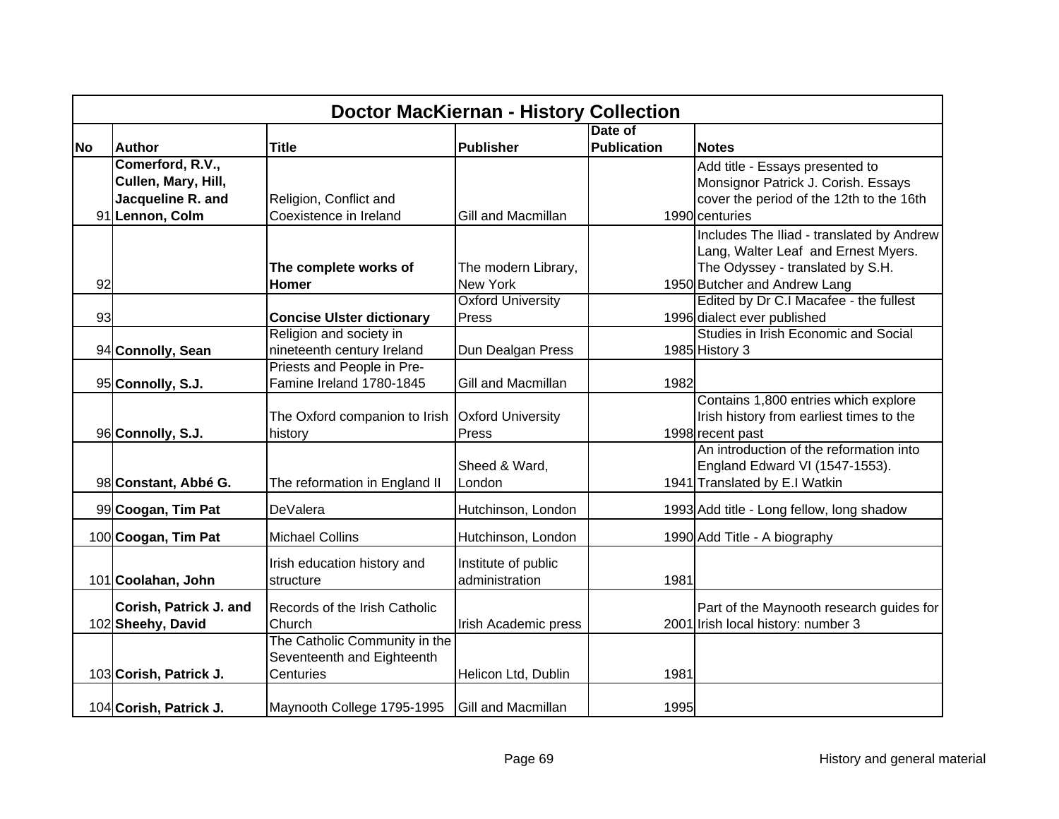| Doctor MacKiernan - History Collection | | | | | |
|---|---|---|---|---|---|
| **No** | **Author** | **Title** | **Publisher** | **Date of Publication** | **Notes** |
| 91 | **Comerford, R.V., Cullen, Mary, Hill, Jacqueline R. and Lennon, Colm** | Religion, Conflict and Coexistence in Ireland | Gill and Macmillan | 1990 | Add title - Essays presented to Monsignor Patrick J. Corish. Essays cover the period of the 12th to the 16th centuries |
| 92 | | **The complete works of Homer** | The modern Library, New York | 1950 | Includes The Iliad - translated by Andrew Lang, Walter Leaf and Ernest Myers. The Odyssey - translated by S.H. Butcher and Andrew Lang |
| 93 | | **Concise Ulster dictionary** | Oxford University Press | 1996 | Edited by Dr C.I Macafee - the fullest dialect ever published |
| 94 | **Connolly, Sean** | Religion and society in nineteenth century Ireland | Dun Dealgan Press | 1985 | Studies in Irish Economic and Social History 3 |
| 95 | **Connolly, S.J.** | Priests and People in Pre-Famine Ireland 1780-1845 | Gill and Macmillan | 1982 | |
| 96 | **Connolly, S.J.** | The Oxford companion to Irish history | Oxford University Press | 1998 | Contains 1,800 entries which explore Irish history from earliest times to the recent past |
| 98 | **Constant, Abbé G.** | The reformation in England II | Sheed & Ward, London | 1941 | An introduction of the reformation into England Edward VI (1547-1553). Translated by E.I Watkin |
| 99 | **Coogan, Tim Pat** | DeValera | Hutchinson, London | 1993 | Add title - Long fellow, long shadow |
| 100 | **Coogan, Tim Pat** | Michael Collins | Hutchinson, London | 1990 | Add Title - A biography |
| 101 | **Coolahan, John** | Irish education history and structure | Institute of public administration | 1981 | |
| 102 | **Corish, Patrick J. and Sheehy, David** | Records of the Irish Catholic Church | Irish Academic press | 2001 | Part of the Maynooth research guides for Irish local history: number 3 |
| 103 | **Corish, Patrick J.** | The Catholic Community in the Seventeenth and Eighteenth Centuries | Helicon Ltd, Dublin | 1981 | |
| 104 | **Corish, Patrick J.** | Maynooth College 1795-1995 | Gill and Macmillan | 1995 | |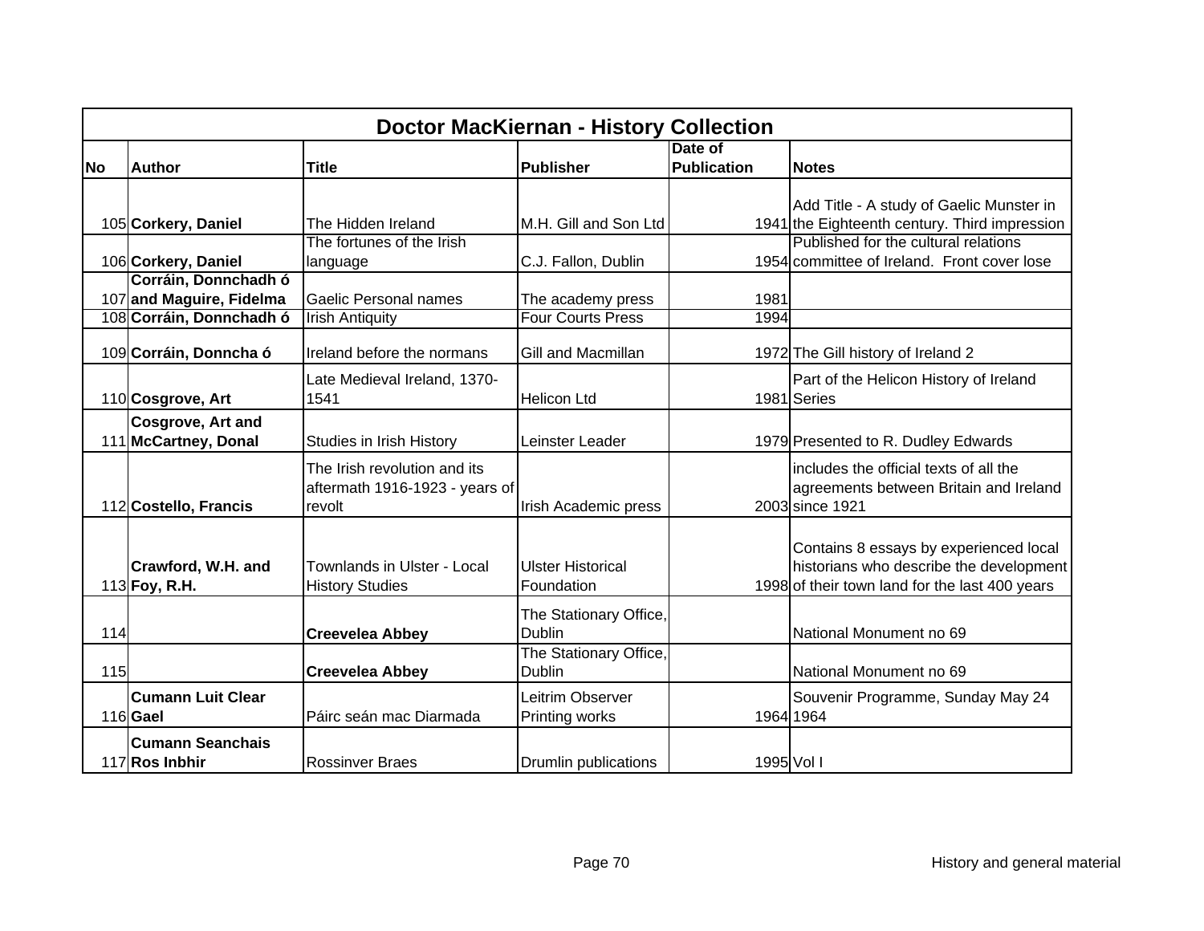| Doctor MacKiernan - History Collection | | | | | |
|---|---|---|---|---|---|
| **No** | **Author** | **Title** | **Publisher** | **Date of Publication** | **Notes** |
| 105 | **Corkery, Daniel** | The Hidden Ireland | M.H. Gill and Son Ltd | 1941 | Add Title - A study of Gaelic Munster in the Eighteenth century. Third impression |
| 106 | **Corkery, Daniel** | The fortunes of the Irish language | C.J. Fallon, Dublin | 1954 | Published for the cultural relations committee of Ireland. Front cover lose |
| 107 | **Corráin, Donnchadh ó and Maguire, Fidelma** | Gaelic Personal names | The academy press | 1981 | |
| 108 | **Corráin, Donnchadh ó** | Irish Antiquity | Four Courts Press | 1994 | |
| 109 | **Corráin, Donncha ó** | Ireland before the normans | Gill and Macmillan | 1972 | The Gill history of Ireland 2 |
| 110 | **Cosgrove, Art** | Late Medieval Ireland, 1370-1541 | Helicon Ltd | 1981 | Part of the Helicon History of Ireland Series |
| 111 | **Cosgrove, Art and McCartney, Donal** | Studies in Irish History | Leinster Leader | 1979 | Presented to R. Dudley Edwards |
| 112 | **Costello, Francis** | The Irish revolution and its aftermath 1916-1923 - years of revolt | Irish Academic press | 2003 | includes the official texts of all the agreements between Britain and Ireland since 1921 |
| 113 | **Crawford, W.H. and Foy, R.H.** | Townlands in Ulster - Local History Studies | Ulster Historical Foundation | 1998 | Contains 8 essays by experienced local historians who describe the development of their town land for the last 400 years |
| 114 | | **Creevelea Abbey** | The Stationary Office, Dublin | | National Monument no 69 |
| 115 | | **Creevelea Abbey** | The Stationary Office, Dublin | | National Monument no 69 |
| 116 | **Cumann Luit Clear Gael** | Páirc seán mac Diarmada | Leitrim Observer Printing works | 1964 | Souvenir Programme, Sunday May 24 1964 |
| 117 | **Cumann Seanchais Ros Inbhir** | Rossinver Braes | Drumlin publications | 1995 | Vol I |

History and general material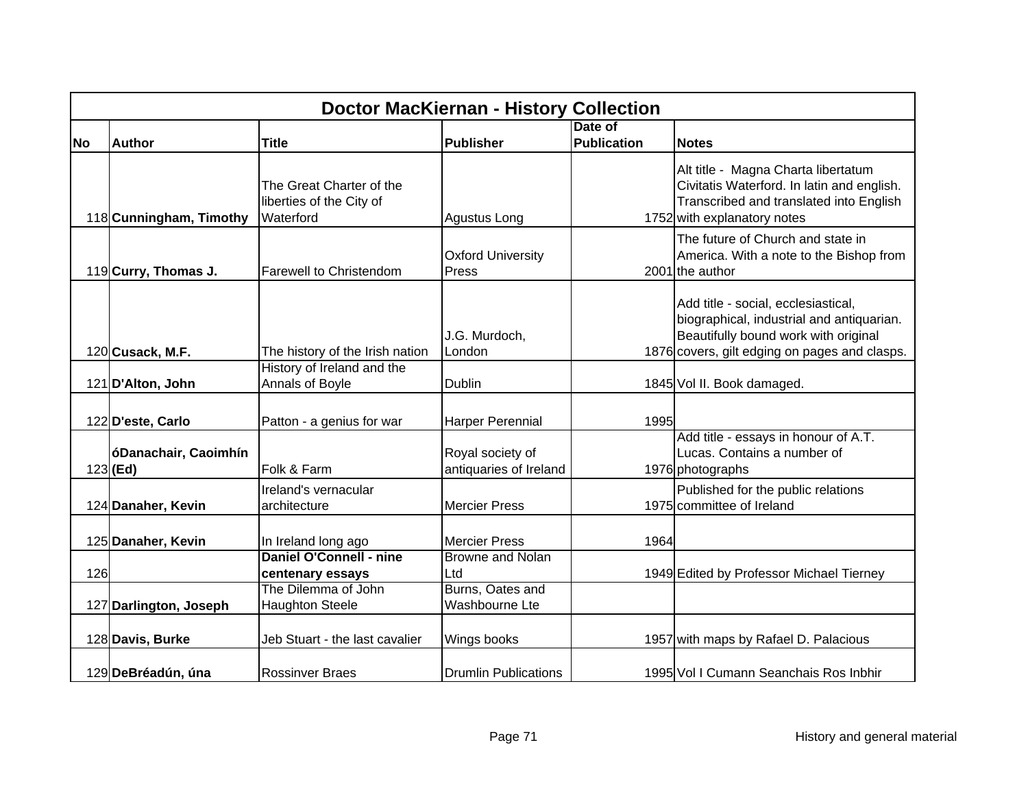| Doctor MacKiernan - History Collection | | | | | |
|---|---|---|---|---|---|
| **No** | **Author** | **Title** | **Publisher** | **Date of Publication** | **Notes** |
| 118 | **Cunningham, Timothy** | The Great Charter of the liberties of the City of Waterford | Agustus Long | 1752 | Alt title - Magna Charta libertatum Civitatis Waterford. In latin and english. Transcribed and translated into English with explanatory notes |
| 119 | **Curry, Thomas J.** | Farewell to Christendom | Oxford University Press | 2001 | The future of Church and state in America. With a note to the Bishop from the author |
| 120 | **Cusack, M.F.** | The history of the Irish nation | J.G. Murdoch, London | 1876 | Add title - social, ecclesiastical, biographical, industrial and antiquarian. Beautifully bound work with original covers, gilt edging on pages and clasps. |
| 121 | **D'Alton, John** | History of Ireland and the Annals of Boyle | Dublin | 1845 | Vol II. Book damaged. |
| 122 | **D'este, Carlo** | Patton - a genius for war | Harper Perennial | 1995 | |
| 123 | **óDanachair, Caoimhín (Ed)** | Folk & Farm | Royal society of antiquaries of Ireland | 1976 | Add title - essays in honour of A.T. Lucas. Contains a number of photographs |
| 124 | **Danaher, Kevin** | Ireland's vernacular architecture | Mercier Press | 1975 | Published for the public relations committee of Ireland |
| 125 | **Danaher, Kevin** | In Ireland long ago | Mercier Press | 1964 | |
| 126 | | **Daniel O'Connell - nine centenary essays** | Browne and Nolan Ltd | 1949 | Edited by Professor Michael Tierney |
| 127 | **Darlington, Joseph** | The Dilemma of John Haughton Steele | Burns, Oates and Washbourne Lte | | |
| 128 | **Davis, Burke** | Jeb Stuart - the last cavalier | Wings books | 1957 | with maps by Rafael D. Palacious |
| 129 | **DeBréadún, úna** | Rossinver Braes | Drumlin Publications | 1995 | Vol I Cumann Seanchais Ros Inbhir |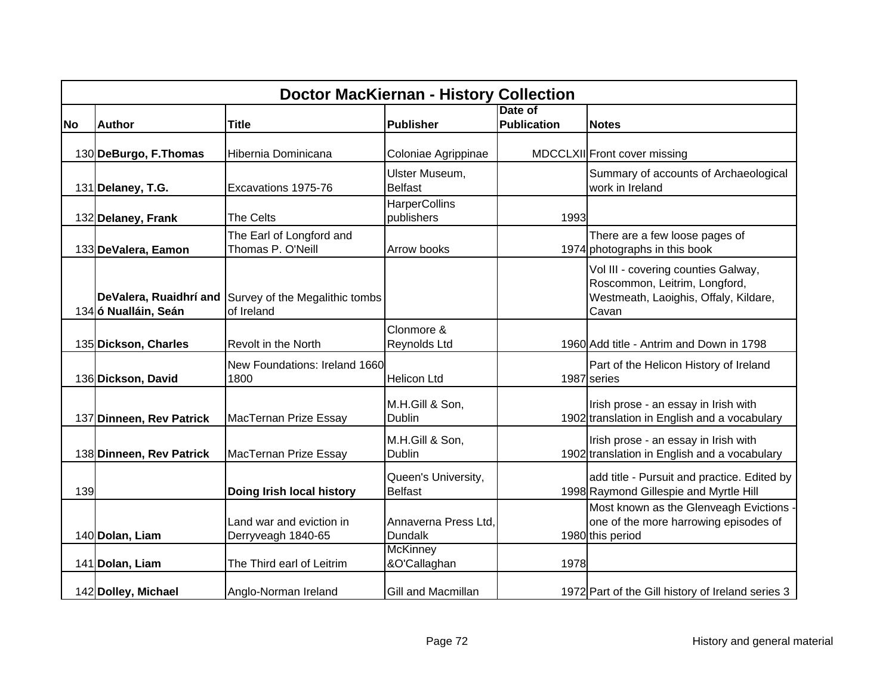# Doctor MacKiernan - History Collection

| No | Author | Title | Publisher | Date of Publication | Notes |
|---|---|---|---|---|---|
| 130 | **DeBurgo, F.Thomas** | Hibernia Dominicana | Coloniae Agrippinae | MDCCLXII | Front cover missing |
| 131 | **Delaney, T.G.** | Excavations 1975-76 | Ulster Museum, Belfast | | Summary of accounts of Archaeological work in Ireland |
| 132 | **Delaney, Frank** | The Celts | HarperCollins publishers | 1993 | |
| 133 | **DeValera, Eamon** | The Earl of Longford and Thomas P. O'Neill | Arrow books | 1974 | There are a few loose pages of photographs in this book |
| 134 | **DeValera, Ruaidhrí and ó Nualláin, Seán** | Survey of the Megalithic tombs of Ireland | | | Vol III - covering counties Galway, Roscommon, Leitrim, Longford, Westmeath, Laoighis, Offaly, Kildare, Cavan |
| 135 | **Dickson, Charles** | Revolt in the North | Clonmore & Reynolds Ltd | 1960 | Add title - Antrim and Down in 1798 |
| 136 | **Dickson, David** | New Foundations: Ireland 1660 1800 | Helicon Ltd | 1987 | Part of the Helicon History of Ireland series |
| 137 | **Dinneen, Rev Patrick** | MacTernan Prize Essay | M.H.Gill & Son, Dublin | 1902 | Irish prose - an essay in Irish with translation in English and a vocabulary |
| 138 | **Dinneen, Rev Patrick** | MacTernan Prize Essay | M.H.Gill & Son, Dublin | 1902 | Irish prose - an essay in Irish with translation in English and a vocabulary |
| 139 | | **Doing Irish local history** | Queen's University, Belfast | 1998 | add title - Pursuit and practice. Edited by Raymond Gillespie and Myrtle Hill |
| 140 | **Dolan, Liam** | Land war and eviction in Derryveagh 1840-65 | Annaverna Press Ltd, Dundalk | 1980 | Most known as the Glenveagh Evictions - one of the more harrowing episodes of this period |
| 141 | **Dolan, Liam** | The Third earl of Leitrim | McKinney &O'Callaghan | 1978 | |
| 142 | **Dolley, Michael** | Anglo-Norman Ireland | Gill and Macmillan | 1972 | Part of the Gill history of Ireland series 3 |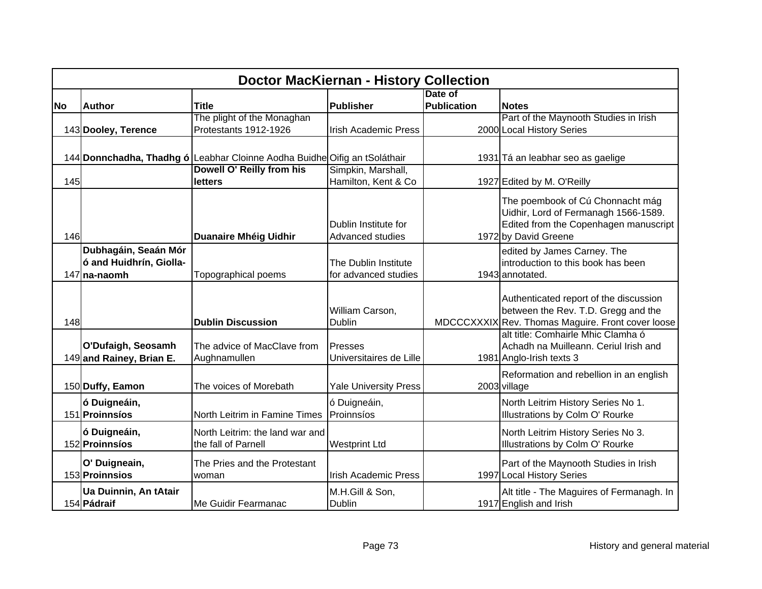# Doctor MacKiernan - History Collection

| No | Author | Title | Publisher | Date of Publication | Notes |
|---|---|---|---|---|---|
| 143 | **Dooley, Terence** | The plight of the Monaghan Protestants 1912-1926 | Irish Academic Press | 2000 | Part of the Maynooth Studies in Irish Local History Series |
| 144 | **Donnchadha, Thadhg ó** | Leabhar Cloinne Aodha Buidhe | Oifig an tSoláthair | 1931 | Tá an leabhar seo as gaelige |
| 145 | | **Dowell O' Reilly from his letters** | Simpkin, Marshall, Hamilton, Kent & Co | 1927 | Edited by M. O'Reilly |
| 146 | | **Duanaire Mhéig Uidhir** | Dublin Institute for Advanced studies | 1972 | The poembook of Cú Chonnacht mág Uidhir, Lord of Fermanagh 1566-1589. Edited from the Copenhagen manuscript by David Greene |
| 147 | **Dubhagáin, Seaán Mór ó and Huidhrín, Giolla-na-naomh** | Topographical poems | The Dublin Institute for advanced studies | 1943 | edited by James Carney. The introduction to this book has been annotated. |
| 148 | | **Dublin Discussion** | William Carson, Dublin | MDCCCXXXIX | Authenticated report of the discussion between the Rev. T.D. Gregg and the Rev. Thomas Maguire. Front cover loose |
| 149 | **O'Dufaigh, Seosamh and Rainey, Brian E.** | The advice of MacClave from Aughnamullen | Presses Universitaires de Lille | 1981 | alt title: Comhairle Mhic Clamha ó Achadh na Muilleann. Ceriul Irish and Anglo-Irish texts 3 |
| 150 | **Duffy, Eamon** | The voices of Morebath | Yale University Press | 2003 | Reformation and rebellion in an english village |
| 151 | **ó Duigneáin, Proinnsíos** | North Leitrim in Famine Times | ó Duigneáin, Proinnsíos | | North Leitrim History Series No 1. Illustrations by Colm O' Rourke |
| 152 | **ó Duigneáin, Proinnsíos** | North Leitrim: the land war and the fall of Parnell | Westprint Ltd | | North Leitrim History Series No 3. Illustrations by Colm O' Rourke |
| 153 | **O' Duigneain, Proinnsios** | The Pries and the Protestant woman | Irish Academic Press | 1997 | Part of the Maynooth Studies in Irish Local History Series |
| 154 | **Ua Duinnin, An tAtair Pádraif** | Me Guidir Fearmanac | M.H.Gill & Son, Dublin | 1917 | Alt title - The Maguires of Fermanagh. In English and Irish |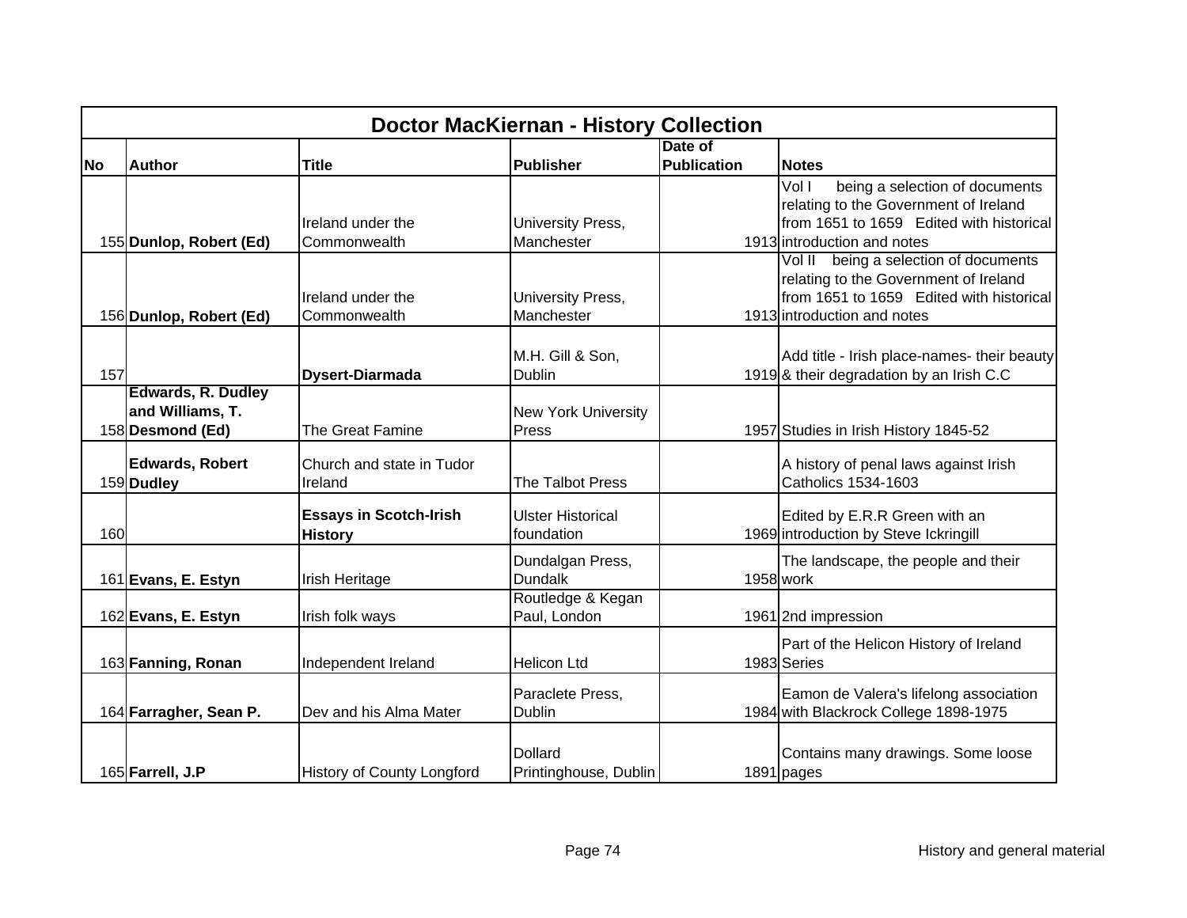| Doctor MacKiernan - History Collection | | | | | |
|---|---|---|---|---|---|
| **No** | **Author** | **Title** | **Publisher** | **Date of Publication** | **Notes** |
| 155 | **Dunlop, Robert (Ed)** | Ireland under the Commonwealth | University Press, Manchester | 1913 | Vol I being a selection of documents relating to the Government of Ireland from 1651 to 1659 Edited with historical introduction and notes |
| 156 | **Dunlop, Robert (Ed)** | Ireland under the Commonwealth | University Press, Manchester | 1913 | Vol II being a selection of documents relating to the Government of Ireland from 1651 to 1659 Edited with historical introduction and notes |
| 157 | | **Dysert-Diarmada** | M.H. Gill & Son, Dublin | 1919 | Add title - Irish place-names- their beauty & their degradation by an Irish C.C |
| 158 | **Edwards, R. Dudley and Williams, T. Desmond (Ed)** | The Great Famine | New York University Press | 1957 | Studies in Irish History 1845-52 |
| 159 | **Edwards, Robert Dudley** | Church and state in Tudor Ireland | The Talbot Press | | A history of penal laws against Irish Catholics 1534-1603 |
| 160 | | **Essays in Scotch-Irish History** | Ulster Historical foundation | 1969 | Edited by E.R.R Green with an introduction by Steve Ickringill |
| 161 | **Evans, E. Estyn** | Irish Heritage | Dundalgan Press, Dundalk | 1958 | The landscape, the people and their work |
| 162 | **Evans, E. Estyn** | Irish folk ways | Routledge & Kegan Paul, London | 1961 | 2nd impression |
| 163 | **Fanning, Ronan** | Independent Ireland | Helicon Ltd | 1983 | Part of the Helicon History of Ireland Series |
| 164 | **Farragher, Sean P.** | Dev and his Alma Mater | Paraclete Press, Dublin | 1984 | Eamon de Valera's lifelong association with Blackrock College 1898-1975 |
| 165 | **Farrell, J.P** | History of County Longford | Dollard Printinghouse, Dublin | 1891 | Contains many drawings. Some loose pages |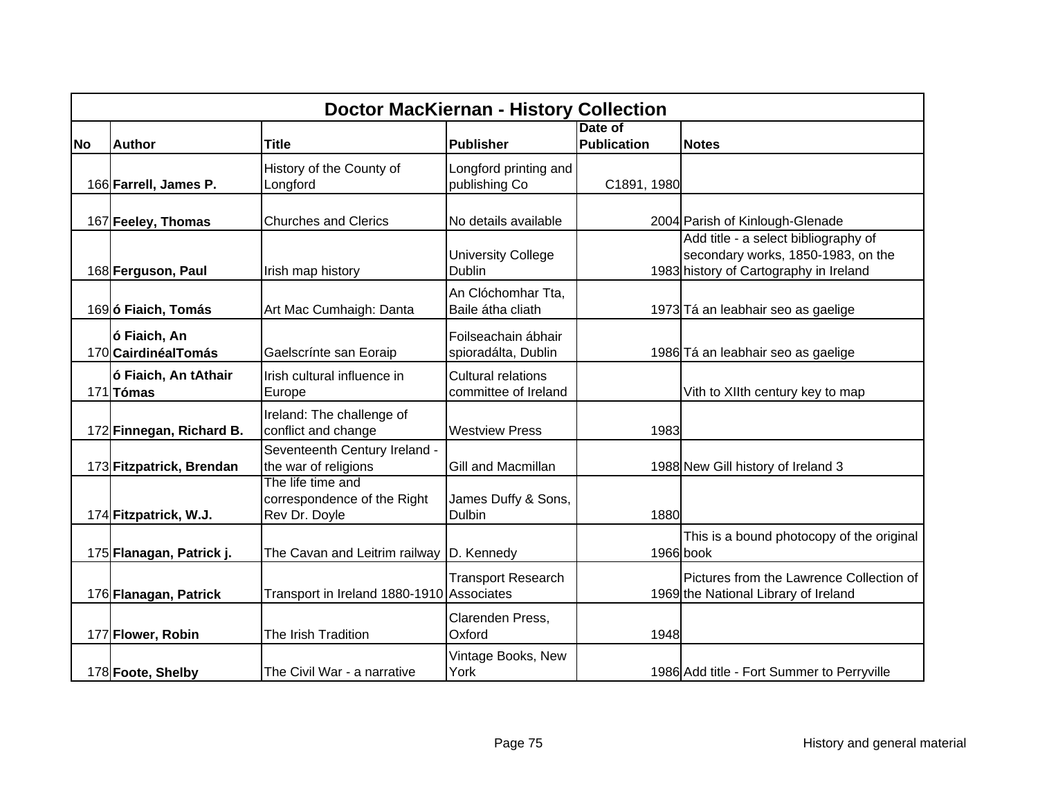| Doctor MacKiernan - History Collection | | | | | |
|---|---|---|---|---|---|
| **No** | **Author** | **Title** | **Publisher** | **Date of Publication** | **Notes** |
| 166 | **Farrell, James P.** | History of the County of Longford | Longford printing and publishing Co | C1891, 1980 | |
| 167 | **Feeley, Thomas** | Churches and Clerics | No details available | 2004 | Parish of Kinlough-Glenade |
| 168 | **Ferguson, Paul** | Irish map history | University College Dublin | 1983 | Add title - a select bibliography of secondary works, 1850-1983, on the history of Cartography in Ireland |
| 169 | **ó Fiaich, Tomás** | Art Mac Cumhaigh: Danta | An Clóchomhar Tta, Baile átha cliath | 1973 | Tá an leabhair seo as gaelige |
| 170 | **ó Fiaich, An CairdinéalTomás** | Gaelscrínte san Eoraip | Foilseachain ábhair spioradálta, Dublin | 1986 | Tá an leabhair seo as gaelige |
| 171 | **ó Fiaich, An tAthair Tómas** | Irish cultural influence in Europe | Cultural relations committee of Ireland | | Vith to XIIth century key to map |
| 172 | **Finnegan, Richard B.** | Ireland: The challenge of conflict and change | Westview Press | 1983 | |
| 173 | **Fitzpatrick, Brendan** | Seventeenth Century Ireland - the war of religions | Gill and Macmillan | 1988 | New Gill history of Ireland 3 |
| 174 | **Fitzpatrick, W.J.** | The life time and correspondence of the Right Rev Dr. Doyle | James Duffy & Sons, Dulbin | 1880 | |
| 175 | **Flanagan, Patrick j.** | The Cavan and Leitrim railway | D. Kennedy | 1966 | This is a bound photocopy of the original book |
| 176 | **Flanagan, Patrick** | Transport in Ireland 1880-1910 | Transport Research Associates | 1969 | Pictures from the Lawrence Collection of the National Library of Ireland |
| 177 | **Flower, Robin** | The Irish Tradition | Clarenden Press, Oxford | 1948 | |
| 178 | **Foote, Shelby** | The Civil War - a narrative | Vintage Books, New York | 1986 | Add title - Fort Summer to Perryville |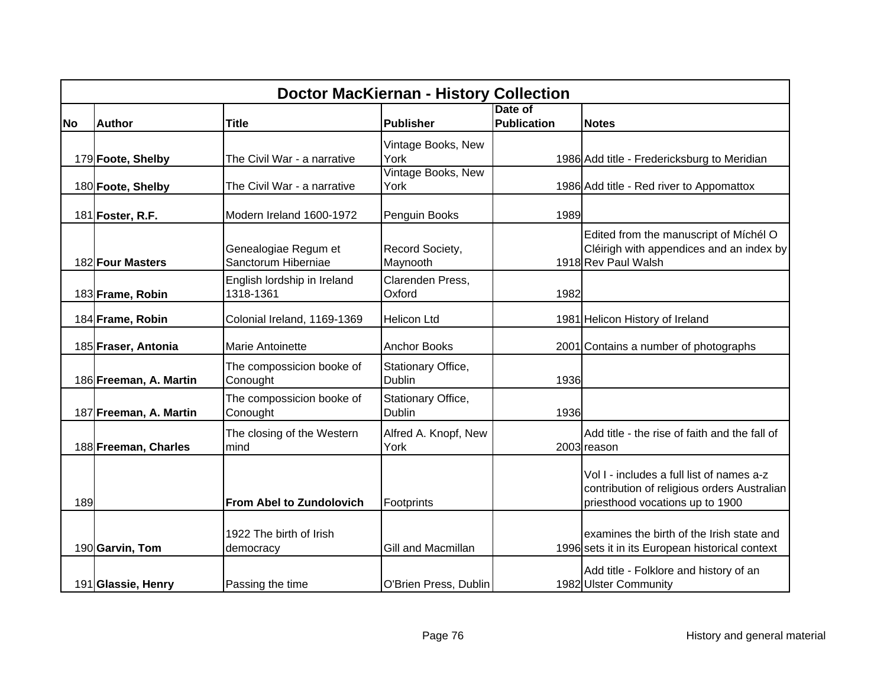| Doctor MacKiernan - History Collection | | | | | |
|---|---|---|---|---|---|
| **No** | **Author** | **Title** | **Publisher** | **Date of Publication** | **Notes** |
| 179 | **Foote, Shelby** | The Civil War - a narrative | Vintage Books, New York | 1986 | Add title - Fredericksburg to Meridian |
| 180 | **Foote, Shelby** | The Civil War - a narrative | Vintage Books, New York | 1986 | Add title - Red river to Appomattox |
| 181 | **Foster, R.F.** | Modern Ireland 1600-1972 | Penguin Books | 1989 | |
| 182 | **Four Masters** | Genealogiae Regum et Sanctorum Hiberniae | Record Society, Maynooth | 1918 | Edited from the manuscript of Míchél O Cléirigh with appendices and an index by Rev Paul Walsh |
| 183 | **Frame, Robin** | English lordship in Ireland 1318-1361 | Clarenden Press, Oxford | 1982 | |
| 184 | **Frame, Robin** | Colonial Ireland, 1169-1369 | Helicon Ltd | 1981 | Helicon History of Ireland |
| 185 | **Fraser, Antonia** | Marie Antoinette | Anchor Books | 2001 | Contains a number of photographs |
| 186 | **Freeman, A. Martin** | The compossicion booke of Conought | Stationary Office, Dublin | 1936 | |
| 187 | **Freeman, A. Martin** | The compossicion booke of Conought | Stationary Office, Dublin | 1936 | |
| 188 | **Freeman, Charles** | The closing of the Western mind | Alfred A. Knopf, New York | 2003 | Add title - the rise of faith and the fall of reason |
| 189 | | **From Abel to Zundolovich** | Footprints | | Vol I - includes a full list of names a-z contribution of religious orders Australian priesthood vocations up to 1900 |
| 190 | **Garvin, Tom** | 1922 The birth of Irish democracy | Gill and Macmillan | 1996 | examines the birth of the Irish state and sets it in its European historical context |
| 191 | **Glassie, Henry** | Passing the time | O'Brien Press, Dublin | 1982 | Add title - Folklore and history of an Ulster Community |

History and general material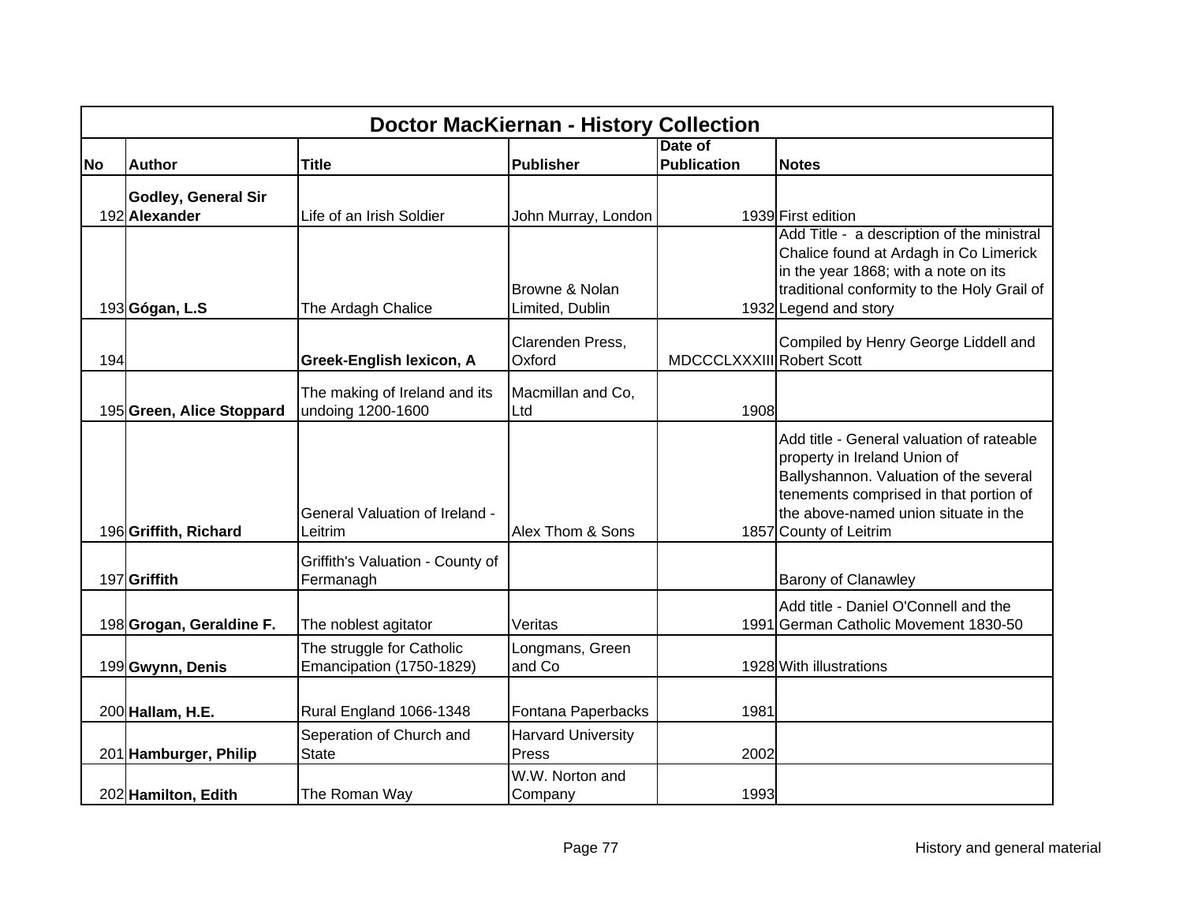| Doctor MacKiernan - History Collection | | | | | |
|---|---|---|---|---|---|
| **No** | **Author** | **Title** | **Publisher** | **Date of Publication** | **Notes** |
| 192 | **Godley, General Sir Alexander** | Life of an Irish Soldier | John Murray, London | 1939 | First edition |
| 193 | **Gógan, L.S** | The Ardagh Chalice | Browne & Nolan Limited, Dublin | 1932 | Add Title - a description of the ministral Chalice found at Ardagh in Co Limerick in the year 1868; with a note on its traditional conformity to the Holy Grail of Legend and story |
| 194 | | **Greek-English lexicon, A** | Clarenden Press, Oxford | MDCCCLXXXIII | Compiled by Henry George Liddell and Robert Scott |
| 195 | **Green, Alice Stoppard** | The making of Ireland and its undoing 1200-1600 | Macmillan and Co, Ltd | 1908 | |
| 196 | **Griffith, Richard** | General Valuation of Ireland - Leitrim | Alex Thom & Sons | 1857 | Add title - General valuation of rateable property in Ireland Union of Ballyshannon. Valuation of the several tenements comprised in that portion of the above-named union situate in the County of Leitrim |
| 197 | **Griffith** | Griffith's Valuation - County of Fermanagh | | | Barony of Clanawley |
| 198 | **Grogan, Geraldine F.** | The noblest agitator | Veritas | 1991 | Add title - Daniel O'Connell and the German Catholic Movement 1830-50 |
| 199 | **Gwynn, Denis** | The struggle for Catholic Emancipation (1750-1829) | Longmans, Green and Co | 1928 | With illustrations |
| 200 | **Hallam, H.E.** | Rural England 1066-1348 | Fontana Paperbacks | 1981 | |
| 201 | **Hamburger, Philip** | Seperation of Church and State | Harvard University Press | 2002 | |
| 202 | **Hamilton, Edith** | The Roman Way | W.W. Norton and Company | 1993 | |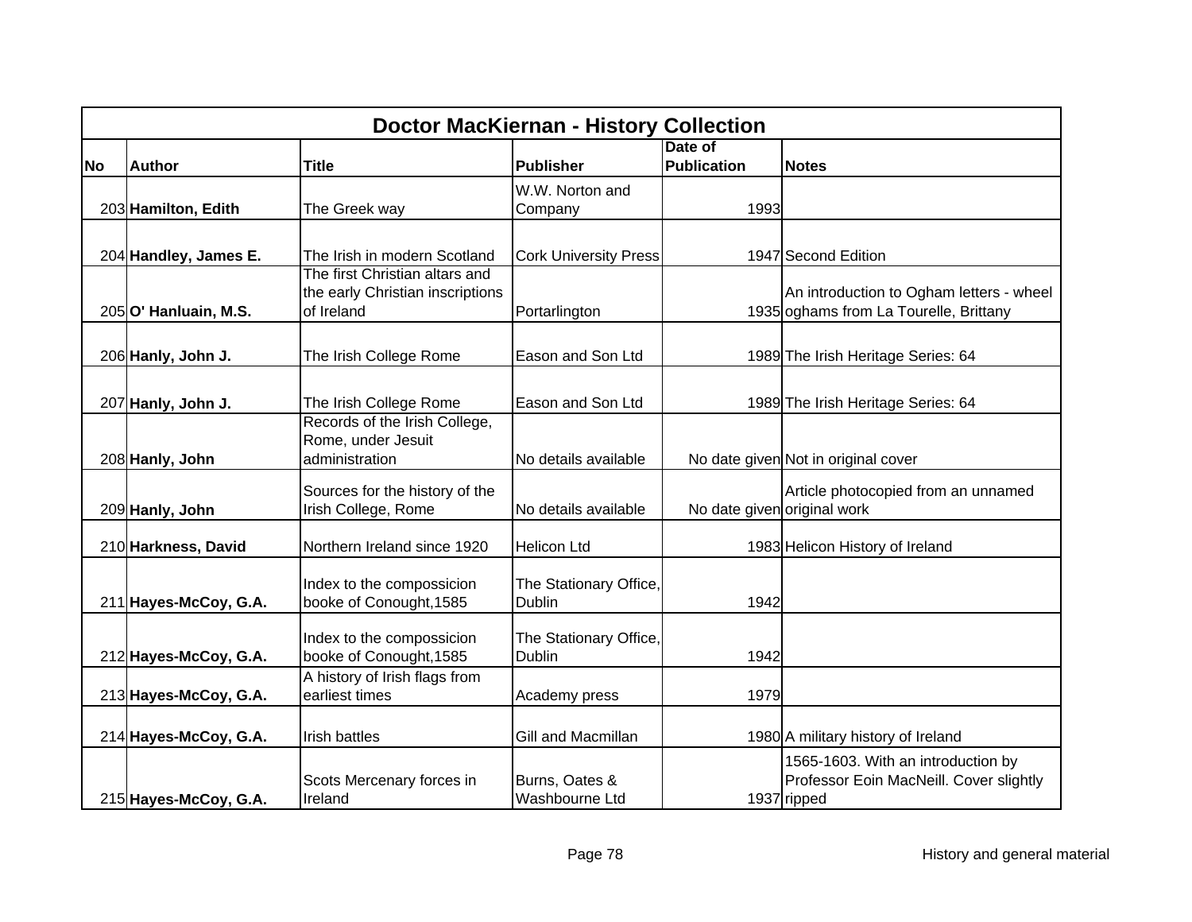# Doctor MacKiernan - History Collection

| No | Author | Title | Publisher | Date of Publication | Notes |
|---|---|---|---|---|---|
| 203 | **Hamilton, Edith** | The Greek way | W.W. Norton and Company | 1993 | |
| 204 | **Handley, James E.** | The Irish in modern Scotland | Cork University Press | 1947 | Second Edition |
| 205 | **O' Hanluain, M.S.** | The first Christian altars and the early Christian inscriptions of Ireland | Portarlington | 1935 | An introduction to Ogham letters - wheel oghams from La Tourelle, Brittany |
| 206 | **Hanly, John J.** | The Irish College Rome | Eason and Son Ltd | 1989 | The Irish Heritage Series: 64 |
| 207 | **Hanly, John J.** | The Irish College Rome | Eason and Son Ltd | 1989 | The Irish Heritage Series: 64 |
| 208 | **Hanly, John** | Records of the Irish College, Rome, under Jesuit administration | No details available | No date given | Not in original cover |
| 209 | **Hanly, John** | Sources for the history of the Irish College, Rome | No details available | No date given | Article photocopied from an unnamed original work |
| 210 | **Harkness, David** | Northern Ireland since 1920 | Helicon Ltd | 1983 | Helicon History of Ireland |
| 211 | **Hayes-McCoy, G.A.** | Index to the compossicion booke of Conought,1585 | The Stationary Office, Dublin | 1942 | |
| 212 | **Hayes-McCoy, G.A.** | Index to the compossicion booke of Conought,1585 | The Stationary Office, Dublin | 1942 | |
| 213 | **Hayes-McCoy, G.A.** | A history of Irish flags from earliest times | Academy press | 1979 | |
| 214 | **Hayes-McCoy, G.A.** | Irish battles | Gill and Macmillan | 1980 | A military history of Ireland |
| 215 | **Hayes-McCoy, G.A.** | Scots Mercenary forces in Ireland | Burns, Oates & Washbourne Ltd | 1937 | 1565-1603. With an introduction by Professor Eoin MacNeill. Cover slightly ripped |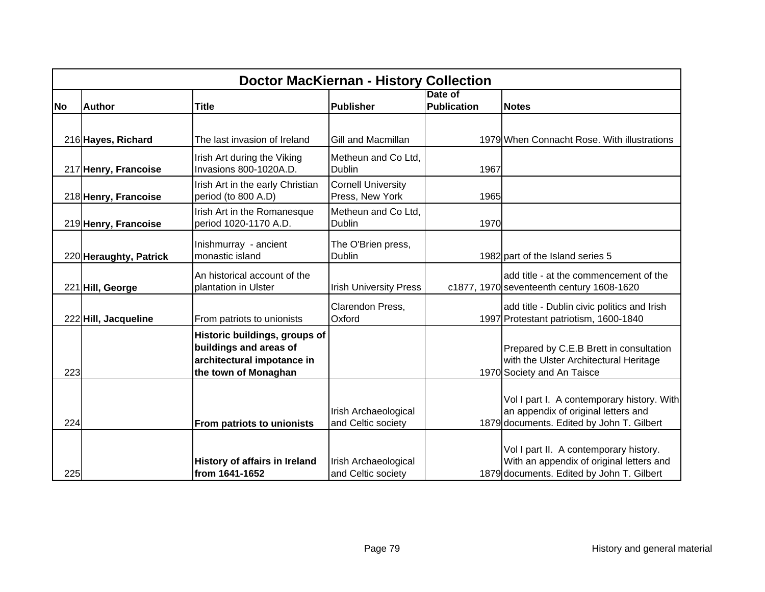| Doctor MacKiernan - History Collection | | | | | |
|---|---|---|---|---|---|
| **No** | **Author** | **Title** | **Publisher** | **Date of Publication** | **Notes** |
| 216 | **Hayes, Richard** | The last invasion of Ireland | Gill and Macmillan | 1979 | When Connacht Rose. With illustrations |
| 217 | **Henry, Francoise** | Irish Art during the Viking Invasions 800-1020A.D. | Metheun and Co Ltd, Dublin | 1967 | |
| 218 | **Henry, Francoise** | Irish Art in the early Christian period (to 800 A.D) | Cornell University Press, New York | 1965 | |
| 219 | **Henry, Francoise** | Irish Art in the Romanesque period 1020-1170 A.D. | Metheun and Co Ltd, Dublin | 1970 | |
| 220 | **Heraughty, Patrick** | Inishmurray - ancient monastic island | The O'Brien press, Dublin | 1982 | part of the Island series 5 |
| 221 | **Hill, George** | An historical account of the plantation in Ulster | Irish University Press | c1877, 1970 | add title - at the commencement of the seventeenth century 1608-1620 |
| 222 | **Hill, Jacqueline** | From patriots to unionists | Clarendon Press, Oxford | 1997 | add title - Dublin civic politics and Irish Protestant patriotism, 1600-1840 |
| 223 | | **Historic buildings, groups of buildings and areas of architectural impotance in the town of Monaghan** | | 1970 | Prepared by C.E.B Brett in consultation with the Ulster Architectural Heritage Society and An Taisce |
| 224 | | **From patriots to unionists** | Irish Archaeological and Celtic society | 1879 | Vol I part I. A contemporary history. With an appendix of original letters and documents. Edited by John T. Gilbert |
| 225 | | **History of affairs in Ireland from 1641-1652** | Irish Archaeological and Celtic society | 1879 | Vol I part II. A contemporary history. With an appendix of original letters and documents. Edited by John T. Gilbert |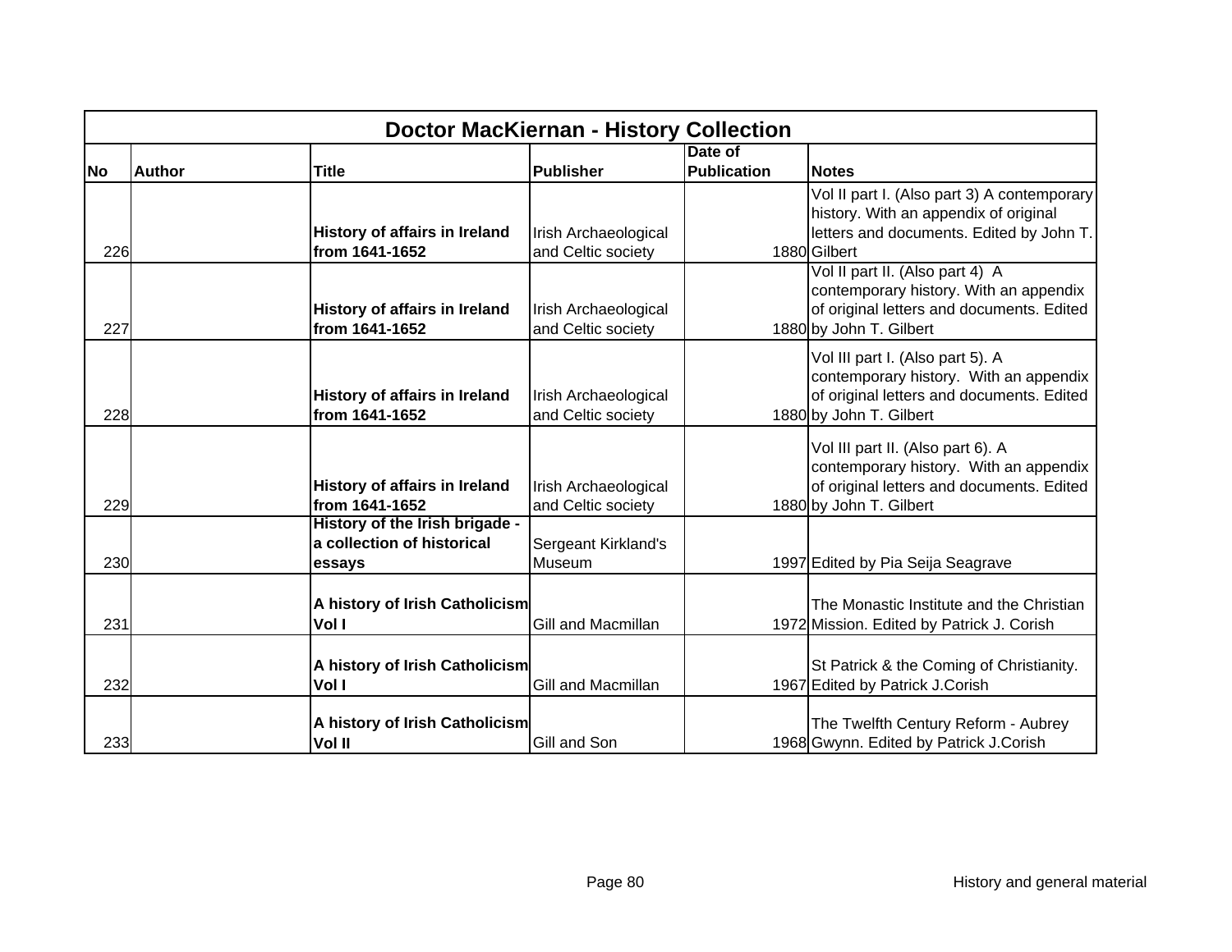| Doctor MacKiernan - History Collection | | | | | |
|---|---|---|---|---|---|
| **No** | **Author** | **Title** | **Publisher** | **Date of Publication** | **Notes** |
| 226 | | **History of affairs in Ireland from 1641-1652** | Irish Archaeological and Celtic society | 1880 | Vol II part I. (Also part 3) A contemporary history. With an appendix of original letters and documents. Edited by John T. Gilbert |
| 227 | | **History of affairs in Ireland from 1641-1652** | Irish Archaeological and Celtic society | 1880 | Vol II part II. (Also part 4) A contemporary history. With an appendix of original letters and documents. Edited by John T. Gilbert |
| 228 | | **History of affairs in Ireland from 1641-1652** | Irish Archaeological and Celtic society | 1880 | Vol III part I. (Also part 5). A contemporary history. With an appendix of original letters and documents. Edited by John T. Gilbert |
| 229 | | **History of affairs in Ireland from 1641-1652** | Irish Archaeological and Celtic society | 1880 | Vol III part II. (Also part 6). A contemporary history. With an appendix of original letters and documents. Edited by John T. Gilbert |
| 230 | | **History of the Irish brigade - a collection of historical essays** | Sergeant Kirkland's Museum | 1997 | Edited by Pia Seija Seagrave |
| 231 | | **A history of Irish Catholicism Vol I** | Gill and Macmillan | 1972 | The Monastic Institute and the Christian Mission. Edited by Patrick J. Corish |
| 232 | | **A history of Irish Catholicism Vol I** | Gill and Macmillan | 1967 | St Patrick & the Coming of Christianity. Edited by Patrick J.Corish |
| 233 | | **A history of Irish Catholicism Vol II** | Gill and Son | 1968 | The Twelfth Century Reform - Aubrey Gwynn. Edited by Patrick J.Corish |

History and general material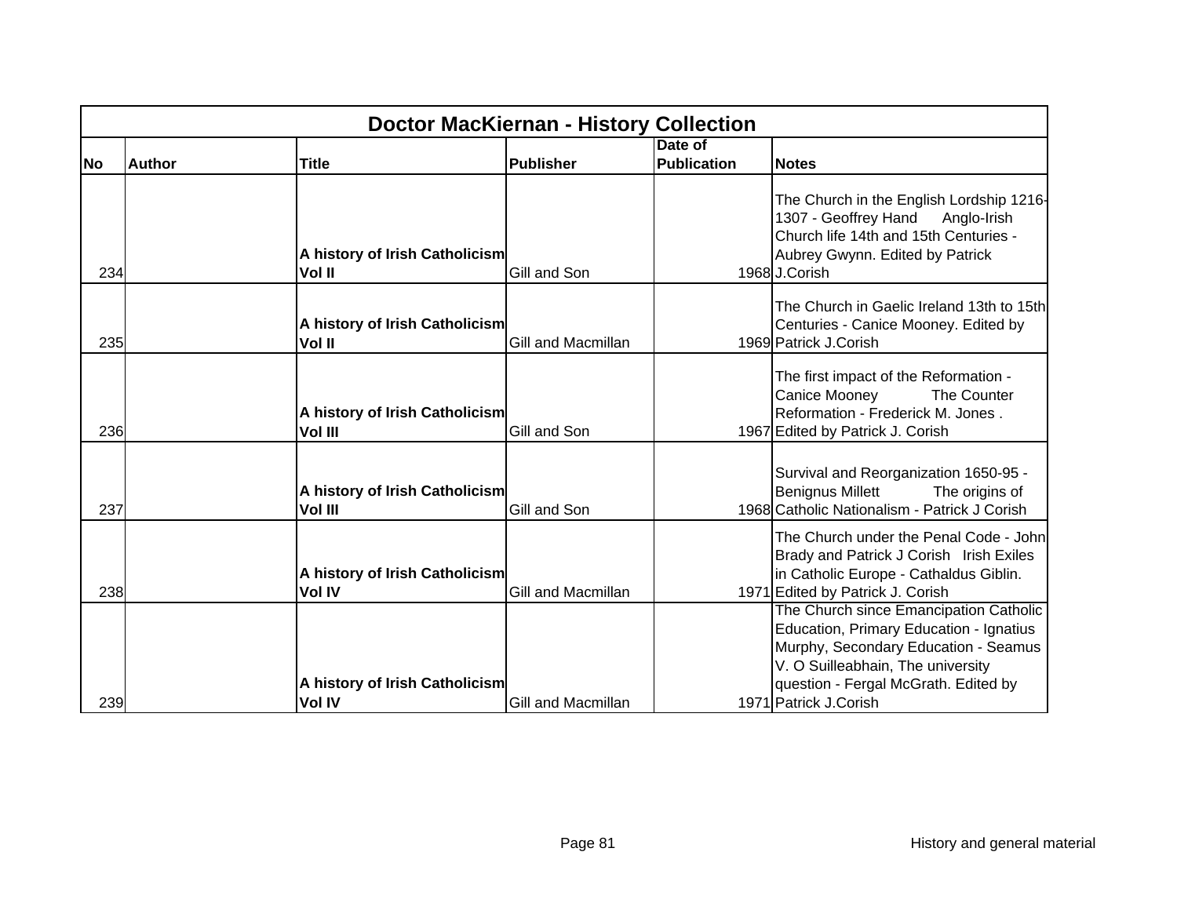| Doctor MacKiernan - History Collection | | | | | |
|---|---|---|---|---|---|
| **No** | **Author** | **Title** | **Publisher** | **Date of Publication** | **Notes** |
| 234 | | **A history of Irish Catholicism Vol II** | Gill and Son | 1968 | The Church in the English Lordship 1216-1307 - Geoffrey Hand Anglo-Irish Church life 14th and 15th Centuries - Aubrey Gwynn. Edited by Patrick J.Corish |
| 235 | | **A history of Irish Catholicism Vol II** | Gill and Macmillan | 1969 | The Church in Gaelic Ireland 13th to 15th Centuries - Canice Mooney. Edited by Patrick J.Corish |
| 236 | | **A history of Irish Catholicism Vol III** | Gill and Son | 1967 | The first impact of the Reformation - Canice Mooney The Counter Reformation - Frederick M. Jones . Edited by Patrick J. Corish |
| 237 | | **A history of Irish Catholicism Vol III** | Gill and Son | 1968 | Survival and Reorganization 1650-95 - Benignus Millett The origins of Catholic Nationalism - Patrick J Corish |
| 238 | | **A history of Irish Catholicism Vol IV** | Gill and Macmillan | 1971 | The Church under the Penal Code - John Brady and Patrick J Corish Irish Exiles in Catholic Europe - Cathaldus Giblin. Edited by Patrick J. Corish |
| 239 | | **A history of Irish Catholicism Vol IV** | Gill and Macmillan | 1971 | The Church since Emancipation Catholic Education, Primary Education - Ignatius Murphy, Secondary Education - Seamus V. O Suilleabhain, The university question - Fergal McGrath. Edited by Patrick J.Corish |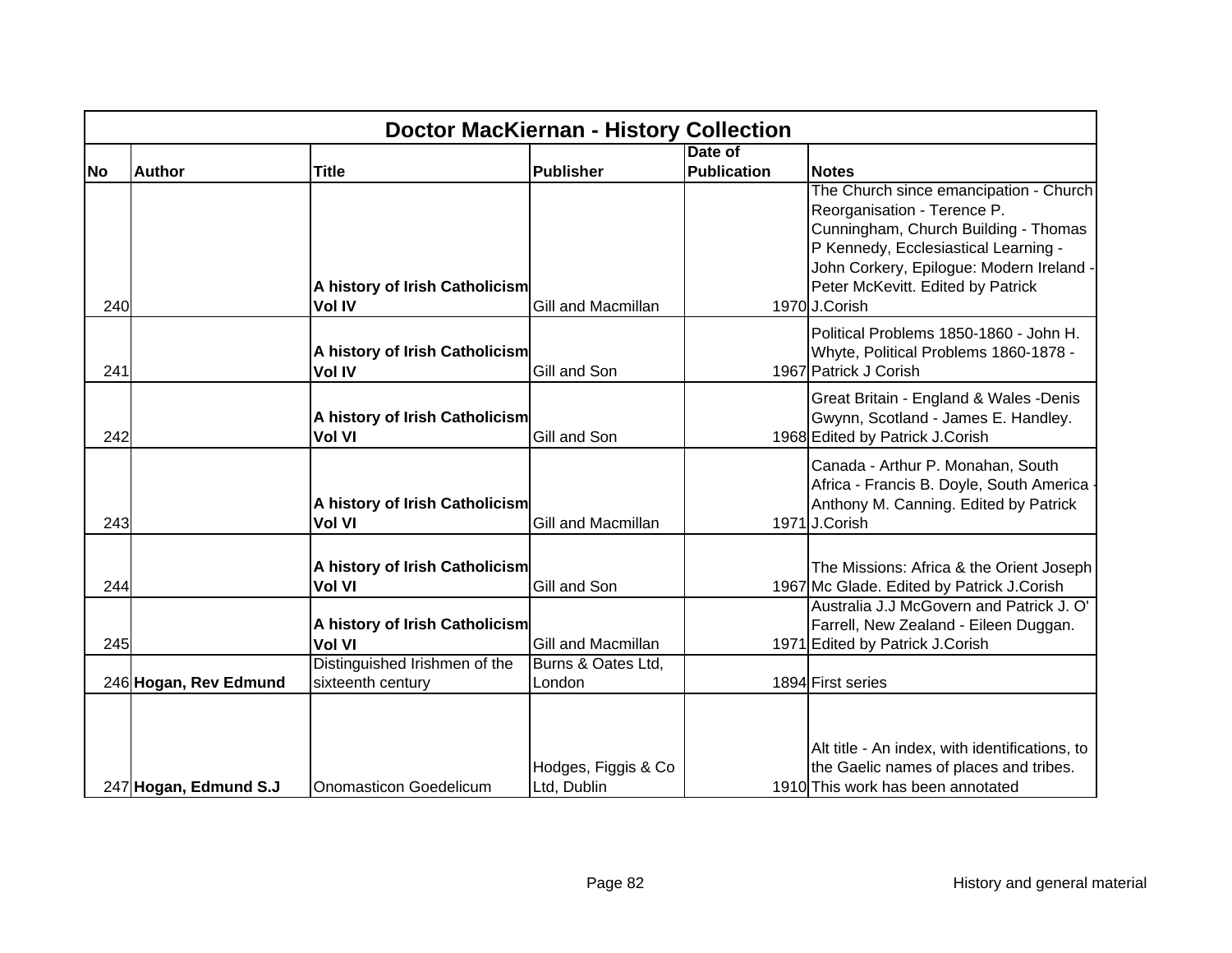| Doctor MacKiernan - History Collection | | | | | |
|---|---|---|---|---|---|
| **No** | **Author** | **Title** | **Publisher** | **Date of Publication** | **Notes** |
| 240 | | **A history of Irish Catholicism Vol IV** | Gill and Macmillan | 1970 | The Church since emancipation - Church Reorganisation - Terence P. Cunningham, Church Building - Thomas P Kennedy, Ecclesiastical Learning - John Corkery, Epilogue: Modern Ireland - Peter McKevitt. Edited by Patrick J.Corish |
| 241 | | **A history of Irish Catholicism Vol IV** | Gill and Son | 1967 | Political Problems 1850-1860 - John H. Whyte, Political Problems 1860-1878 - Patrick J Corish |
| 242 | | **A history of Irish Catholicism Vol VI** | Gill and Son | 1968 | Great Britain - England & Wales -Denis Gwynn, Scotland - James E. Handley. Edited by Patrick J.Corish |
| 243 | | **A history of Irish Catholicism Vol VI** | Gill and Macmillan | 1971 | Canada - Arthur P. Monahan, South Africa - Francis B. Doyle, South America - Anthony M. Canning. Edited by Patrick J.Corish |
| 244 | | **A history of Irish Catholicism Vol VI** | Gill and Son | 1967 | The Missions: Africa & the Orient Joseph Mc Glade. Edited by Patrick J.Corish |
| 245 | | **A history of Irish Catholicism Vol VI** | Gill and Macmillan | 1971 | Australia J.J McGovern and Patrick J. O' Farrell, New Zealand - Eileen Duggan. Edited by Patrick J.Corish |
| 246 | **Hogan, Rev Edmund** | Distinguished Irishmen of the sixteenth century | Burns & Oates Ltd, London | 1894 | First series |
| 247 | **Hogan, Edmund S.J** | Onomasticon Goedelicum | Hodges, Figgis & Co Ltd, Dublin | 1910 | Alt title - An index, with identifications, to the Gaelic names of places and tribes. This work has been annotated |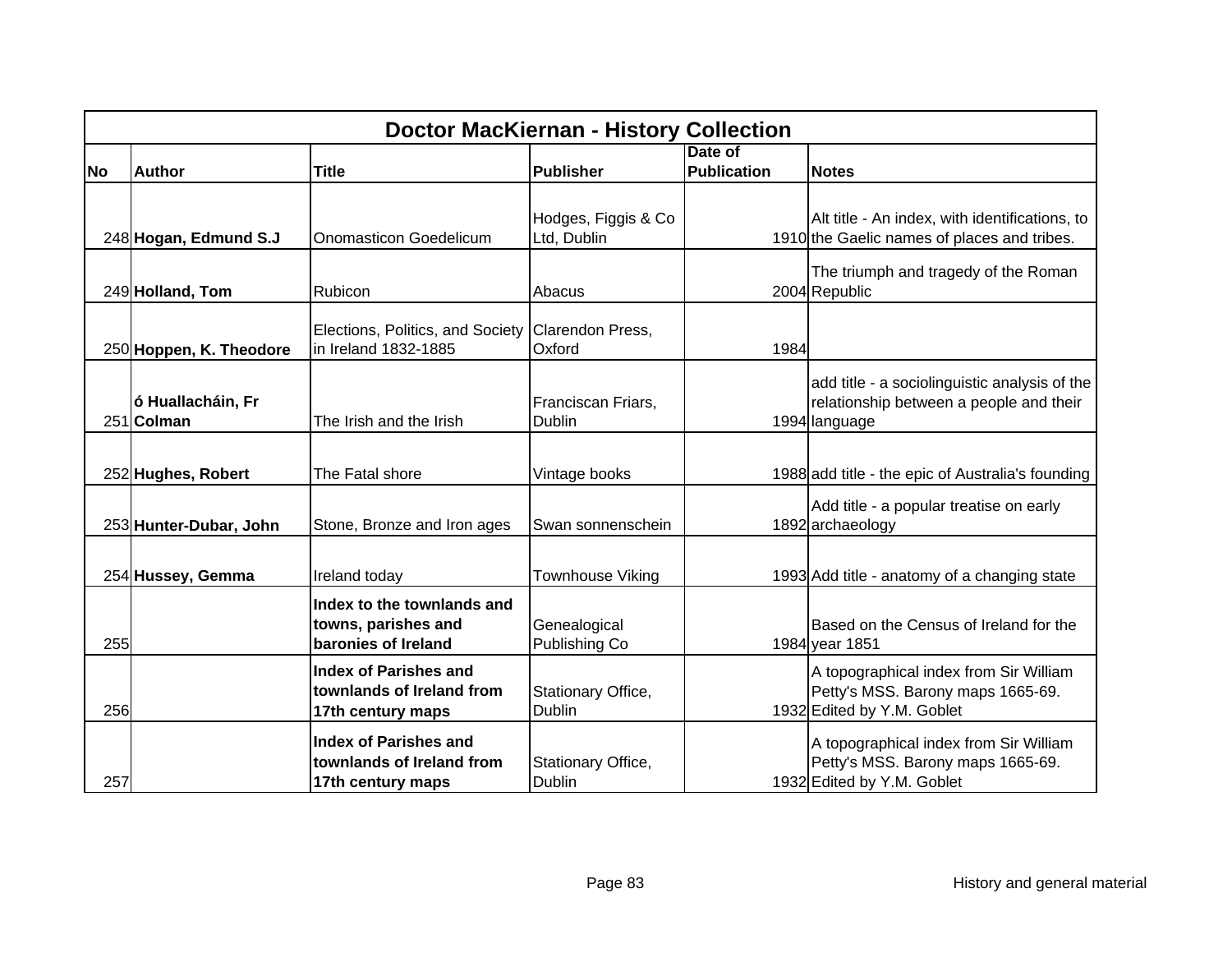| Doctor MacKiernan - History Collection | | | | | |
|---|---|---|---|---|---|
| **No** | **Author** | **Title** | **Publisher** | **Date of Publication** | **Notes** |
| 248 | **Hogan, Edmund S.J** | Onomasticon Goedelicum | Hodges, Figgis & Co Ltd, Dublin | 1910 | Alt title - An index, with identifications, to the Gaelic names of places and tribes. |
| 249 | **Holland, Tom** | Rubicon | Abacus | 2004 | The triumph and tragedy of the Roman Republic |
| 250 | **Hoppen, K. Theodore** | Elections, Politics, and Society in Ireland 1832-1885 | Clarendon Press, Oxford | 1984 | |
| 251 | **ó Huallacháin, Fr Colman** | The Irish and the Irish | Franciscan Friars, Dublin | 1994 | add title - a sociolinguistic analysis of the relationship between a people and their language |
| 252 | **Hughes, Robert** | The Fatal shore | Vintage books | 1988 | add title - the epic of Australia's founding |
| 253 | **Hunter-Dubar, John** | Stone, Bronze and Iron ages | Swan sonnenschein | 1892 | Add title - a popular treatise on early archaeology |
| 254 | **Hussey, Gemma** | Ireland today | Townhouse Viking | 1993 | Add title - anatomy of a changing state |
| 255 | | **Index to the townlands and towns, parishes and baronies of Ireland** | Genealogical Publishing Co | 1984 | Based on the Census of Ireland for the year 1851 |
| 256 | | **Index of Parishes and townlands of Ireland from 17th century maps** | Stationary Office, Dublin | 1932 | A topographical index from Sir William Petty's MSS. Barony maps 1665-69. Edited by Y.M. Goblet |
| 257 | | **Index of Parishes and townlands of Ireland from 17th century maps** | Stationary Office, Dublin | 1932 | A topographical index from Sir William Petty's MSS. Barony maps 1665-69. Edited by Y.M. Goblet |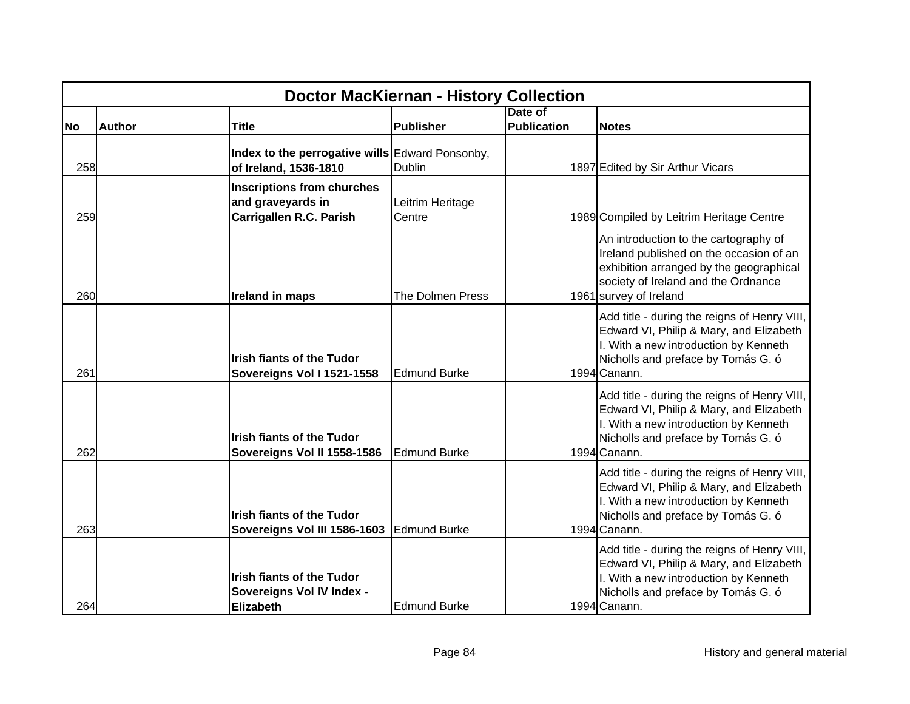| Doctor MacKiernan - History Collection | | | | | |
|---|---|---|---|---|---|
| **No** | **Author** | **Title** | **Publisher** | **Date of Publication** | **Notes** |
| 258 | | **Index to the perrogative wills of Ireland, 1536-1810** | Edward Ponsonby, Dublin | 1897 | Edited by Sir Arthur Vicars |
| 259 | | **Inscriptions from churches and graveyards in Carrigallen R.C. Parish** | Leitrim Heritage Centre | 1989 | Compiled by Leitrim Heritage Centre |
| 260 | | **Ireland in maps** | The Dolmen Press | 1961 | An introduction to the cartography of Ireland published on the occasion of an exhibition arranged by the geographical society of Ireland and the Ordnance survey of Ireland |
| 261 | | **Irish fiants of the Tudor Sovereigns Vol I 1521-1558** | Edmund Burke | 1994 | Add title - during the reigns of Henry VIII, Edward VI, Philip & Mary, and Elizabeth I. With a new introduction by Kenneth Nicholls and preface by Tomás G. ó Canann. |
| 262 | | **Irish fiants of the Tudor Sovereigns Vol II 1558-1586** | Edmund Burke | 1994 | Add title - during the reigns of Henry VIII, Edward VI, Philip & Mary, and Elizabeth I. With a new introduction by Kenneth Nicholls and preface by Tomás G. ó Canann. |
| 263 | | **Irish fiants of the Tudor Sovereigns Vol III 1586-1603** | Edmund Burke | 1994 | Add title - during the reigns of Henry VIII, Edward VI, Philip & Mary, and Elizabeth I. With a new introduction by Kenneth Nicholls and preface by Tomás G. ó Canann. |
| 264 | | **Irish fiants of the Tudor Sovereigns Vol IV Index - Elizabeth** | Edmund Burke | 1994 | Add title - during the reigns of Henry VIII, Edward VI, Philip & Mary, and Elizabeth I. With a new introduction by Kenneth Nicholls and preface by Tomás G. ó Canann. |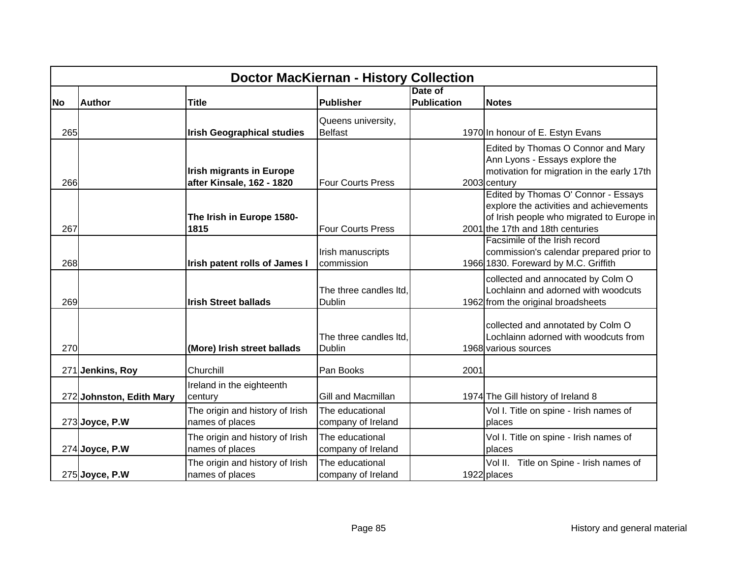| Doctor MacKiernan - History Collection | | | | | |
|---|---|---|---|---|---|
| **No** | **Author** | **Title** | **Publisher** | **Date of Publication** | **Notes** |
| 265 | | **Irish Geographical studies** | Queens university, Belfast | 1970 | In honour of E. Estyn Evans |
| 266 | | **Irish migrants in Europe after Kinsale, 162 - 1820** | Four Courts Press | 2003 | Edited by Thomas O Connor and Mary Ann Lyons - Essays explore the motivation for migration in the early 17th century |
| 267 | | **The Irish in Europe 1580-1815** | Four Courts Press | 2001 | Edited by Thomas O' Connor - Essays explore the activities and achievements of Irish people who migrated to Europe in the 17th and 18th centuries |
| 268 | | **Irish patent rolls of James I** | Irish manuscripts commission | 1966 | Facsimile of the Irish record commission's calendar prepared prior to 1830. Foreward by M.C. Griffith |
| 269 | | **Irish Street ballads** | The three candles ltd, Dublin | 1962 | collected and annocated by Colm O Lochlainn and adorned with woodcuts from the original broadsheets |
| 270 | | **(More) Irish street ballads** | The three candles ltd, Dublin | 1968 | collected and annotated by Colm O Lochlainn adorned with woodcuts from various sources |
| 271 | **Jenkins, Roy** | Churchill | Pan Books | 2001 | |
| 272 | **Johnston, Edith Mary** | Ireland in the eighteenth century | Gill and Macmillan | 1974 | The Gill history of Ireland 8 |
| 273 | **Joyce, P.W** | The origin and history of Irish names of places | The educational company of Ireland | | Vol I. Title on spine - Irish names of places |
| 274 | **Joyce, P.W** | The origin and history of Irish names of places | The educational company of Ireland | | Vol I. Title on spine - Irish names of places |
| 275 | **Joyce, P.W** | The origin and history of Irish names of places | The educational company of Ireland | 1922 | Vol II. Title on Spine - Irish names of places |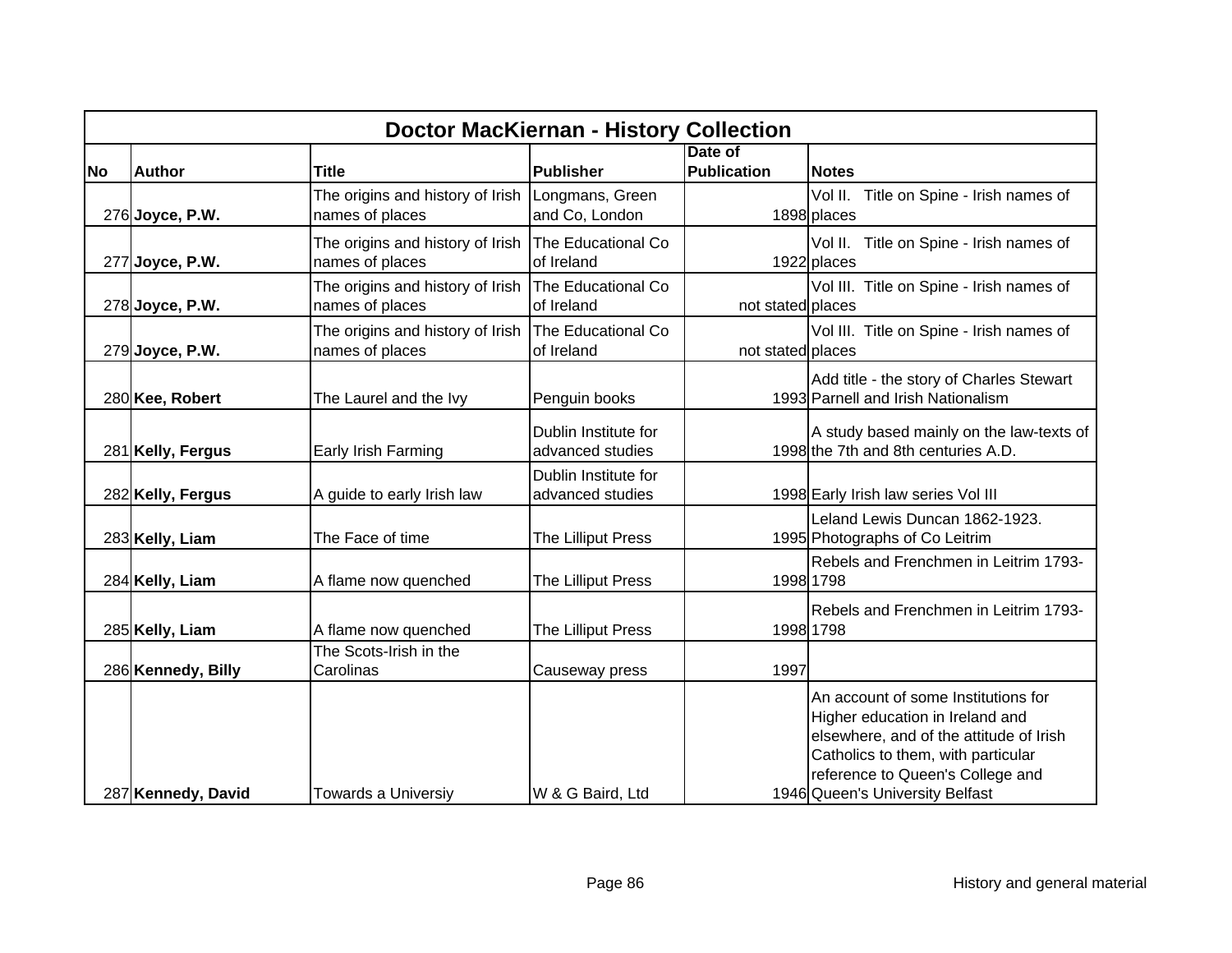| Doctor MacKiernan - History Collection | | | | | |
|---|---|---|---|---|---|
| **No** | **Author** | **Title** | **Publisher** | **Date of Publication** | **Notes** |
| 276 | **Joyce, P.W.** | The origins and history of Irish names of places | Longmans, Green and Co, London | 1898 | Vol II. Title on Spine - Irish names of places |
| 277 | **Joyce, P.W.** | The origins and history of Irish names of places | The Educational Co of Ireland | 1922 | Vol II. Title on Spine - Irish names of places |
| 278 | **Joyce, P.W.** | The origins and history of Irish names of places | The Educational Co of Ireland | not stated | Vol III. Title on Spine - Irish names of places |
| 279 | **Joyce, P.W.** | The origins and history of Irish names of places | The Educational Co of Ireland | not stated | Vol III. Title on Spine - Irish names of places |
| 280 | **Kee, Robert** | The Laurel and the Ivy | Penguin books | 1993 | Add title - the story of Charles Stewart Parnell and Irish Nationalism |
| 281 | **Kelly, Fergus** | Early Irish Farming | Dublin Institute for advanced studies | 1998 | A study based mainly on the law-texts of the 7th and 8th centuries A.D. |
| 282 | **Kelly, Fergus** | A guide to early Irish law | Dublin Institute for advanced studies | 1998 | Early Irish law series Vol III |
| 283 | **Kelly, Liam** | The Face of time | The Lilliput Press | 1995 | Leland Lewis Duncan 1862-1923. Photographs of Co Leitrim |
| 284 | **Kelly, Liam** | A flame now quenched | The Lilliput Press | 1998 | Rebels and Frenchmen in Leitrim 1793-1798 |
| 285 | **Kelly, Liam** | A flame now quenched | The Lilliput Press | 1998 | Rebels and Frenchmen in Leitrim 1793-1798 |
| 286 | **Kennedy, Billy** | The Scots-Irish in the Carolinas | Causeway press | 1997 | |
| 287 | **Kennedy, David** | Towards a Universiy | W & G Baird, Ltd | 1946 | An account of some Institutions for Higher education in Ireland and elsewhere, and of the attitude of Irish Catholics to them, with particular reference to Queen's College and Queen's University Belfast |

History and general material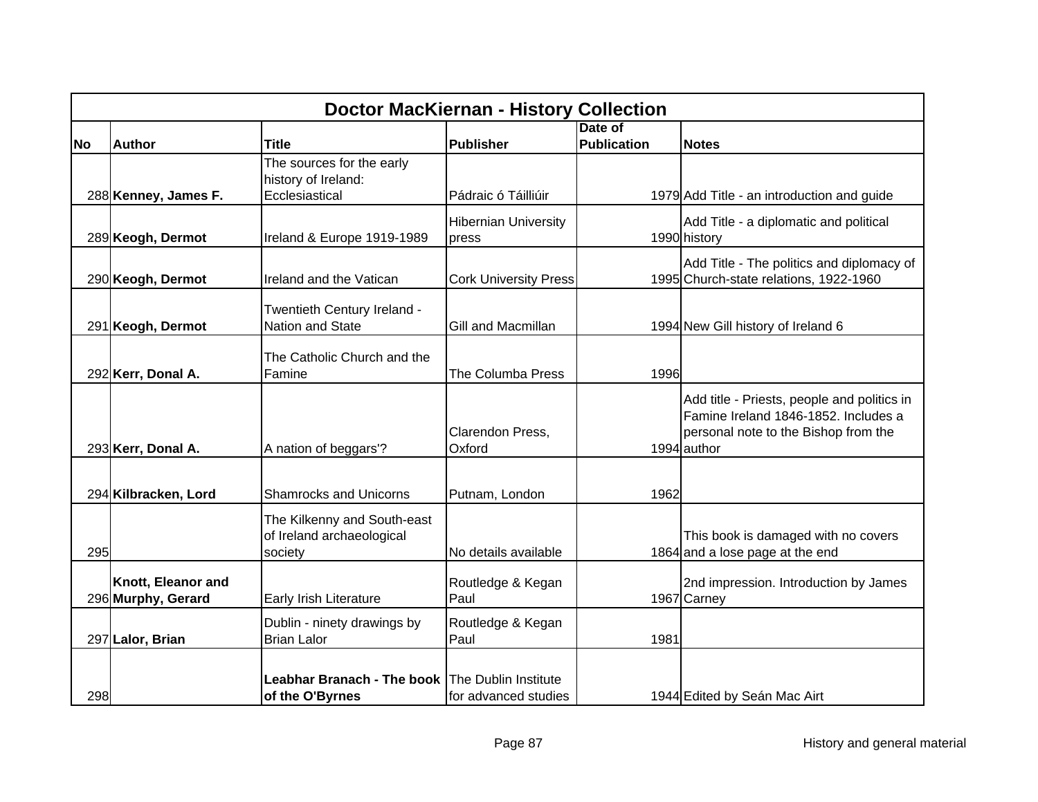| Doctor MacKiernan - History Collection | | | | | |
|---|---|---|---|---|---|
| **No** | **Author** | **Title** | **Publisher** | **Date of Publication** | **Notes** |
| 288 | **Kenney, James F.** | The sources for the early history of Ireland: Ecclesiastical | Pádraic ó Táilliúir | 1979 | Add Title - an introduction and guide |
| 289 | **Keogh, Dermot** | Ireland & Europe 1919-1989 | Hibernian University press | 1990 | Add Title - a diplomatic and political history |
| 290 | **Keogh, Dermot** | Ireland and the Vatican | Cork University Press | 1995 | Add Title - The politics and diplomacy of Church-state relations, 1922-1960 |
| 291 | **Keogh, Dermot** | Twentieth Century Ireland - Nation and State | Gill and Macmillan | 1994 | New Gill history of Ireland 6 |
| 292 | **Kerr, Donal A.** | The Catholic Church and the Famine | The Columba Press | 1996 | |
| 293 | **Kerr, Donal A.** | A nation of beggars'? | Clarendon Press, Oxford | 1994 | Add title - Priests, people and politics in Famine Ireland 1846-1852. Includes a personal note to the Bishop from the author |
| 294 | **Kilbracken, Lord** | Shamrocks and Unicorns | Putnam, London | 1962 | |
| 295 | | The Kilkenny and South-east of Ireland archaeological society | No details available | 1864 | This book is damaged with no covers and a lose page at the end |
| 296 | **Knott, Eleanor and Murphy, Gerard** | Early Irish Literature | Routledge & Kegan Paul | 1967 | 2nd impression. Introduction by James Carney |
| 297 | **Lalor, Brian** | Dublin - ninety drawings by Brian Lalor | Routledge & Kegan Paul | 1981 | |
| 298 | | **Leabhar Branach - The book of the O'Byrnes** | The Dublin Institute for advanced studies | 1944 | Edited by Seán Mac Airt |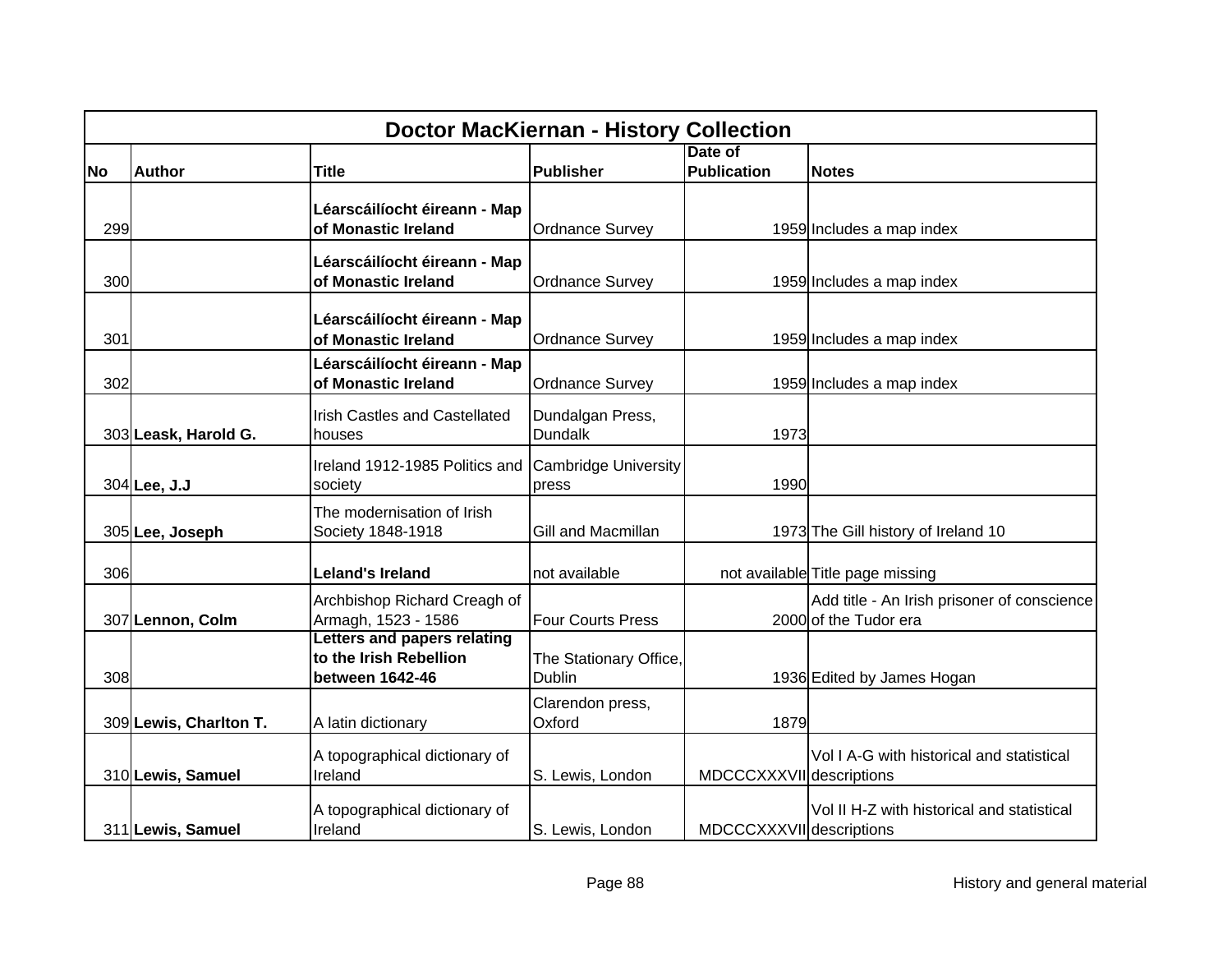# Doctor MacKiernan - History Collection

| No | Author | Title | Publisher | Date of Publication | Notes |
|---|---|---|---|---|---|
| 299 | | **Léarscáilíocht éireann - Map of Monastic Ireland** | Ordnance Survey | 1959 | Includes a map index |
| 300 | | **Léarscáilíocht éireann - Map of Monastic Ireland** | Ordnance Survey | 1959 | Includes a map index |
| 301 | | **Léarscáilíocht éireann - Map of Monastic Ireland** | Ordnance Survey | 1959 | Includes a map index |
| 302 | | **Léarscáilíocht éireann - Map of Monastic Ireland** | Ordnance Survey | 1959 | Includes a map index |
| 303 | **Leask, Harold G.** | Irish Castles and Castellated houses | Dundalgan Press, Dundalk | 1973 | |
| 304 | **Lee, J.J** | Ireland 1912-1985 Politics and society | Cambridge University press | 1990 | |
| 305 | **Lee, Joseph** | The modernisation of Irish Society 1848-1918 | Gill and Macmillan | 1973 | The Gill history of Ireland 10 |
| 306 | | **Leland's Ireland** | not available | not available | Title page missing |
| 307 | **Lennon, Colm** | Archbishop Richard Creagh of Armagh, 1523 - 1586 | Four Courts Press | 2000 | Add title - An Irish prisoner of conscience of the Tudor era |
| 308 | | **Letters and papers relating to the Irish Rebellion between 1642-46** | The Stationary Office, Dublin | 1936 | Edited by James Hogan |
| 309 | **Lewis, Charlton T.** | A latin dictionary | Clarendon press, Oxford | 1879 | |
| 310 | **Lewis, Samuel** | A topographical dictionary of Ireland | S. Lewis, London | MDCCCXXXVII | Vol I A-G with historical and statistical descriptions |
| 311 | **Lewis, Samuel** | A topographical dictionary of Ireland | S. Lewis, London | MDCCCXXXVII | Vol II H-Z with historical and statistical descriptions |

History and general material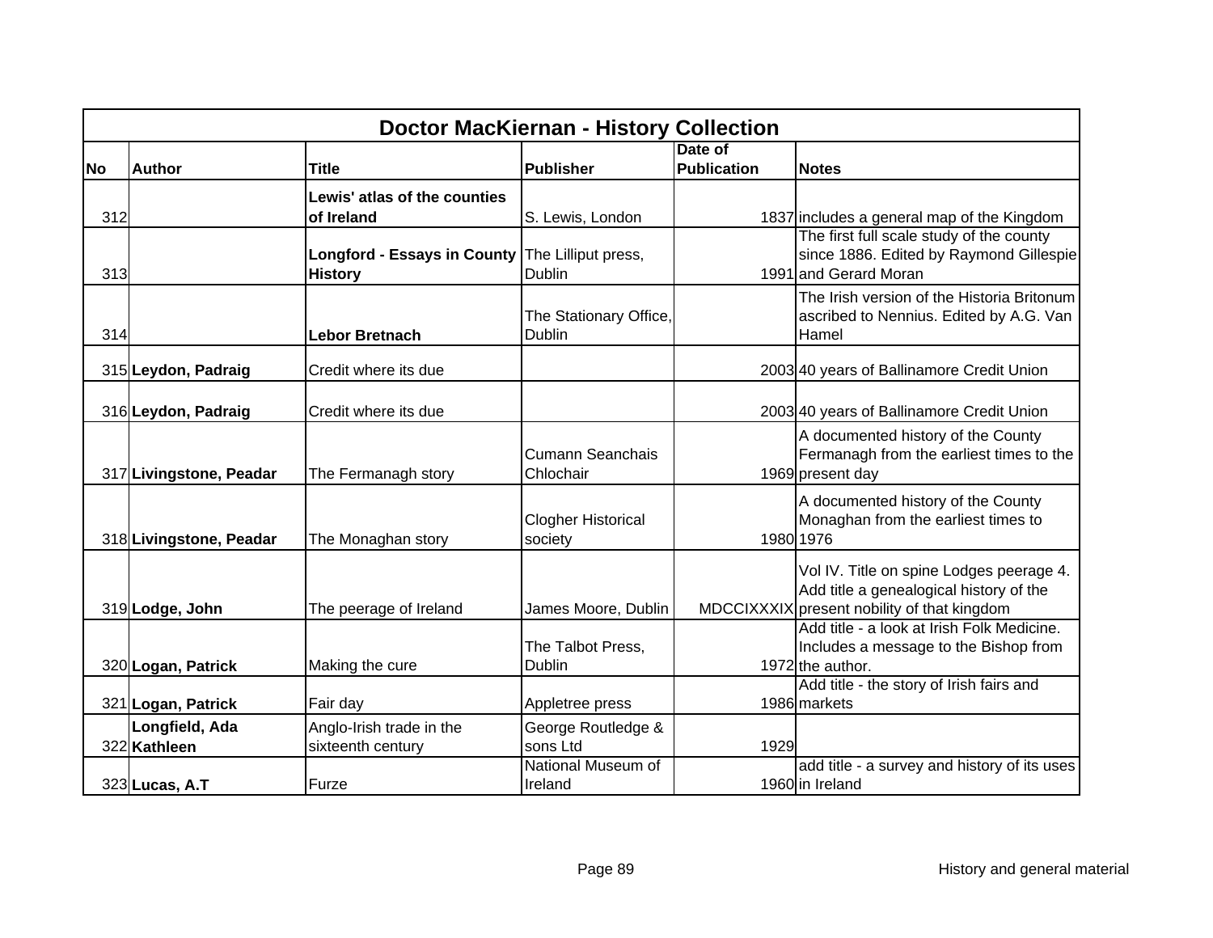| Doctor MacKiernan - History Collection | | | | | |
|---|---|---|---|---|---|
| **No** | **Author** | **Title** | **Publisher** | **Date of Publication** | **Notes** |
| 312 | | **Lewis' atlas of the counties of Ireland** | S. Lewis, London | 1837 | includes a general map of the Kingdom |
| 313 | | **Longford - Essays in County History** | The Lilliput press, Dublin | 1991 | The first full scale study of the county since 1886. Edited by Raymond Gillespie and Gerard Moran |
| 314 | | **Lebor Bretnach** | The Stationary Office, Dublin | | The Irish version of the Historia Britonum ascribed to Nennius. Edited by A.G. Van Hamel |
| 315 | **Leydon, Padraig** | Credit where its due | | 2003 | 40 years of Ballinamore Credit Union |
| 316 | **Leydon, Padraig** | Credit where its due | | 2003 | 40 years of Ballinamore Credit Union |
| 317 | **Livingstone, Peadar** | The Fermanagh story | Cumann Seanchais Chlochair | 1969 | A documented history of the County Fermanagh from the earliest times to the present day |
| 318 | **Livingstone, Peadar** | The Monaghan story | Clogher Historical society | 1980 | A documented history of the County Monaghan from the earliest times to 1976 |
| 319 | **Lodge, John** | The peerage of Ireland | James Moore, Dublin | MDCCIXXXIX | Vol IV. Title on spine Lodges peerage 4. Add title a genealogical history of the present nobility of that kingdom |
| 320 | **Logan, Patrick** | Making the cure | The Talbot Press, Dublin | 1972 | Add title - a look at Irish Folk Medicine. Includes a message to the Bishop from the author. |
| 321 | **Logan, Patrick** | Fair day | Appletree press | 1986 | Add title - the story of Irish fairs and markets |
| 322 | **Longfield, Ada Kathleen** | Anglo-Irish trade in the sixteenth century | George Routledge & sons Ltd | 1929 | |
| 323 | **Lucas, A.T** | Furze | National Museum of Ireland | 1960 | add title - a survey and history of its uses in Ireland |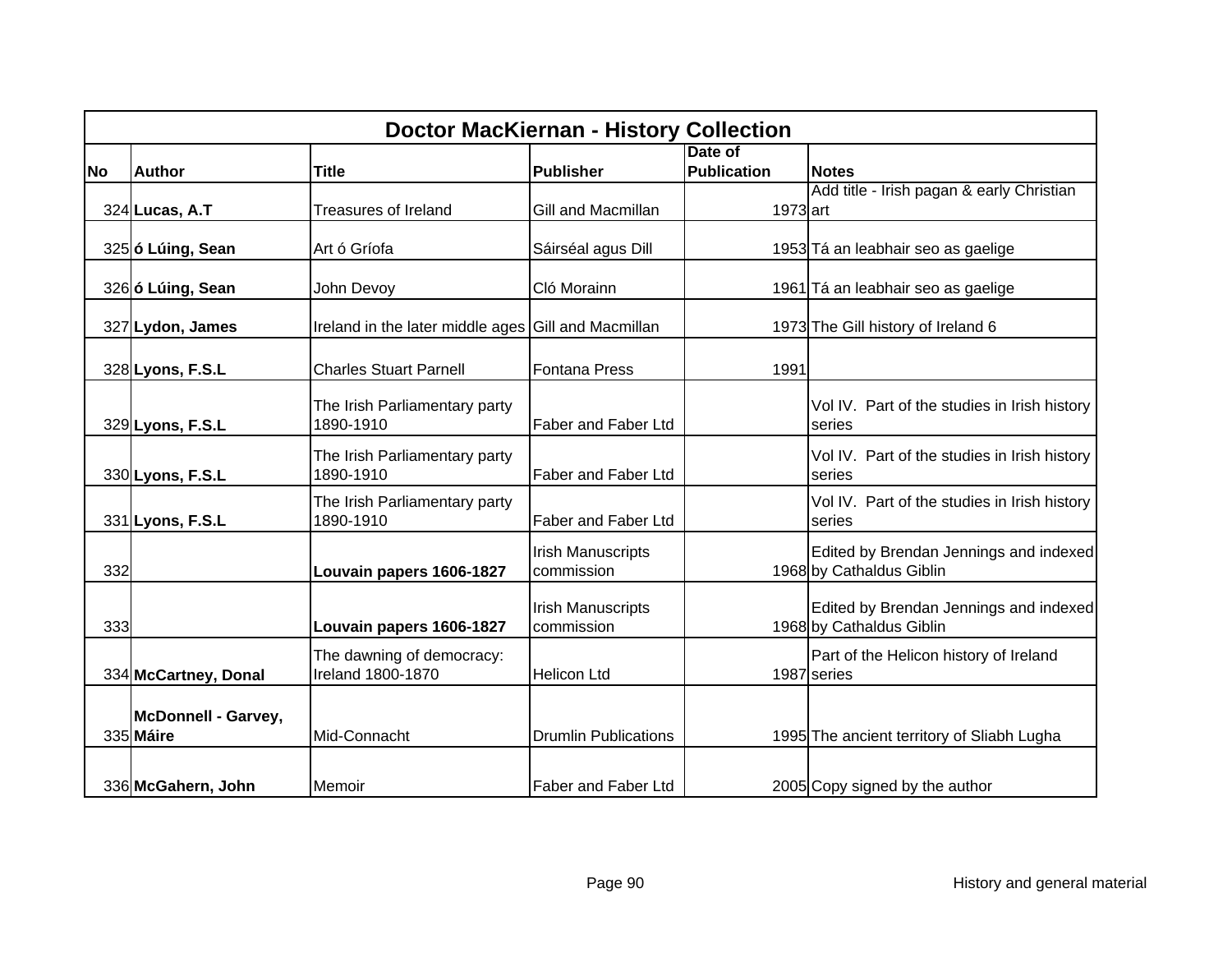| Doctor MacKiernan - History Collection | | | | | |
|---|---|---|---|---|---|
| **No** | **Author** | **Title** | **Publisher** | **Date of Publication** | **Notes** |
| 324 | **Lucas, A.T** | Treasures of Ireland | Gill and Macmillan | 1973 | Add title - Irish pagan & early Christian art |
| 325 | **ó Lúing, Sean** | Art ó Gríofa | Sáirséal agus Dill | 1953 | Tá an leabhair seo as gaelige |
| 326 | **ó Lúing, Sean** | John Devoy | Cló Morainn | 1961 | Tá an leabhair seo as gaelige |
| 327 | **Lydon, James** | Ireland in the later middle ages | Gill and Macmillan | 1973 | The Gill history of Ireland 6 |
| 328 | **Lyons, F.S.L** | Charles Stuart Parnell | Fontana Press | 1991 | |
| 329 | **Lyons, F.S.L** | The Irish Parliamentary party 1890-1910 | Faber and Faber Ltd | | Vol IV. Part of the studies in Irish history series |
| 330 | **Lyons, F.S.L** | The Irish Parliamentary party 1890-1910 | Faber and Faber Ltd | | Vol IV. Part of the studies in Irish history series |
| 331 | **Lyons, F.S.L** | The Irish Parliamentary party 1890-1910 | Faber and Faber Ltd | | Vol IV. Part of the studies in Irish history series |
| 332 | | **Louvain papers 1606-1827** | Irish Manuscripts commission | 1968 | Edited by Brendan Jennings and indexed by Cathaldus Giblin |
| 333 | | **Louvain papers 1606-1827** | Irish Manuscripts commission | 1968 | Edited by Brendan Jennings and indexed by Cathaldus Giblin |
| 334 | **McCartney, Donal** | The dawning of democracy: Ireland 1800-1870 | Helicon Ltd | 1987 | Part of the Helicon history of Ireland series |
| 335 | **McDonnell - Garvey, Máire** | Mid-Connacht | Drumlin Publications | 1995 | The ancient territory of Sliabh Lugha |
| 336 | **McGahern, John** | Memoir | Faber and Faber Ltd | 2005 | Copy signed by the author |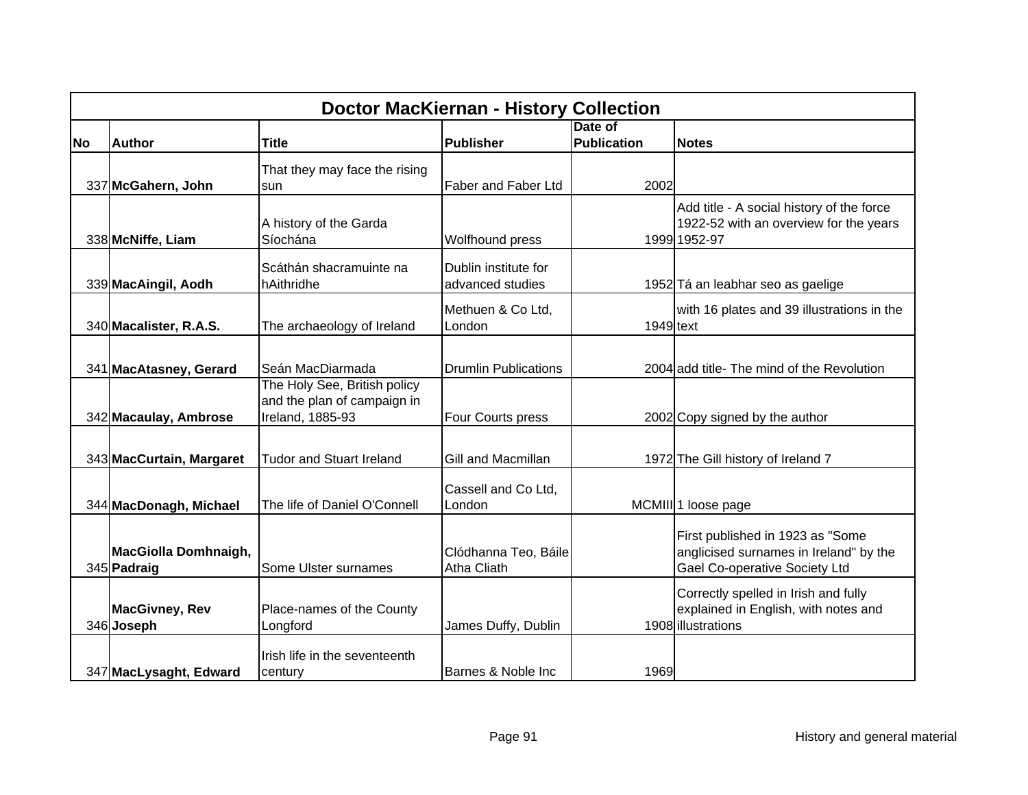| Doctor MacKiernan - History Collection | | | | | |
|---|---|---|---|---|---|
| **No** | **Author** | **Title** | **Publisher** | **Date of Publication** | **Notes** |
| 337 | **McGahern, John** | That they may face the rising sun | Faber and Faber Ltd | 2002 | |
| 338 | **McNiffe, Liam** | A history of the Garda Síochána | Wolfhound press | 1999 | Add title - A social history of the force 1922-52 with an overview for the years 1952-97 |
| 339 | **MacAingil, Aodh** | Scáthán shacramuinte na hAithridhe | Dublin institute for advanced studies | 1952 | Tá an leabhar seo as gaelige |
| 340 | **Macalister, R.A.S.** | The archaeology of Ireland | Methuen & Co Ltd, London | 1949 | with 16 plates and 39 illustrations in the text |
| 341 | **MacAtasney, Gerard** | Seán MacDiarmada | Drumlin Publications | 2004 | add title- The mind of the Revolution |
| 342 | **Macaulay, Ambrose** | The Holy See, British policy and the plan of campaign in Ireland, 1885-93 | Four Courts press | 2002 | Copy signed by the author |
| 343 | **MacCurtain, Margaret** | Tudor and Stuart Ireland | Gill and Macmillan | 1972 | The Gill history of Ireland 7 |
| 344 | **MacDonagh, Michael** | The life of Daniel O'Connell | Cassell and Co Ltd, London | MCMIII | 1 loose page |
| 345 | **MacGiolla Domhnaigh, Padraig** | Some Ulster surnames | Clódhanna Teo, Báile Atha Cliath | | First published in 1923 as "Some anglicised surnames in Ireland" by the Gael Co-operative Society Ltd |
| 346 | **MacGivney, Rev Joseph** | Place-names of the County Longford | James Duffy, Dublin | 1908 | Correctly spelled in Irish and fully explained in English, with notes and illustrations |
| 347 | **MacLysaght, Edward** | Irish life in the seventeenth century | Barnes & Noble Inc | 1969 | |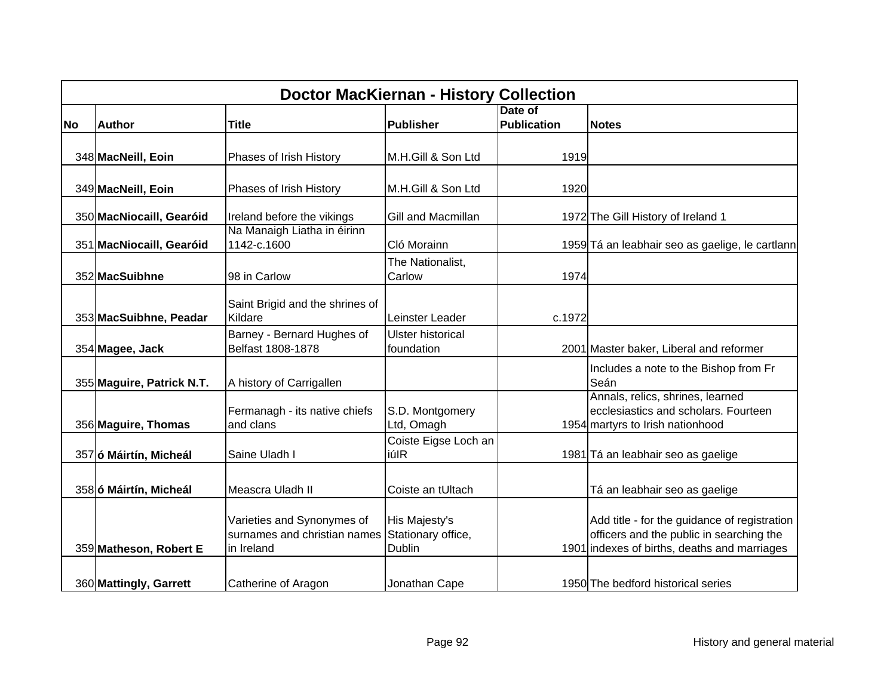| Doctor MacKiernan - History Collection | | | | | |
|---|---|---|---|---|---|
| **No** | **Author** | **Title** | **Publisher** | **Date of Publication** | **Notes** |
| 348 | **MacNeill, Eoin** | Phases of Irish History | M.H.Gill & Son Ltd | 1919 | |
| 349 | **MacNeill, Eoin** | Phases of Irish History | M.H.Gill & Son Ltd | 1920 | |
| 350 | **MacNiocaill, Gearóid** | Ireland before the vikings | Gill and Macmillan | 1972 | The Gill History of Ireland 1 |
| 351 | **MacNiocaill, Gearóid** | Na Manaigh Liatha in éirinn 1142-c.1600 | Cló Morainn | 1959 | Tá an leabhair seo as gaelige, le cartlann |
| 352 | **MacSuibhne** | 98 in Carlow | The Nationalist, Carlow | 1974 | |
| 353 | **MacSuibhne, Peadar** | Saint Brigid and the shrines of Kildare | Leinster Leader | c.1972 | |
| 354 | **Magee, Jack** | Barney - Bernard Hughes of Belfast 1808-1878 | Ulster historical foundation | 2001 | Master baker, Liberal and reformer |
| 355 | **Maguire, Patrick N.T.** | A history of Carrigallen | | | Includes a note to the Bishop from Fr Seán |
| 356 | **Maguire, Thomas** | Fermanagh - its native chiefs and clans | S.D. Montgomery Ltd, Omagh | 1954 | Annals, relics, shrines, learned ecclesiastics and scholars. Fourteen martyrs to Irish nationhood |
| 357 | **ó Máirtín, Micheál** | Saine Uladh I | Coiste Eigse Loch an iúIR | 1981 | Tá an leabhair seo as gaelige |
| 358 | **ó Máirtín, Micheál** | Meascra Uladh II | Coiste an tUltach | | Tá an leabhair seo as gaelige |
| 359 | **Matheson, Robert E** | Varieties and Synonymes of surnames and christian names in Ireland | His Majesty's Stationary office, Dublin | 1901 | Add title - for the guidance of registration officers and the public in searching the indexes of births, deaths and marriages |
| 360 | **Mattingly, Garrett** | Catherine of Aragon | Jonathan Cape | 1950 | The bedford historical series |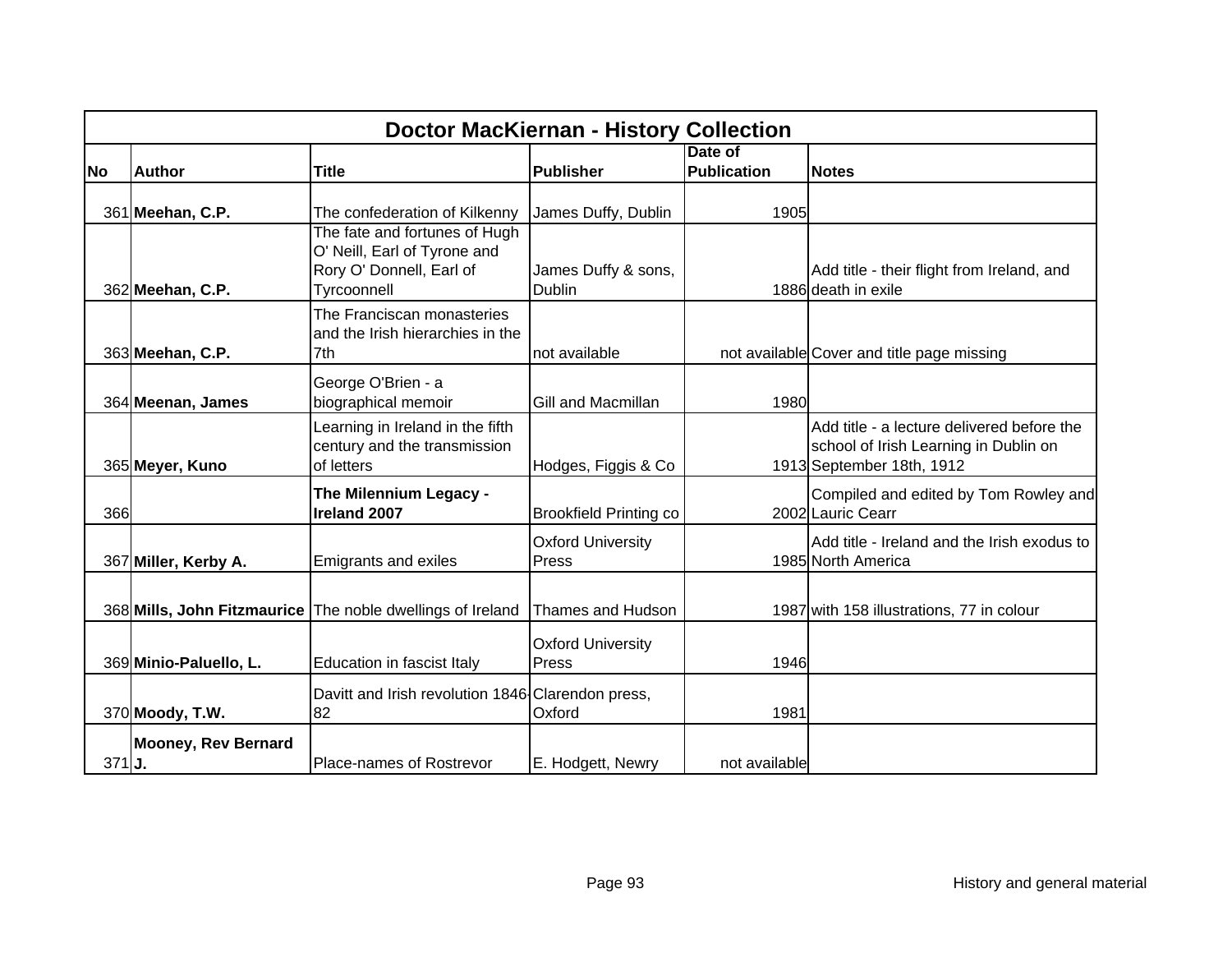| Doctor MacKiernan - History Collection | | | | | |
|---|---|---|---|---|---|
| **No** | **Author** | **Title** | **Publisher** | **Date of Publication** | **Notes** |
| 361 | **Meehan, C.P.** | The confederation of Kilkenny | James Duffy, Dublin | 1905 | |
| 362 | **Meehan, C.P.** | The fate and fortunes of Hugh O' Neill, Earl of Tyrone and Rory O' Donnell, Earl of Tyrcoonnell | James Duffy & sons, Dublin | 1886 | Add title - their flight from Ireland, and death in exile |
| 363 | **Meehan, C.P.** | The Franciscan monasteries and the Irish hierarchies in the 7th | not available | not available | Cover and title page missing |
| 364 | **Meenan, James** | George O'Brien - a biographical memoir | Gill and Macmillan | 1980 | |
| 365 | **Meyer, Kuno** | Learning in Ireland in the fifth century and the transmission of letters | Hodges, Figgis & Co | 1913 | Add title - a lecture delivered before the school of Irish Learning in Dublin on September 18th, 1912 |
| 366 | | **The Milennium Legacy - Ireland 2007** | Brookfield Printing co | 2002 | Compiled and edited by Tom Rowley and Lauric Cearr |
| 367 | **Miller, Kerby A.** | Emigrants and exiles | Oxford University Press | 1985 | Add title - Ireland and the Irish exodus to North America |
| 368 | **Mills, John Fitzmaurice** | The noble dwellings of Ireland | Thames and Hudson | 1987 | with 158 illustrations, 77 in colour |
| 369 | **Minio-Paluello, L.** | Education in fascist Italy | Oxford University Press | 1946 | |
| 370 | **Moody, T.W.** | Davitt and Irish revolution 1846-82 | Clarendon press, Oxford | 1981 | |
| 371 | **Mooney, Rev Bernard J.** | Place-names of Rostrevor | E. Hodgett, Newry | not available | |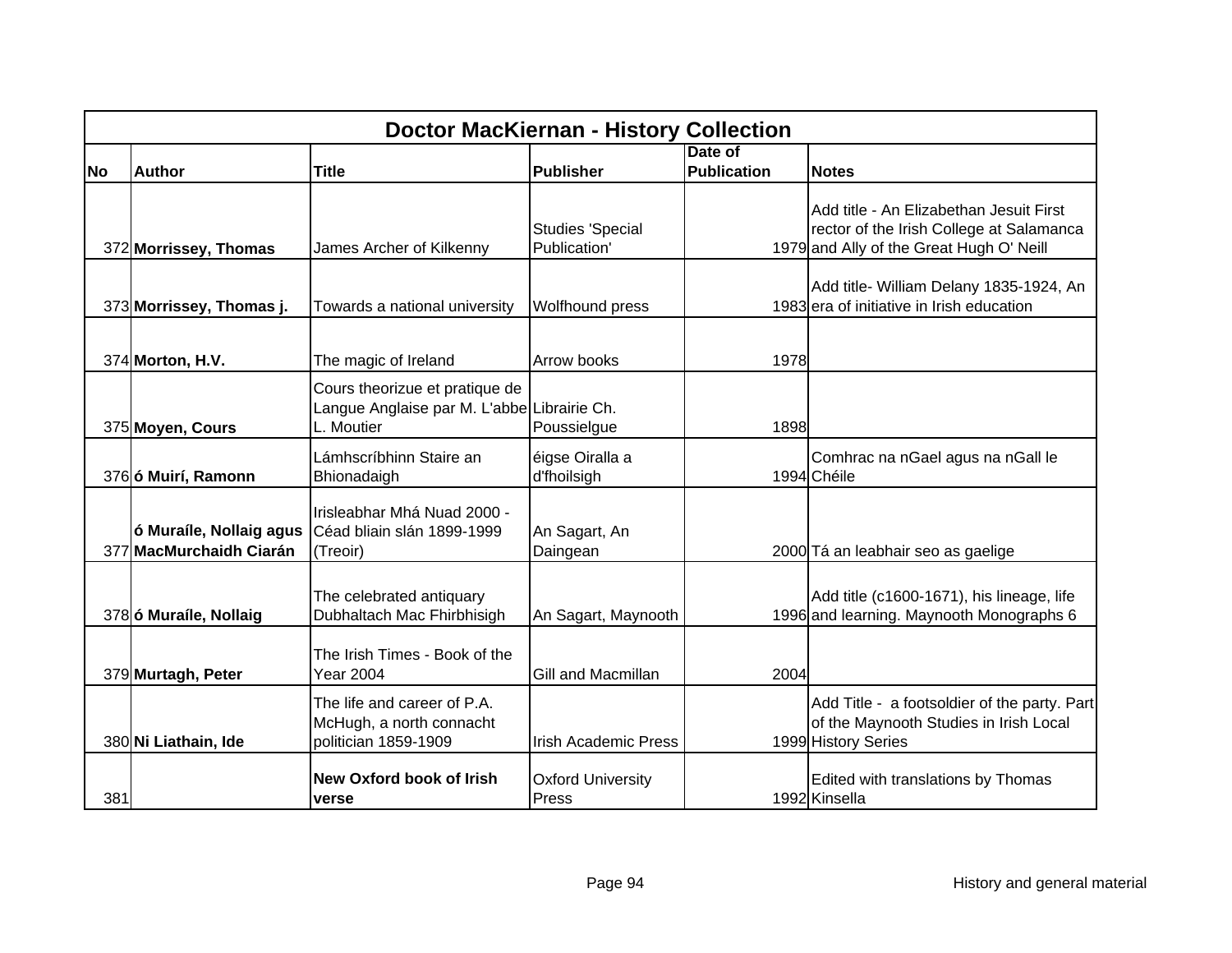| Doctor MacKiernan - History Collection | | | | | |
|---|---|---|---|---|---|
| **No** | **Author** | **Title** | **Publisher** | **Date of Publication** | **Notes** |
| 372 | **Morrissey, Thomas** | James Archer of Kilkenny | Studies 'Special Publication' | 1979 | Add title - An Elizabethan Jesuit First rector of the Irish College at Salamanca and Ally of the Great Hugh O' Neill |
| 373 | **Morrissey, Thomas j.** | Towards a national university | Wolfhound press | 1983 | Add title- William Delany 1835-1924, An era of initiative in Irish education |
| 374 | **Morton, H.V.** | The magic of Ireland | Arrow books | 1978 | |
| 375 | **Moyen, Cours** | Cours theorizue et pratique de Langue Anglaise par M. L'abbe L. Moutier | Librairie Ch. Poussielgue | 1898 | |
| 376 | **ó Muirí, Ramonn** | Lámhscríbhinn Staire an Bhionadaigh | éigse Oiralla a d'fhoilsigh | 1994 | Comhrac na nGael agus na nGall le Chéile |
| 377 | **ó Muraíle, Nollaig agus MacMurchaidh Ciarán** | Irisleabhar Mhá Nuad 2000 - Céad bliain slán 1899-1999 (Treoir) | An Sagart, An Daingean | 2000 | Tá an leabhair seo as gaelige |
| 378 | **ó Muraíle, Nollaig** | The celebrated antiquary Dubhaltach Mac Fhirbhisigh | An Sagart, Maynooth | 1996 | Add title (c1600-1671), his lineage, life and learning. Maynooth Monographs 6 |
| 379 | **Murtagh, Peter** | The Irish Times - Book of the Year 2004 | Gill and Macmillan | 2004 | |
| 380 | **Ni Liathain, Ide** | The life and career of P.A. McHugh, a north connacht politician 1859-1909 | Irish Academic Press | 1999 | Add Title - a footsoldier of the party. Part of the Maynooth Studies in Irish Local History Series |
| 381 | | **New Oxford book of Irish verse** | Oxford University Press | 1992 | Edited with translations by Thomas Kinsella |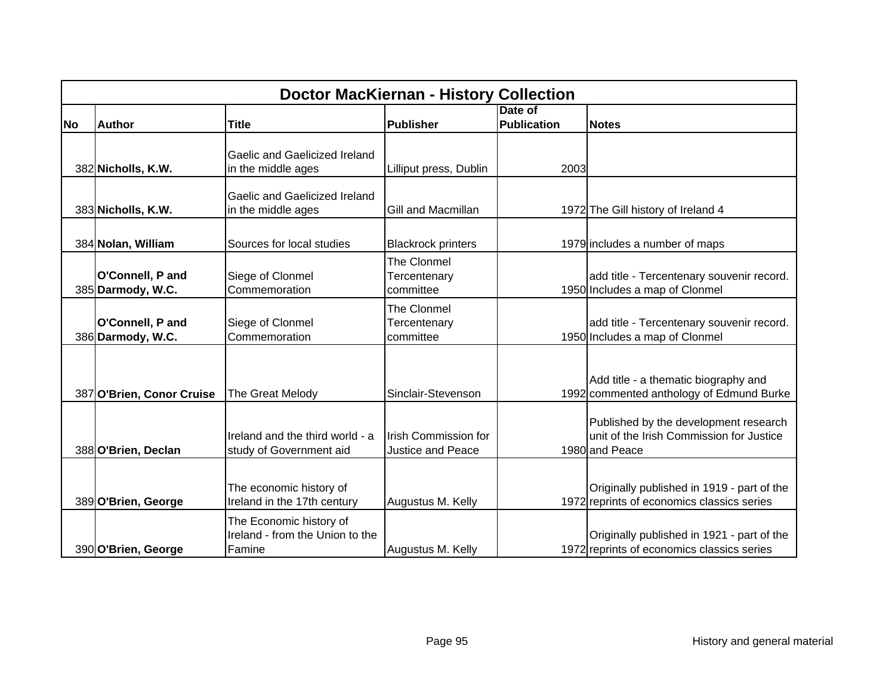| Doctor MacKiernan - History Collection | | | | | |
|---|---|---|---|---|---|
| **No** | **Author** | **Title** | **Publisher** | **Date of Publication** | **Notes** |
| 382 | **Nicholls, K.W.** | Gaelic and Gaelicized Ireland in the middle ages | Lilliput press, Dublin | 2003 | |
| 383 | **Nicholls, K.W.** | Gaelic and Gaelicized Ireland in the middle ages | Gill and Macmillan | 1972 | The Gill history of Ireland 4 |
| 384 | **Nolan, William** | Sources for local studies | Blackrock printers | 1979 | includes a number of maps |
| 385 | **O'Connell, P and Darmody, W.C.** | Siege of Clonmel Commemoration | The Clonmel Tercentenary committee | 1950 | add title - Tercentenary souvenir record. Includes a map of Clonmel |
| 386 | **O'Connell, P and Darmody, W.C.** | Siege of Clonmel Commemoration | The Clonmel Tercentenary committee | 1950 | add title - Tercentenary souvenir record. Includes a map of Clonmel |
| 387 | **O'Brien, Conor Cruise** | The Great Melody | Sinclair-Stevenson | 1992 | Add title - a thematic biography and commented anthology of Edmund Burke |
| 388 | **O'Brien, Declan** | Ireland and the third world - a study of Government aid | Irish Commission for Justice and Peace | 1980 | Published by the development research unit of the Irish Commission for Justice and Peace |
| 389 | **O'Brien, George** | The economic history of Ireland in the 17th century | Augustus M. Kelly | 1972 | Originally published in 1919 - part of the reprints of economics classics series |
| 390 | **O'Brien, George** | The Economic history of Ireland - from the Union to the Famine | Augustus M. Kelly | 1972 | Originally published in 1921 - part of the reprints of economics classics series |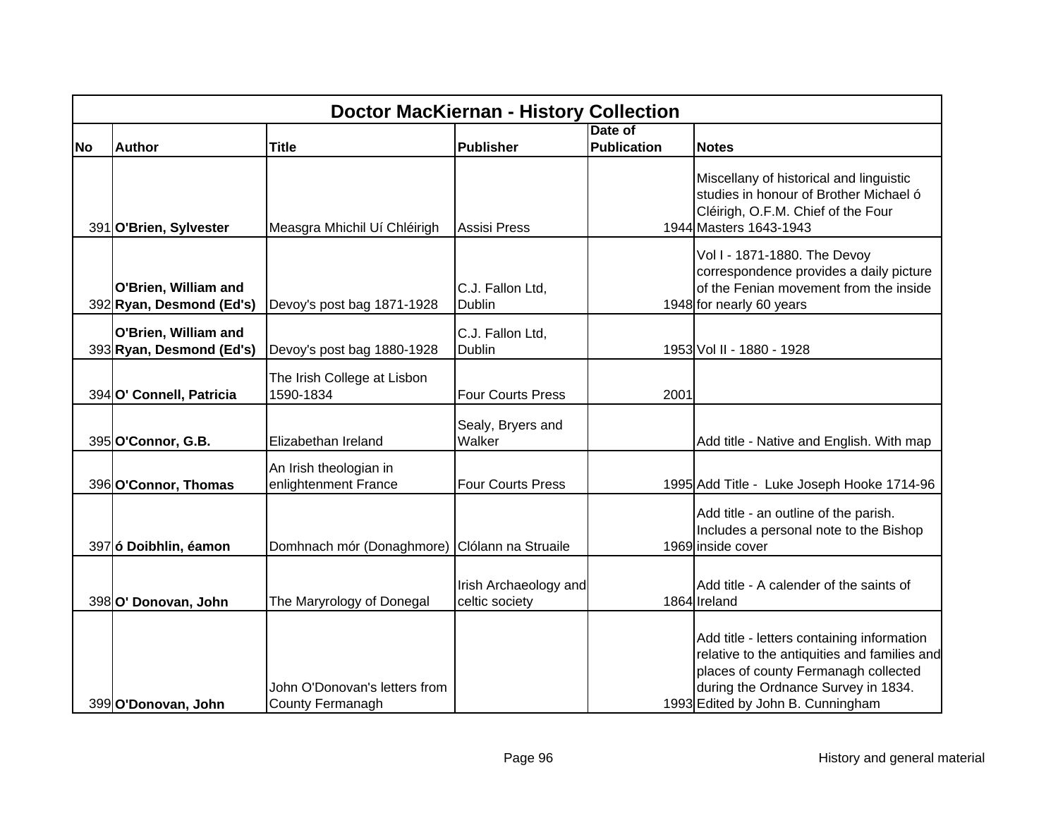| Doctor MacKiernan - History Collection | | | | | |
|---|---|---|---|---|---|
| **No** | **Author** | **Title** | **Publisher** | **Date of Publication** | **Notes** |
| 391 | **O'Brien, Sylvester** | Measgra Mhichil Uí Chléirigh | Assisi Press | 1944 | Miscellany of historical and linguistic studies in honour of Brother Michael ó Cléirigh, O.F.M. Chief of the Four Masters 1643-1943 |
| 392 | **O'Brien, William and Ryan, Desmond (Ed's)** | Devoy's post bag 1871-1928 | C.J. Fallon Ltd, Dublin | 1948 | Vol I - 1871-1880. The Devoy correspondence provides a daily picture of the Fenian movement from the inside for nearly 60 years |
| 393 | **O'Brien, William and Ryan, Desmond (Ed's)** | Devoy's post bag 1880-1928 | C.J. Fallon Ltd, Dublin | 1953 | Vol II - 1880 - 1928 |
| 394 | **O' Connell, Patricia** | The Irish College at Lisbon 1590-1834 | Four Courts Press | 2001 | |
| 395 | **O'Connor, G.B.** | Elizabethan Ireland | Sealy, Bryers and Walker | | Add title - Native and English. With map |
| 396 | **O'Connor, Thomas** | An Irish theologian in enlightenment France | Four Courts Press | 1995 | Add Title - Luke Joseph Hooke 1714-96 |
| 397 | **ó Doibhlin, éamon** | Domhnach mór (Donaghmore) | Clólann na Struaile | 1969 | Add title - an outline of the parish. Includes a personal note to the Bishop inside cover |
| 398 | **O' Donovan, John** | The Maryrology of Donegal | Irish Archaeology and celtic society | 1864 | Add title - A calender of the saints of Ireland |
| 399 | **O'Donovan, John** | John O'Donovan's letters from County Fermanagh | | 1993 | Add title - letters containing information relative to the antiquities and families and places of county Fermanagh collected during the Ordnance Survey in 1834. Edited by John B. Cunningham |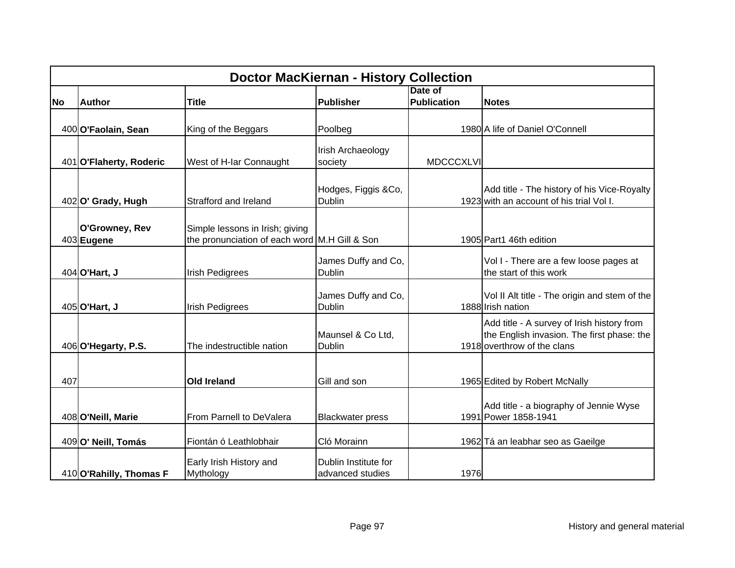| Doctor MacKiernan - History Collection | | | | | |
|---|---|---|---|---|---|
| **No** | **Author** | **Title** | **Publisher** | **Date of Publication** | **Notes** |
| 400 | **O'Faolain, Sean** | King of the Beggars | Poolbeg | 1980 | A life of Daniel O'Connell |
| 401 | **O'Flaherty, Roderic** | West of H-Iar Connaught | Irish Archaeology society | MDCCCXLVI | |
| 402 | **O' Grady, Hugh** | Strafford and Ireland | Hodges, Figgis &Co, Dublin | 1923 | Add title - The history of his Vice-Royalty with an account of his trial Vol I. |
| 403 | **O'Growney, Rev Eugene** | Simple lessons in Irish; giving the pronunciation of each word | M.H Gill & Son | 1905 | Part1 46th edition |
| 404 | **O'Hart, J** | Irish Pedigrees | James Duffy and Co, Dublin | | Vol I - There are a few loose pages at the start of this work |
| 405 | **O'Hart, J** | Irish Pedigrees | James Duffy and Co, Dublin | 1888 | Vol II Alt title - The origin and stem of the Irish nation |
| 406 | **O'Hegarty, P.S.** | The indestructible nation | Maunsel & Co Ltd, Dublin | 1918 | Add title - A survey of Irish history from the English invasion. The first phase: the overthrow of the clans |
| 407 | | **Old Ireland** | Gill and son | 1965 | Edited by Robert McNally |
| 408 | **O'Neill, Marie** | From Parnell to DeValera | Blackwater press | 1991 | Add title - a biography of Jennie Wyse Power 1858-1941 |
| 409 | **O' Neill, Tomás** | Fiontán ó Leathlobhair | Cló Morainn | 1962 | Tá an leabhar seo as Gaeilge |
| 410 | **O'Rahilly, Thomas F** | Early Irish History and Mythology | Dublin Institute for advanced studies | 1976 | |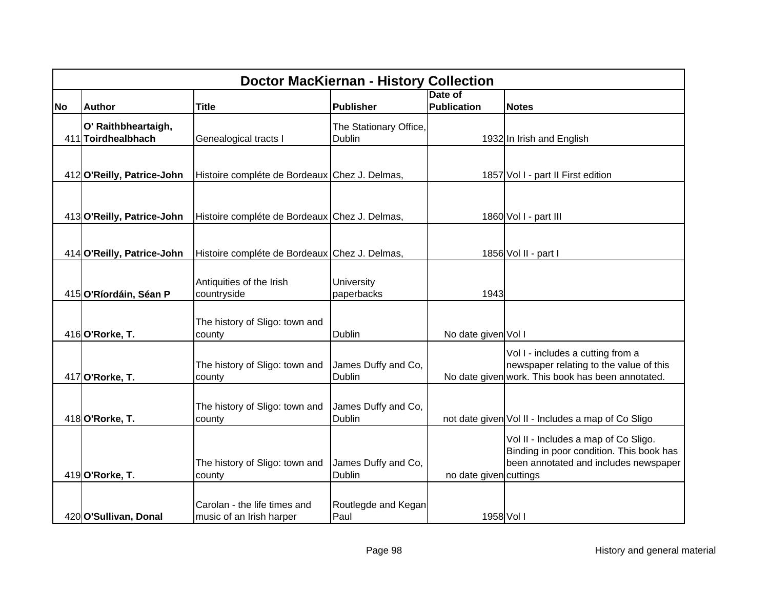| Doctor MacKiernan - History Collection | | | | | |
|---|---|---|---|---|---|
| No | Author | Title | Publisher | Date of Publication | Notes |
| 411 | **O' Raithbheartaigh, Toirdhealbhach** | Genealogical tracts I | The Stationary Office, Dublin | 1932 | In Irish and English |
| 412 | **O'Reilly, Patrice-John** | Histoire compléte de Bordeaux | Chez J. Delmas, | 1857 | Vol I - part II First edition |
| 413 | **O'Reilly, Patrice-John** | Histoire compléte de Bordeaux | Chez J. Delmas, | 1860 | Vol I - part III |
| 414 | **O'Reilly, Patrice-John** | Histoire compléte de Bordeaux | Chez J. Delmas, | 1856 | Vol II - part I |
| 415 | **O'Ríordáin, Séan P** | Antiquities of the Irish countryside | University paperbacks | 1943 | |
| 416 | **O'Rorke, T.** | The history of Sligo: town and county | Dublin | No date given | Vol I |
| 417 | **O'Rorke, T.** | The history of Sligo: town and county | James Duffy and Co, Dublin | No date given | Vol I - includes a cutting from a newspaper relating to the value of this work. This book has been annotated. |
| 418 | **O'Rorke, T.** | The history of Sligo: town and county | James Duffy and Co, Dublin | not date given | Vol II - Includes a map of Co Sligo |
| 419 | **O'Rorke, T.** | The history of Sligo: town and county | James Duffy and Co, Dublin | no date given | Vol II - Includes a map of Co Sligo. Binding in poor condition. This book has been annotated and includes newspaper cuttings |
| 420 | **O'Sullivan, Donal** | Carolan - the life times and music of an Irish harper | Routlegde and Kegan Paul | 1958 | Vol I |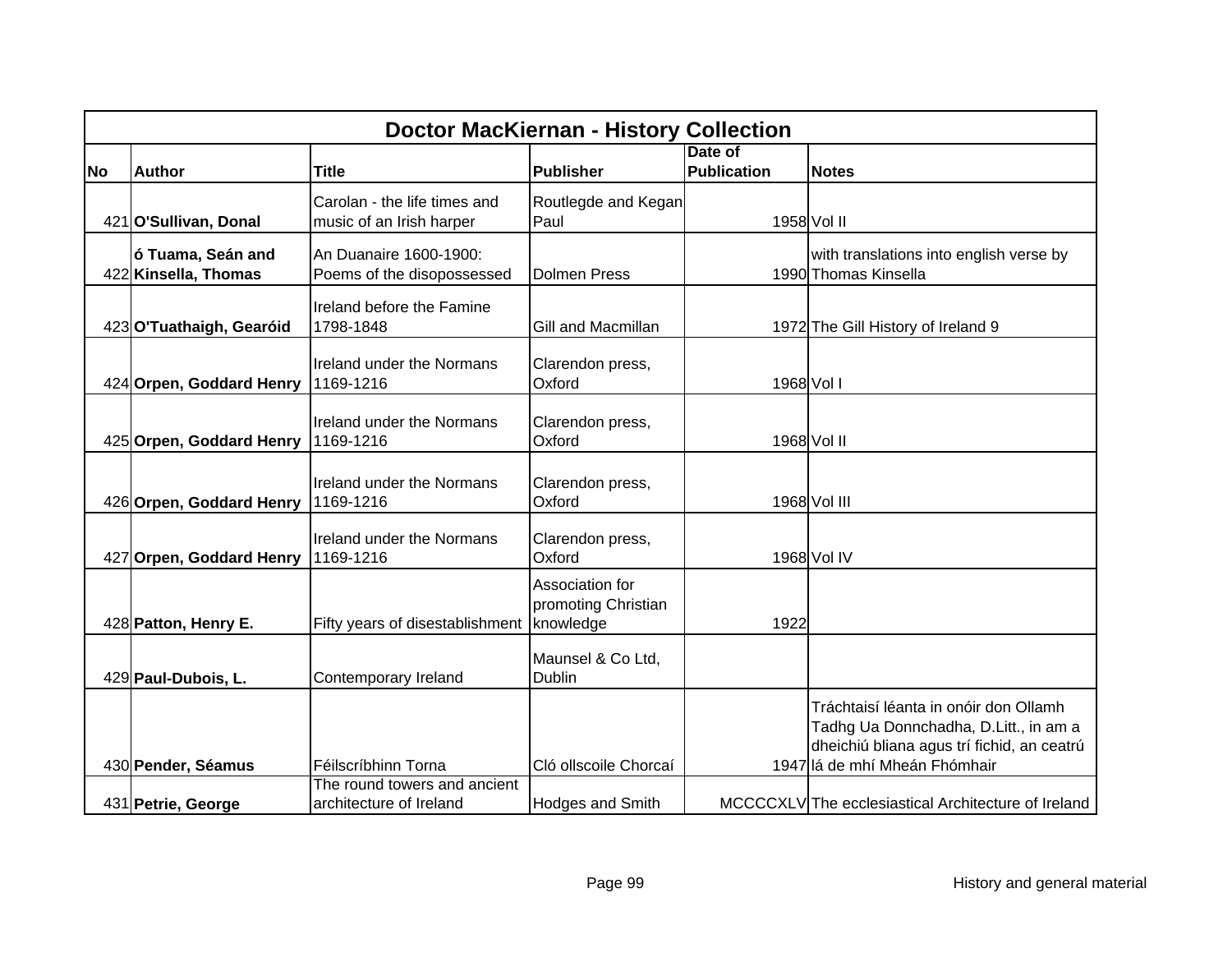| Doctor MacKiernan - History Collection | | | | | |
|---|---|---|---|---|---|
| **No** | **Author** | **Title** | **Publisher** | **Date of Publication** | **Notes** |
| 421 | **O'Sullivan, Donal** | Carolan - the life times and music of an Irish harper | Routlegde and Kegan Paul | 1958 | Vol II |
| 422 | **ó Tuama, Seán and Kinsella, Thomas** | An Duanaire 1600-1900: Poems of the disopossessed | Dolmen Press | 1990 | with translations into english verse by Thomas Kinsella |
| 423 | **O'Tuathaigh, Gearóid** | Ireland before the Famine 1798-1848 | Gill and Macmillan | 1972 | The Gill History of Ireland 9 |
| 424 | **Orpen, Goddard Henry** | Ireland under the Normans 1169-1216 | Clarendon press, Oxford | 1968 | Vol I |
| 425 | **Orpen, Goddard Henry** | Ireland under the Normans 1169-1216 | Clarendon press, Oxford | 1968 | Vol II |
| 426 | **Orpen, Goddard Henry** | Ireland under the Normans 1169-1216 | Clarendon press, Oxford | 1968 | Vol III |
| 427 | **Orpen, Goddard Henry** | Ireland under the Normans 1169-1216 | Clarendon press, Oxford | 1968 | Vol IV |
| 428 | **Patton, Henry E.** | Fifty years of disestablishment | Association for promoting Christian knowledge | 1922 | |
| 429 | **Paul-Dubois, L.** | Contemporary Ireland | Maunsel & Co Ltd, Dublin | | |
| 430 | **Pender, Séamus** | Féilscríbhinn Torna | Cló ollscoile Chorcaí | 1947 | Tráchtaisí léanta in onóir don Ollamh Tadhg Ua Donnchadha, D.Litt., in am a dheichiú bliana agus trí fichid, an ceatrú lá de mhí Mheán Fhómhair |
| 431 | **Petrie, George** | The round towers and ancient architecture of Ireland | Hodges and Smith | MCCCCXLV | The ecclesiastical Architecture of Ireland |

History and general material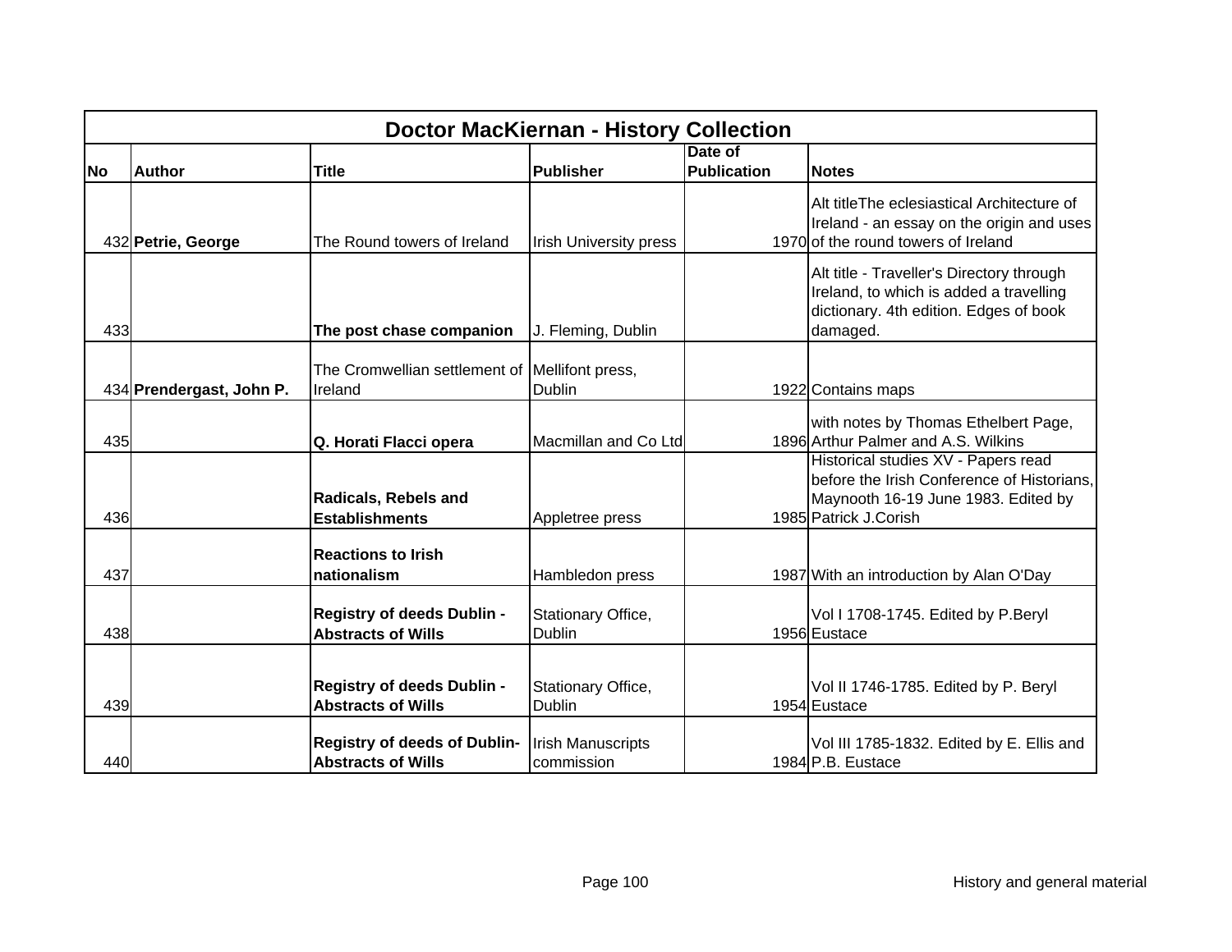| Doctor MacKiernan - History Collection | | | | | |
|---|---|---|---|---|---|
| **No** | **Author** | **Title** | **Publisher** | **Date of Publication** | **Notes** |
| 432 | **Petrie, George** | The Round towers of Ireland | Irish University press | 1970 | Alt titleThe eclesiastical Architecture of Ireland - an essay on the origin and uses of the round towers of Ireland |
| 433 | | **The post chase companion** | J. Fleming, Dublin | | Alt title - Traveller's Directory through Ireland, to which is added a travelling dictionary. 4th edition. Edges of book damaged. |
| 434 | **Prendergast, John P.** | The Cromwellian settlement of Ireland | Mellifont press, Dublin | 1922 | Contains maps |
| 435 | | **Q. Horati Flacci opera** | Macmillan and Co Ltd | 1896 | with notes by Thomas Ethelbert Page, Arthur Palmer and A.S. Wilkins |
| 436 | | **Radicals, Rebels and Establishments** | Appletree press | 1985 | Historical studies XV - Papers read before the Irish Conference of Historians, Maynooth 16-19 June 1983. Edited by Patrick J.Corish |
| 437 | | **Reactions to Irish nationalism** | Hambledon press | 1987 | With an introduction by Alan O'Day |
| 438 | | **Registry of deeds Dublin - Abstracts of Wills** | Stationary Office, Dublin | 1956 | Vol I 1708-1745. Edited by P.Beryl Eustace |
| 439 | | **Registry of deeds Dublin - Abstracts of Wills** | Stationary Office, Dublin | 1954 | Vol II 1746-1785. Edited by P. Beryl Eustace |
| 440 | | **Registry of deeds of Dublin- Abstracts of Wills** | Irish Manuscripts commission | 1984 | Vol III 1785-1832. Edited by E. Ellis and P.B. Eustace |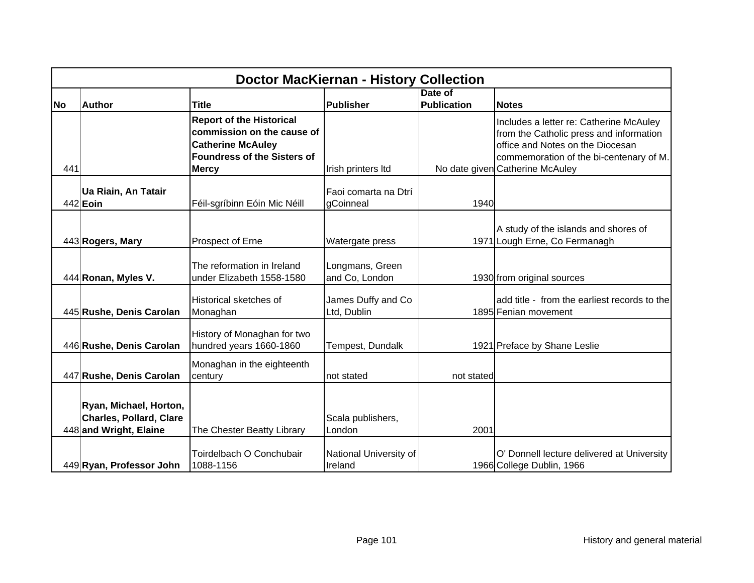| Doctor MacKiernan - History Collection | | | | | |
|---|---|---|---|---|---|
| **No** | **Author** | **Title** | **Publisher** | **Date of Publication** | **Notes** |
| 441 | | **Report of the Historical commission on the cause of Catherine McAuley Foundress of the Sisters of Mercy** | Irish printers ltd | No date given | Includes a letter re: Catherine McAuley from the Catholic press and information office and Notes on the Diocesan commemoration of the bi-centenary of M. Catherine McAuley |
| 442 | **Ua Riain, An Tatair Eoin** | Féil-sgríbinn Eóin Mic Néill | Faoi comarta na Dtrí gCoinneal | 1940 | |
| 443 | **Rogers, Mary** | Prospect of Erne | Watergate press | 1971 | A study of the islands and shores of Lough Erne, Co Fermanagh |
| 444 | **Ronan, Myles V.** | The reformation in Ireland under Elizabeth 1558-1580 | Longmans, Green and Co, London | 1930 | from original sources |
| 445 | **Rushe, Denis Carolan** | Historical sketches of Monaghan | James Duffy and Co Ltd, Dublin | 1895 | add title - from the earliest records to the Fenian movement |
| 446 | **Rushe, Denis Carolan** | History of Monaghan for two hundred years 1660-1860 | Tempest, Dundalk | 1921 | Preface by Shane Leslie |
| 447 | **Rushe, Denis Carolan** | Monaghan in the eighteenth century | not stated | not stated | |
| 448 | **Ryan, Michael, Horton, Charles, Pollard, Clare and Wright, Elaine** | The Chester Beatty Library | Scala publishers, London | 2001 | |
| 449 | **Ryan, Professor John** | Toirdelbach O Conchubair 1088-1156 | National University of Ireland | 1966 | O' Donnell lecture delivered at University College Dublin, 1966 |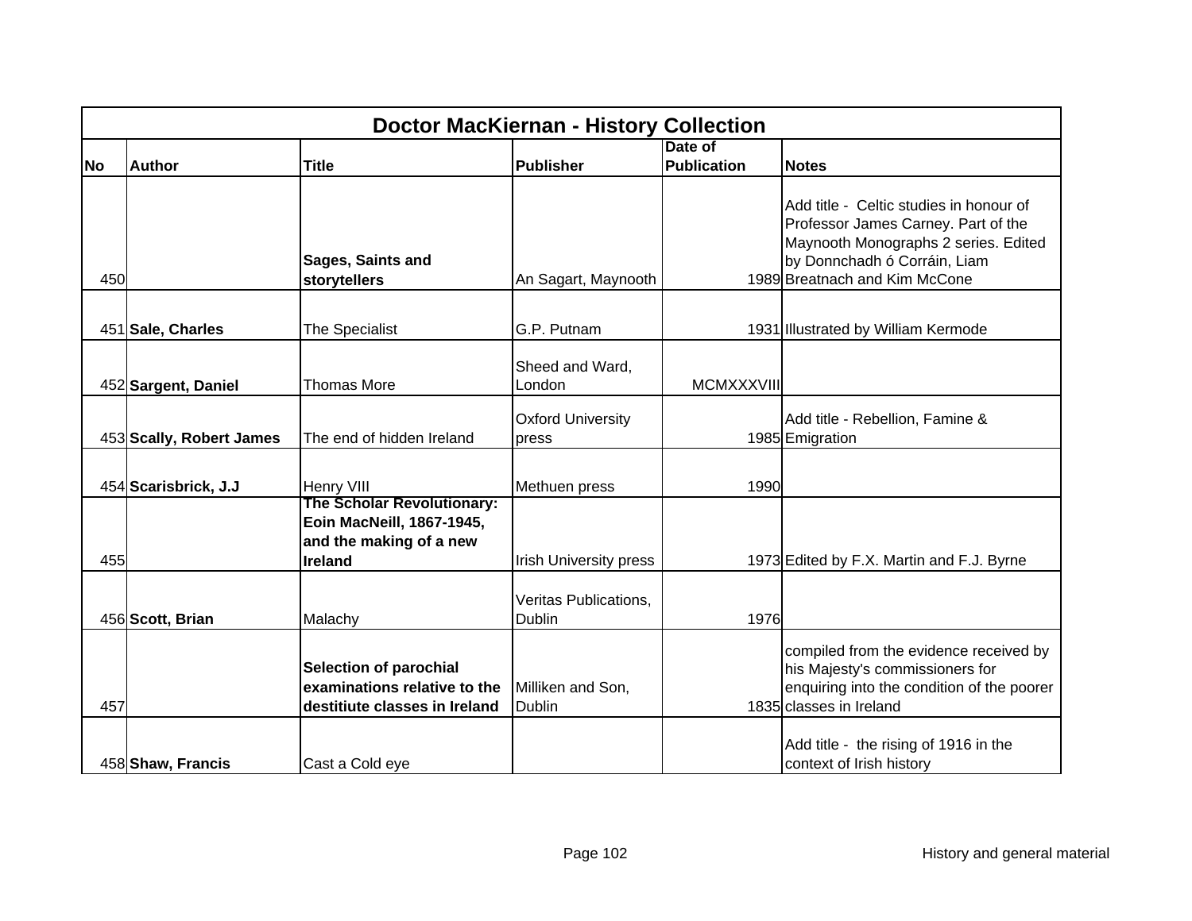| Doctor MacKiernan - History Collection | | | | | |
|---|---|---|---|---|---|
| **No** | **Author** | **Title** | **Publisher** | **Date of Publication** | **Notes** |
| 450 | | **Sages, Saints and storytellers** | An Sagart, Maynooth | 1989 | Add title - Celtic studies in honour of Professor James Carney. Part of the Maynooth Monographs 2 series. Edited by Donnchadh ó Corráin, Liam Breatnach and Kim McCone |
| 451 | **Sale, Charles** | The Specialist | G.P. Putnam | 1931 | Illustrated by William Kermode |
| 452 | **Sargent, Daniel** | Thomas More | Sheed and Ward, London | MCMXXXVIII | |
| 453 | **Scally, Robert James** | The end of hidden Ireland | Oxford University press | 1985 | Add title - Rebellion, Famine & Emigration |
| 454 | **Scarisbrick, J.J** | Henry VIII | Methuen press | 1990 | |
| 455 | | **The Scholar Revolutionary: Eoin MacNeill, 1867-1945, and the making of a new Ireland** | Irish University press | 1973 | Edited by F.X. Martin and F.J. Byrne |
| 456 | **Scott, Brian** | Malachy | Veritas Publications, Dublin | 1976 | |
| 457 | | **Selection of parochial examinations relative to the destitiute classes in Ireland** | Milliken and Son, Dublin | 1835 | compiled from the evidence received by his Majesty's commissioners for enquiring into the condition of the poorer classes in Ireland |
| 458 | **Shaw, Francis** | Cast a Cold eye | | | Add title - the rising of 1916 in the context of Irish history |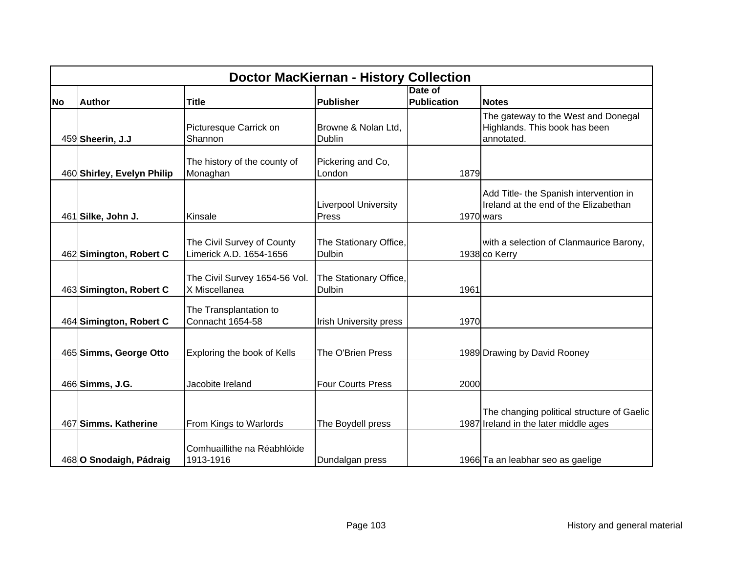| Doctor MacKiernan - History Collection | | | | | |
|---|---|---|---|---|---|
| **No** | **Author** | **Title** | **Publisher** | **Date of Publication** | **Notes** |
| 459 | **Sheerin, J.J** | Picturesque Carrick on Shannon | Browne & Nolan Ltd, Dublin | | The gateway to the West and Donegal Highlands. This book has been annotated. |
| 460 | **Shirley, Evelyn Philip** | The history of the county of Monaghan | Pickering and Co, London | 1879 | |
| 461 | **Silke, John J.** | Kinsale | Liverpool University Press | 1970 | Add Title- the Spanish intervention in Ireland at the end of the Elizabethan wars |
| 462 | **Simington, Robert C** | The Civil Survey of County Limerick A.D. 1654-1656 | The Stationary Office, Dulbin | 1938 | with a selection of Clanmaurice Barony, co Kerry |
| 463 | **Simington, Robert C** | The Civil Survey 1654-56 Vol. X Miscellanea | The Stationary Office, Dulbin | 1961 | |
| 464 | **Simington, Robert C** | The Transplantation to Connacht 1654-58 | Irish University press | 1970 | |
| 465 | **Simms, George Otto** | Exploring the book of Kells | The O'Brien Press | 1989 | Drawing by David Rooney |
| 466 | **Simms, J.G.** | Jacobite Ireland | Four Courts Press | 2000 | |
| 467 | **Simms. Katherine** | From Kings to Warlords | The Boydell press | 1987 | The changing political structure of Gaelic Ireland in the later middle ages |
| 468 | **O Snodaigh, Pádraig** | Comhuaillithe na Réabhlóide 1913-1916 | Dundalgan press | 1966 | Ta an leabhar seo as gaelige |

History and general material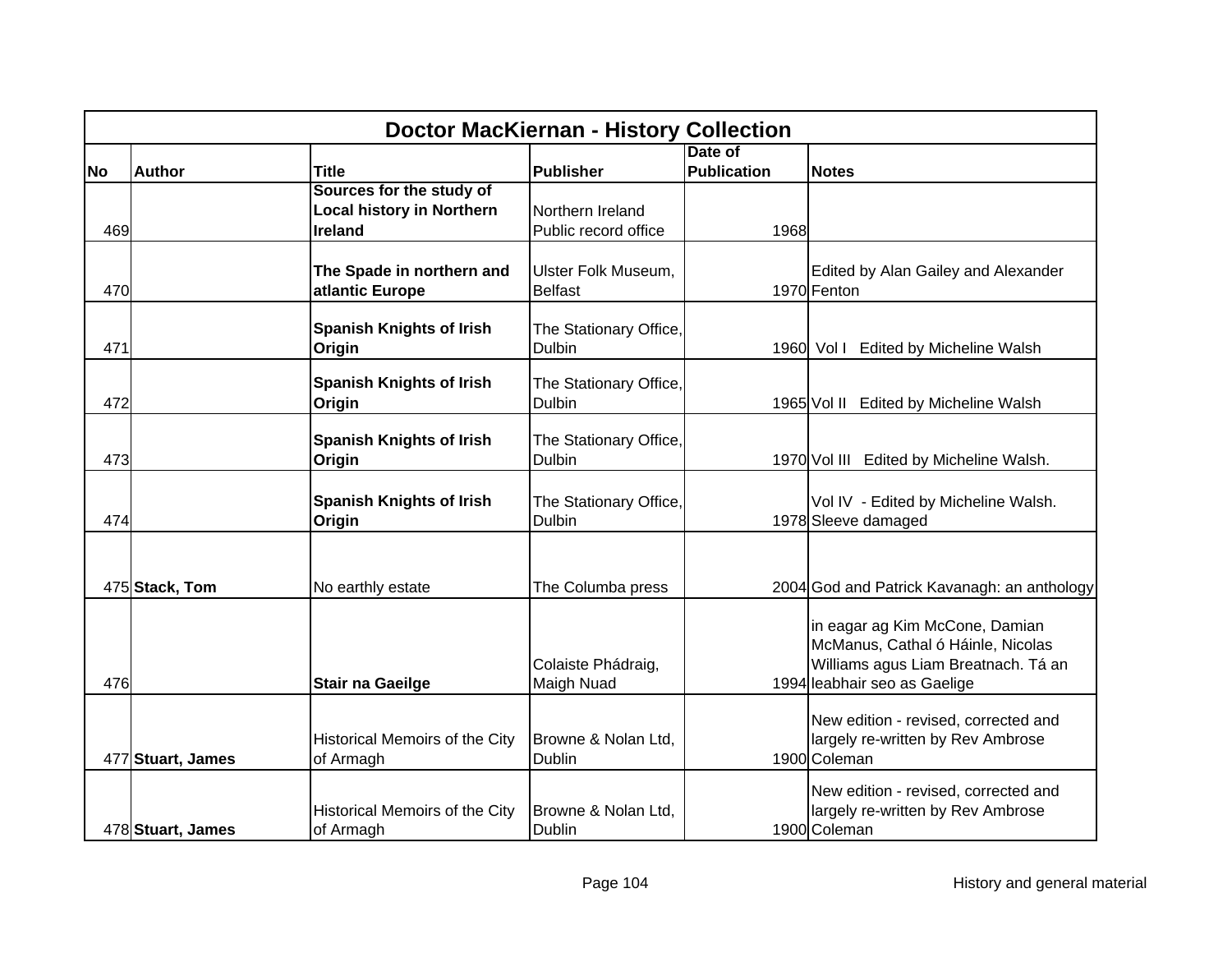| Doctor MacKiernan - History Collection | | | | | |
|---|---|---|---|---|---|
| **No** | **Author** | **Title** | **Publisher** | **Date of Publication** | **Notes** |
| 469 | | **Sources for the study of Local history in Northern Ireland** | Northern Ireland Public record office | 1968 | |
| 470 | | **The Spade in northern and atlantic Europe** | Ulster Folk Museum, Belfast | 1970 | Edited by Alan Gailey and Alexander Fenton |
| 471 | | **Spanish Knights of Irish Origin** | The Stationary Office, Dulbin | 1960 | Vol I Edited by Micheline Walsh |
| 472 | | **Spanish Knights of Irish Origin** | The Stationary Office, Dulbin | 1965 | Vol II Edited by Micheline Walsh |
| 473 | | **Spanish Knights of Irish Origin** | The Stationary Office, Dulbin | 1970 | Vol III Edited by Micheline Walsh. |
| 474 | | **Spanish Knights of Irish Origin** | The Stationary Office, Dulbin | 1978 | Vol IV - Edited by Micheline Walsh. Sleeve damaged |
| 475 | **Stack, Tom** | No earthly estate | The Columba press | 2004 | God and Patrick Kavanagh: an anthology |
| 476 | | **Stair na Gaeilge** | Colaiste Phádraig, Maigh Nuad | 1994 | in eagar ag Kim McCone, Damian McManus, Cathal ó Háinle, Nicolas Williams agus Liam Breatnach. Tá an leabhair seo as Gaelige |
| 477 | **Stuart, James** | Historical Memoirs of the City of Armagh | Browne & Nolan Ltd, Dublin | 1900 | New edition - revised, corrected and largely re-written by Rev Ambrose Coleman |
| 478 | **Stuart, James** | Historical Memoirs of the City of Armagh | Browne & Nolan Ltd, Dublin | 1900 | New edition - revised, corrected and largely re-written by Rev Ambrose Coleman |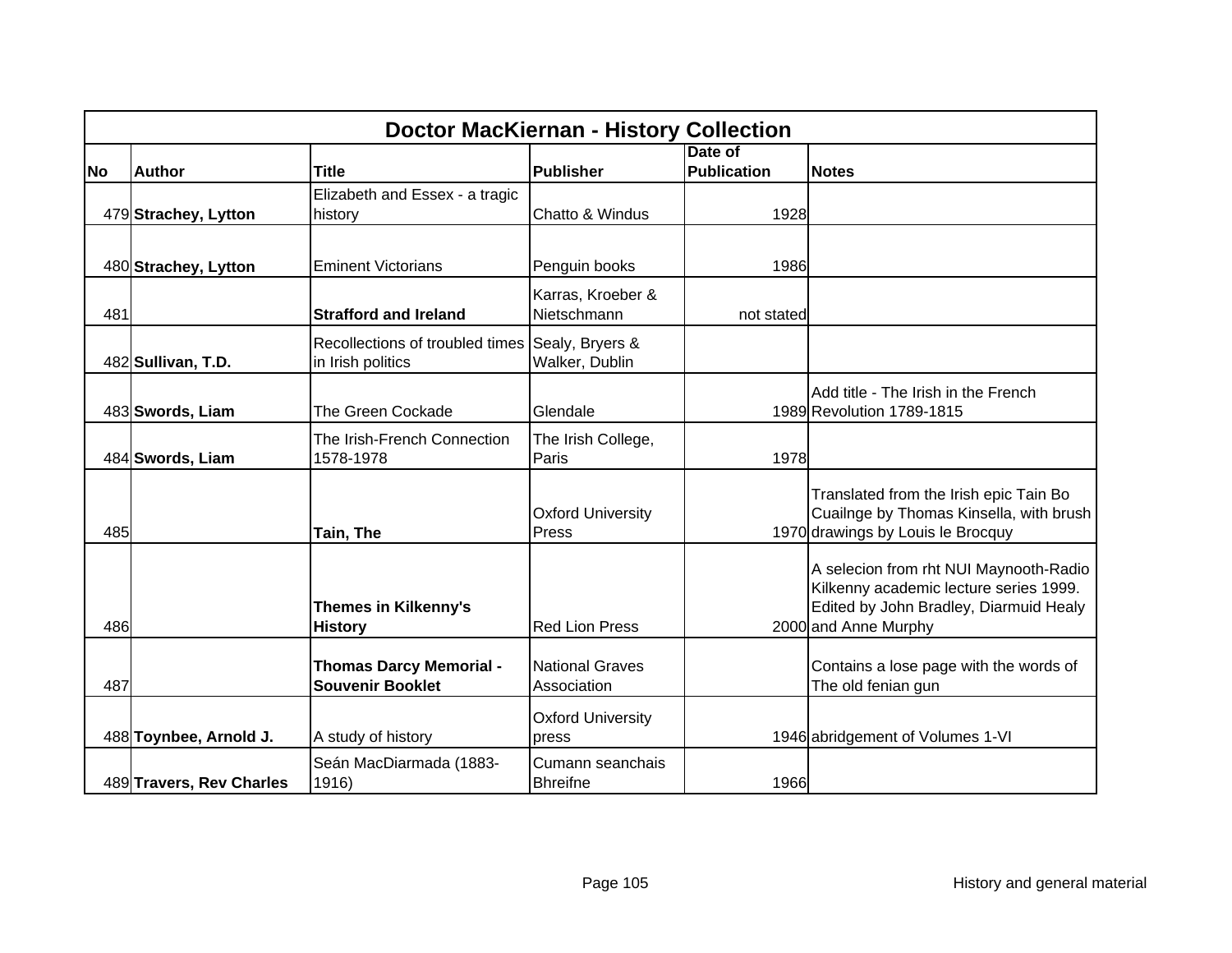| Doctor MacKiernan - History Collection | | | | | |
|---|---|---|---|---|---|
| **No** | **Author** | **Title** | **Publisher** | **Date of Publication** | **Notes** |
| 479 | **Strachey, Lytton** | Elizabeth and Essex - a tragic history | Chatto & Windus | 1928 | |
| 480 | **Strachey, Lytton** | Eminent Victorians | Penguin books | 1986 | |
| 481 | | **Strafford and Ireland** | Karras, Kroeber & Nietschmann | not stated | |
| 482 | **Sullivan, T.D.** | Recollections of troubled times in Irish politics | Sealy, Bryers & Walker, Dublin | | |
| 483 | **Swords, Liam** | The Green Cockade | Glendale | 1989 | Add title - The Irish in the French Revolution 1789-1815 |
| 484 | **Swords, Liam** | The Irish-French Connection 1578-1978 | The Irish College, Paris | 1978 | |
| 485 | | **Tain, The** | Oxford University Press | 1970 | Translated from the Irish epic Tain Bo Cuailnge by Thomas Kinsella, with brush drawings by Louis le Brocquy |
| 486 | | **Themes in Kilkenny's History** | Red Lion Press | 2000 | A selecion from rht NUI Maynooth-Radio Kilkenny academic lecture series 1999. Edited by John Bradley, Diarmuid Healy and Anne Murphy |
| 487 | | **Thomas Darcy Memorial - Souvenir Booklet** | National Graves Association | | Contains a lose page with the words of The old fenian gun |
| 488 | **Toynbee, Arnold J.** | A study of history | Oxford University press | 1946 | abridgement of Volumes 1-VI |
| 489 | **Travers, Rev Charles** | Seán MacDiarmada (1883-1916) | Cumann seanchais Bhreifne | 1966 | |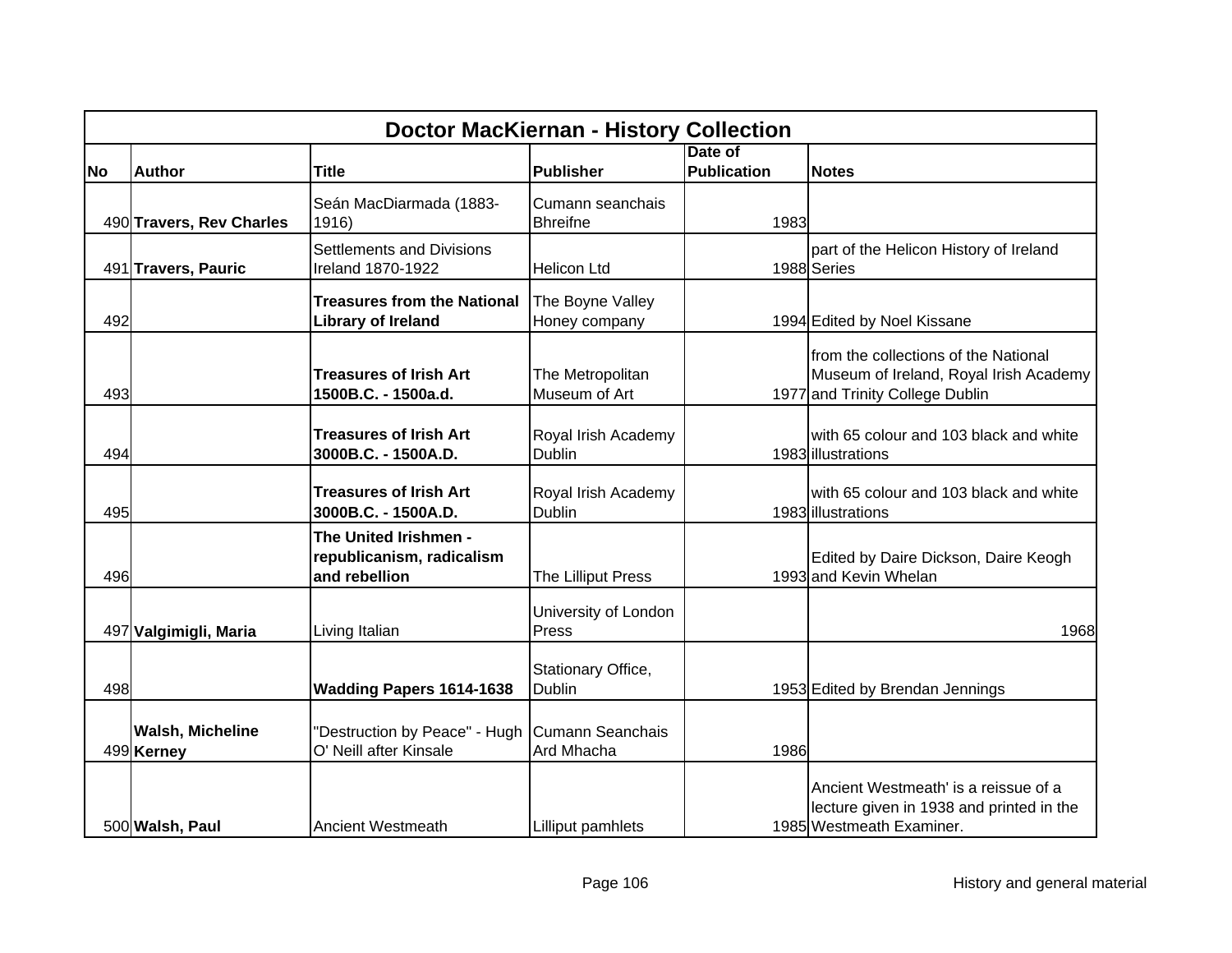| Doctor MacKiernan - History Collection | | | | | |
|---|---|---|---|---|---|
| **No** | **Author** | **Title** | **Publisher** | **Date of Publication** | **Notes** |
| 490 | **Travers, Rev Charles** | Seán MacDiarmada (1883-1916) | Cumann seanchais Bhreifne | 1983 | |
| 491 | **Travers, Pauric** | Settlements and Divisions Ireland 1870-1922 | Helicon Ltd | 1988 | part of the Helicon History of Ireland Series |
| 492 | | **Treasures from the National Library of Ireland** | The Boyne Valley Honey company | 1994 | Edited by Noel Kissane |
| 493 | | **Treasures of Irish Art 1500B.C. - 1500a.d.** | The Metropolitan Museum of Art | 1977 | from the collections of the National Museum of Ireland, Royal Irish Academy and Trinity College Dublin |
| 494 | | **Treasures of Irish Art 3000B.C. - 1500A.D.** | Royal Irish Academy Dublin | 1983 | with 65 colour and 103 black and white illustrations |
| 495 | | **Treasures of Irish Art 3000B.C. - 1500A.D.** | Royal Irish Academy Dublin | 1983 | with 65 colour and 103 black and white illustrations |
| 496 | | **The United Irishmen - republicanism, radicalism and rebellion** | The Lilliput Press | 1993 | Edited by Daire Dickson, Daire Keogh and Kevin Whelan |
| 497 | **Valgimigli, Maria** | Living Italian | University of London Press | | 1968 |
| 498 | | **Wadding Papers 1614-1638** | Stationary Office, Dublin | 1953 | Edited by Brendan Jennings |
| 499 | **Walsh, Micheline Kerney** | "Destruction by Peace" - Hugh O' Neill after Kinsale | Cumann Seanchais Ard Mhacha | 1986 | |
| 500 | **Walsh, Paul** | Ancient Westmeath | Lilliput pamhlets | 1985 | Ancient Westmeath' is a reissue of a lecture given in 1938 and printed in the Westmeath Examiner. |

History and general material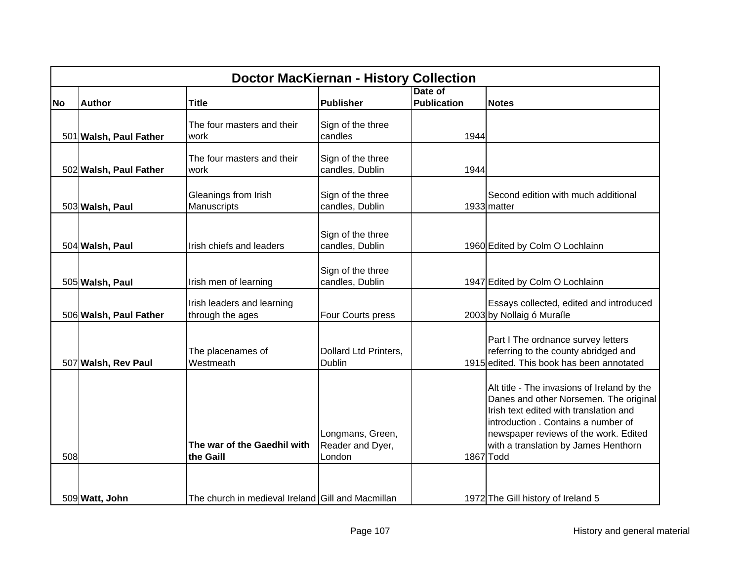| Doctor MacKiernan - History Collection | | | | | |
|---|---|---|---|---|---|
| **No** | **Author** | **Title** | **Publisher** | **Date of Publication** | **Notes** |
| 501 | **Walsh, Paul Father** | The four masters and their work | Sign of the three candles | 1944 | |
| 502 | **Walsh, Paul Father** | The four masters and their work | Sign of the three candles, Dublin | 1944 | |
| 503 | **Walsh, Paul** | Gleanings from Irish Manuscripts | Sign of the three candles, Dublin | 1933 | Second edition with much additional matter |
| 504 | **Walsh, Paul** | Irish chiefs and leaders | Sign of the three candles, Dublin | 1960 | Edited by Colm O Lochlainn |
| 505 | **Walsh, Paul** | Irish men of learning | Sign of the three candles, Dublin | 1947 | Edited by Colm O Lochlainn |
| 506 | **Walsh, Paul Father** | Irish leaders and learning through the ages | Four Courts press | 2003 | Essays collected, edited and introduced by Nollaig ó Muraíle |
| 507 | **Walsh, Rev Paul** | The placenames of Westmeath | Dollard Ltd Printers, Dublin | 1915 | Part I The ordnance survey letters referring to the county abridged and edited. This book has been annotated |
| 508 | | **The war of the Gaedhil with the Gaill** | Longmans, Green, Reader and Dyer, London | 1867 | Alt title - The invasions of Ireland by the Danes and other Norsemen. The original Irish text edited with translation and introduction . Contains a number of newspaper reviews of the work. Edited with a translation by James Henthorn Todd |
| 509 | **Watt, John** | The church in medieval Ireland | Gill and Macmillan | 1972 | The Gill history of Ireland 5 |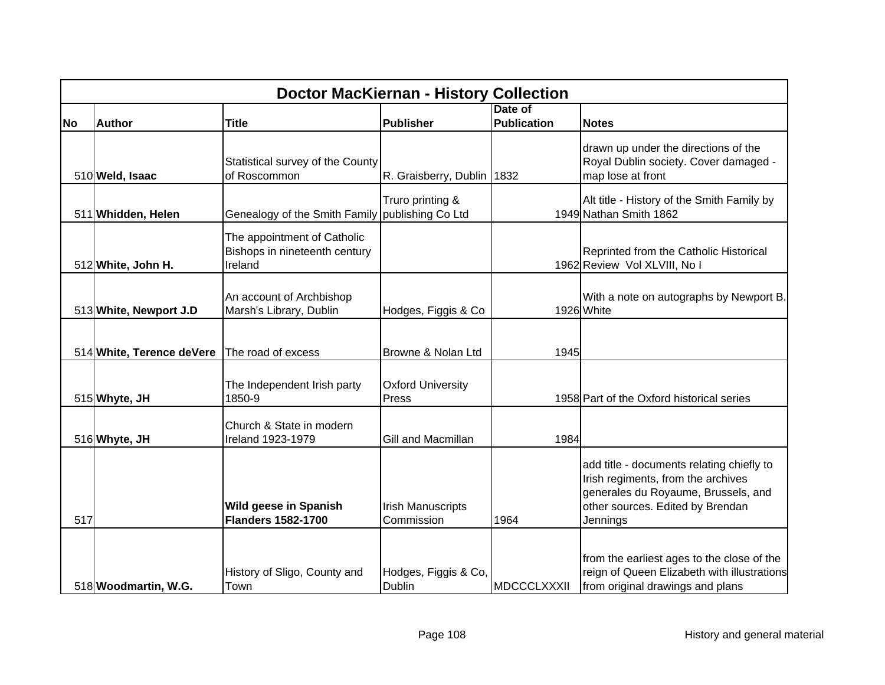| Doctor MacKiernan - History Collection | | | | | |
|---|---|---|---|---|---|
| **No** | **Author** | **Title** | **Publisher** | **Date of Publication** | **Notes** |
| 510 | **Weld, Isaac** | Statistical survey of the County of Roscommon | R. Graisberry, Dublin | 1832 | drawn up under the directions of the Royal Dublin society. Cover damaged - map lose at front |
| 511 | **Whidden, Helen** | Genealogy of the Smith Family | Truro printing & publishing Co Ltd | 1949 | Alt title - History of the Smith Family by Nathan Smith 1862 |
| 512 | **White, John H.** | The appointment of Catholic Bishops in nineteenth century Ireland | | 1962 | Reprinted from the Catholic Historical Review Vol XLVIII, No I |
| 513 | **White, Newport J.D** | An account of Archbishop Marsh's Library, Dublin | Hodges, Figgis & Co | 1926 | With a note on autographs by Newport B. White |
| 514 | **White, Terence deVere** | The road of excess | Browne & Nolan Ltd | 1945 | |
| 515 | **Whyte, JH** | The Independent Irish party 1850-9 | Oxford University Press | 1958 | Part of the Oxford historical series |
| 516 | **Whyte, JH** | Church & State in modern Ireland 1923-1979 | Gill and Macmillan | 1984 | |
| 517 | | **Wild geese in Spanish Flanders 1582-1700** | Irish Manuscripts Commission | 1964 | add title - documents relating chiefly to Irish regiments, from the archives generales du Royaume, Brussels, and other sources. Edited by Brendan Jennings |
| 518 | **Woodmartin, W.G.** | History of Sligo, County and Town | Hodges, Figgis & Co, Dublin | MDCCCLXXXII | from the earliest ages to the close of the reign of Queen Elizabeth with illustrations from original drawings and plans |

History and general material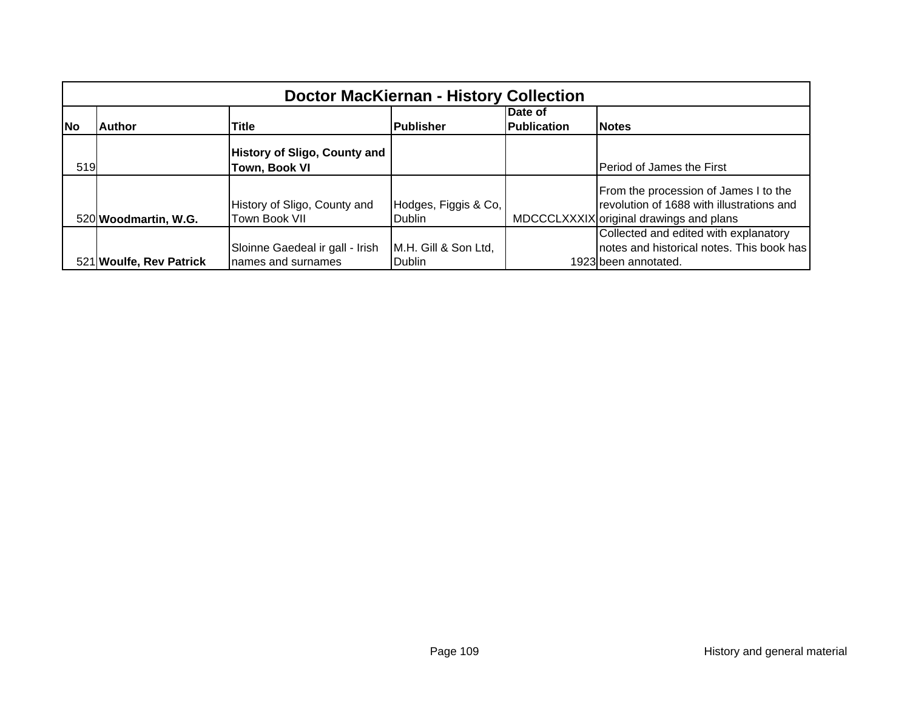| Doctor MacKiernan - History Collection | | | | | |
|---|---|---|---|---|---|
| **No** | **Author** | **Title** | **Publisher** | **Date of Publication** | **Notes** |
| 519 | | **History of Sligo, County and Town, Book VI** | | | Period of James the First |
| 520 | **Woodmartin, W.G.** | History of Sligo, County and Town Book VII | Hodges, Figgis & Co, Dublin | MDCCCLXXXIX | From the procession of James I to the revolution of 1688 with illustrations and original drawings and plans |
| 521 | **Woulfe, Rev Patrick** | Sloinne Gaedeal ir gall - Irish names and surnames | M.H. Gill & Son Ltd, Dublin | 1923 | Collected and edited with explanatory notes and historical notes. This book has been annotated. |